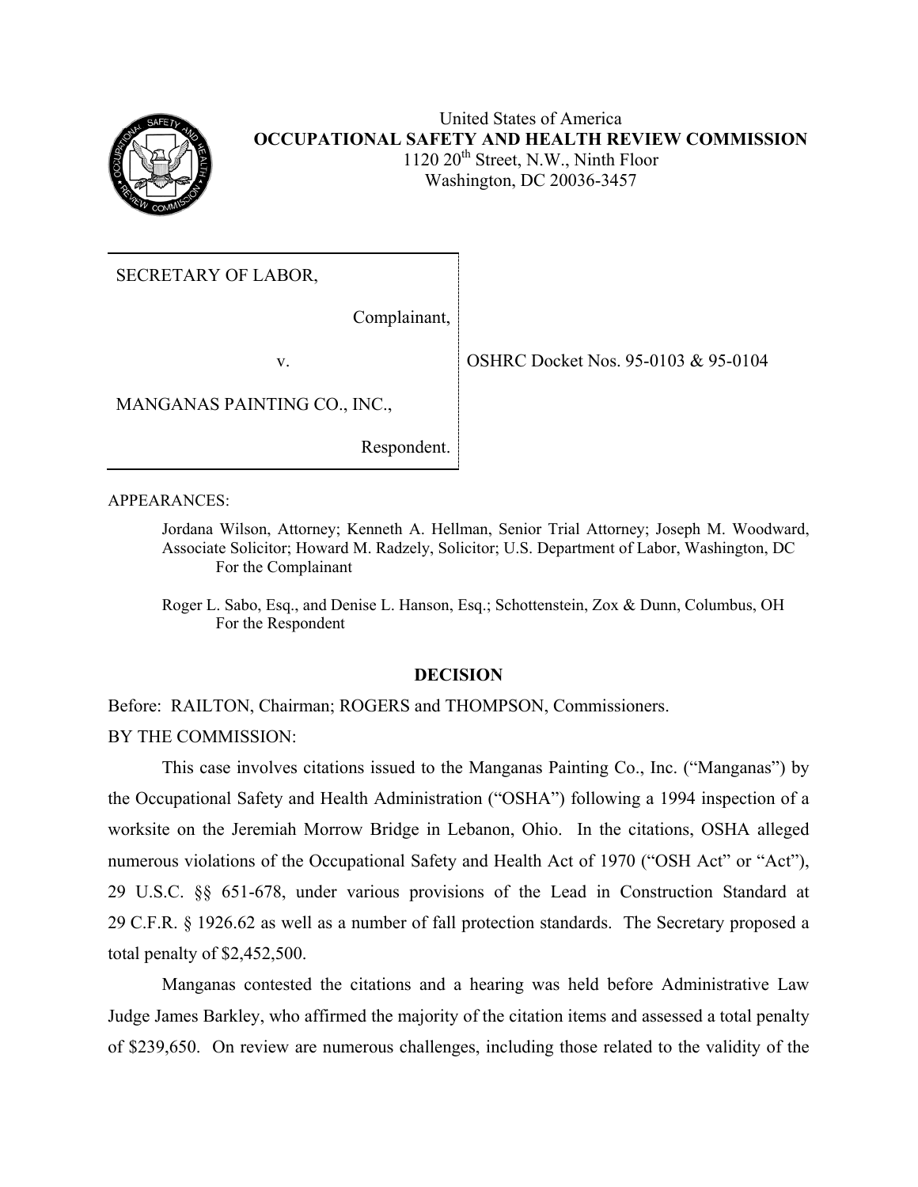United States of America
**OCCUPATIONAL SAFETY AND HEALTH REVIEW COMMISSION**
1120 20th Street, N.W., Ninth Floor
Washington, DC 20036-3457

| | |
|---|---|
| SECRETARY OF LABOR, Complainant, v. MANGANAS PAINTING CO., INC., Respondent. | OSHRC Docket Nos. 95-0103 & 95-0104 |

APPEARANCES:

Jordana Wilson, Attorney; Kenneth A. Hellman, Senior Trial Attorney; Joseph M. Woodward, Associate Solicitor; Howard M. Radzely, Solicitor; U.S. Department of Labor, Washington, DC
For the Complainant

Roger L. Sabo, Esq., and Denise L. Hanson, Esq.; Schottenstein, Zox & Dunn, Columbus, OH
For the Respondent

## DECISION

Before: RAILTON, Chairman; ROGERS and THOMPSON, Commissioners.

BY THE COMMISSION:

This case involves citations issued to the Manganas Painting Co., Inc. ("Manganas") by the Occupational Safety and Health Administration ("OSHA") following a 1994 inspection of a worksite on the Jeremiah Morrow Bridge in Lebanon, Ohio. In the citations, OSHA alleged numerous violations of the Occupational Safety and Health Act of 1970 ("OSH Act" or "Act"), 29 U.S.C. §§ 651-678, under various provisions of the Lead in Construction Standard at 29 C.F.R. § 1926.62 as well as a number of fall protection standards. The Secretary proposed a total penalty of $2,452,500.

Manganas contested the citations and a hearing was held before Administrative Law Judge James Barkley, who affirmed the majority of the citation items and assessed a total penalty of $239,650. On review are numerous challenges, including those related to the validity of the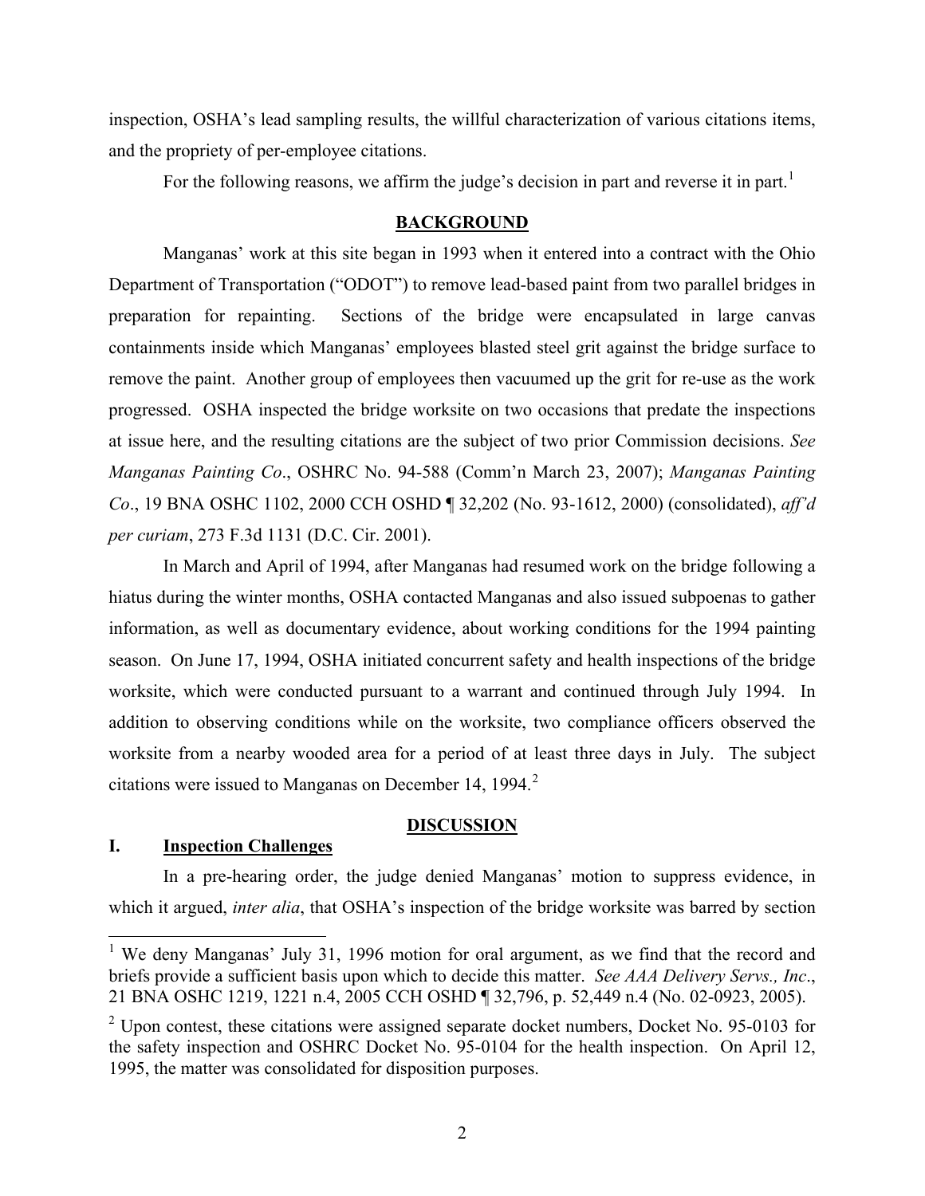inspection, OSHA's lead sampling results, the willful characterization of various citations items, and the propriety of per-employee citations.

For the following reasons, we affirm the judge's decision in part and reverse it in part.[1]

## BACKGROUND

Manganas' work at this site began in 1993 when it entered into a contract with the Ohio Department of Transportation ("ODOT") to remove lead-based paint from two parallel bridges in preparation for repainting. Sections of the bridge were encapsulated in large canvas containments inside which Manganas' employees blasted steel grit against the bridge surface to remove the paint. Another group of employees then vacuumed up the grit for re-use as the work progressed. OSHA inspected the bridge worksite on two occasions that predate the inspections at issue here, and the resulting citations are the subject of two prior Commission decisions. *See Manganas Painting Co*., OSHRC No. 94-588 (Comm'n March 23, 2007); *Manganas Painting Co*., 19 BNA OSHC 1102, 2000 CCH OSHD ¶ 32,202 (No. 93-1612, 2000) (consolidated), *aff'd per curiam*, 273 F.3d 1131 (D.C. Cir. 2001).

In March and April of 1994, after Manganas had resumed work on the bridge following a hiatus during the winter months, OSHA contacted Manganas and also issued subpoenas to gather information, as well as documentary evidence, about working conditions for the 1994 painting season. On June 17, 1994, OSHA initiated concurrent safety and health inspections of the bridge worksite, which were conducted pursuant to a warrant and continued through July 1994. In addition to observing conditions while on the worksite, two compliance officers observed the worksite from a nearby wooded area for a period of at least three days in July. The subject citations were issued to Manganas on December 14, 1994.[2]

## DISCUSSION

### I. Inspection Challenges

In a pre-hearing order, the judge denied Manganas' motion to suppress evidence, in which it argued, *inter alia*, that OSHA's inspection of the bridge worksite was barred by section

---

[1] We deny Manganas' July 31, 1996 motion for oral argument, as we find that the record and briefs provide a sufficient basis upon which to decide this matter. *See AAA Delivery Servs., Inc*., 21 BNA OSHC 1219, 1221 n.4, 2005 CCH OSHD ¶ 32,796, p. 52,449 n.4 (No. 02-0923, 2005).

[2] Upon contest, these citations were assigned separate docket numbers, Docket No. 95-0103 for the safety inspection and OSHRC Docket No. 95-0104 for the health inspection. On April 12, 1995, the matter was consolidated for disposition purposes.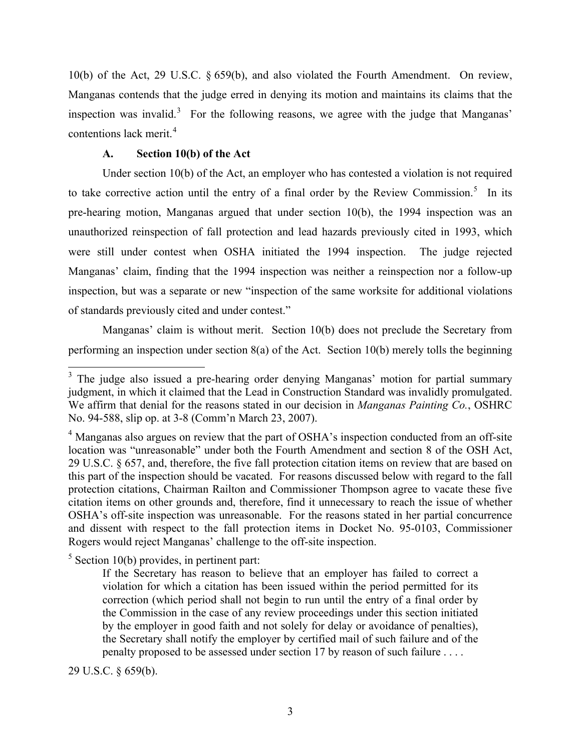10(b) of the Act, 29 U.S.C. § 659(b), and also violated the Fourth Amendment. On review, Manganas contends that the judge erred in denying its motion and maintains its claims that the inspection was invalid.[3] For the following reasons, we agree with the judge that Manganas' contentions lack merit.[4]

### A. Section 10(b) of the Act

Under section 10(b) of the Act, an employer who has contested a violation is not required to take corrective action until the entry of a final order by the Review Commission.[5] In its pre-hearing motion, Manganas argued that under section 10(b), the 1994 inspection was an unauthorized reinspection of fall protection and lead hazards previously cited in 1993, which were still under contest when OSHA initiated the 1994 inspection. The judge rejected Manganas' claim, finding that the 1994 inspection was neither a reinspection nor a follow-up inspection, but was a separate or new "inspection of the same worksite for additional violations of standards previously cited and under contest."

Manganas' claim is without merit. Section 10(b) does not preclude the Secretary from performing an inspection under section 8(a) of the Act. Section 10(b) merely tolls the beginning

---

[3] The judge also issued a pre-hearing order denying Manganas' motion for partial summary judgment, in which it claimed that the Lead in Construction Standard was invalidly promulgated. We affirm that denial for the reasons stated in our decision in *Manganas Painting Co.*, OSHRC No. 94-588, slip op. at 3-8 (Comm'n March 23, 2007).

[4] Manganas also argues on review that the part of OSHA's inspection conducted from an off-site location was "unreasonable" under both the Fourth Amendment and section 8 of the OSH Act, 29 U.S.C. § 657, and, therefore, the five fall protection citation items on review that are based on this part of the inspection should be vacated. For reasons discussed below with regard to the fall protection citations, Chairman Railton and Commissioner Thompson agree to vacate these five citation items on other grounds and, therefore, find it unnecessary to reach the issue of whether OSHA's off-site inspection was unreasonable. For the reasons stated in her partial concurrence and dissent with respect to the fall protection items in Docket No. 95-0103, Commissioner Rogers would reject Manganas' challenge to the off-site inspection.

[5] Section 10(b) provides, in pertinent part:

> If the Secretary has reason to believe that an employer has failed to correct a violation for which a citation has been issued within the period permitted for its correction (which period shall not begin to run until the entry of a final order by the Commission in the case of any review proceedings under this section initiated by the employer in good faith and not solely for delay or avoidance of penalties), the Secretary shall notify the employer by certified mail of such failure and of the penalty proposed to be assessed under section 17 by reason of such failure . . . .

29 U.S.C. § 659(b).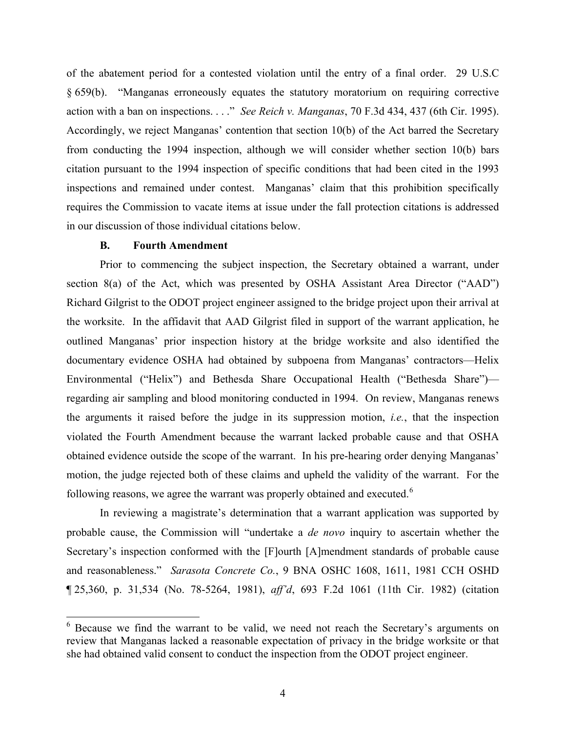of the abatement period for a contested violation until the entry of a final order. 29 U.S.C § 659(b). "Manganas erroneously equates the statutory moratorium on requiring corrective action with a ban on inspections. . . ." *See Reich v. Manganas*, 70 F.3d 434, 437 (6th Cir. 1995). Accordingly, we reject Manganas' contention that section 10(b) of the Act barred the Secretary from conducting the 1994 inspection, although we will consider whether section 10(b) bars citation pursuant to the 1994 inspection of specific conditions that had been cited in the 1993 inspections and remained under contest. Manganas' claim that this prohibition specifically requires the Commission to vacate items at issue under the fall protection citations is addressed in our discussion of those individual citations below.

### B. Fourth Amendment

Prior to commencing the subject inspection, the Secretary obtained a warrant, under section 8(a) of the Act, which was presented by OSHA Assistant Area Director ("AAD") Richard Gilgrist to the ODOT project engineer assigned to the bridge project upon their arrival at the worksite. In the affidavit that AAD Gilgrist filed in support of the warrant application, he outlined Manganas' prior inspection history at the bridge worksite and also identified the documentary evidence OSHA had obtained by subpoena from Manganas' contractors—Helix Environmental ("Helix") and Bethesda Share Occupational Health ("Bethesda Share")—regarding air sampling and blood monitoring conducted in 1994. On review, Manganas renews the arguments it raised before the judge in its suppression motion, *i.e.*, that the inspection violated the Fourth Amendment because the warrant lacked probable cause and that OSHA obtained evidence outside the scope of the warrant. In his pre-hearing order denying Manganas' motion, the judge rejected both of these claims and upheld the validity of the warrant. For the following reasons, we agree the warrant was properly obtained and executed.[6]

In reviewing a magistrate's determination that a warrant application was supported by probable cause, the Commission will "undertake a *de novo* inquiry to ascertain whether the Secretary's inspection conformed with the [F]ourth [A]mendment standards of probable cause and reasonableness." *Sarasota Concrete Co.*, 9 BNA OSHC 1608, 1611, 1981 CCH OSHD ¶ 25,360, p. 31,534 (No. 78-5264, 1981), *aff'd*, 693 F.2d 1061 (11th Cir. 1982) (citation

---

[6] Because we find the warrant to be valid, we need not reach the Secretary's arguments on review that Manganas lacked a reasonable expectation of privacy in the bridge worksite or that she had obtained valid consent to conduct the inspection from the ODOT project engineer.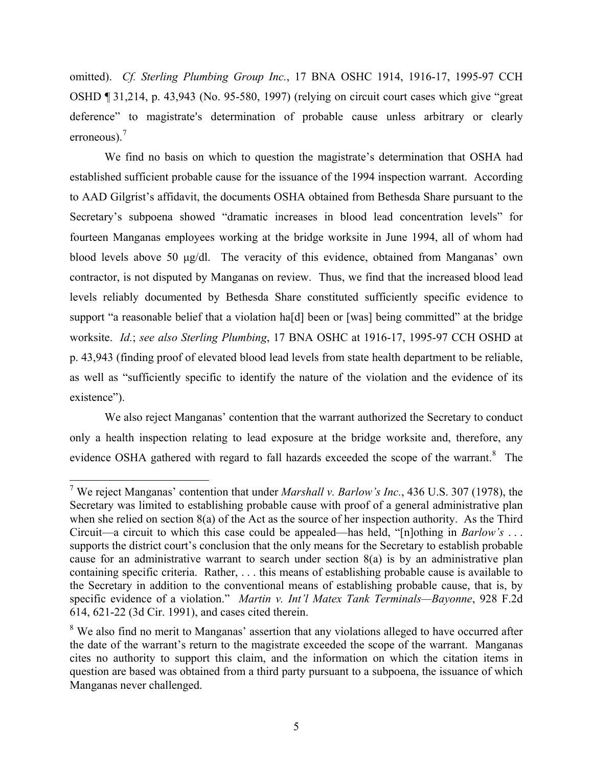omitted). *Cf. Sterling Plumbing Group Inc.*, 17 BNA OSHC 1914, 1916-17, 1995-97 CCH OSHD ¶ 31,214, p. 43,943 (No. 95-580, 1997) (relying on circuit court cases which give "great deference" to magistrate's determination of probable cause unless arbitrary or clearly erroneous).[7]

We find no basis on which to question the magistrate's determination that OSHA had established sufficient probable cause for the issuance of the 1994 inspection warrant. According to AAD Gilgrist's affidavit, the documents OSHA obtained from Bethesda Share pursuant to the Secretary's subpoena showed "dramatic increases in blood lead concentration levels" for fourteen Manganas employees working at the bridge worksite in June 1994, all of whom had blood levels above 50 μg/dl. The veracity of this evidence, obtained from Manganas' own contractor, is not disputed by Manganas on review. Thus, we find that the increased blood lead levels reliably documented by Bethesda Share constituted sufficiently specific evidence to support "a reasonable belief that a violation ha[d] been or [was] being committed" at the bridge worksite. *Id.*; *see also Sterling Plumbing*, 17 BNA OSHC at 1916-17, 1995-97 CCH OSHD at p. 43,943 (finding proof of elevated blood lead levels from state health department to be reliable, as well as "sufficiently specific to identify the nature of the violation and the evidence of its existence").

We also reject Manganas' contention that the warrant authorized the Secretary to conduct only a health inspection relating to lead exposure at the bridge worksite and, therefore, any evidence OSHA gathered with regard to fall hazards exceeded the scope of the warrant.[8] The

---

[7] We reject Manganas' contention that under *Marshall v. Barlow's Inc.*, 436 U.S. 307 (1978), the Secretary was limited to establishing probable cause with proof of a general administrative plan when she relied on section 8(a) of the Act as the source of her inspection authority. As the Third Circuit—a circuit to which this case could be appealed—has held, "[n]othing in *Barlow's* . . . supports the district court's conclusion that the only means for the Secretary to establish probable cause for an administrative warrant to search under section 8(a) is by an administrative plan containing specific criteria. Rather, . . . this means of establishing probable cause is available to the Secretary in addition to the conventional means of establishing probable cause, that is, by specific evidence of a violation." *Martin v. Int'l Matex Tank Terminals—Bayonne*, 928 F.2d 614, 621-22 (3d Cir. 1991), and cases cited therein.

[8] We also find no merit to Manganas' assertion that any violations alleged to have occurred after the date of the warrant's return to the magistrate exceeded the scope of the warrant. Manganas cites no authority to support this claim, and the information on which the citation items in question are based was obtained from a third party pursuant to a subpoena, the issuance of which Manganas never challenged.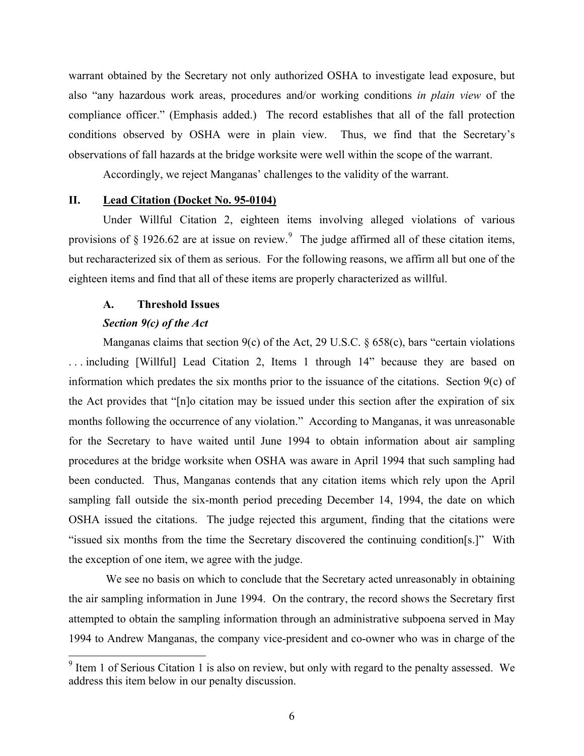warrant obtained by the Secretary not only authorized OSHA to investigate lead exposure, but also "any hazardous work areas, procedures and/or working conditions *in plain view* of the compliance officer." (Emphasis added.) The record establishes that all of the fall protection conditions observed by OSHA were in plain view. Thus, we find that the Secretary's observations of fall hazards at the bridge worksite were well within the scope of the warrant.

Accordingly, we reject Manganas' challenges to the validity of the warrant.

## II. Lead Citation (Docket No. 95-0104)

Under Willful Citation 2, eighteen items involving alleged violations of various provisions of § 1926.62 are at issue on review.[9] The judge affirmed all of these citation items, but recharacterized six of them as serious. For the following reasons, we affirm all but one of the eighteen items and find that all of these items are properly characterized as willful.

### A. Threshold Issues

#### *Section 9(c) of the Act*

Manganas claims that section 9(c) of the Act, 29 U.S.C. § 658(c), bars "certain violations . . . including [Willful] Lead Citation 2, Items 1 through 14" because they are based on information which predates the six months prior to the issuance of the citations. Section 9(c) of the Act provides that "[n]o citation may be issued under this section after the expiration of six months following the occurrence of any violation." According to Manganas, it was unreasonable for the Secretary to have waited until June 1994 to obtain information about air sampling procedures at the bridge worksite when OSHA was aware in April 1994 that such sampling had been conducted. Thus, Manganas contends that any citation items which rely upon the April sampling fall outside the six-month period preceding December 14, 1994, the date on which OSHA issued the citations. The judge rejected this argument, finding that the citations were "issued six months from the time the Secretary discovered the continuing condition[s.]" With the exception of one item, we agree with the judge.

We see no basis on which to conclude that the Secretary acted unreasonably in obtaining the air sampling information in June 1994. On the contrary, the record shows the Secretary first attempted to obtain the sampling information through an administrative subpoena served in May 1994 to Andrew Manganas, the company vice-president and co-owner who was in charge of the

[9] Item 1 of Serious Citation 1 is also on review, but only with regard to the penalty assessed. We address this item below in our penalty discussion.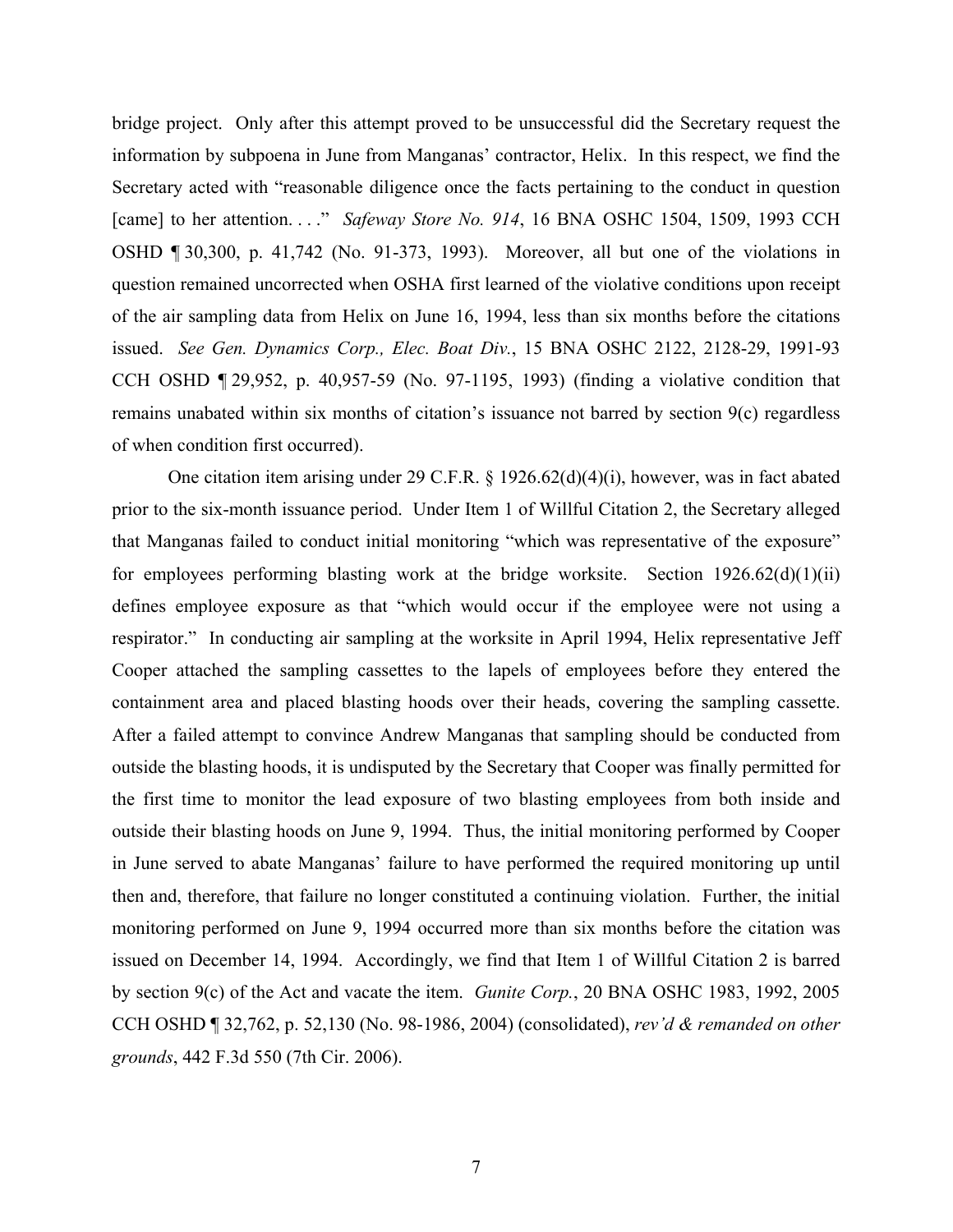bridge project. Only after this attempt proved to be unsuccessful did the Secretary request the information by subpoena in June from Manganas' contractor, Helix. In this respect, we find the Secretary acted with "reasonable diligence once the facts pertaining to the conduct in question [came] to her attention. . . ." *Safeway Store No. 914*, 16 BNA OSHC 1504, 1509, 1993 CCH OSHD ¶ 30,300, p. 41,742 (No. 91-373, 1993). Moreover, all but one of the violations in question remained uncorrected when OSHA first learned of the violative conditions upon receipt of the air sampling data from Helix on June 16, 1994, less than six months before the citations issued. *See Gen. Dynamics Corp., Elec. Boat Div.*, 15 BNA OSHC 2122, 2128-29, 1991-93 CCH OSHD ¶ 29,952, p. 40,957-59 (No. 97-1195, 1993) (finding a violative condition that remains unabated within six months of citation's issuance not barred by section 9(c) regardless of when condition first occurred).

One citation item arising under 29 C.F.R. § 1926.62(d)(4)(i), however, was in fact abated prior to the six-month issuance period. Under Item 1 of Willful Citation 2, the Secretary alleged that Manganas failed to conduct initial monitoring "which was representative of the exposure" for employees performing blasting work at the bridge worksite. Section 1926.62(d)(1)(ii) defines employee exposure as that "which would occur if the employee were not using a respirator." In conducting air sampling at the worksite in April 1994, Helix representative Jeff Cooper attached the sampling cassettes to the lapels of employees before they entered the containment area and placed blasting hoods over their heads, covering the sampling cassette. After a failed attempt to convince Andrew Manganas that sampling should be conducted from outside the blasting hoods, it is undisputed by the Secretary that Cooper was finally permitted for the first time to monitor the lead exposure of two blasting employees from both inside and outside their blasting hoods on June 9, 1994. Thus, the initial monitoring performed by Cooper in June served to abate Manganas' failure to have performed the required monitoring up until then and, therefore, that failure no longer constituted a continuing violation. Further, the initial monitoring performed on June 9, 1994 occurred more than six months before the citation was issued on December 14, 1994. Accordingly, we find that Item 1 of Willful Citation 2 is barred by section 9(c) of the Act and vacate the item. *Gunite Corp.*, 20 BNA OSHC 1983, 1992, 2005 CCH OSHD ¶ 32,762, p. 52,130 (No. 98-1986, 2004) (consolidated), *rev'd & remanded on other grounds*, 442 F.3d 550 (7th Cir. 2006).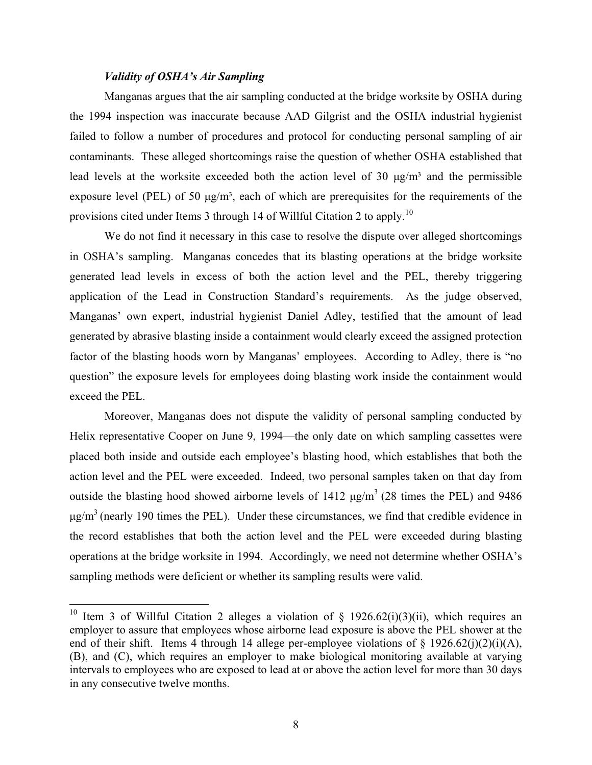### *Validity of OSHA's Air Sampling*

Manganas argues that the air sampling conducted at the bridge worksite by OSHA during the 1994 inspection was inaccurate because AAD Gilgrist and the OSHA industrial hygienist failed to follow a number of procedures and protocol for conducting personal sampling of air contaminants. These alleged shortcomings raise the question of whether OSHA established that lead levels at the worksite exceeded both the action level of 30 µg/m³ and the permissible exposure level (PEL) of 50 µg/m³, each of which are prerequisites for the requirements of the provisions cited under Items 3 through 14 of Willful Citation 2 to apply.[10]

We do not find it necessary in this case to resolve the dispute over alleged shortcomings in OSHA's sampling. Manganas concedes that its blasting operations at the bridge worksite generated lead levels in excess of both the action level and the PEL, thereby triggering application of the Lead in Construction Standard's requirements. As the judge observed, Manganas' own expert, industrial hygienist Daniel Adley, testified that the amount of lead generated by abrasive blasting inside a containment would clearly exceed the assigned protection factor of the blasting hoods worn by Manganas' employees. According to Adley, there is "no question" the exposure levels for employees doing blasting work inside the containment would exceed the PEL.

Moreover, Manganas does not dispute the validity of personal sampling conducted by Helix representative Cooper on June 9, 1994—the only date on which sampling cassettes were placed both inside and outside each employee's blasting hood, which establishes that both the action level and the PEL were exceeded. Indeed, two personal samples taken on that day from outside the blasting hood showed airborne levels of 1412 µg/m³ (28 times the PEL) and 9486 µg/m³ (nearly 190 times the PEL). Under these circumstances, we find that credible evidence in the record establishes that both the action level and the PEL were exceeded during blasting operations at the bridge worksite in 1994. Accordingly, we need not determine whether OSHA's sampling methods were deficient or whether its sampling results were valid.

---

[10] Item 3 of Willful Citation 2 alleges a violation of § 1926.62(i)(3)(ii), which requires an employer to assure that employees whose airborne lead exposure is above the PEL shower at the end of their shift. Items 4 through 14 allege per-employee violations of § 1926.62(j)(2)(i)(A), (B), and (C), which requires an employer to make biological monitoring available at varying intervals to employees who are exposed to lead at or above the action level for more than 30 days in any consecutive twelve months.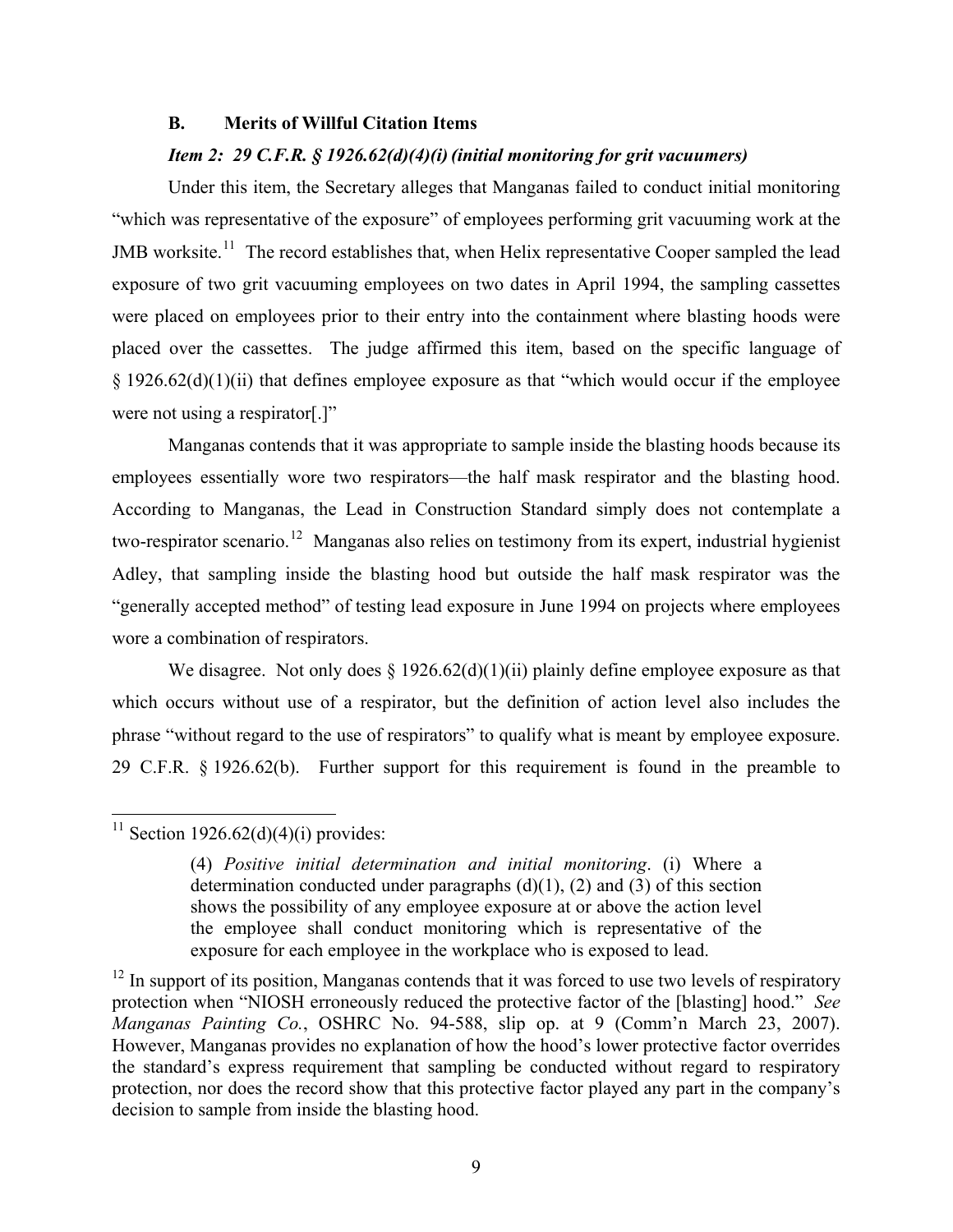### B. Merits of Willful Citation Items

#### *Item 2: 29 C.F.R. § 1926.62(d)(4)(i) (initial monitoring for grit vacuumers)*

Under this item, the Secretary alleges that Manganas failed to conduct initial monitoring "which was representative of the exposure" of employees performing grit vacuuming work at the JMB worksite.[11] The record establishes that, when Helix representative Cooper sampled the lead exposure of two grit vacuuming employees on two dates in April 1994, the sampling cassettes were placed on employees prior to their entry into the containment where blasting hoods were placed over the cassettes. The judge affirmed this item, based on the specific language of § 1926.62(d)(1)(ii) that defines employee exposure as that "which would occur if the employee were not using a respirator[.]"

Manganas contends that it was appropriate to sample inside the blasting hoods because its employees essentially wore two respirators—the half mask respirator and the blasting hood. According to Manganas, the Lead in Construction Standard simply does not contemplate a two-respirator scenario.[12] Manganas also relies on testimony from its expert, industrial hygienist Adley, that sampling inside the blasting hood but outside the half mask respirator was the "generally accepted method" of testing lead exposure in June 1994 on projects where employees wore a combination of respirators.

We disagree. Not only does § 1926.62(d)(1)(ii) plainly define employee exposure as that which occurs without use of a respirator, but the definition of action level also includes the phrase "without regard to the use of respirators" to qualify what is meant by employee exposure. 29 C.F.R. § 1926.62(b). Further support for this requirement is found in the preamble to

---

[11] Section 1926.62(d)(4)(i) provides:

> (4) *Positive initial determination and initial monitoring*. (i) Where a determination conducted under paragraphs (d)(1), (2) and (3) of this section shows the possibility of any employee exposure at or above the action level the employee shall conduct monitoring which is representative of the exposure for each employee in the workplace who is exposed to lead.

[12] In support of its position, Manganas contends that it was forced to use two levels of respiratory protection when "NIOSH erroneously reduced the protective factor of the [blasting] hood." *See Manganas Painting Co.*, OSHRC No. 94-588, slip op. at 9 (Comm'n March 23, 2007). However, Manganas provides no explanation of how the hood's lower protective factor overrides the standard's express requirement that sampling be conducted without regard to respiratory protection, nor does the record show that this protective factor played any part in the company's decision to sample from inside the blasting hood.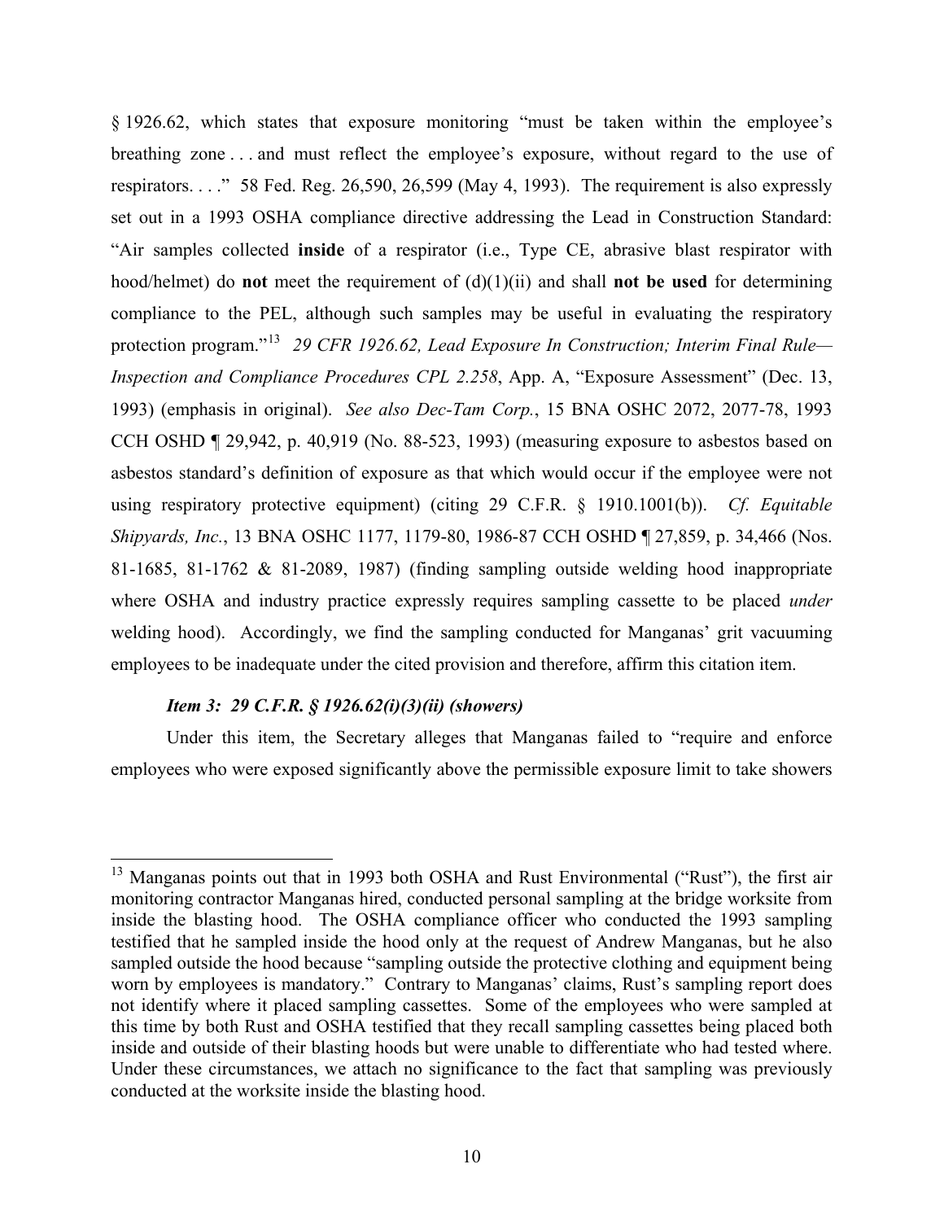§ 1926.62, which states that exposure monitoring "must be taken within the employee's breathing zone . . . and must reflect the employee's exposure, without regard to the use of respirators. . . ." 58 Fed. Reg. 26,590, 26,599 (May 4, 1993). The requirement is also expressly set out in a 1993 OSHA compliance directive addressing the Lead in Construction Standard: "Air samples collected **inside** of a respirator (i.e., Type CE, abrasive blast respirator with hood/helmet) do **not** meet the requirement of (d)(1)(ii) and shall **not be used** for determining compliance to the PEL, although such samples may be useful in evaluating the respiratory protection program."[13] *29 CFR 1926.62, Lead Exposure In Construction; Interim Final Rule—Inspection and Compliance Procedures CPL 2.258*, App. A, "Exposure Assessment" (Dec. 13, 1993) (emphasis in original). *See also Dec-Tam Corp.*, 15 BNA OSHC 2072, 2077-78, 1993 CCH OSHD ¶ 29,942, p. 40,919 (No. 88-523, 1993) (measuring exposure to asbestos based on asbestos standard's definition of exposure as that which would occur if the employee were not using respiratory protective equipment) (citing 29 C.F.R. § 1910.1001(b)). *Cf. Equitable Shipyards, Inc.*, 13 BNA OSHC 1177, 1179-80, 1986-87 CCH OSHD ¶ 27,859, p. 34,466 (Nos. 81-1685, 81-1762 & 81-2089, 1987) (finding sampling outside welding hood inappropriate where OSHA and industry practice expressly requires sampling cassette to be placed *under* welding hood). Accordingly, we find the sampling conducted for Manganas' grit vacuuming employees to be inadequate under the cited provision and therefore, affirm this citation item.

***Item 3: 29 C.F.R. § 1926.62(i)(3)(ii) (showers)***

Under this item, the Secretary alleges that Manganas failed to "require and enforce employees who were exposed significantly above the permissible exposure limit to take showers

---

[13] Manganas points out that in 1993 both OSHA and Rust Environmental ("Rust"), the first air monitoring contractor Manganas hired, conducted personal sampling at the bridge worksite from inside the blasting hood. The OSHA compliance officer who conducted the 1993 sampling testified that he sampled inside the hood only at the request of Andrew Manganas, but he also sampled outside the hood because "sampling outside the protective clothing and equipment being worn by employees is mandatory." Contrary to Manganas' claims, Rust's sampling report does not identify where it placed sampling cassettes. Some of the employees who were sampled at this time by both Rust and OSHA testified that they recall sampling cassettes being placed both inside and outside of their blasting hoods but were unable to differentiate who had tested where. Under these circumstances, we attach no significance to the fact that sampling was previously conducted at the worksite inside the blasting hood.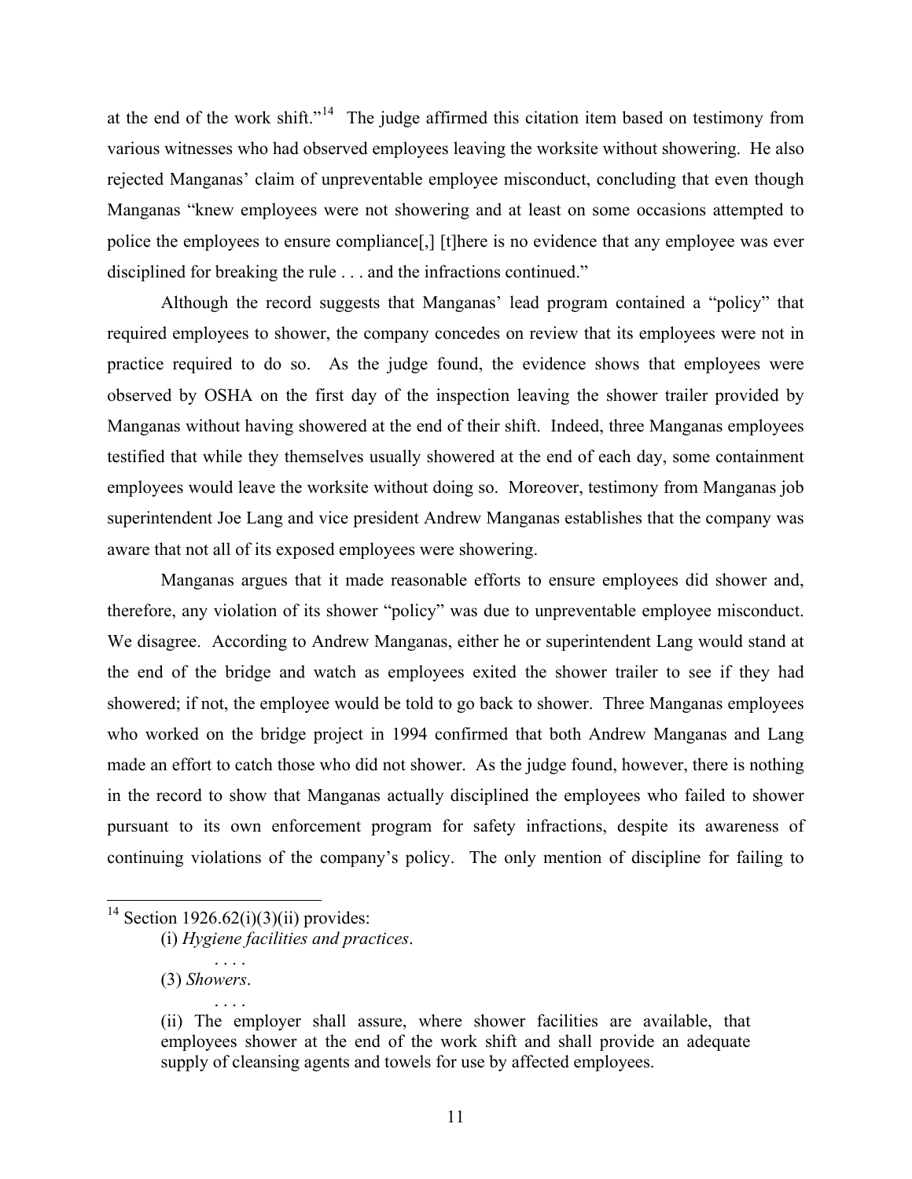at the end of the work shift."[14] The judge affirmed this citation item based on testimony from various witnesses who had observed employees leaving the worksite without showering. He also rejected Manganas' claim of unpreventable employee misconduct, concluding that even though Manganas "knew employees were not showering and at least on some occasions attempted to police the employees to ensure compliance[,] [t]here is no evidence that any employee was ever disciplined for breaking the rule . . . and the infractions continued."

Although the record suggests that Manganas' lead program contained a "policy" that required employees to shower, the company concedes on review that its employees were not in practice required to do so. As the judge found, the evidence shows that employees were observed by OSHA on the first day of the inspection leaving the shower trailer provided by Manganas without having showered at the end of their shift. Indeed, three Manganas employees testified that while they themselves usually showered at the end of each day, some containment employees would leave the worksite without doing so. Moreover, testimony from Manganas job superintendent Joe Lang and vice president Andrew Manganas establishes that the company was aware that not all of its exposed employees were showering.

Manganas argues that it made reasonable efforts to ensure employees did shower and, therefore, any violation of its shower "policy" was due to unpreventable employee misconduct. We disagree. According to Andrew Manganas, either he or superintendent Lang would stand at the end of the bridge and watch as employees exited the shower trailer to see if they had showered; if not, the employee would be told to go back to shower. Three Manganas employees who worked on the bridge project in 1994 confirmed that both Andrew Manganas and Lang made an effort to catch those who did not shower. As the judge found, however, there is nothing in the record to show that Manganas actually disciplined the employees who failed to shower pursuant to its own enforcement program for safety infractions, despite its awareness of continuing violations of the company's policy. The only mention of discipline for failing to

---

[14] Section 1926.62(i)(3)(ii) provides:

> (i) *Hygiene facilities and practices*.
>
> . . . .
>
> (3) *Showers*.
>
> . . . .
>
> (ii) The employer shall assure, where shower facilities are available, that employees shower at the end of the work shift and shall provide an adequate supply of cleansing agents and towels for use by affected employees.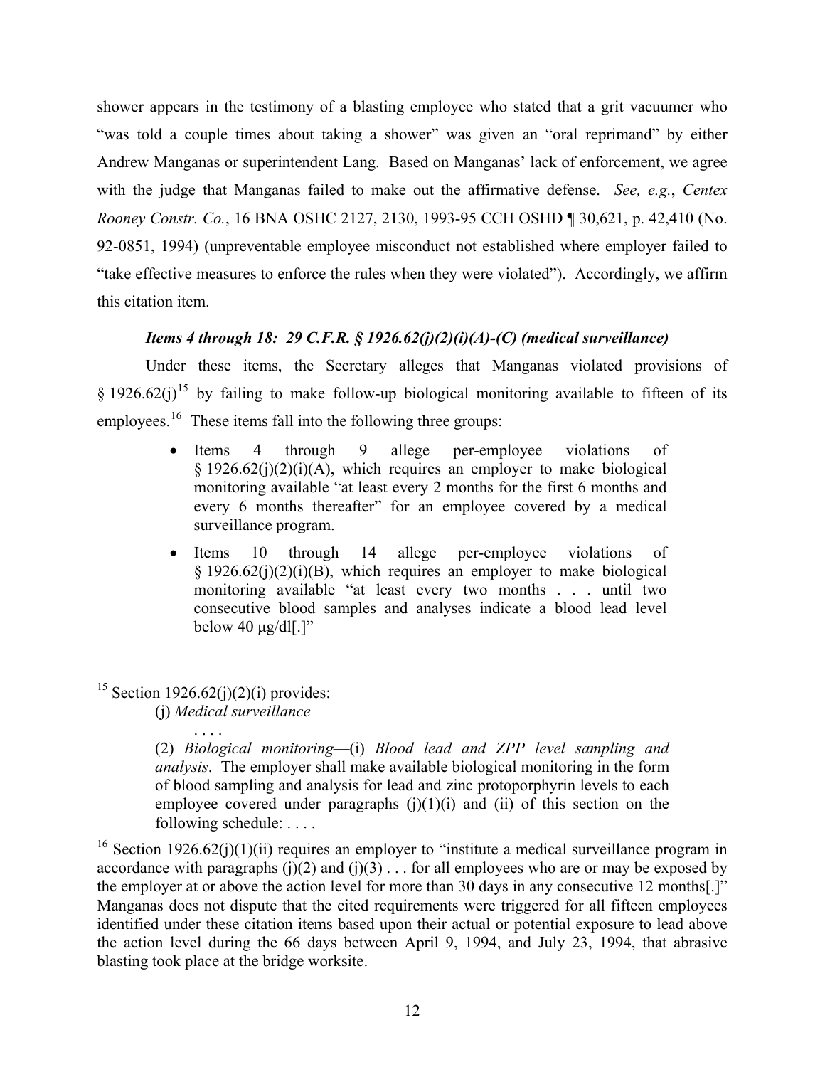shower appears in the testimony of a blasting employee who stated that a grit vacuumer who "was told a couple times about taking a shower" was given an "oral reprimand" by either Andrew Manganas or superintendent Lang. Based on Manganas' lack of enforcement, we agree with the judge that Manganas failed to make out the affirmative defense. *See, e.g.*, *Centex Rooney Constr. Co.*, 16 BNA OSHC 2127, 2130, 1993-95 CCH OSHD ¶ 30,621, p. 42,410 (No. 92-0851, 1994) (unpreventable employee misconduct not established where employer failed to "take effective measures to enforce the rules when they were violated"). Accordingly, we affirm this citation item.

### *Items 4 through 18: 29 C.F.R. § 1926.62(j)(2)(i)(A)-(C) (medical surveillance)*

Under these items, the Secretary alleges that Manganas violated provisions of § 1926.62(j)[15] by failing to make follow-up biological monitoring available to fifteen of its employees.[16] These items fall into the following three groups:

- Items 4 through 9 allege per-employee violations of § 1926.62(j)(2)(i)(A), which requires an employer to make biological monitoring available "at least every 2 months for the first 6 months and every 6 months thereafter" for an employee covered by a medical surveillance program.
- Items 10 through 14 allege per-employee violations of § 1926.62(j)(2)(i)(B), which requires an employer to make biological monitoring available "at least every two months . . . until two consecutive blood samples and analyses indicate a blood lead level below 40 µg/dl[.]"

---

[15] Section 1926.62(j)(2)(i) provides:

> (j) *Medical surveillance*
>
> . . . .
>
> (2) *Biological monitoring*—(i) *Blood lead and ZPP level sampling and analysis*. The employer shall make available biological monitoring in the form of blood sampling and analysis for lead and zinc protoporphyrin levels to each employee covered under paragraphs (j)(1)(i) and (ii) of this section on the following schedule: . . . .

[16] Section 1926.62(j)(1)(ii) requires an employer to "institute a medical surveillance program in accordance with paragraphs (j)(2) and (j)(3) . . . for all employees who are or may be exposed by the employer at or above the action level for more than 30 days in any consecutive 12 months[.]" Manganas does not dispute that the cited requirements were triggered for all fifteen employees identified under these citation items based upon their actual or potential exposure to lead above the action level during the 66 days between April 9, 1994, and July 23, 1994, that abrasive blasting took place at the bridge worksite.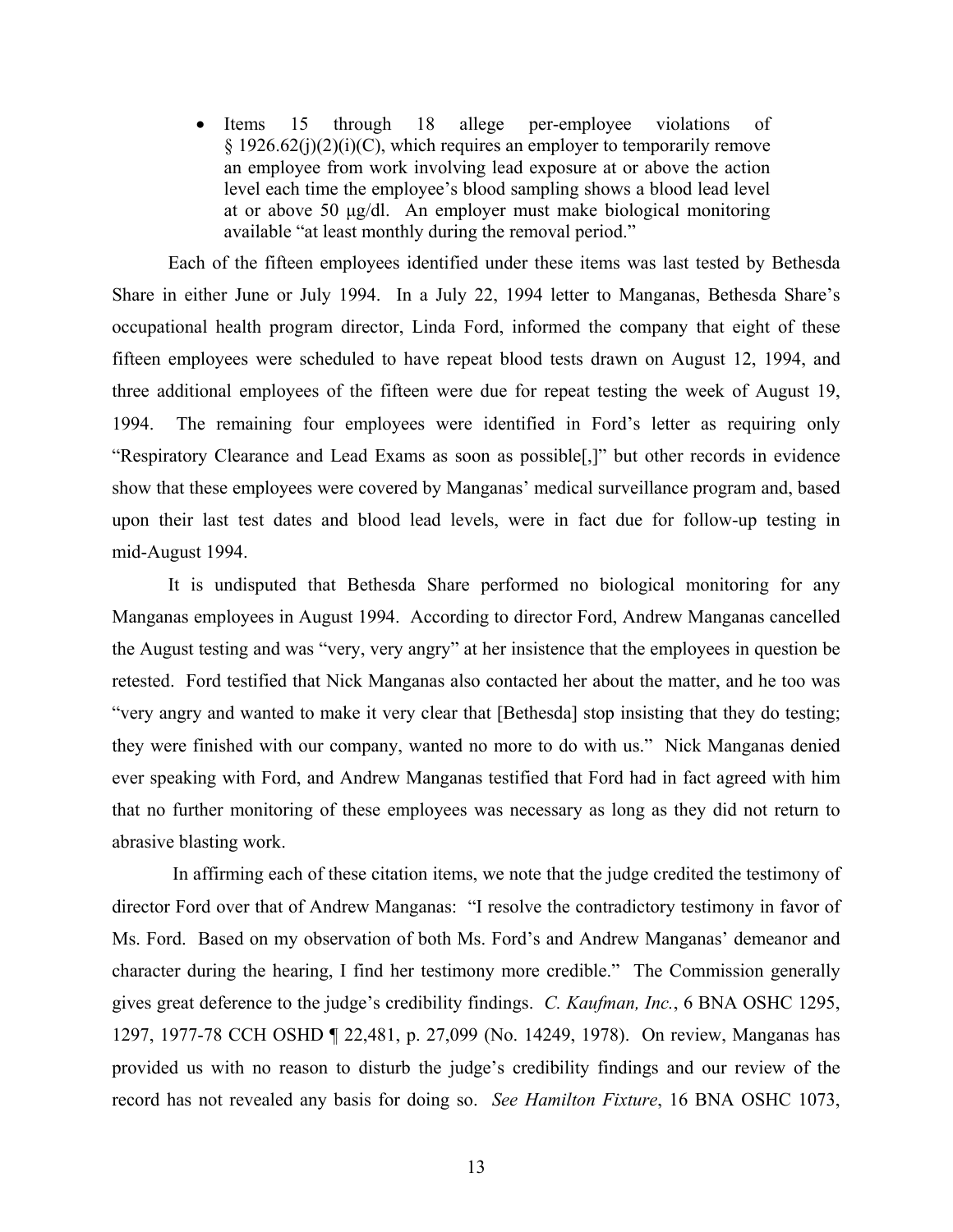- Items 15 through 18 allege per-employee violations of § 1926.62(j)(2)(i)(C), which requires an employer to temporarily remove an employee from work involving lead exposure at or above the action level each time the employee's blood sampling shows a blood lead level at or above 50 µg/dl. An employer must make biological monitoring available "at least monthly during the removal period."

Each of the fifteen employees identified under these items was last tested by Bethesda Share in either June or July 1994. In a July 22, 1994 letter to Manganas, Bethesda Share's occupational health program director, Linda Ford, informed the company that eight of these fifteen employees were scheduled to have repeat blood tests drawn on August 12, 1994, and three additional employees of the fifteen were due for repeat testing the week of August 19, 1994. The remaining four employees were identified in Ford's letter as requiring only "Respiratory Clearance and Lead Exams as soon as possible[,]" but other records in evidence show that these employees were covered by Manganas' medical surveillance program and, based upon their last test dates and blood lead levels, were in fact due for follow-up testing in mid-August 1994.

It is undisputed that Bethesda Share performed no biological monitoring for any Manganas employees in August 1994. According to director Ford, Andrew Manganas cancelled the August testing and was "very, very angry" at her insistence that the employees in question be retested. Ford testified that Nick Manganas also contacted her about the matter, and he too was "very angry and wanted to make it very clear that [Bethesda] stop insisting that they do testing; they were finished with our company, wanted no more to do with us." Nick Manganas denied ever speaking with Ford, and Andrew Manganas testified that Ford had in fact agreed with him that no further monitoring of these employees was necessary as long as they did not return to abrasive blasting work.

In affirming each of these citation items, we note that the judge credited the testimony of director Ford over that of Andrew Manganas: "I resolve the contradictory testimony in favor of Ms. Ford. Based on my observation of both Ms. Ford's and Andrew Manganas' demeanor and character during the hearing, I find her testimony more credible." The Commission generally gives great deference to the judge's credibility findings. *C. Kaufman, Inc.*, 6 BNA OSHC 1295, 1297, 1977-78 CCH OSHD ¶ 22,481, p. 27,099 (No. 14249, 1978). On review, Manganas has provided us with no reason to disturb the judge's credibility findings and our review of the record has not revealed any basis for doing so. *See Hamilton Fixture*, 16 BNA OSHC 1073,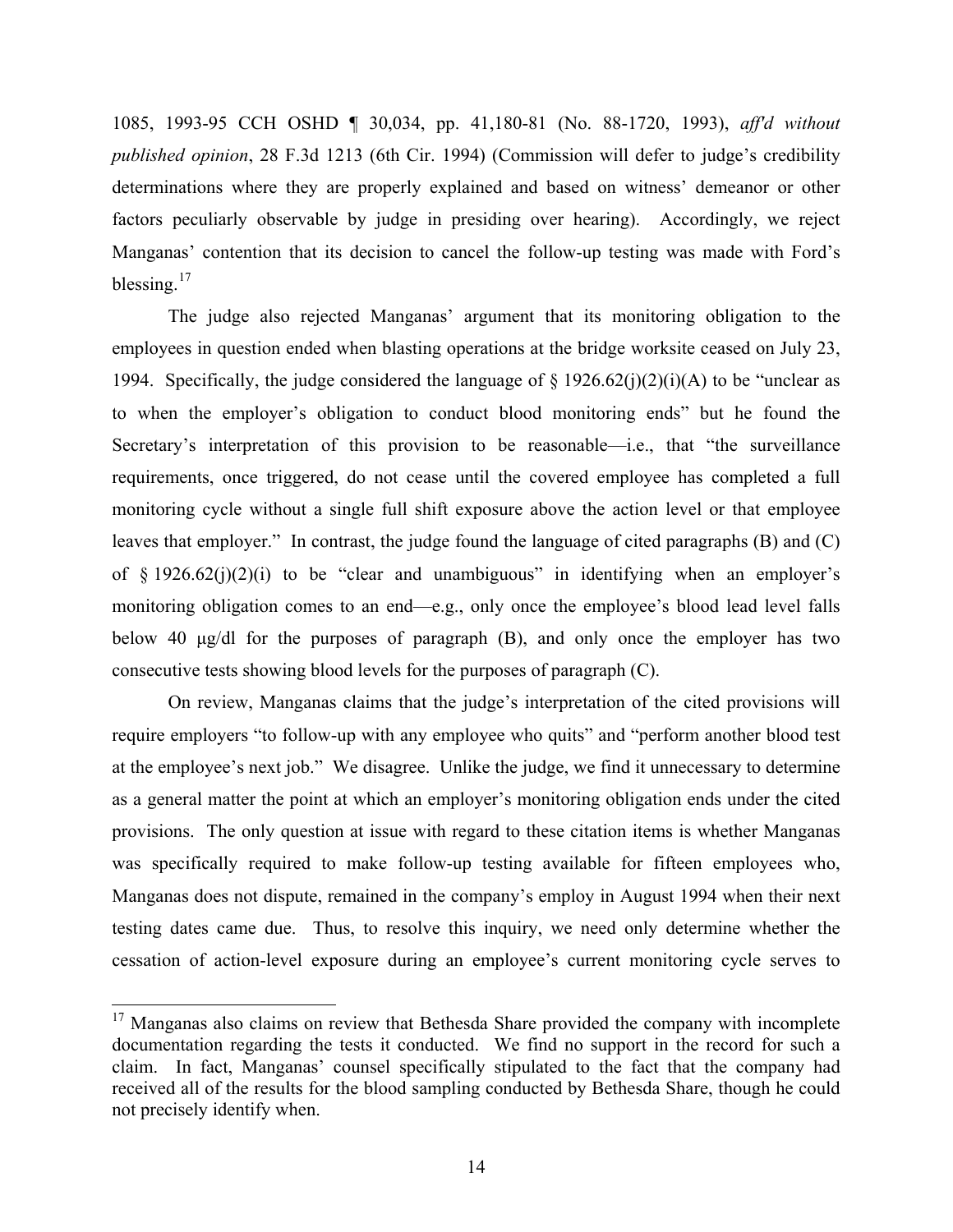1085, 1993-95 CCH OSHD ¶ 30,034, pp. 41,180-81 (No. 88-1720, 1993), *aff'd without published opinion*, 28 F.3d 1213 (6th Cir. 1994) (Commission will defer to judge's credibility determinations where they are properly explained and based on witness' demeanor or other factors peculiarly observable by judge in presiding over hearing). Accordingly, we reject Manganas' contention that its decision to cancel the follow-up testing was made with Ford's blessing.[17]

The judge also rejected Manganas' argument that its monitoring obligation to the employees in question ended when blasting operations at the bridge worksite ceased on July 23, 1994. Specifically, the judge considered the language of § 1926.62(j)(2)(i)(A) to be "unclear as to when the employer's obligation to conduct blood monitoring ends" but he found the Secretary's interpretation of this provision to be reasonable—i.e., that "the surveillance requirements, once triggered, do not cease until the covered employee has completed a full monitoring cycle without a single full shift exposure above the action level or that employee leaves that employer." In contrast, the judge found the language of cited paragraphs (B) and (C) of § 1926.62(j)(2)(i) to be "clear and unambiguous" in identifying when an employer's monitoring obligation comes to an end—e.g., only once the employee's blood lead level falls below 40 μg/dl for the purposes of paragraph (B), and only once the employer has two consecutive tests showing blood levels for the purposes of paragraph (C).

On review, Manganas claims that the judge's interpretation of the cited provisions will require employers "to follow-up with any employee who quits" and "perform another blood test at the employee's next job." We disagree. Unlike the judge, we find it unnecessary to determine as a general matter the point at which an employer's monitoring obligation ends under the cited provisions. The only question at issue with regard to these citation items is whether Manganas was specifically required to make follow-up testing available for fifteen employees who, Manganas does not dispute, remained in the company's employ in August 1994 when their next testing dates came due. Thus, to resolve this inquiry, we need only determine whether the cessation of action-level exposure during an employee's current monitoring cycle serves to

---

[17] Manganas also claims on review that Bethesda Share provided the company with incomplete documentation regarding the tests it conducted. We find no support in the record for such a claim. In fact, Manganas' counsel specifically stipulated to the fact that the company had received all of the results for the blood sampling conducted by Bethesda Share, though he could not precisely identify when.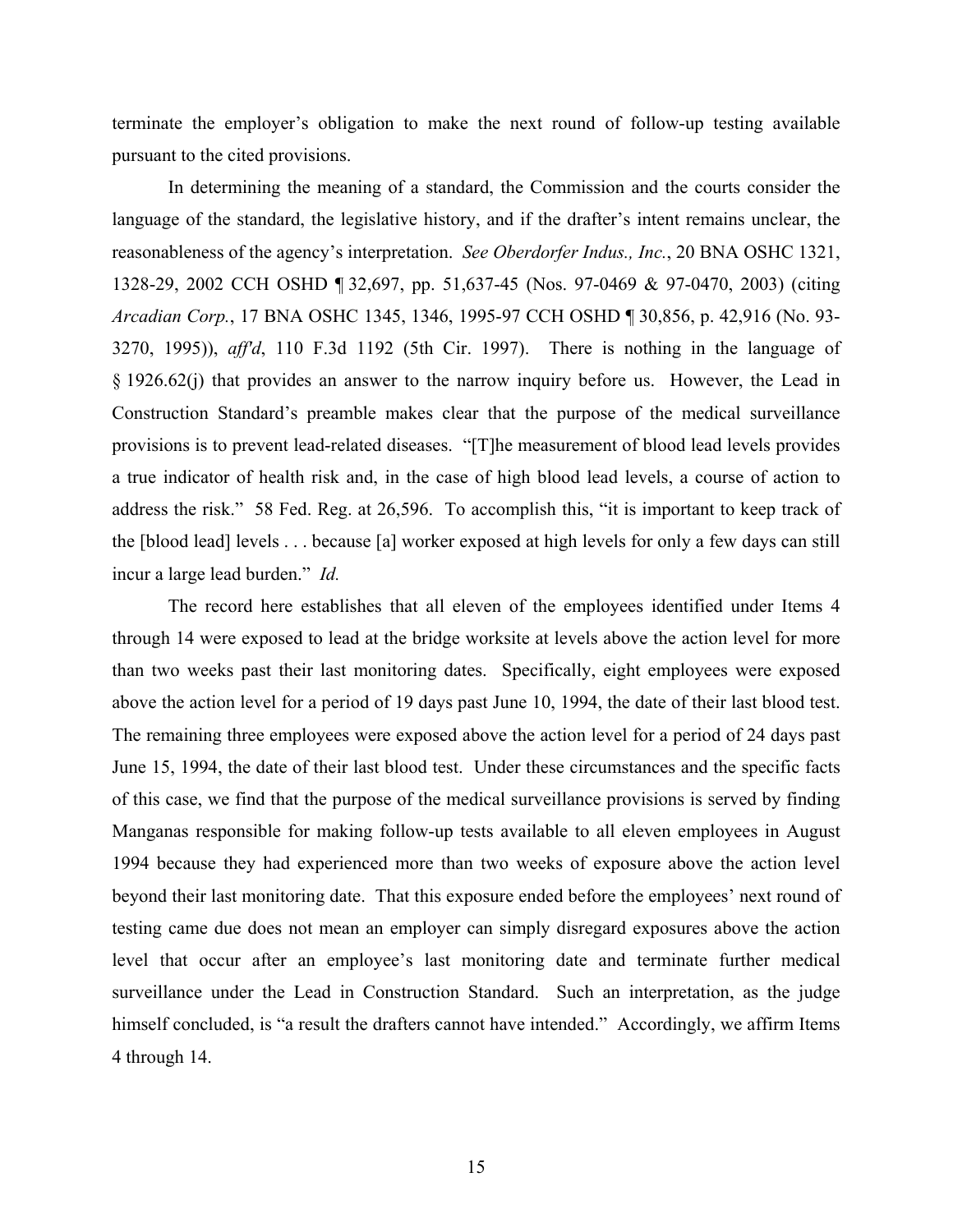terminate the employer's obligation to make the next round of follow-up testing available pursuant to the cited provisions.

In determining the meaning of a standard, the Commission and the courts consider the language of the standard, the legislative history, and if the drafter's intent remains unclear, the reasonableness of the agency's interpretation. *See Oberdorfer Indus., Inc.*, 20 BNA OSHC 1321, 1328-29, 2002 CCH OSHD ¶ 32,697, pp. 51,637-45 (Nos. 97-0469 & 97-0470, 2003) (citing *Arcadian Corp.*, 17 BNA OSHC 1345, 1346, 1995-97 CCH OSHD ¶ 30,856, p. 42,916 (No. 93-3270, 1995)), *aff'd*, 110 F.3d 1192 (5th Cir. 1997). There is nothing in the language of § 1926.62(j) that provides an answer to the narrow inquiry before us. However, the Lead in Construction Standard's preamble makes clear that the purpose of the medical surveillance provisions is to prevent lead-related diseases. "[T]he measurement of blood lead levels provides a true indicator of health risk and, in the case of high blood lead levels, a course of action to address the risk." 58 Fed. Reg. at 26,596. To accomplish this, "it is important to keep track of the [blood lead] levels . . . because [a] worker exposed at high levels for only a few days can still incur a large lead burden." *Id.*

The record here establishes that all eleven of the employees identified under Items 4 through 14 were exposed to lead at the bridge worksite at levels above the action level for more than two weeks past their last monitoring dates. Specifically, eight employees were exposed above the action level for a period of 19 days past June 10, 1994, the date of their last blood test. The remaining three employees were exposed above the action level for a period of 24 days past June 15, 1994, the date of their last blood test. Under these circumstances and the specific facts of this case, we find that the purpose of the medical surveillance provisions is served by finding Manganas responsible for making follow-up tests available to all eleven employees in August 1994 because they had experienced more than two weeks of exposure above the action level beyond their last monitoring date. That this exposure ended before the employees' next round of testing came due does not mean an employer can simply disregard exposures above the action level that occur after an employee's last monitoring date and terminate further medical surveillance under the Lead in Construction Standard. Such an interpretation, as the judge himself concluded, is "a result the drafters cannot have intended." Accordingly, we affirm Items 4 through 14.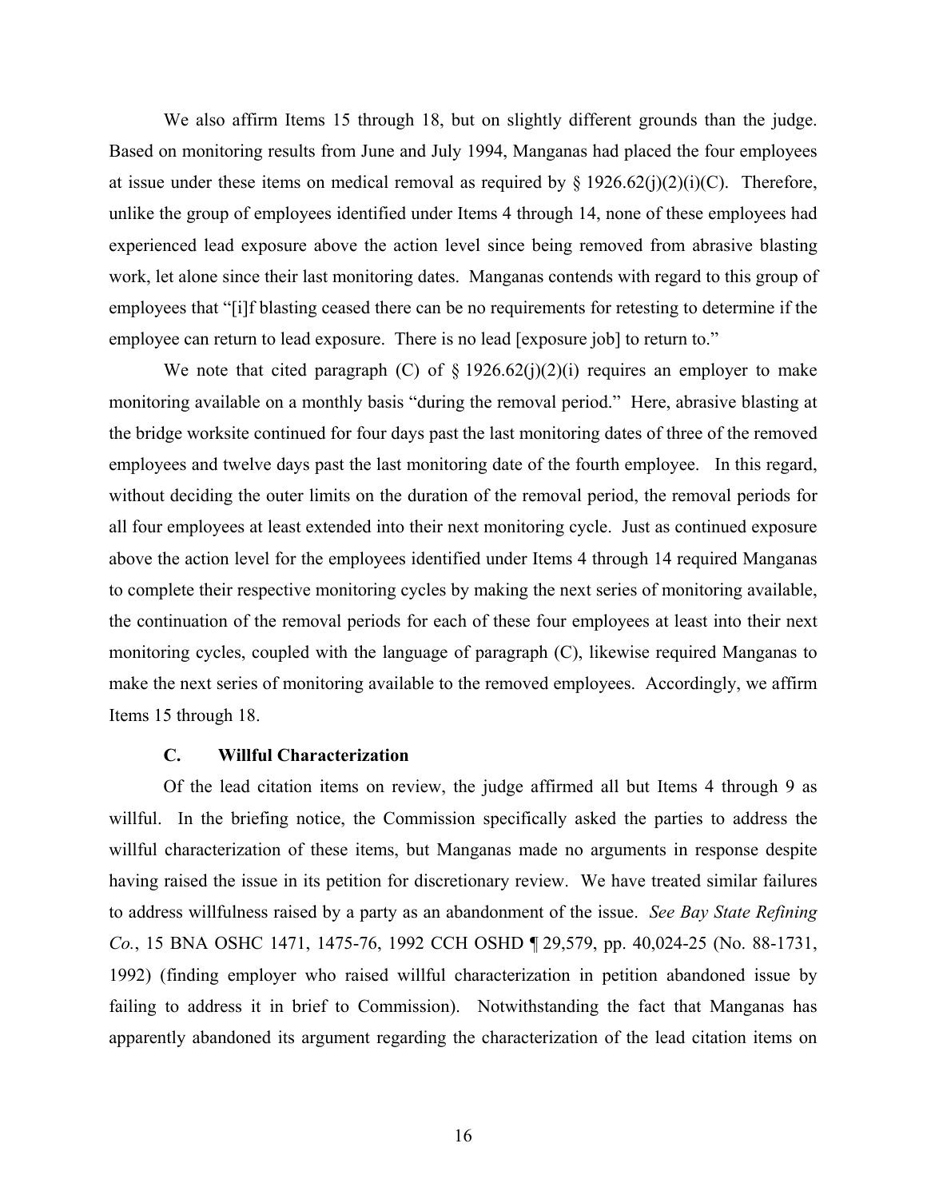We also affirm Items 15 through 18, but on slightly different grounds than the judge. Based on monitoring results from June and July 1994, Manganas had placed the four employees at issue under these items on medical removal as required by § 1926.62(j)(2)(i)(C). Therefore, unlike the group of employees identified under Items 4 through 14, none of these employees had experienced lead exposure above the action level since being removed from abrasive blasting work, let alone since their last monitoring dates. Manganas contends with regard to this group of employees that "[i]f blasting ceased there can be no requirements for retesting to determine if the employee can return to lead exposure. There is no lead [exposure job] to return to."

We note that cited paragraph (C) of § 1926.62(j)(2)(i) requires an employer to make monitoring available on a monthly basis "during the removal period." Here, abrasive blasting at the bridge worksite continued for four days past the last monitoring dates of three of the removed employees and twelve days past the last monitoring date of the fourth employee. In this regard, without deciding the outer limits on the duration of the removal period, the removal periods for all four employees at least extended into their next monitoring cycle. Just as continued exposure above the action level for the employees identified under Items 4 through 14 required Manganas to complete their respective monitoring cycles by making the next series of monitoring available, the continuation of the removal periods for each of these four employees at least into their next monitoring cycles, coupled with the language of paragraph (C), likewise required Manganas to make the next series of monitoring available to the removed employees. Accordingly, we affirm Items 15 through 18.

### C. Willful Characterization

Of the lead citation items on review, the judge affirmed all but Items 4 through 9 as willful. In the briefing notice, the Commission specifically asked the parties to address the willful characterization of these items, but Manganas made no arguments in response despite having raised the issue in its petition for discretionary review. We have treated similar failures to address willfulness raised by a party as an abandonment of the issue. *See Bay State Refining Co.*, 15 BNA OSHC 1471, 1475-76, 1992 CCH OSHD ¶ 29,579, pp. 40,024-25 (No. 88-1731, 1992) (finding employer who raised willful characterization in petition abandoned issue by failing to address it in brief to Commission). Notwithstanding the fact that Manganas has apparently abandoned its argument regarding the characterization of the lead citation items on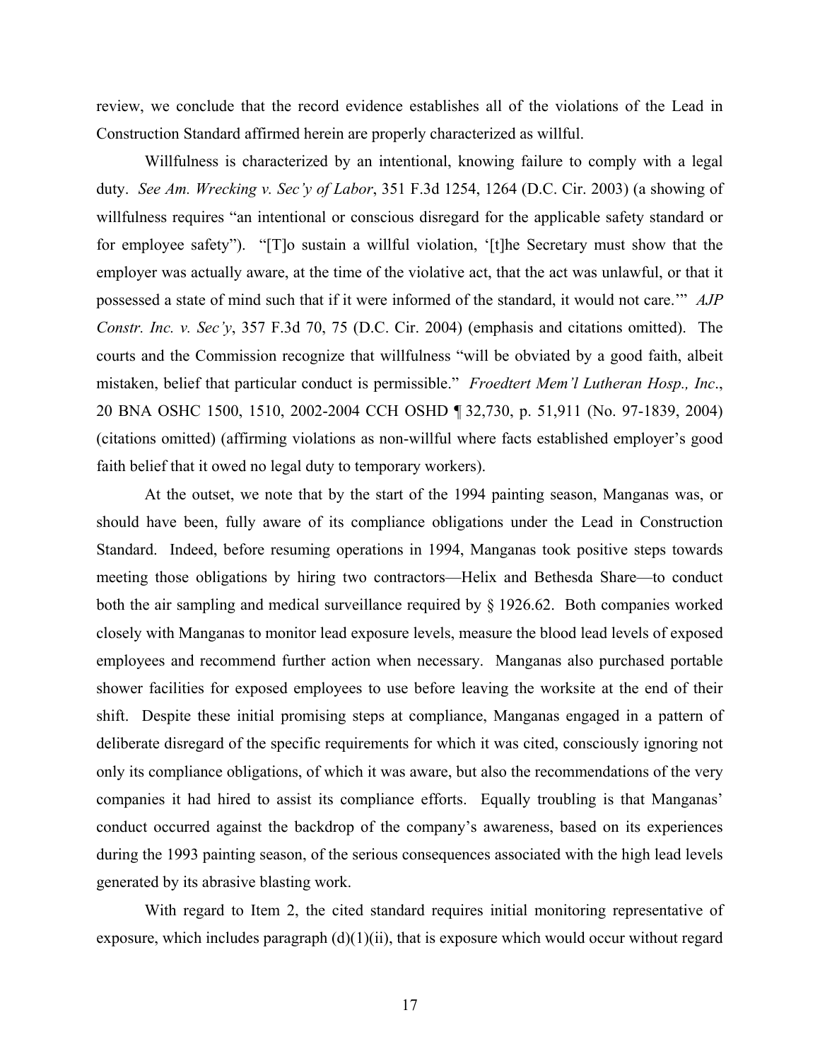review, we conclude that the record evidence establishes all of the violations of the Lead in Construction Standard affirmed herein are properly characterized as willful.

Willfulness is characterized by an intentional, knowing failure to comply with a legal duty. *See Am. Wrecking v. Sec'y of Labor*, 351 F.3d 1254, 1264 (D.C. Cir. 2003) (a showing of willfulness requires "an intentional or conscious disregard for the applicable safety standard or for employee safety"). "[T]o sustain a willful violation, '[t]he Secretary must show that the employer was actually aware, at the time of the violative act, that the act was unlawful, or that it possessed a state of mind such that if it were informed of the standard, it would not care.'" *AJP Constr. Inc. v. Sec'y*, 357 F.3d 70, 75 (D.C. Cir. 2004) (emphasis and citations omitted). The courts and the Commission recognize that willfulness "will be obviated by a good faith, albeit mistaken, belief that particular conduct is permissible." *Froedtert Mem'l Lutheran Hosp., Inc*., 20 BNA OSHC 1500, 1510, 2002-2004 CCH OSHD ¶ 32,730, p. 51,911 (No. 97-1839, 2004) (citations omitted) (affirming violations as non-willful where facts established employer's good faith belief that it owed no legal duty to temporary workers).

At the outset, we note that by the start of the 1994 painting season, Manganas was, or should have been, fully aware of its compliance obligations under the Lead in Construction Standard. Indeed, before resuming operations in 1994, Manganas took positive steps towards meeting those obligations by hiring two contractors—Helix and Bethesda Share—to conduct both the air sampling and medical surveillance required by § 1926.62. Both companies worked closely with Manganas to monitor lead exposure levels, measure the blood lead levels of exposed employees and recommend further action when necessary. Manganas also purchased portable shower facilities for exposed employees to use before leaving the worksite at the end of their shift. Despite these initial promising steps at compliance, Manganas engaged in a pattern of deliberate disregard of the specific requirements for which it was cited, consciously ignoring not only its compliance obligations, of which it was aware, but also the recommendations of the very companies it had hired to assist its compliance efforts. Equally troubling is that Manganas' conduct occurred against the backdrop of the company's awareness, based on its experiences during the 1993 painting season, of the serious consequences associated with the high lead levels generated by its abrasive blasting work.

With regard to Item 2, the cited standard requires initial monitoring representative of exposure, which includes paragraph (d)(1)(ii), that is exposure which would occur without regard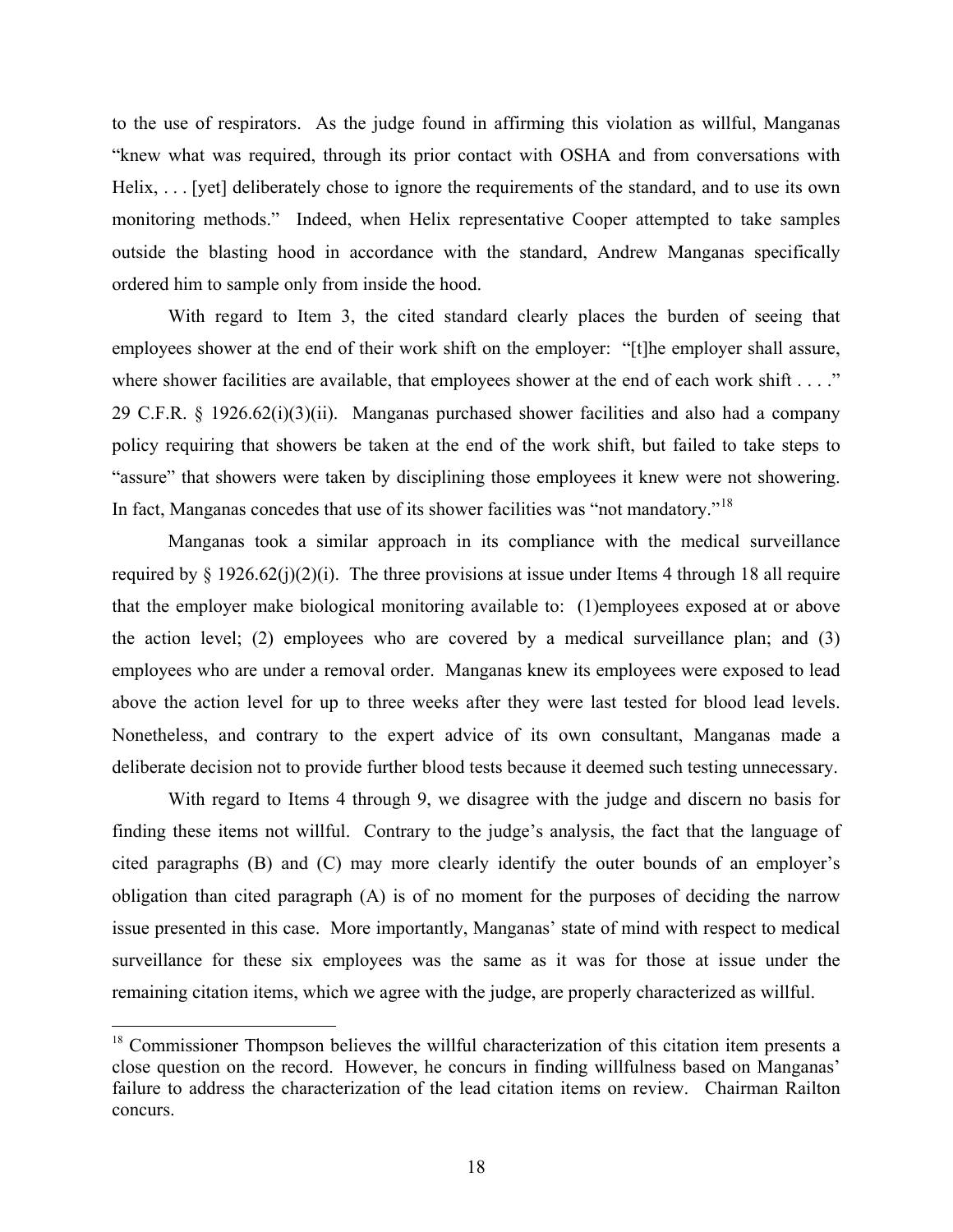to the use of respirators. As the judge found in affirming this violation as willful, Manganas "knew what was required, through its prior contact with OSHA and from conversations with Helix, . . . [yet] deliberately chose to ignore the requirements of the standard, and to use its own monitoring methods." Indeed, when Helix representative Cooper attempted to take samples outside the blasting hood in accordance with the standard, Andrew Manganas specifically ordered him to sample only from inside the hood.

With regard to Item 3, the cited standard clearly places the burden of seeing that employees shower at the end of their work shift on the employer: "[t]he employer shall assure, where shower facilities are available, that employees shower at the end of each work shift . . . ." 29 C.F.R. § 1926.62(i)(3)(ii). Manganas purchased shower facilities and also had a company policy requiring that showers be taken at the end of the work shift, but failed to take steps to "assure" that showers were taken by disciplining those employees it knew were not showering. In fact, Manganas concedes that use of its shower facilities was "not mandatory."[18]

Manganas took a similar approach in its compliance with the medical surveillance required by § 1926.62(j)(2)(i). The three provisions at issue under Items 4 through 18 all require that the employer make biological monitoring available to: (1)employees exposed at or above the action level; (2) employees who are covered by a medical surveillance plan; and (3) employees who are under a removal order. Manganas knew its employees were exposed to lead above the action level for up to three weeks after they were last tested for blood lead levels. Nonetheless, and contrary to the expert advice of its own consultant, Manganas made a deliberate decision not to provide further blood tests because it deemed such testing unnecessary.

With regard to Items 4 through 9, we disagree with the judge and discern no basis for finding these items not willful. Contrary to the judge's analysis, the fact that the language of cited paragraphs (B) and (C) may more clearly identify the outer bounds of an employer's obligation than cited paragraph (A) is of no moment for the purposes of deciding the narrow issue presented in this case. More importantly, Manganas' state of mind with respect to medical surveillance for these six employees was the same as it was for those at issue under the remaining citation items, which we agree with the judge, are properly characterized as willful.

---

[18] Commissioner Thompson believes the willful characterization of this citation item presents a close question on the record. However, he concurs in finding willfulness based on Manganas' failure to address the characterization of the lead citation items on review. Chairman Railton concurs.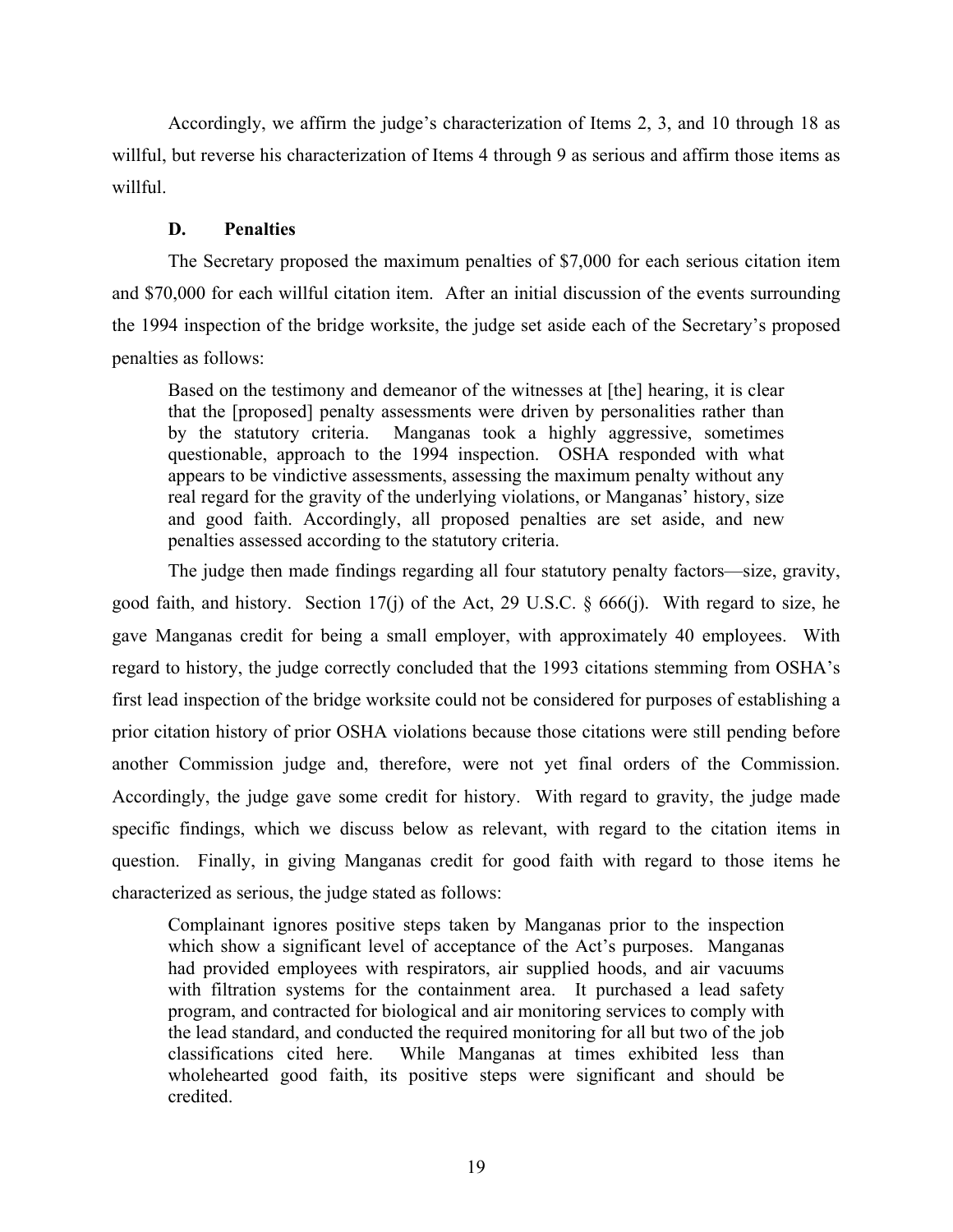Accordingly, we affirm the judge's characterization of Items 2, 3, and 10 through 18 as willful, but reverse his characterization of Items 4 through 9 as serious and affirm those items as willful.

### D. Penalties

The Secretary proposed the maximum penalties of $7,000 for each serious citation item and $70,000 for each willful citation item. After an initial discussion of the events surrounding the 1994 inspection of the bridge worksite, the judge set aside each of the Secretary's proposed penalties as follows:

> Based on the testimony and demeanor of the witnesses at [the] hearing, it is clear that the [proposed] penalty assessments were driven by personalities rather than by the statutory criteria. Manganas took a highly aggressive, sometimes questionable, approach to the 1994 inspection. OSHA responded with what appears to be vindictive assessments, assessing the maximum penalty without any real regard for the gravity of the underlying violations, or Manganas' history, size and good faith. Accordingly, all proposed penalties are set aside, and new penalties assessed according to the statutory criteria.

The judge then made findings regarding all four statutory penalty factors—size, gravity, good faith, and history. Section 17(j) of the Act, 29 U.S.C. § 666(j). With regard to size, he gave Manganas credit for being a small employer, with approximately 40 employees. With regard to history, the judge correctly concluded that the 1993 citations stemming from OSHA's first lead inspection of the bridge worksite could not be considered for purposes of establishing a prior citation history of prior OSHA violations because those citations were still pending before another Commission judge and, therefore, were not yet final orders of the Commission. Accordingly, the judge gave some credit for history. With regard to gravity, the judge made specific findings, which we discuss below as relevant, with regard to the citation items in question. Finally, in giving Manganas credit for good faith with regard to those items he characterized as serious, the judge stated as follows:

> Complainant ignores positive steps taken by Manganas prior to the inspection which show a significant level of acceptance of the Act's purposes. Manganas had provided employees with respirators, air supplied hoods, and air vacuums with filtration systems for the containment area. It purchased a lead safety program, and contracted for biological and air monitoring services to comply with the lead standard, and conducted the required monitoring for all but two of the job classifications cited here. While Manganas at times exhibited less than wholehearted good faith, its positive steps were significant and should be credited.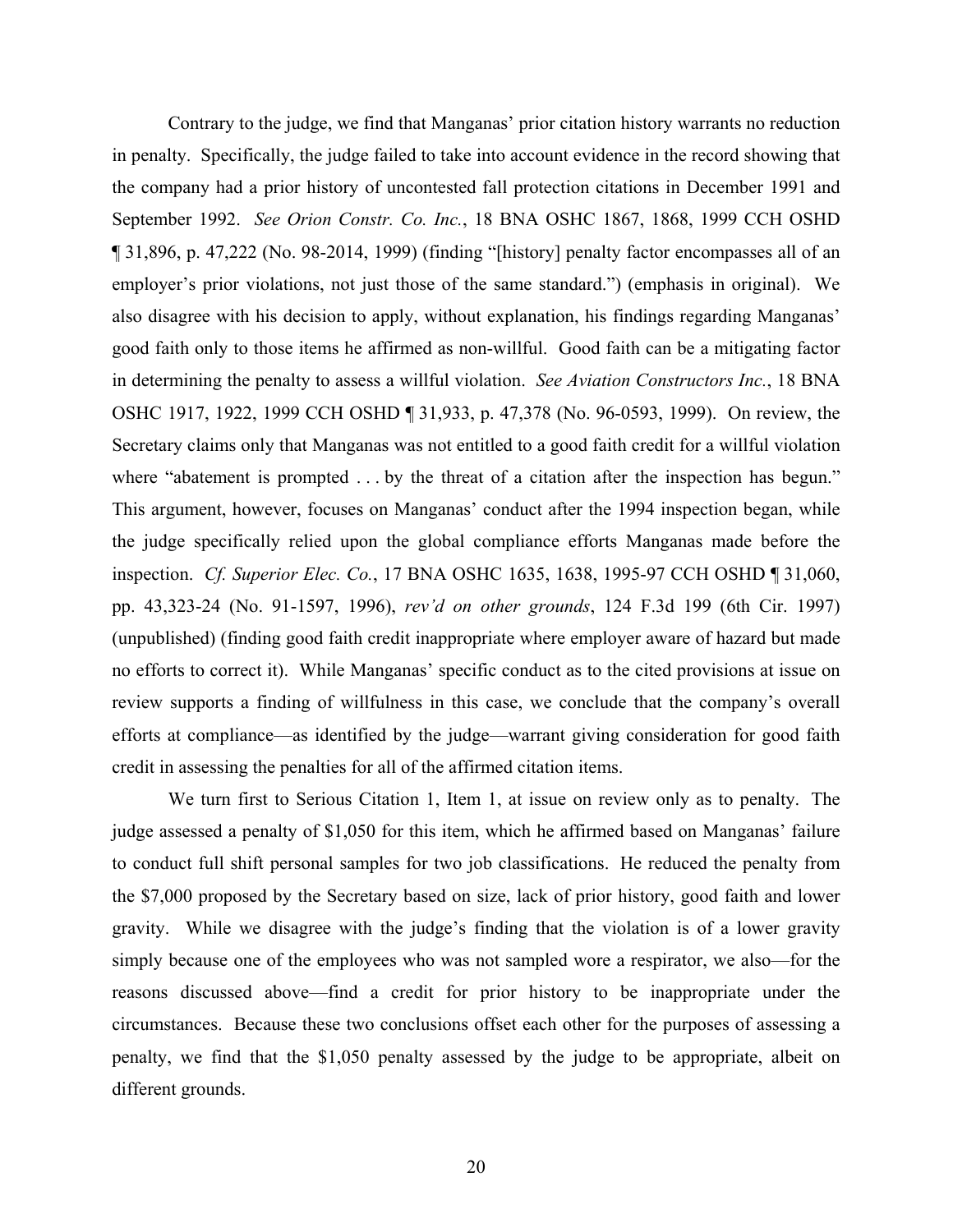Contrary to the judge, we find that Manganas' prior citation history warrants no reduction in penalty. Specifically, the judge failed to take into account evidence in the record showing that the company had a prior history of uncontested fall protection citations in December 1991 and September 1992. *See Orion Constr. Co. Inc.*, 18 BNA OSHC 1867, 1868, 1999 CCH OSHD ¶ 31,896, p. 47,222 (No. 98-2014, 1999) (finding "[history] penalty factor encompasses all of an employer's prior violations, not just those of the same standard.") (emphasis in original). We also disagree with his decision to apply, without explanation, his findings regarding Manganas' good faith only to those items he affirmed as non-willful. Good faith can be a mitigating factor in determining the penalty to assess a willful violation. *See Aviation Constructors Inc.*, 18 BNA OSHC 1917, 1922, 1999 CCH OSHD ¶ 31,933, p. 47,378 (No. 96-0593, 1999). On review, the Secretary claims only that Manganas was not entitled to a good faith credit for a willful violation where "abatement is prompted . . . by the threat of a citation after the inspection has begun." This argument, however, focuses on Manganas' conduct after the 1994 inspection began, while the judge specifically relied upon the global compliance efforts Manganas made before the inspection. *Cf. Superior Elec. Co.*, 17 BNA OSHC 1635, 1638, 1995-97 CCH OSHD ¶ 31,060, pp. 43,323-24 (No. 91-1597, 1996), *rev'd on other grounds*, 124 F.3d 199 (6th Cir. 1997) (unpublished) (finding good faith credit inappropriate where employer aware of hazard but made no efforts to correct it). While Manganas' specific conduct as to the cited provisions at issue on review supports a finding of willfulness in this case, we conclude that the company's overall efforts at compliance—as identified by the judge—warrant giving consideration for good faith credit in assessing the penalties for all of the affirmed citation items.

We turn first to Serious Citation 1, Item 1, at issue on review only as to penalty. The judge assessed a penalty of $1,050 for this item, which he affirmed based on Manganas' failure to conduct full shift personal samples for two job classifications. He reduced the penalty from the $7,000 proposed by the Secretary based on size, lack of prior history, good faith and lower gravity. While we disagree with the judge's finding that the violation is of a lower gravity simply because one of the employees who was not sampled wore a respirator, we also—for the reasons discussed above—find a credit for prior history to be inappropriate under the circumstances. Because these two conclusions offset each other for the purposes of assessing a penalty, we find that the $1,050 penalty assessed by the judge to be appropriate, albeit on different grounds.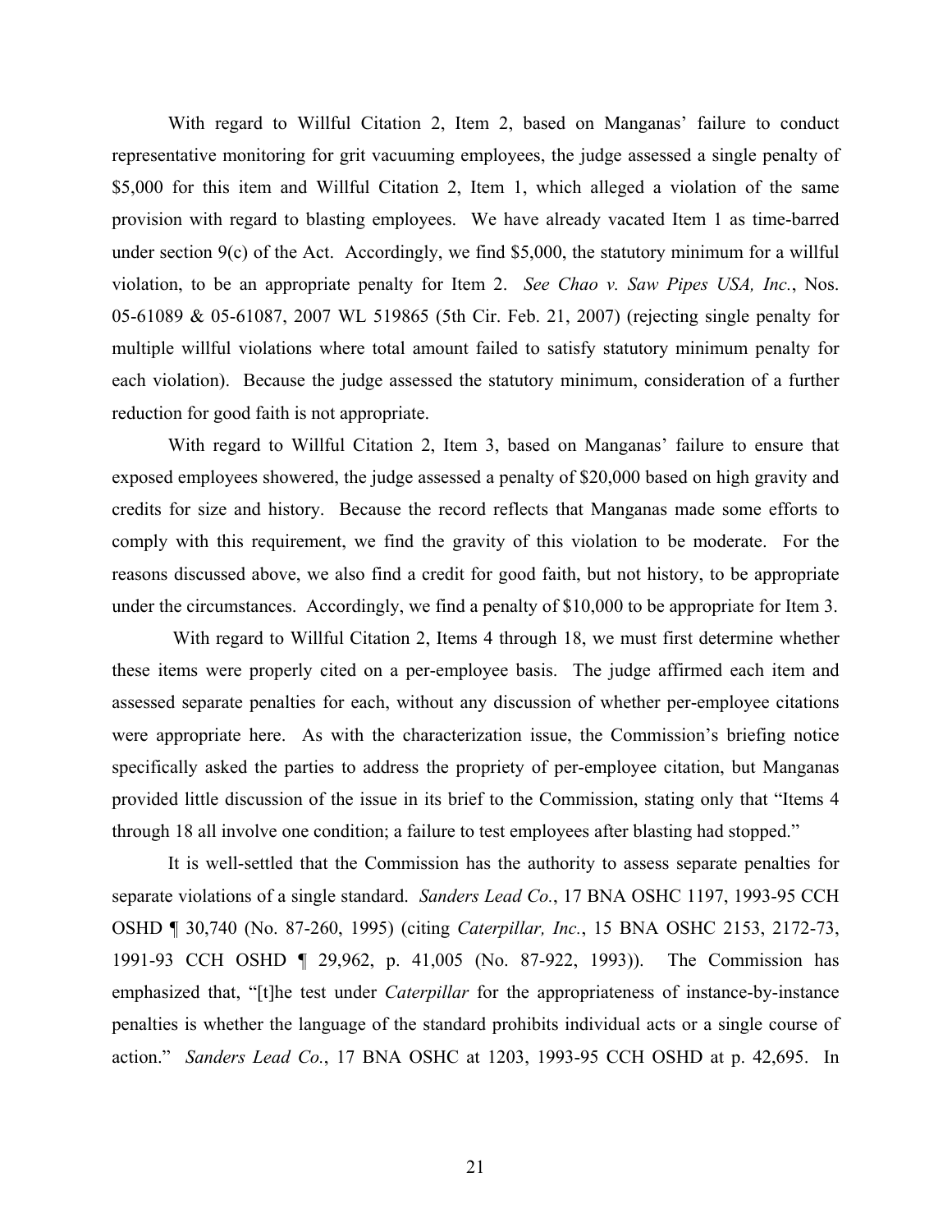With regard to Willful Citation 2, Item 2, based on Manganas' failure to conduct representative monitoring for grit vacuuming employees, the judge assessed a single penalty of $5,000 for this item and Willful Citation 2, Item 1, which alleged a violation of the same provision with regard to blasting employees. We have already vacated Item 1 as time-barred under section 9(c) of the Act. Accordingly, we find $5,000, the statutory minimum for a willful violation, to be an appropriate penalty for Item 2. *See Chao v. Saw Pipes USA, Inc.*, Nos. 05-61089 & 05-61087, 2007 WL 519865 (5th Cir. Feb. 21, 2007) (rejecting single penalty for multiple willful violations where total amount failed to satisfy statutory minimum penalty for each violation). Because the judge assessed the statutory minimum, consideration of a further reduction for good faith is not appropriate.

With regard to Willful Citation 2, Item 3, based on Manganas' failure to ensure that exposed employees showered, the judge assessed a penalty of $20,000 based on high gravity and credits for size and history. Because the record reflects that Manganas made some efforts to comply with this requirement, we find the gravity of this violation to be moderate. For the reasons discussed above, we also find a credit for good faith, but not history, to be appropriate under the circumstances. Accordingly, we find a penalty of $10,000 to be appropriate for Item 3.

With regard to Willful Citation 2, Items 4 through 18, we must first determine whether these items were properly cited on a per-employee basis. The judge affirmed each item and assessed separate penalties for each, without any discussion of whether per-employee citations were appropriate here. As with the characterization issue, the Commission's briefing notice specifically asked the parties to address the propriety of per-employee citation, but Manganas provided little discussion of the issue in its brief to the Commission, stating only that "Items 4 through 18 all involve one condition; a failure to test employees after blasting had stopped."

It is well-settled that the Commission has the authority to assess separate penalties for separate violations of a single standard. *Sanders Lead Co.*, 17 BNA OSHC 1197, 1993-95 CCH OSHD ¶ 30,740 (No. 87-260, 1995) (citing *Caterpillar, Inc.*, 15 BNA OSHC 2153, 2172-73, 1991-93 CCH OSHD ¶ 29,962, p. 41,005 (No. 87-922, 1993)). The Commission has emphasized that, "[t]he test under *Caterpillar* for the appropriateness of instance-by-instance penalties is whether the language of the standard prohibits individual acts or a single course of action." *Sanders Lead Co.*, 17 BNA OSHC at 1203, 1993-95 CCH OSHD at p. 42,695. In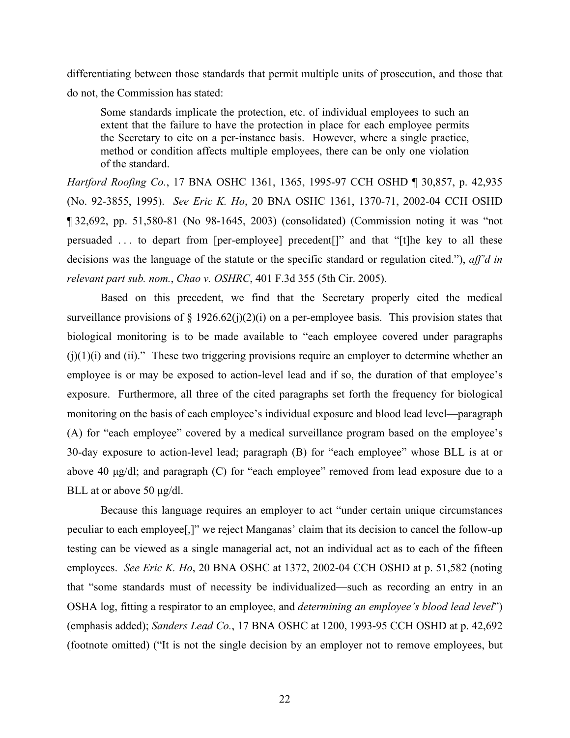differentiating between those standards that permit multiple units of prosecution, and those that do not, the Commission has stated:

> Some standards implicate the protection, etc. of individual employees to such an extent that the failure to have the protection in place for each employee permits the Secretary to cite on a per-instance basis. However, where a single practice, method or condition affects multiple employees, there can be only one violation of the standard.

*Hartford Roofing Co.*, 17 BNA OSHC 1361, 1365, 1995-97 CCH OSHD ¶ 30,857, p. 42,935 (No. 92-3855, 1995). *See Eric K. Ho*, 20 BNA OSHC 1361, 1370-71, 2002-04 CCH OSHD ¶ 32,692, pp. 51,580-81 (No 98-1645, 2003) (consolidated) (Commission noting it was "not persuaded . . . to depart from [per-employee] precedent[]" and that "[t]he key to all these decisions was the language of the statute or the specific standard or regulation cited."), *aff'd in relevant part sub. nom.*, *Chao v. OSHRC*, 401 F.3d 355 (5th Cir. 2005).

Based on this precedent, we find that the Secretary properly cited the medical surveillance provisions of § 1926.62(j)(2)(i) on a per-employee basis. This provision states that biological monitoring is to be made available to "each employee covered under paragraphs (j)(1)(i) and (ii)." These two triggering provisions require an employer to determine whether an employee is or may be exposed to action-level lead and if so, the duration of that employee's exposure. Furthermore, all three of the cited paragraphs set forth the frequency for biological monitoring on the basis of each employee's individual exposure and blood lead level—paragraph (A) for "each employee" covered by a medical surveillance program based on the employee's 30-day exposure to action-level lead; paragraph (B) for "each employee" whose BLL is at or above 40 μg/dl; and paragraph (C) for "each employee" removed from lead exposure due to a BLL at or above 50 μg/dl.

Because this language requires an employer to act "under certain unique circumstances peculiar to each employee[,]" we reject Manganas' claim that its decision to cancel the follow-up testing can be viewed as a single managerial act, not an individual act as to each of the fifteen employees. *See Eric K. Ho*, 20 BNA OSHC at 1372, 2002-04 CCH OSHD at p. 51,582 (noting that "some standards must of necessity be individualized—such as recording an entry in an OSHA log, fitting a respirator to an employee, and *determining an employee's blood lead level*") (emphasis added); *Sanders Lead Co.*, 17 BNA OSHC at 1200, 1993-95 CCH OSHD at p. 42,692 (footnote omitted) ("It is not the single decision by an employer not to remove employees, but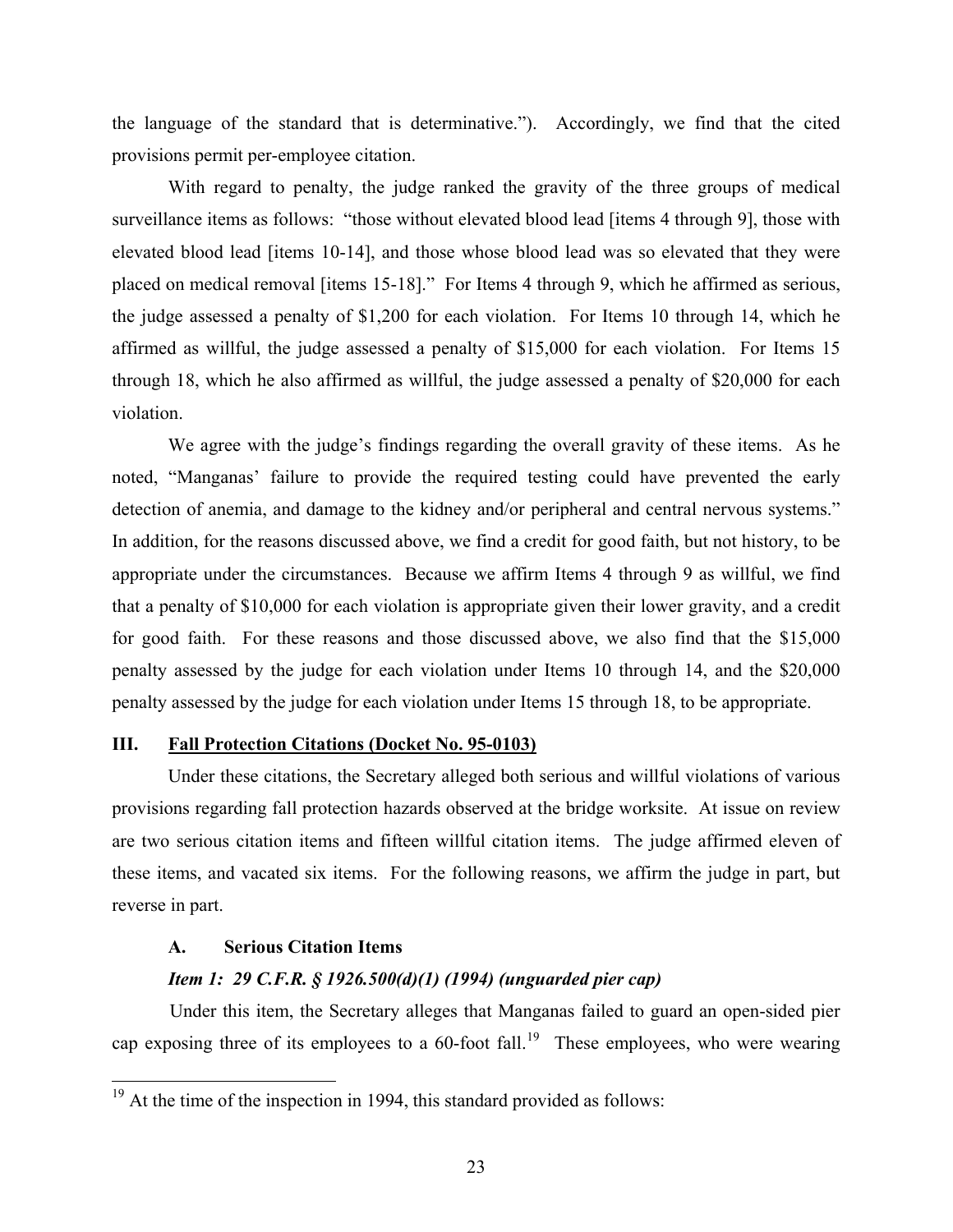the language of the standard that is determinative."). Accordingly, we find that the cited provisions permit per-employee citation.

With regard to penalty, the judge ranked the gravity of the three groups of medical surveillance items as follows: "those without elevated blood lead [items 4 through 9], those with elevated blood lead [items 10-14], and those whose blood lead was so elevated that they were placed on medical removal [items 15-18]." For Items 4 through 9, which he affirmed as serious, the judge assessed a penalty of $1,200 for each violation. For Items 10 through 14, which he affirmed as willful, the judge assessed a penalty of $15,000 for each violation. For Items 15 through 18, which he also affirmed as willful, the judge assessed a penalty of $20,000 for each violation.

We agree with the judge's findings regarding the overall gravity of these items. As he noted, "Manganas' failure to provide the required testing could have prevented the early detection of anemia, and damage to the kidney and/or peripheral and central nervous systems." In addition, for the reasons discussed above, we find a credit for good faith, but not history, to be appropriate under the circumstances. Because we affirm Items 4 through 9 as willful, we find that a penalty of $10,000 for each violation is appropriate given their lower gravity, and a credit for good faith. For these reasons and those discussed above, we also find that the $15,000 penalty assessed by the judge for each violation under Items 10 through 14, and the $20,000 penalty assessed by the judge for each violation under Items 15 through 18, to be appropriate.

## III. Fall Protection Citations (Docket No. 95-0103)

Under these citations, the Secretary alleged both serious and willful violations of various provisions regarding fall protection hazards observed at the bridge worksite. At issue on review are two serious citation items and fifteen willful citation items. The judge affirmed eleven of these items, and vacated six items. For the following reasons, we affirm the judge in part, but reverse in part.

### A. Serious Citation Items

#### *Item 1: 29 C.F.R. § 1926.500(d)(1) (1994) (unguarded pier cap)*

Under this item, the Secretary alleges that Manganas failed to guard an open-sided pier cap exposing three of its employees to a 60-foot fall.[19] These employees, who were wearing

---

[19] At the time of the inspection in 1994, this standard provided as follows: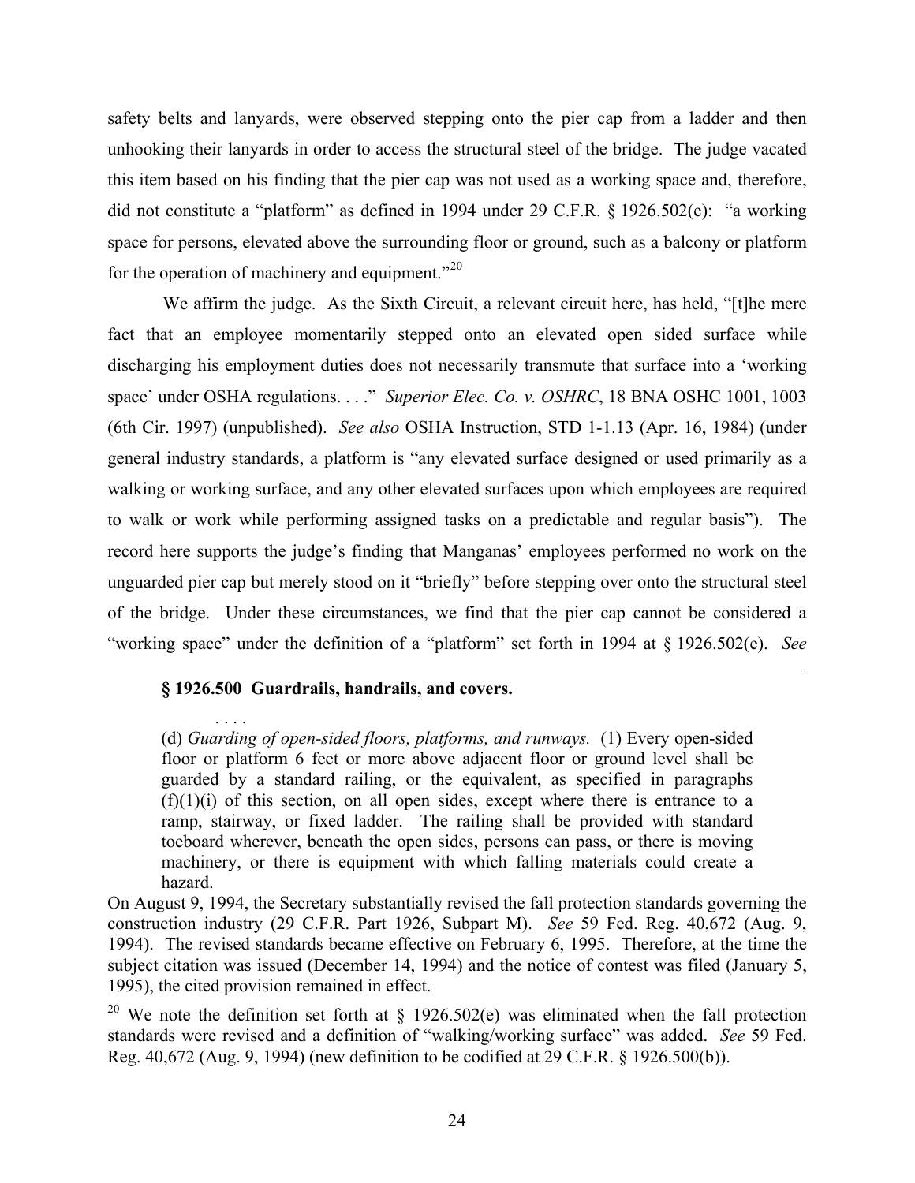safety belts and lanyards, were observed stepping onto the pier cap from a ladder and then unhooking their lanyards in order to access the structural steel of the bridge. The judge vacated this item based on his finding that the pier cap was not used as a working space and, therefore, did not constitute a "platform" as defined in 1994 under 29 C.F.R. § 1926.502(e): "a working space for persons, elevated above the surrounding floor or ground, such as a balcony or platform for the operation of machinery and equipment."[20]

We affirm the judge. As the Sixth Circuit, a relevant circuit here, has held, "[t]he mere fact that an employee momentarily stepped onto an elevated open sided surface while discharging his employment duties does not necessarily transmute that surface into a 'working space' under OSHA regulations. . . ." *Superior Elec. Co. v. OSHRC*, 18 BNA OSHC 1001, 1003 (6th Cir. 1997) (unpublished). *See also* OSHA Instruction, STD 1-1.13 (Apr. 16, 1984) (under general industry standards, a platform is "any elevated surface designed or used primarily as a walking or working surface, and any other elevated surfaces upon which employees are required to walk or work while performing assigned tasks on a predictable and regular basis"). The record here supports the judge's finding that Manganas' employees performed no work on the unguarded pier cap but merely stood on it "briefly" before stepping over onto the structural steel of the bridge. Under these circumstances, we find that the pier cap cannot be considered a "working space" under the definition of a "platform" set forth in 1994 at § 1926.502(e). *See*

---

> **§ 1926.500 Guardrails, handrails, and covers.**
>
> . . . .
>
> (d) *Guarding of open-sided floors, platforms, and runways.* (1) Every open-sided floor or platform 6 feet or more above adjacent floor or ground level shall be guarded by a standard railing, or the equivalent, as specified in paragraphs (f)(1)(i) of this section, on all open sides, except where there is entrance to a ramp, stairway, or fixed ladder. The railing shall be provided with standard toeboard wherever, beneath the open sides, persons can pass, or there is moving machinery, or there is equipment with which falling materials could create a hazard.

On August 9, 1994, the Secretary substantially revised the fall protection standards governing the construction industry (29 C.F.R. Part 1926, Subpart M). *See* 59 Fed. Reg. 40,672 (Aug. 9, 1994). The revised standards became effective on February 6, 1995. Therefore, at the time the subject citation was issued (December 14, 1994) and the notice of contest was filed (January 5, 1995), the cited provision remained in effect.

[20] We note the definition set forth at § 1926.502(e) was eliminated when the fall protection standards were revised and a definition of "walking/working surface" was added. *See* 59 Fed. Reg. 40,672 (Aug. 9, 1994) (new definition to be codified at 29 C.F.R. § 1926.500(b)).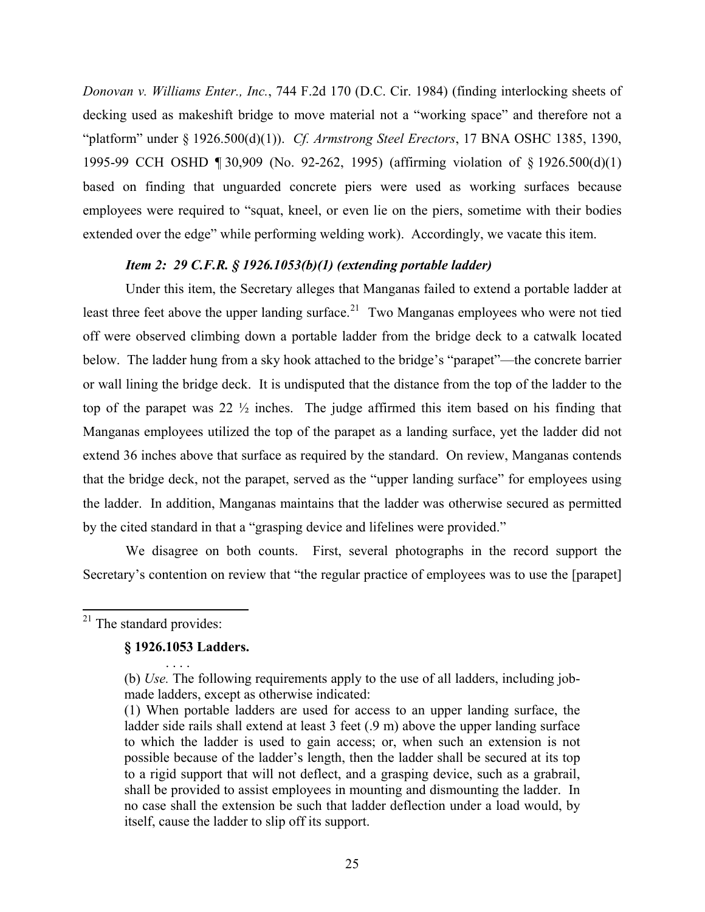*Donovan v. Williams Enter., Inc.*, 744 F.2d 170 (D.C. Cir. 1984) (finding interlocking sheets of decking used as makeshift bridge to move material not a "working space" and therefore not a "platform" under § 1926.500(d)(1)). *Cf. Armstrong Steel Erectors*, 17 BNA OSHC 1385, 1390, 1995-99 CCH OSHD ¶ 30,909 (No. 92-262, 1995) (affirming violation of § 1926.500(d)(1) based on finding that unguarded concrete piers were used as working surfaces because employees were required to "squat, kneel, or even lie on the piers, sometime with their bodies extended over the edge" while performing welding work). Accordingly, we vacate this item.

### *Item 2: 29 C.F.R. § 1926.1053(b)(1) (extending portable ladder)*

Under this item, the Secretary alleges that Manganas failed to extend a portable ladder at least three feet above the upper landing surface.[21] Two Manganas employees who were not tied off were observed climbing down a portable ladder from the bridge deck to a catwalk located below. The ladder hung from a sky hook attached to the bridge's "parapet"—the concrete barrier or wall lining the bridge deck. It is undisputed that the distance from the top of the ladder to the top of the parapet was 22 ½ inches. The judge affirmed this item based on his finding that Manganas employees utilized the top of the parapet as a landing surface, yet the ladder did not extend 36 inches above that surface as required by the standard. On review, Manganas contends that the bridge deck, not the parapet, served as the "upper landing surface" for employees using the ladder. In addition, Manganas maintains that the ladder was otherwise secured as permitted by the cited standard in that a "grasping device and lifelines were provided."

We disagree on both counts. First, several photographs in the record support the Secretary's contention on review that "the regular practice of employees was to use the [parapet]

---

[21] The standard provides:

> **§ 1926.1053 Ladders.**
>
> . . . .
>
> (b) *Use.* The following requirements apply to the use of all ladders, including job-made ladders, except as otherwise indicated:
>
> (1) When portable ladders are used for access to an upper landing surface, the ladder side rails shall extend at least 3 feet (.9 m) above the upper landing surface to which the ladder is used to gain access; or, when such an extension is not possible because of the ladder's length, then the ladder shall be secured at its top to a rigid support that will not deflect, and a grasping device, such as a grabrail, shall be provided to assist employees in mounting and dismounting the ladder. In no case shall the extension be such that ladder deflection under a load would, by itself, cause the ladder to slip off its support.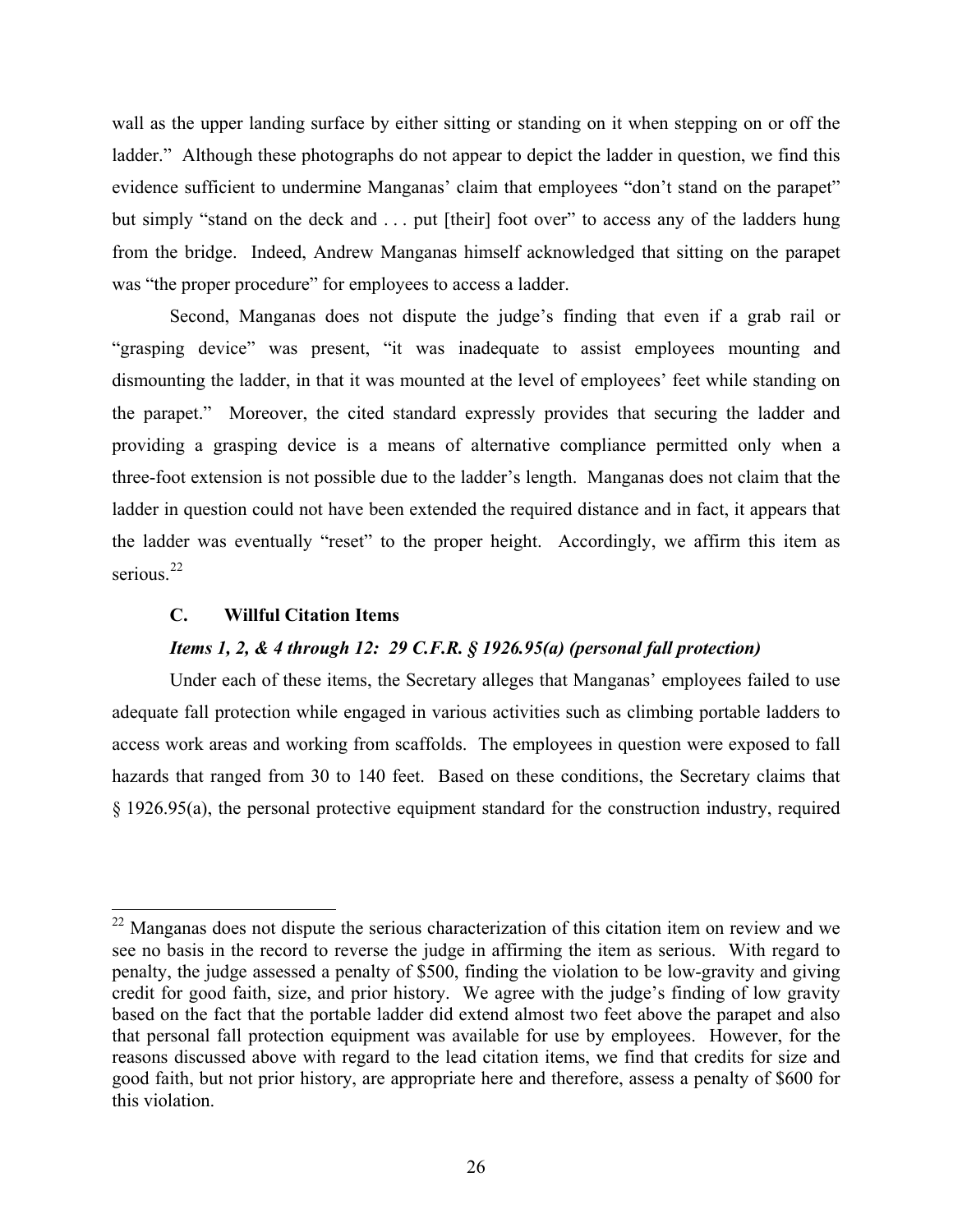wall as the upper landing surface by either sitting or standing on it when stepping on or off the ladder." Although these photographs do not appear to depict the ladder in question, we find this evidence sufficient to undermine Manganas' claim that employees "don't stand on the parapet" but simply "stand on the deck and . . . put [their] foot over" to access any of the ladders hung from the bridge. Indeed, Andrew Manganas himself acknowledged that sitting on the parapet was "the proper procedure" for employees to access a ladder.

Second, Manganas does not dispute the judge's finding that even if a grab rail or "grasping device" was present, "it was inadequate to assist employees mounting and dismounting the ladder, in that it was mounted at the level of employees' feet while standing on the parapet." Moreover, the cited standard expressly provides that securing the ladder and providing a grasping device is a means of alternative compliance permitted only when a three-foot extension is not possible due to the ladder's length. Manganas does not claim that the ladder in question could not have been extended the required distance and in fact, it appears that the ladder was eventually "reset" to the proper height. Accordingly, we affirm this item as serious.[22]

### C. Willful Citation Items

#### *Items 1, 2, & 4 through 12: 29 C.F.R. § 1926.95(a) (personal fall protection)*

Under each of these items, the Secretary alleges that Manganas' employees failed to use adequate fall protection while engaged in various activities such as climbing portable ladders to access work areas and working from scaffolds. The employees in question were exposed to fall hazards that ranged from 30 to 140 feet. Based on these conditions, the Secretary claims that § 1926.95(a), the personal protective equipment standard for the construction industry, required

---

[22] Manganas does not dispute the serious characterization of this citation item on review and we see no basis in the record to reverse the judge in affirming the item as serious. With regard to penalty, the judge assessed a penalty of $500, finding the violation to be low-gravity and giving credit for good faith, size, and prior history. We agree with the judge's finding of low gravity based on the fact that the portable ladder did extend almost two feet above the parapet and also that personal fall protection equipment was available for use by employees. However, for the reasons discussed above with regard to the lead citation items, we find that credits for size and good faith, but not prior history, are appropriate here and therefore, assess a penalty of $600 for this violation.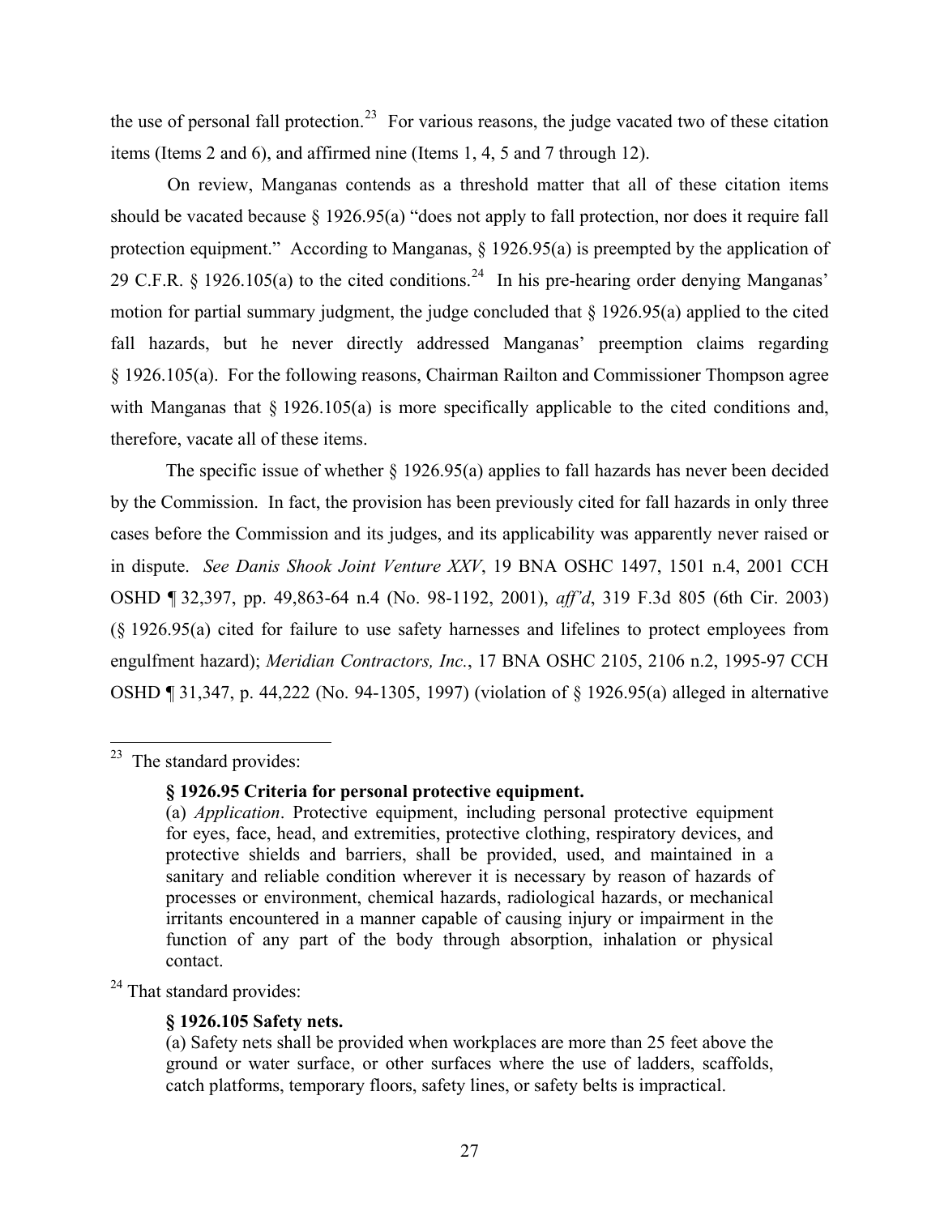the use of personal fall protection.[23] For various reasons, the judge vacated two of these citation items (Items 2 and 6), and affirmed nine (Items 1, 4, 5 and 7 through 12).

On review, Manganas contends as a threshold matter that all of these citation items should be vacated because § 1926.95(a) "does not apply to fall protection, nor does it require fall protection equipment." According to Manganas, § 1926.95(a) is preempted by the application of 29 C.F.R. § 1926.105(a) to the cited conditions.[24] In his pre-hearing order denying Manganas' motion for partial summary judgment, the judge concluded that § 1926.95(a) applied to the cited fall hazards, but he never directly addressed Manganas' preemption claims regarding § 1926.105(a). For the following reasons, Chairman Railton and Commissioner Thompson agree with Manganas that § 1926.105(a) is more specifically applicable to the cited conditions and, therefore, vacate all of these items.

The specific issue of whether § 1926.95(a) applies to fall hazards has never been decided by the Commission. In fact, the provision has been previously cited for fall hazards in only three cases before the Commission and its judges, and its applicability was apparently never raised or in dispute. *See Danis Shook Joint Venture XXV*, 19 BNA OSHC 1497, 1501 n.4, 2001 CCH OSHD ¶ 32,397, pp. 49,863-64 n.4 (No. 98-1192, 2001), *aff'd*, 319 F.3d 805 (6th Cir. 2003) (§ 1926.95(a) cited for failure to use safety harnesses and lifelines to protect employees from engulfment hazard); *Meridian Contractors, Inc.*, 17 BNA OSHC 2105, 2106 n.2, 1995-97 CCH OSHD ¶ 31,347, p. 44,222 (No. 94-1305, 1997) (violation of § 1926.95(a) alleged in alternative

---

[23] The standard provides:

> **§ 1926.95 Criteria for personal protective equipment.**
>
> (a) *Application*. Protective equipment, including personal protective equipment for eyes, face, head, and extremities, protective clothing, respiratory devices, and protective shields and barriers, shall be provided, used, and maintained in a sanitary and reliable condition wherever it is necessary by reason of hazards of processes or environment, chemical hazards, radiological hazards, or mechanical irritants encountered in a manner capable of causing injury or impairment in the function of any part of the body through absorption, inhalation or physical contact.

[24] That standard provides:

> **§ 1926.105 Safety nets.**
>
> (a) Safety nets shall be provided when workplaces are more than 25 feet above the ground or water surface, or other surfaces where the use of ladders, scaffolds, catch platforms, temporary floors, safety lines, or safety belts is impractical.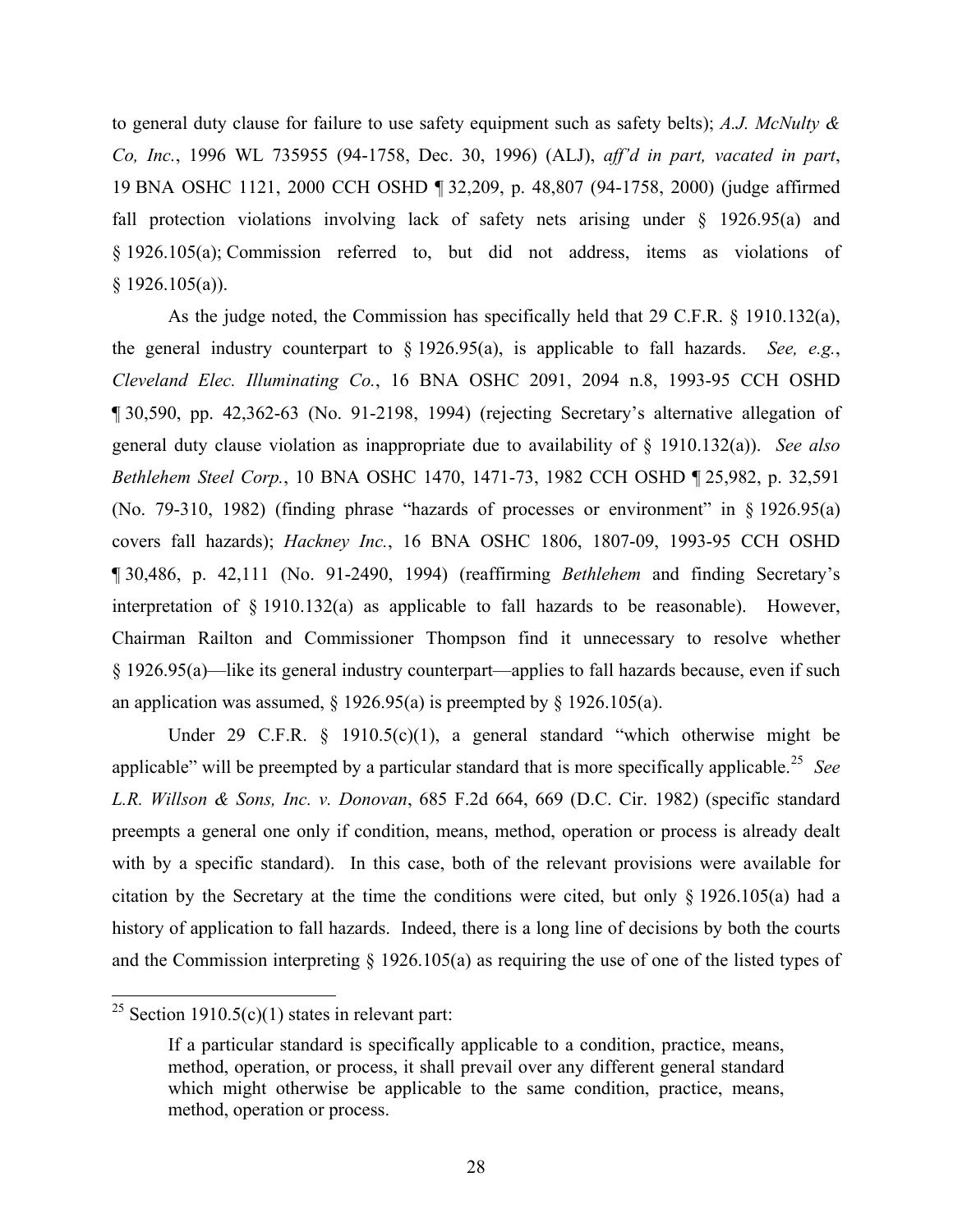to general duty clause for failure to use safety equipment such as safety belts); *A.J. McNulty & Co, Inc.*, 1996 WL 735955 (94-1758, Dec. 30, 1996) (ALJ), *aff'd in part, vacated in part*, 19 BNA OSHC 1121, 2000 CCH OSHD ¶ 32,209, p. 48,807 (94-1758, 2000) (judge affirmed fall protection violations involving lack of safety nets arising under § 1926.95(a) and § 1926.105(a); Commission referred to, but did not address, items as violations of § 1926.105(a)).

As the judge noted, the Commission has specifically held that 29 C.F.R. § 1910.132(a), the general industry counterpart to § 1926.95(a), is applicable to fall hazards. *See, e.g.*, *Cleveland Elec. Illuminating Co.*, 16 BNA OSHC 2091, 2094 n.8, 1993-95 CCH OSHD ¶ 30,590, pp. 42,362-63 (No. 91-2198, 1994) (rejecting Secretary's alternative allegation of general duty clause violation as inappropriate due to availability of § 1910.132(a)). *See also Bethlehem Steel Corp.*, 10 BNA OSHC 1470, 1471-73, 1982 CCH OSHD ¶ 25,982, p. 32,591 (No. 79-310, 1982) (finding phrase "hazards of processes or environment" in § 1926.95(a) covers fall hazards); *Hackney Inc.*, 16 BNA OSHC 1806, 1807-09, 1993-95 CCH OSHD ¶ 30,486, p. 42,111 (No. 91-2490, 1994) (reaffirming *Bethlehem* and finding Secretary's interpretation of § 1910.132(a) as applicable to fall hazards to be reasonable). However, Chairman Railton and Commissioner Thompson find it unnecessary to resolve whether § 1926.95(a)—like its general industry counterpart—applies to fall hazards because, even if such an application was assumed, § 1926.95(a) is preempted by § 1926.105(a).

Under 29 C.F.R. § 1910.5(c)(1), a general standard "which otherwise might be applicable" will be preempted by a particular standard that is more specifically applicable.[25] *See L.R. Willson & Sons, Inc. v. Donovan*, 685 F.2d 664, 669 (D.C. Cir. 1982) (specific standard preempts a general one only if condition, means, method, operation or process is already dealt with by a specific standard). In this case, both of the relevant provisions were available for citation by the Secretary at the time the conditions were cited, but only § 1926.105(a) had a history of application to fall hazards. Indeed, there is a long line of decisions by both the courts and the Commission interpreting § 1926.105(a) as requiring the use of one of the listed types of

---

[25] Section 1910.5(c)(1) states in relevant part:

> If a particular standard is specifically applicable to a condition, practice, means, method, operation, or process, it shall prevail over any different general standard which might otherwise be applicable to the same condition, practice, means, method, operation or process.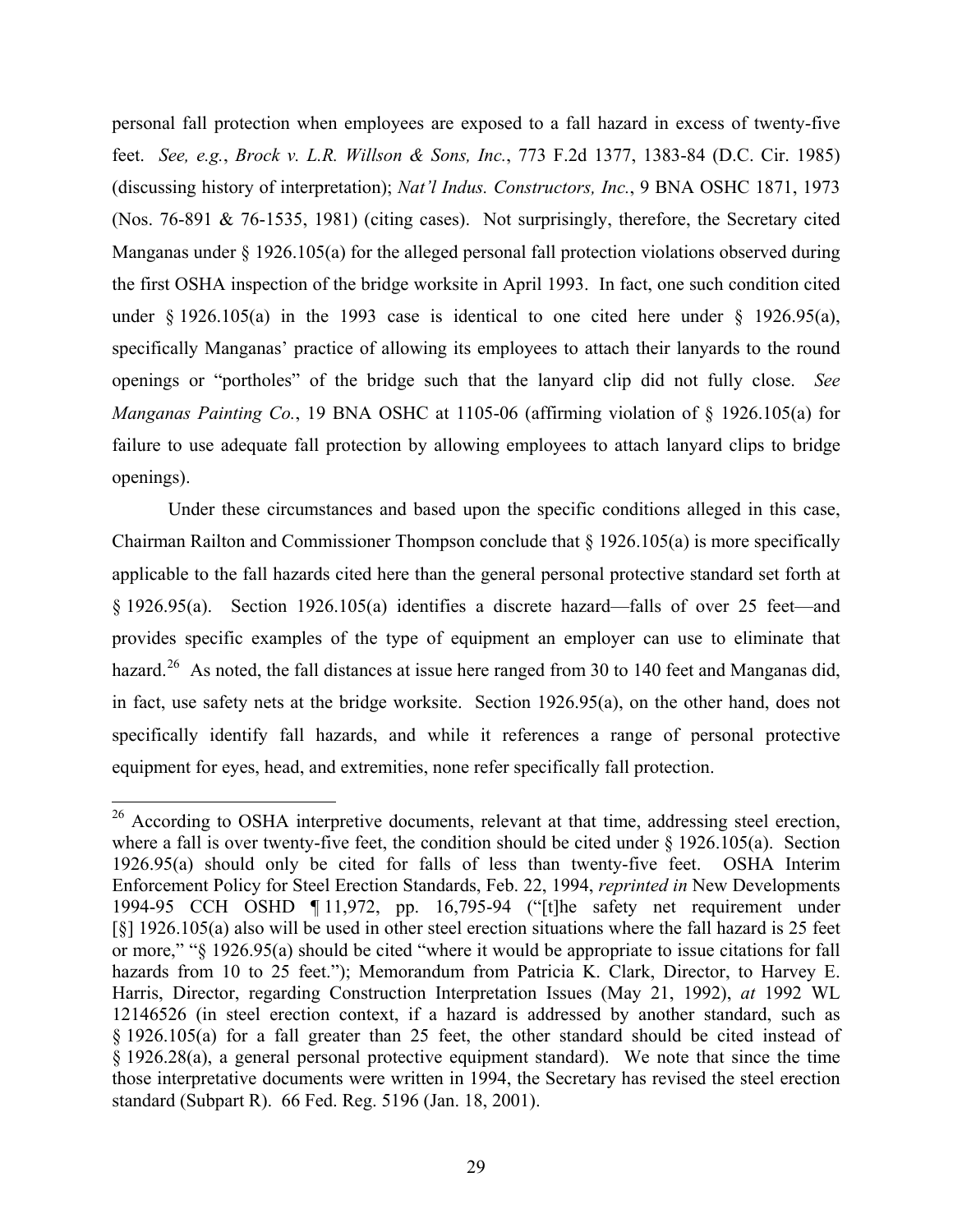personal fall protection when employees are exposed to a fall hazard in excess of twenty-five feet. *See, e.g.*, *Brock v. L.R. Willson & Sons, Inc.*, 773 F.2d 1377, 1383-84 (D.C. Cir. 1985) (discussing history of interpretation); *Nat'l Indus. Constructors, Inc.*, 9 BNA OSHC 1871, 1973 (Nos. 76-891 & 76-1535, 1981) (citing cases). Not surprisingly, therefore, the Secretary cited Manganas under § 1926.105(a) for the alleged personal fall protection violations observed during the first OSHA inspection of the bridge worksite in April 1993. In fact, one such condition cited under § 1926.105(a) in the 1993 case is identical to one cited here under § 1926.95(a), specifically Manganas' practice of allowing its employees to attach their lanyards to the round openings or "portholes" of the bridge such that the lanyard clip did not fully close. *See Manganas Painting Co.*, 19 BNA OSHC at 1105-06 (affirming violation of § 1926.105(a) for failure to use adequate fall protection by allowing employees to attach lanyard clips to bridge openings).

Under these circumstances and based upon the specific conditions alleged in this case, Chairman Railton and Commissioner Thompson conclude that § 1926.105(a) is more specifically applicable to the fall hazards cited here than the general personal protective standard set forth at § 1926.95(a). Section 1926.105(a) identifies a discrete hazard—falls of over 25 feet—and provides specific examples of the type of equipment an employer can use to eliminate that hazard.[26] As noted, the fall distances at issue here ranged from 30 to 140 feet and Manganas did, in fact, use safety nets at the bridge worksite. Section 1926.95(a), on the other hand, does not specifically identify fall hazards, and while it references a range of personal protective equipment for eyes, head, and extremities, none refer specifically fall protection.

[26] According to OSHA interpretive documents, relevant at that time, addressing steel erection, where a fall is over twenty-five feet, the condition should be cited under § 1926.105(a). Section 1926.95(a) should only be cited for falls of less than twenty-five feet. OSHA Interim Enforcement Policy for Steel Erection Standards, Feb. 22, 1994, *reprinted in* New Developments 1994-95 CCH OSHD ¶ 11,972, pp. 16,795-94 ("[t]he safety net requirement under [§] 1926.105(a) also will be used in other steel erection situations where the fall hazard is 25 feet or more," "§ 1926.95(a) should be cited "where it would be appropriate to issue citations for fall hazards from 10 to 25 feet."); Memorandum from Patricia K. Clark, Director, to Harvey E. Harris, Director, regarding Construction Interpretation Issues (May 21, 1992), *at* 1992 WL 12146526 (in steel erection context, if a hazard is addressed by another standard, such as § 1926.105(a) for a fall greater than 25 feet, the other standard should be cited instead of § 1926.28(a), a general personal protective equipment standard). We note that since the time those interpretative documents were written in 1994, the Secretary has revised the steel erection standard (Subpart R). 66 Fed. Reg. 5196 (Jan. 18, 2001).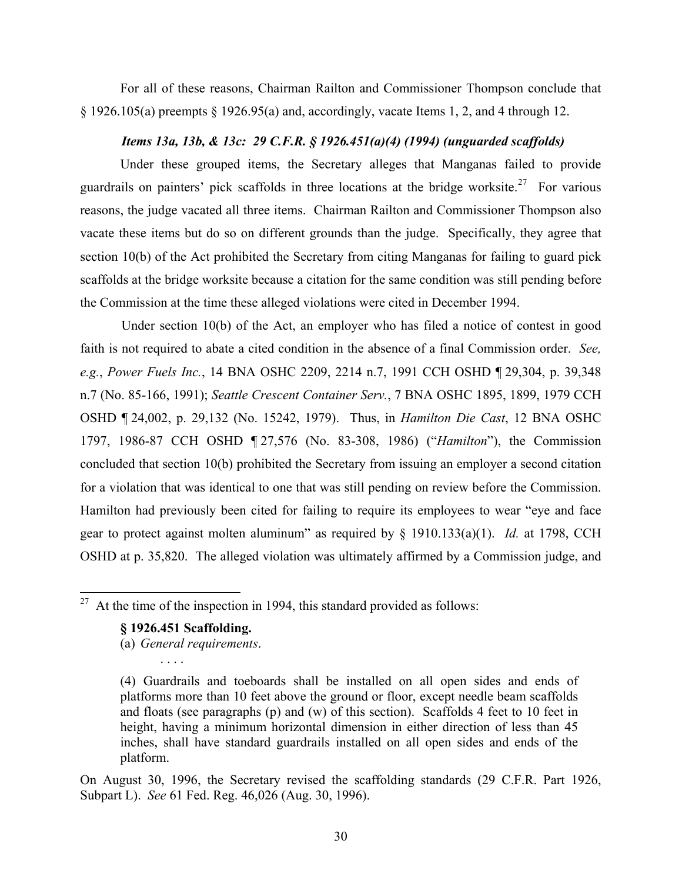For all of these reasons, Chairman Railton and Commissioner Thompson conclude that § 1926.105(a) preempts § 1926.95(a) and, accordingly, vacate Items 1, 2, and 4 through 12.

***Items 13a, 13b, & 13c: 29 C.F.R. § 1926.451(a)(4) (1994) (unguarded scaffolds)***

Under these grouped items, the Secretary alleges that Manganas failed to provide guardrails on painters' pick scaffolds in three locations at the bridge worksite.[27] For various reasons, the judge vacated all three items. Chairman Railton and Commissioner Thompson also vacate these items but do so on different grounds than the judge. Specifically, they agree that section 10(b) of the Act prohibited the Secretary from citing Manganas for failing to guard pick scaffolds at the bridge worksite because a citation for the same condition was still pending before the Commission at the time these alleged violations were cited in December 1994.

Under section 10(b) of the Act, an employer who has filed a notice of contest in good faith is not required to abate a cited condition in the absence of a final Commission order. *See, e.g.*, *Power Fuels Inc.*, 14 BNA OSHC 2209, 2214 n.7, 1991 CCH OSHD ¶ 29,304, p. 39,348 n.7 (No. 85-166, 1991); *Seattle Crescent Container Serv.*, 7 BNA OSHC 1895, 1899, 1979 CCH OSHD ¶ 24,002, p. 29,132 (No. 15242, 1979). Thus, in *Hamilton Die Cast*, 12 BNA OSHC 1797, 1986-87 CCH OSHD ¶ 27,576 (No. 83-308, 1986) ("*Hamilton*"), the Commission concluded that section 10(b) prohibited the Secretary from issuing an employer a second citation for a violation that was identical to one that was still pending on review before the Commission. Hamilton had previously been cited for failing to require its employees to wear "eye and face gear to protect against molten aluminum" as required by § 1910.133(a)(1). *Id.* at 1798, CCH OSHD at p. 35,820. The alleged violation was ultimately affirmed by a Commission judge, and

---

[27] At the time of the inspection in 1994, this standard provided as follows:

> **§ 1926.451 Scaffolding.**
>
> (a) *General requirements*.
>
> . . . .
>
> (4) Guardrails and toeboards shall be installed on all open sides and ends of platforms more than 10 feet above the ground or floor, except needle beam scaffolds and floats (see paragraphs (p) and (w) of this section). Scaffolds 4 feet to 10 feet in height, having a minimum horizontal dimension in either direction of less than 45 inches, shall have standard guardrails installed on all open sides and ends of the platform.

On August 30, 1996, the Secretary revised the scaffolding standards (29 C.F.R. Part 1926, Subpart L). *See* 61 Fed. Reg. 46,026 (Aug. 30, 1996).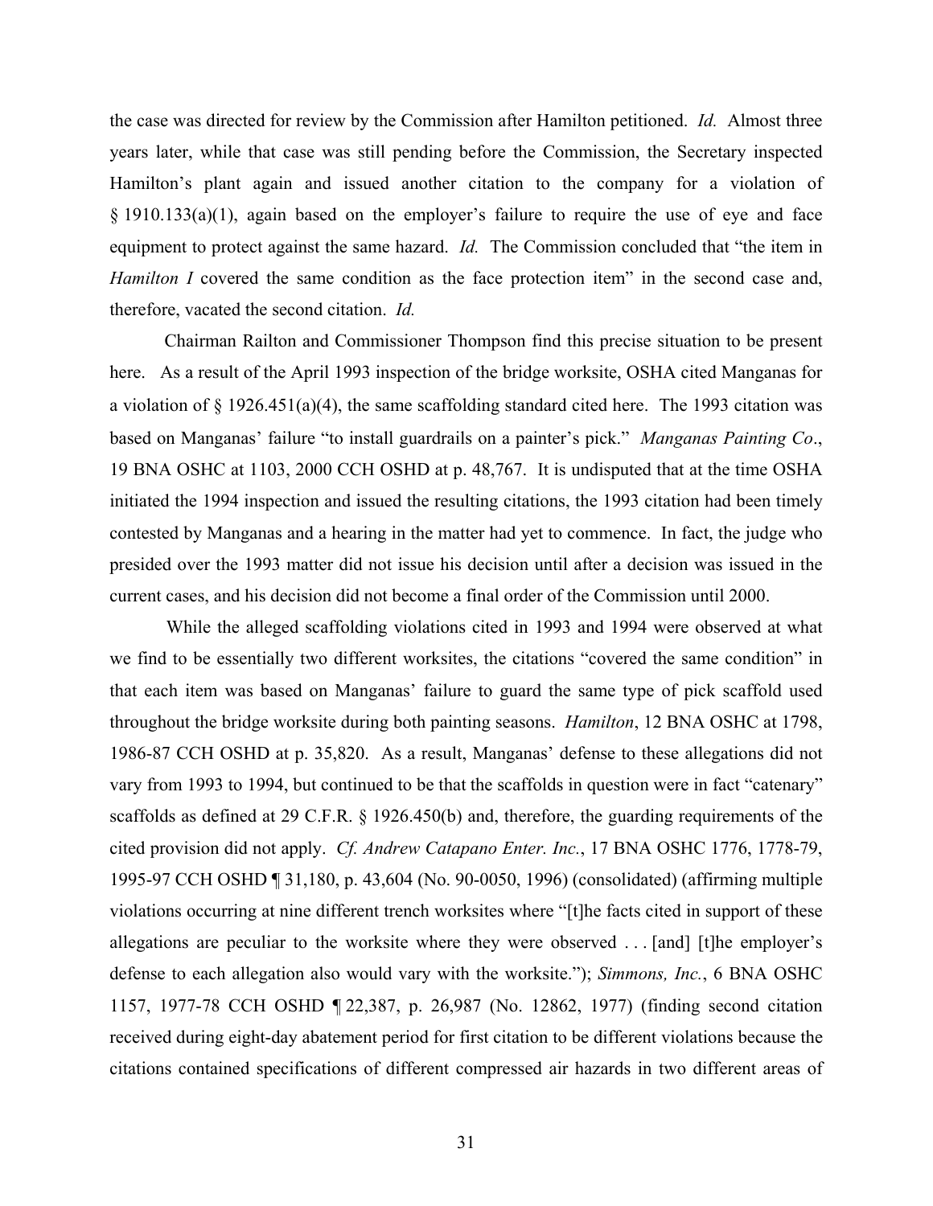the case was directed for review by the Commission after Hamilton petitioned. *Id.* Almost three years later, while that case was still pending before the Commission, the Secretary inspected Hamilton's plant again and issued another citation to the company for a violation of § 1910.133(a)(1), again based on the employer's failure to require the use of eye and face equipment to protect against the same hazard. *Id.* The Commission concluded that "the item in *Hamilton I* covered the same condition as the face protection item" in the second case and, therefore, vacated the second citation. *Id.*

Chairman Railton and Commissioner Thompson find this precise situation to be present here. As a result of the April 1993 inspection of the bridge worksite, OSHA cited Manganas for a violation of § 1926.451(a)(4), the same scaffolding standard cited here. The 1993 citation was based on Manganas' failure "to install guardrails on a painter's pick." *Manganas Painting Co*., 19 BNA OSHC at 1103, 2000 CCH OSHD at p. 48,767. It is undisputed that at the time OSHA initiated the 1994 inspection and issued the resulting citations, the 1993 citation had been timely contested by Manganas and a hearing in the matter had yet to commence. In fact, the judge who presided over the 1993 matter did not issue his decision until after a decision was issued in the current cases, and his decision did not become a final order of the Commission until 2000.

While the alleged scaffolding violations cited in 1993 and 1994 were observed at what we find to be essentially two different worksites, the citations "covered the same condition" in that each item was based on Manganas' failure to guard the same type of pick scaffold used throughout the bridge worksite during both painting seasons. *Hamilton*, 12 BNA OSHC at 1798, 1986-87 CCH OSHD at p. 35,820. As a result, Manganas' defense to these allegations did not vary from 1993 to 1994, but continued to be that the scaffolds in question were in fact "catenary" scaffolds as defined at 29 C.F.R. § 1926.450(b) and, therefore, the guarding requirements of the cited provision did not apply. *Cf. Andrew Catapano Enter. Inc.*, 17 BNA OSHC 1776, 1778-79, 1995-97 CCH OSHD ¶ 31,180, p. 43,604 (No. 90-0050, 1996) (consolidated) (affirming multiple violations occurring at nine different trench worksites where "[t]he facts cited in support of these allegations are peculiar to the worksite where they were observed . . . [and] [t]he employer's defense to each allegation also would vary with the worksite."); *Simmons, Inc.*, 6 BNA OSHC 1157, 1977-78 CCH OSHD ¶ 22,387, p. 26,987 (No. 12862, 1977) (finding second citation received during eight-day abatement period for first citation to be different violations because the citations contained specifications of different compressed air hazards in two different areas of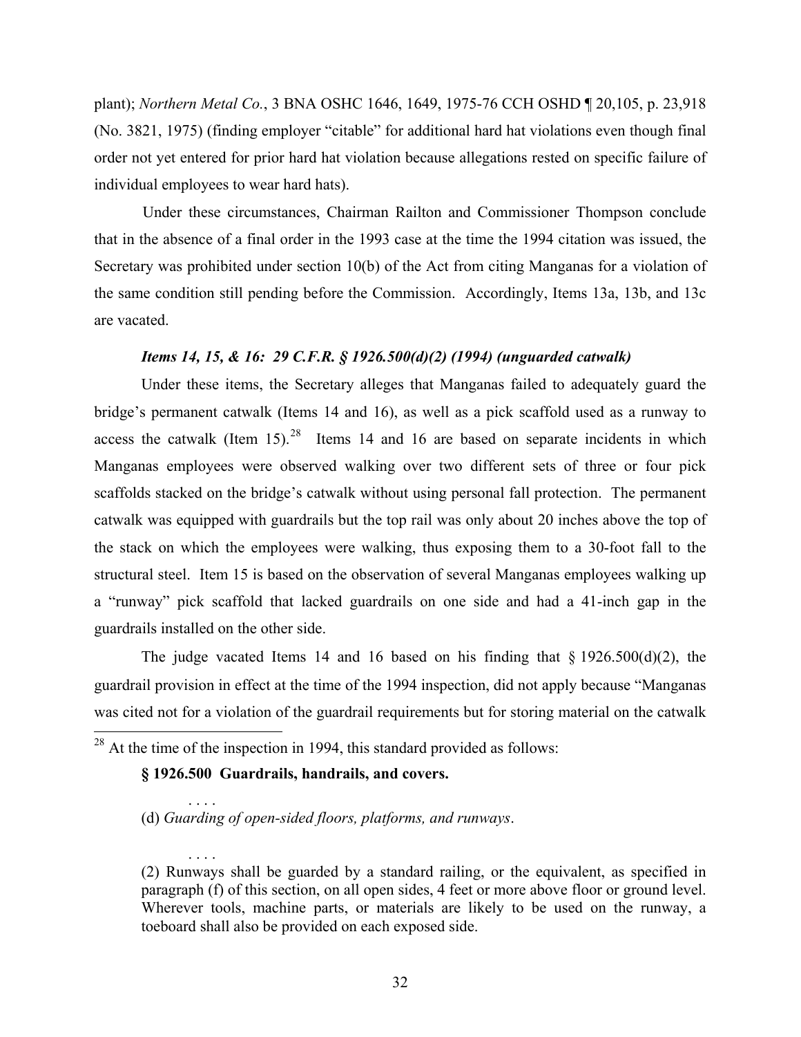plant); *Northern Metal Co.*, 3 BNA OSHC 1646, 1649, 1975-76 CCH OSHD ¶ 20,105, p. 23,918 (No. 3821, 1975) (finding employer "citable" for additional hard hat violations even though final order not yet entered for prior hard hat violation because allegations rested on specific failure of individual employees to wear hard hats).

Under these circumstances, Chairman Railton and Commissioner Thompson conclude that in the absence of a final order in the 1993 case at the time the 1994 citation was issued, the Secretary was prohibited under section 10(b) of the Act from citing Manganas for a violation of the same condition still pending before the Commission. Accordingly, Items 13a, 13b, and 13c are vacated.

### *Items 14, 15, & 16: 29 C.F.R. § 1926.500(d)(2) (1994) (unguarded catwalk)*

Under these items, the Secretary alleges that Manganas failed to adequately guard the bridge's permanent catwalk (Items 14 and 16), as well as a pick scaffold used as a runway to access the catwalk (Item 15).[28] Items 14 and 16 are based on separate incidents in which Manganas employees were observed walking over two different sets of three or four pick scaffolds stacked on the bridge's catwalk without using personal fall protection. The permanent catwalk was equipped with guardrails but the top rail was only about 20 inches above the top of the stack on which the employees were walking, thus exposing them to a 30-foot fall to the structural steel. Item 15 is based on the observation of several Manganas employees walking up a "runway" pick scaffold that lacked guardrails on one side and had a 41-inch gap in the guardrails installed on the other side.

The judge vacated Items 14 and 16 based on his finding that § 1926.500(d)(2), the guardrail provision in effect at the time of the 1994 inspection, did not apply because "Manganas was cited not for a violation of the guardrail requirements but for storing material on the catwalk

---

[28] At the time of the inspection in 1994, this standard provided as follows:

**§ 1926.500 Guardrails, handrails, and covers.**

. . . .

(d) *Guarding of open-sided floors, platforms, and runways*.

. . . .

(2) Runways shall be guarded by a standard railing, or the equivalent, as specified in paragraph (f) of this section, on all open sides, 4 feet or more above floor or ground level. Wherever tools, machine parts, or materials are likely to be used on the runway, a toeboard shall also be provided on each exposed side.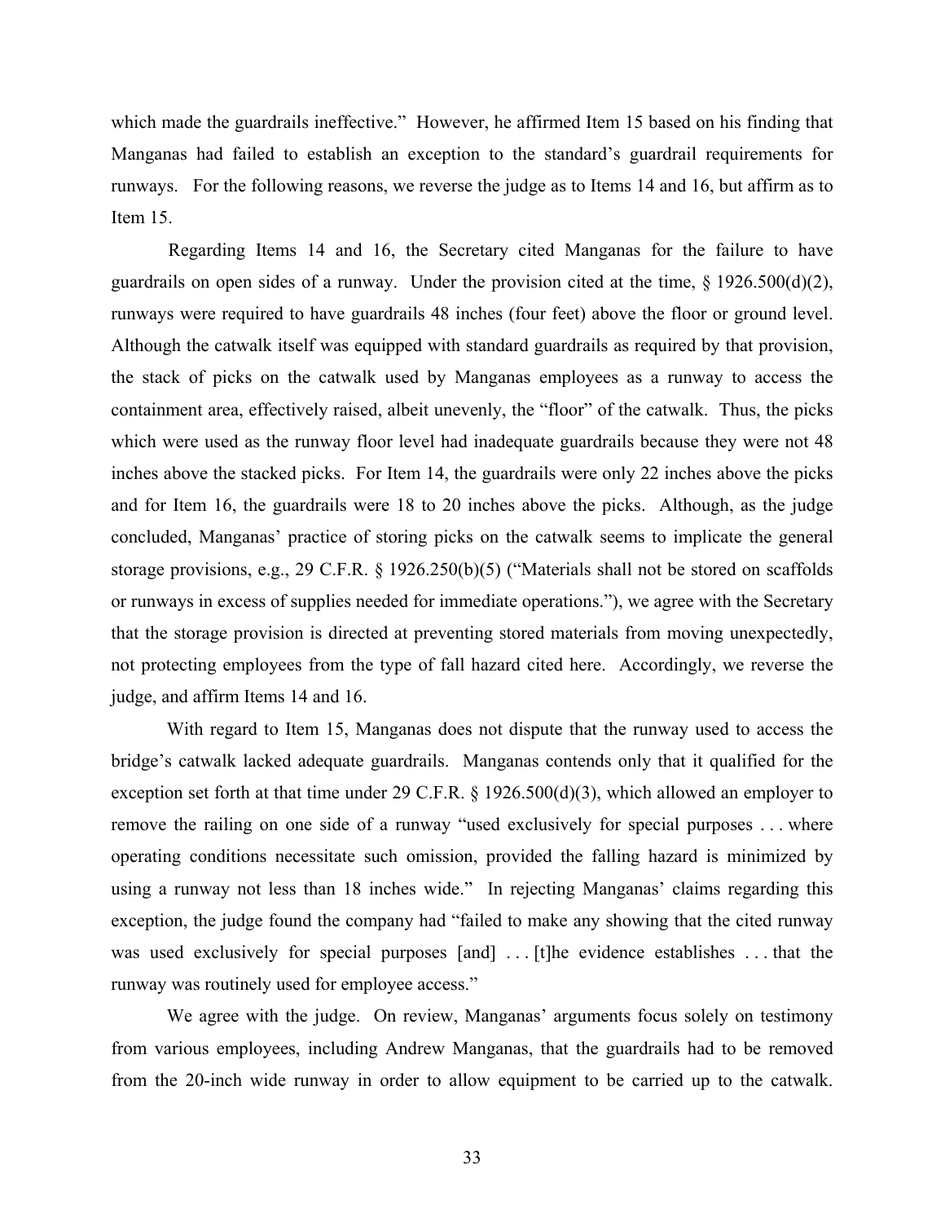which made the guardrails ineffective." However, he affirmed Item 15 based on his finding that Manganas had failed to establish an exception to the standard's guardrail requirements for runways. For the following reasons, we reverse the judge as to Items 14 and 16, but affirm as to Item 15.

Regarding Items 14 and 16, the Secretary cited Manganas for the failure to have guardrails on open sides of a runway. Under the provision cited at the time, § 1926.500(d)(2), runways were required to have guardrails 48 inches (four feet) above the floor or ground level. Although the catwalk itself was equipped with standard guardrails as required by that provision, the stack of picks on the catwalk used by Manganas employees as a runway to access the containment area, effectively raised, albeit unevenly, the "floor" of the catwalk. Thus, the picks which were used as the runway floor level had inadequate guardrails because they were not 48 inches above the stacked picks. For Item 14, the guardrails were only 22 inches above the picks and for Item 16, the guardrails were 18 to 20 inches above the picks. Although, as the judge concluded, Manganas' practice of storing picks on the catwalk seems to implicate the general storage provisions, e.g., 29 C.F.R. § 1926.250(b)(5) ("Materials shall not be stored on scaffolds or runways in excess of supplies needed for immediate operations."), we agree with the Secretary that the storage provision is directed at preventing stored materials from moving unexpectedly, not protecting employees from the type of fall hazard cited here. Accordingly, we reverse the judge, and affirm Items 14 and 16.

With regard to Item 15, Manganas does not dispute that the runway used to access the bridge's catwalk lacked adequate guardrails. Manganas contends only that it qualified for the exception set forth at that time under 29 C.F.R. § 1926.500(d)(3), which allowed an employer to remove the railing on one side of a runway "used exclusively for special purposes . . . where operating conditions necessitate such omission, provided the falling hazard is minimized by using a runway not less than 18 inches wide." In rejecting Manganas' claims regarding this exception, the judge found the company had "failed to make any showing that the cited runway was used exclusively for special purposes [and] . . . [t]he evidence establishes . . . that the runway was routinely used for employee access."

We agree with the judge. On review, Manganas' arguments focus solely on testimony from various employees, including Andrew Manganas, that the guardrails had to be removed from the 20-inch wide runway in order to allow equipment to be carried up to the catwalk.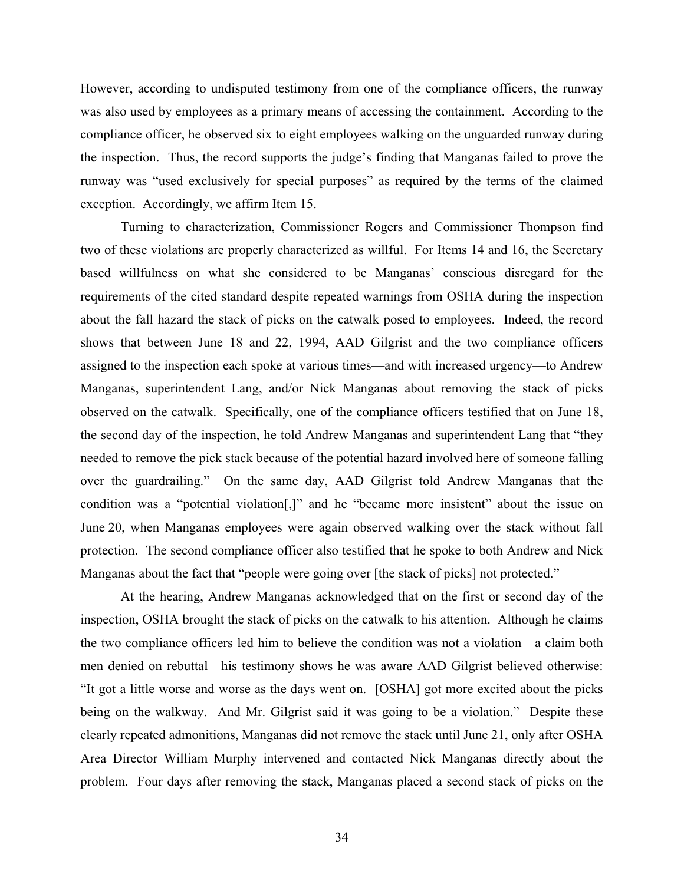However, according to undisputed testimony from one of the compliance officers, the runway was also used by employees as a primary means of accessing the containment. According to the compliance officer, he observed six to eight employees walking on the unguarded runway during the inspection. Thus, the record supports the judge's finding that Manganas failed to prove the runway was "used exclusively for special purposes" as required by the terms of the claimed exception. Accordingly, we affirm Item 15.

Turning to characterization, Commissioner Rogers and Commissioner Thompson find two of these violations are properly characterized as willful. For Items 14 and 16, the Secretary based willfulness on what she considered to be Manganas' conscious disregard for the requirements of the cited standard despite repeated warnings from OSHA during the inspection about the fall hazard the stack of picks on the catwalk posed to employees. Indeed, the record shows that between June 18 and 22, 1994, AAD Gilgrist and the two compliance officers assigned to the inspection each spoke at various times—and with increased urgency—to Andrew Manganas, superintendent Lang, and/or Nick Manganas about removing the stack of picks observed on the catwalk. Specifically, one of the compliance officers testified that on June 18, the second day of the inspection, he told Andrew Manganas and superintendent Lang that "they needed to remove the pick stack because of the potential hazard involved here of someone falling over the guardrailing." On the same day, AAD Gilgrist told Andrew Manganas that the condition was a "potential violation[,]" and he "became more insistent" about the issue on June 20, when Manganas employees were again observed walking over the stack without fall protection. The second compliance officer also testified that he spoke to both Andrew and Nick Manganas about the fact that "people were going over [the stack of picks] not protected."

At the hearing, Andrew Manganas acknowledged that on the first or second day of the inspection, OSHA brought the stack of picks on the catwalk to his attention. Although he claims the two compliance officers led him to believe the condition was not a violation—a claim both men denied on rebuttal—his testimony shows he was aware AAD Gilgrist believed otherwise: "It got a little worse and worse as the days went on. [OSHA] got more excited about the picks being on the walkway. And Mr. Gilgrist said it was going to be a violation." Despite these clearly repeated admonitions, Manganas did not remove the stack until June 21, only after OSHA Area Director William Murphy intervened and contacted Nick Manganas directly about the problem. Four days after removing the stack, Manganas placed a second stack of picks on the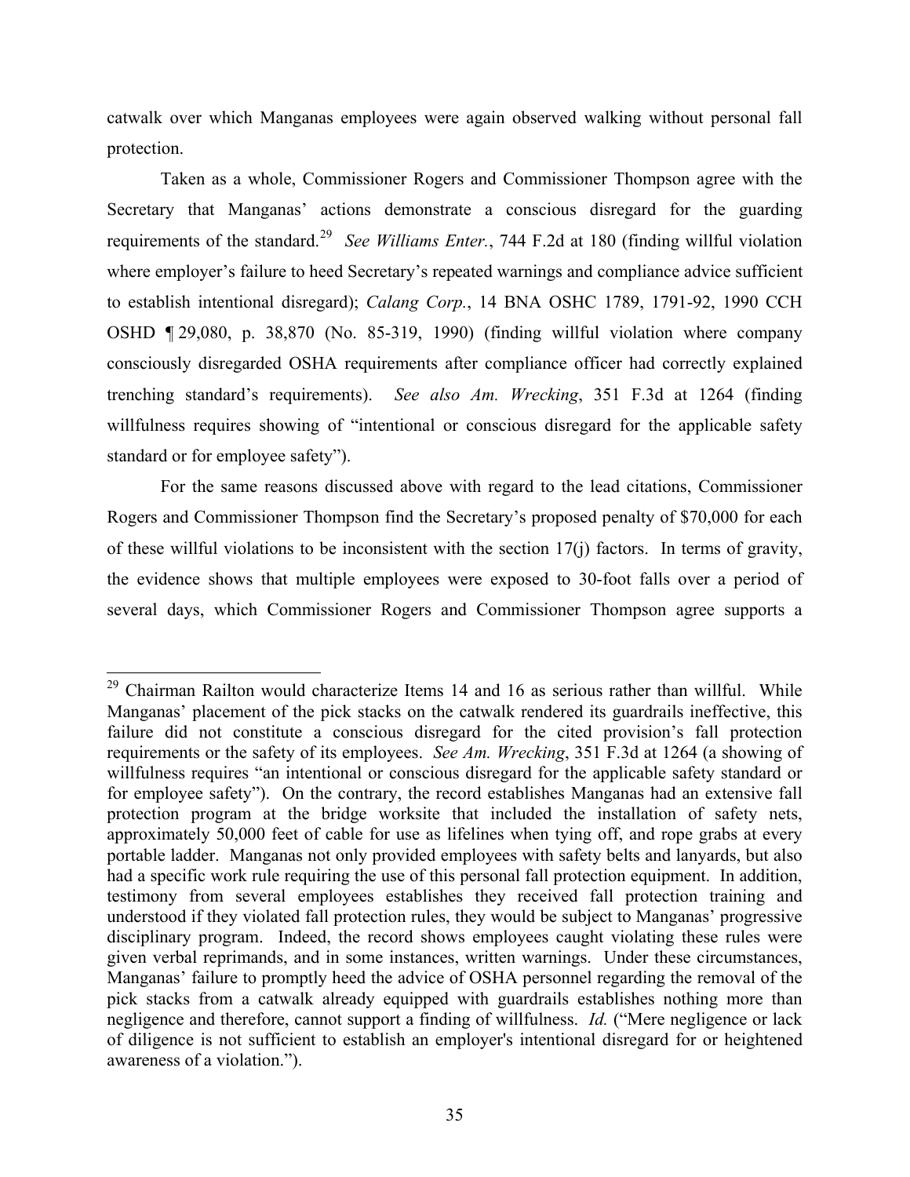catwalk over which Manganas employees were again observed walking without personal fall protection.

Taken as a whole, Commissioner Rogers and Commissioner Thompson agree with the Secretary that Manganas' actions demonstrate a conscious disregard for the guarding requirements of the standard.[29] *See Williams Enter.*, 744 F.2d at 180 (finding willful violation where employer's failure to heed Secretary's repeated warnings and compliance advice sufficient to establish intentional disregard); *Calang Corp.*, 14 BNA OSHC 1789, 1791-92, 1990 CCH OSHD ¶ 29,080, p. 38,870 (No. 85-319, 1990) (finding willful violation where company consciously disregarded OSHA requirements after compliance officer had correctly explained trenching standard's requirements). *See also Am. Wrecking*, 351 F.3d at 1264 (finding willfulness requires showing of "intentional or conscious disregard for the applicable safety standard or for employee safety").

For the same reasons discussed above with regard to the lead citations, Commissioner Rogers and Commissioner Thompson find the Secretary's proposed penalty of $70,000 for each of these willful violations to be inconsistent with the section 17(j) factors. In terms of gravity, the evidence shows that multiple employees were exposed to 30-foot falls over a period of several days, which Commissioner Rogers and Commissioner Thompson agree supports a

---

[29] Chairman Railton would characterize Items 14 and 16 as serious rather than willful. While Manganas' placement of the pick stacks on the catwalk rendered its guardrails ineffective, this failure did not constitute a conscious disregard for the cited provision's fall protection requirements or the safety of its employees. *See Am. Wrecking*, 351 F.3d at 1264 (a showing of willfulness requires "an intentional or conscious disregard for the applicable safety standard or for employee safety"). On the contrary, the record establishes Manganas had an extensive fall protection program at the bridge worksite that included the installation of safety nets, approximately 50,000 feet of cable for use as lifelines when tying off, and rope grabs at every portable ladder. Manganas not only provided employees with safety belts and lanyards, but also had a specific work rule requiring the use of this personal fall protection equipment. In addition, testimony from several employees establishes they received fall protection training and understood if they violated fall protection rules, they would be subject to Manganas' progressive disciplinary program. Indeed, the record shows employees caught violating these rules were given verbal reprimands, and in some instances, written warnings. Under these circumstances, Manganas' failure to promptly heed the advice of OSHA personnel regarding the removal of the pick stacks from a catwalk already equipped with guardrails establishes nothing more than negligence and therefore, cannot support a finding of willfulness. *Id.* ("Mere negligence or lack of diligence is not sufficient to establish an employer's intentional disregard for or heightened awareness of a violation.").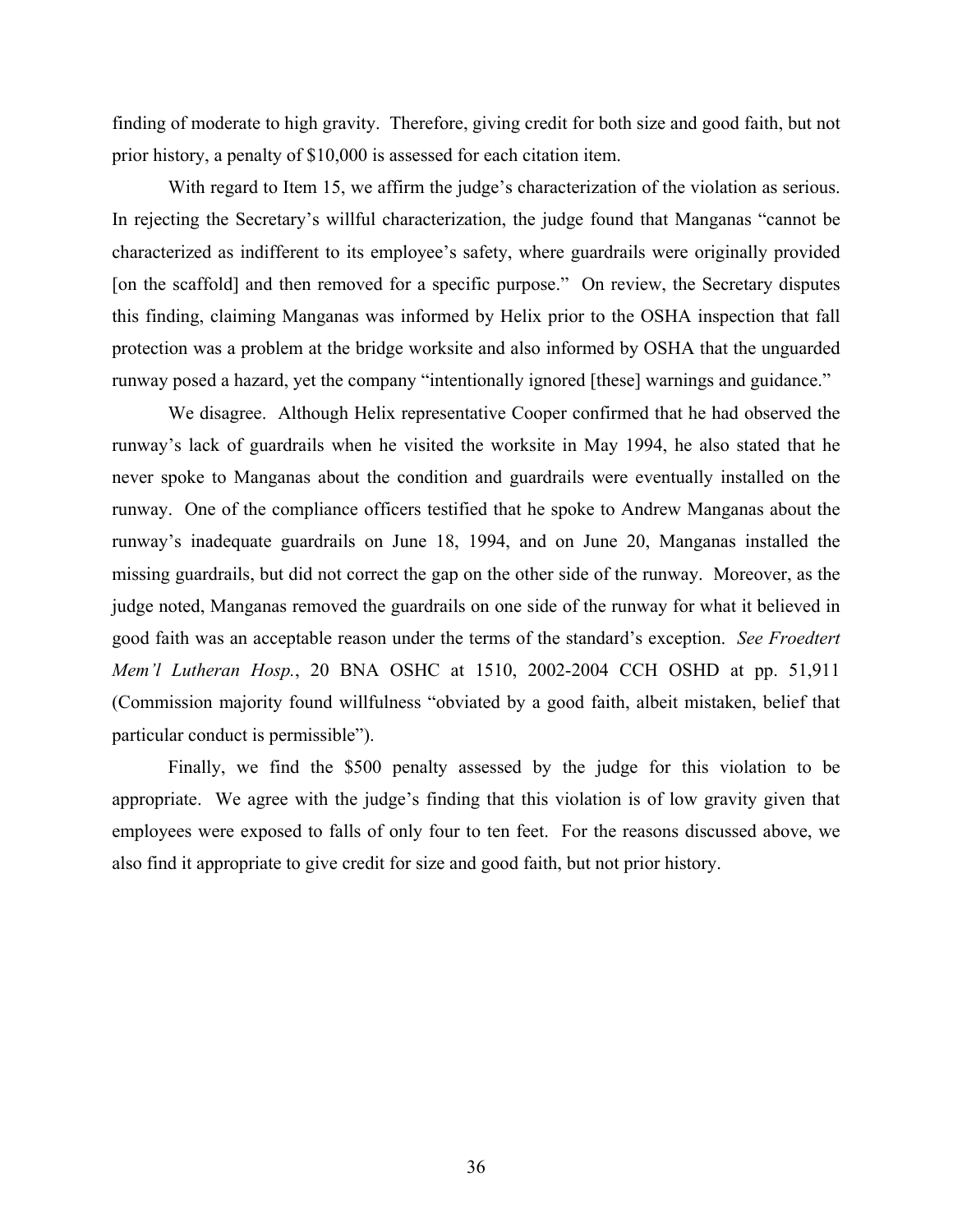finding of moderate to high gravity. Therefore, giving credit for both size and good faith, but not prior history, a penalty of $10,000 is assessed for each citation item.

With regard to Item 15, we affirm the judge's characterization of the violation as serious. In rejecting the Secretary's willful characterization, the judge found that Manganas "cannot be characterized as indifferent to its employee's safety, where guardrails were originally provided [on the scaffold] and then removed for a specific purpose." On review, the Secretary disputes this finding, claiming Manganas was informed by Helix prior to the OSHA inspection that fall protection was a problem at the bridge worksite and also informed by OSHA that the unguarded runway posed a hazard, yet the company "intentionally ignored [these] warnings and guidance."

We disagree. Although Helix representative Cooper confirmed that he had observed the runway's lack of guardrails when he visited the worksite in May 1994, he also stated that he never spoke to Manganas about the condition and guardrails were eventually installed on the runway. One of the compliance officers testified that he spoke to Andrew Manganas about the runway's inadequate guardrails on June 18, 1994, and on June 20, Manganas installed the missing guardrails, but did not correct the gap on the other side of the runway. Moreover, as the judge noted, Manganas removed the guardrails on one side of the runway for what it believed in good faith was an acceptable reason under the terms of the standard's exception. *See Froedtert Mem'l Lutheran Hosp.*, 20 BNA OSHC at 1510, 2002-2004 CCH OSHD at pp. 51,911 (Commission majority found willfulness "obviated by a good faith, albeit mistaken, belief that particular conduct is permissible").

Finally, we find the $500 penalty assessed by the judge for this violation to be appropriate. We agree with the judge's finding that this violation is of low gravity given that employees were exposed to falls of only four to ten feet. For the reasons discussed above, we also find it appropriate to give credit for size and good faith, but not prior history.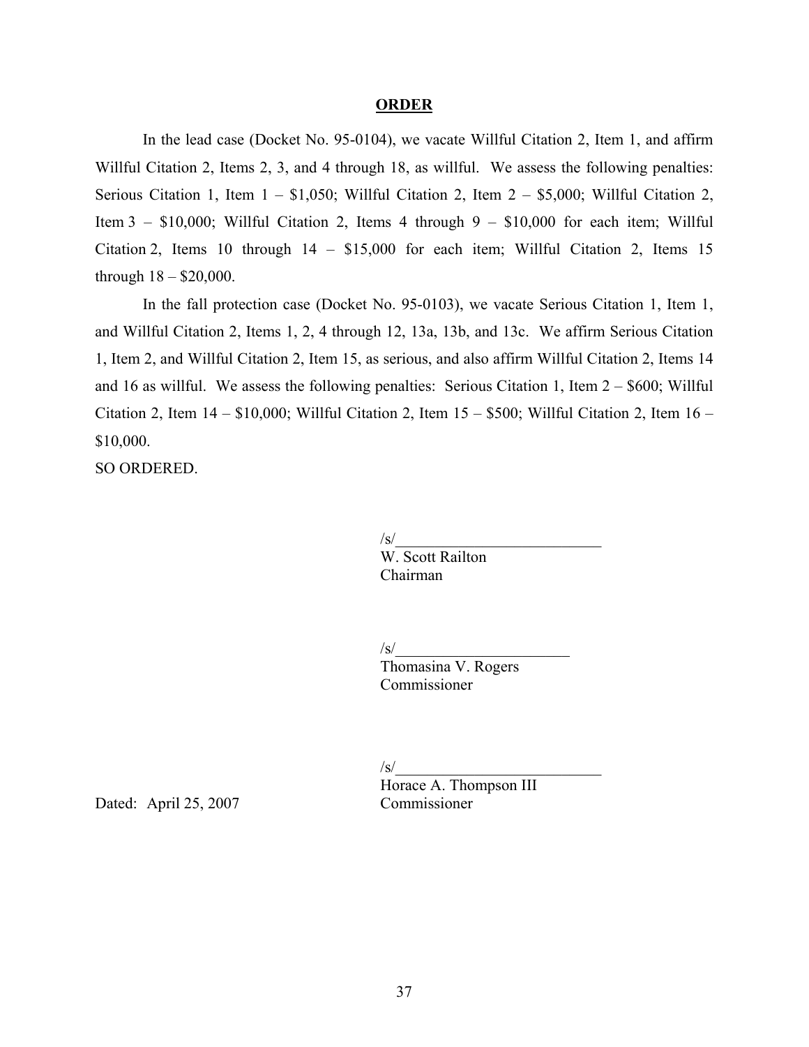## ORDER

In the lead case (Docket No. 95-0104), we vacate Willful Citation 2, Item 1, and affirm Willful Citation 2, Items 2, 3, and 4 through 18, as willful. We assess the following penalties: Serious Citation 1, Item 1 – $1,050; Willful Citation 2, Item 2 – $5,000; Willful Citation 2, Item 3 – $10,000; Willful Citation 2, Items 4 through 9 – $10,000 for each item; Willful Citation 2, Items 10 through 14 – $15,000 for each item; Willful Citation 2, Items 15 through 18 – $20,000.

In the fall protection case (Docket No. 95-0103), we vacate Serious Citation 1, Item 1, and Willful Citation 2, Items 1, 2, 4 through 12, 13a, 13b, and 13c. We affirm Serious Citation 1, Item 2, and Willful Citation 2, Item 15, as serious, and also affirm Willful Citation 2, Items 14 and 16 as willful. We assess the following penalties: Serious Citation 1, Item 2 – $600; Willful Citation 2, Item 14 – $10,000; Willful Citation 2, Item 15 – $500; Willful Citation 2, Item 16 – $10,000.

SO ORDERED.

/s/___________________________
W. Scott Railton
Chairman

/s/_______________________
Thomasina V. Rogers
Commissioner

/s/___________________________
Horace A. Thompson III
Commissioner

Dated: April 25, 2007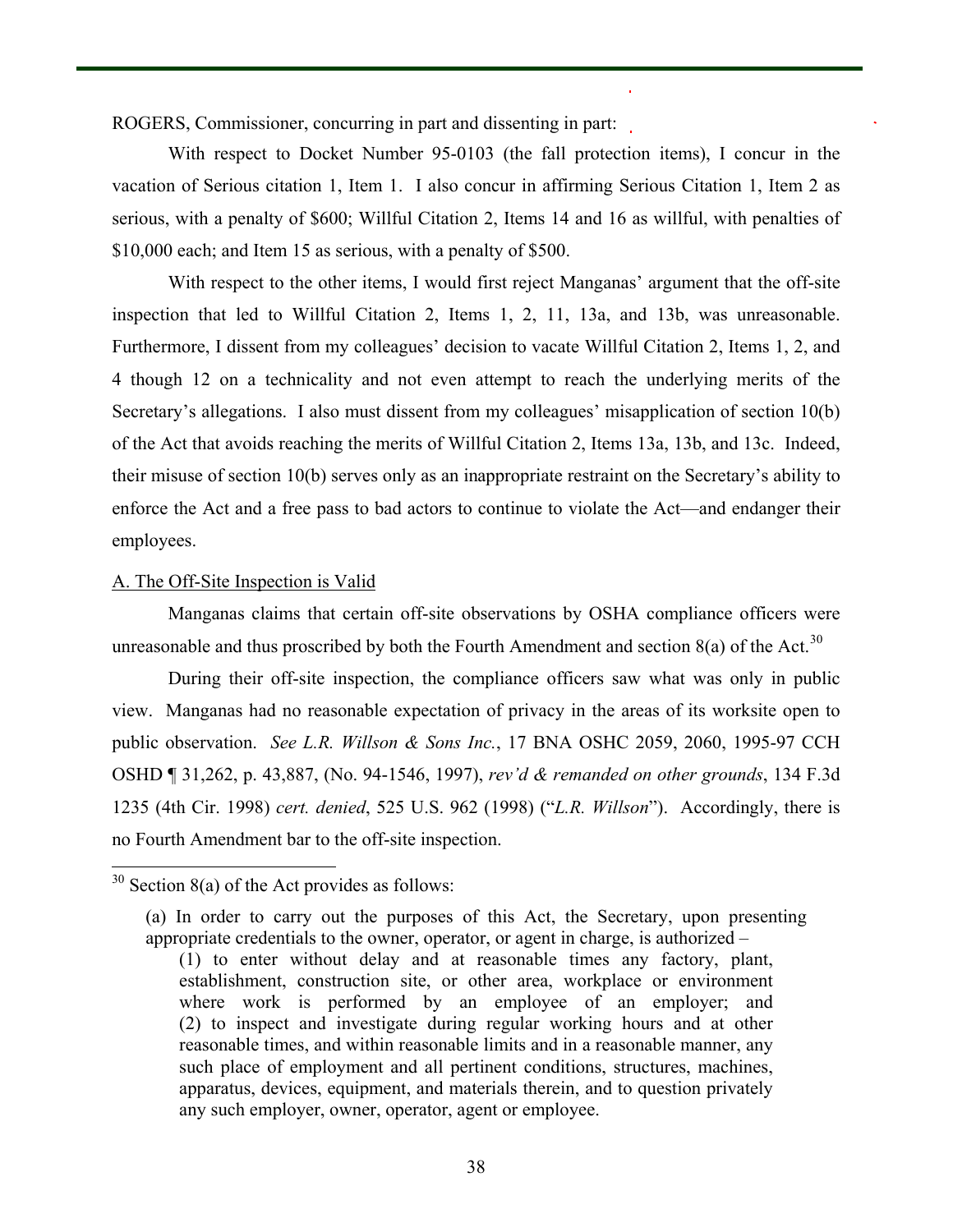ROGERS, Commissioner, concurring in part and dissenting in part:

With respect to Docket Number 95-0103 (the fall protection items), I concur in the vacation of Serious citation 1, Item 1. I also concur in affirming Serious Citation 1, Item 2 as serious, with a penalty of $600; Willful Citation 2, Items 14 and 16 as willful, with penalties of $10,000 each; and Item 15 as serious, with a penalty of $500.

With respect to the other items, I would first reject Manganas' argument that the off-site inspection that led to Willful Citation 2, Items 1, 2, 11, 13a, and 13b, was unreasonable. Furthermore, I dissent from my colleagues' decision to vacate Willful Citation 2, Items 1, 2, and 4 though 12 on a technicality and not even attempt to reach the underlying merits of the Secretary's allegations. I also must dissent from my colleagues' misapplication of section 10(b) of the Act that avoids reaching the merits of Willful Citation 2, Items 13a, 13b, and 13c. Indeed, their misuse of section 10(b) serves only as an inappropriate restraint on the Secretary's ability to enforce the Act and a free pass to bad actors to continue to violate the Act—and endanger their employees.

A. The Off-Site Inspection is Valid

Manganas claims that certain off-site observations by OSHA compliance officers were unreasonable and thus proscribed by both the Fourth Amendment and section 8(a) of the Act.[30]

During their off-site inspection, the compliance officers saw what was only in public view. Manganas had no reasonable expectation of privacy in the areas of its worksite open to public observation. *See L.R. Willson & Sons Inc.*, 17 BNA OSHC 2059, 2060, 1995-97 CCH OSHD ¶ 31,262, p. 43,887, (No. 94-1546, 1997), *rev'd & remanded on other grounds*, 134 F.3d 1235 (4th Cir. 1998) *cert. denied*, 525 U.S. 962 (1998) ("*L.R. Willson*"). Accordingly, there is no Fourth Amendment bar to the off-site inspection.

---

[30] Section 8(a) of the Act provides as follows:

> (a) In order to carry out the purposes of this Act, the Secretary, upon presenting appropriate credentials to the owner, operator, or agent in charge, is authorized –
>
> (1) to enter without delay and at reasonable times any factory, plant, establishment, construction site, or other area, workplace or environment where work is performed by an employee of an employer; and (2) to inspect and investigate during regular working hours and at other reasonable times, and within reasonable limits and in a reasonable manner, any such place of employment and all pertinent conditions, structures, machines, apparatus, devices, equipment, and materials therein, and to question privately any such employer, owner, operator, agent or employee.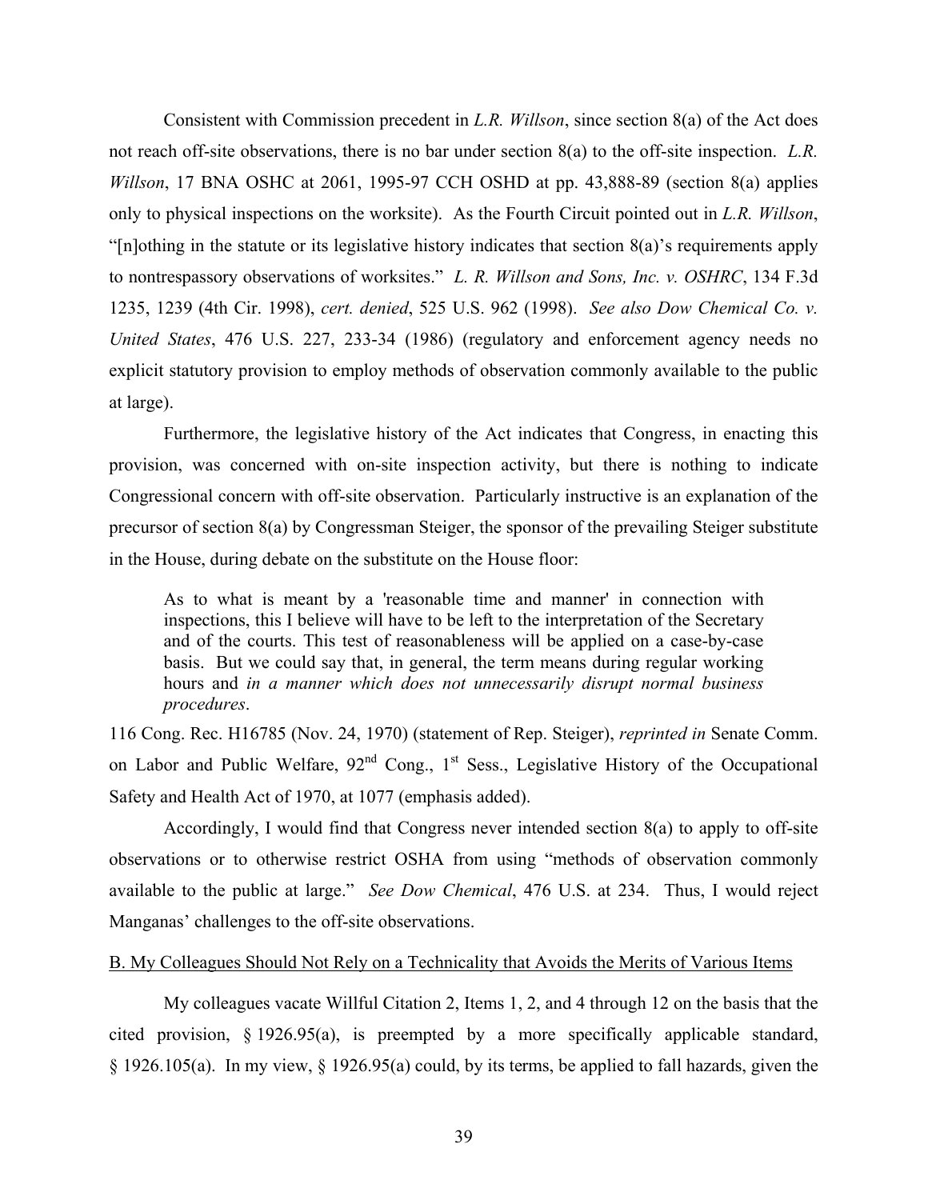Consistent with Commission precedent in *L.R. Willson*, since section 8(a) of the Act does not reach off-site observations, there is no bar under section 8(a) to the off-site inspection. *L.R. Willson*, 17 BNA OSHC at 2061, 1995-97 CCH OSHD at pp. 43,888-89 (section 8(a) applies only to physical inspections on the worksite). As the Fourth Circuit pointed out in *L.R. Willson*, "[n]othing in the statute or its legislative history indicates that section 8(a)'s requirements apply to nontrespassory observations of worksites." *L. R. Willson and Sons, Inc. v. OSHRC*, 134 F.3d 1235, 1239 (4th Cir. 1998), *cert. denied*, 525 U.S. 962 (1998). *See also Dow Chemical Co. v. United States*, 476 U.S. 227, 233-34 (1986) (regulatory and enforcement agency needs no explicit statutory provision to employ methods of observation commonly available to the public at large).

Furthermore, the legislative history of the Act indicates that Congress, in enacting this provision, was concerned with on-site inspection activity, but there is nothing to indicate Congressional concern with off-site observation. Particularly instructive is an explanation of the precursor of section 8(a) by Congressman Steiger, the sponsor of the prevailing Steiger substitute in the House, during debate on the substitute on the House floor:

> As to what is meant by a 'reasonable time and manner' in connection with inspections, this I believe will have to be left to the interpretation of the Secretary and of the courts. This test of reasonableness will be applied on a case-by-case basis. But we could say that, in general, the term means during regular working hours and *in a manner which does not unnecessarily disrupt normal business procedures*.

116 Cong. Rec. H16785 (Nov. 24, 1970) (statement of Rep. Steiger), *reprinted in* Senate Comm. on Labor and Public Welfare, 92nd Cong., 1st Sess., Legislative History of the Occupational Safety and Health Act of 1970, at 1077 (emphasis added).

Accordingly, I would find that Congress never intended section 8(a) to apply to off-site observations or to otherwise restrict OSHA from using "methods of observation commonly available to the public at large." *See Dow Chemical*, 476 U.S. at 234. Thus, I would reject Manganas' challenges to the off-site observations.

<u>B. My Colleagues Should Not Rely on a Technicality that Avoids the Merits of Various Items</u>

My colleagues vacate Willful Citation 2, Items 1, 2, and 4 through 12 on the basis that the cited provision, § 1926.95(a), is preempted by a more specifically applicable standard, § 1926.105(a). In my view, § 1926.95(a) could, by its terms, be applied to fall hazards, given the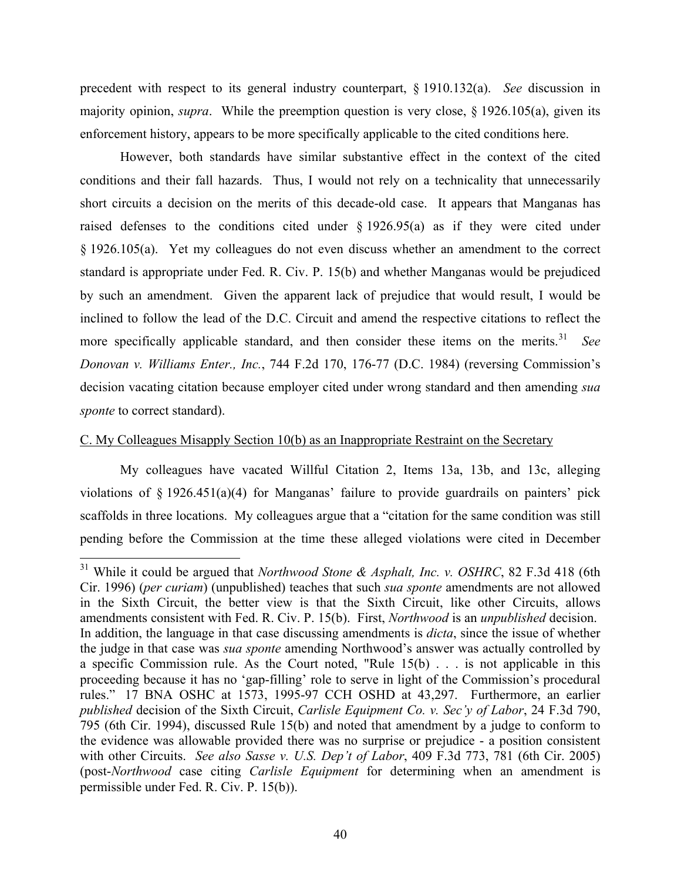precedent with respect to its general industry counterpart, § 1910.132(a). *See* discussion in majority opinion, *supra*. While the preemption question is very close, § 1926.105(a), given its enforcement history, appears to be more specifically applicable to the cited conditions here.

However, both standards have similar substantive effect in the context of the cited conditions and their fall hazards. Thus, I would not rely on a technicality that unnecessarily short circuits a decision on the merits of this decade-old case. It appears that Manganas has raised defenses to the conditions cited under § 1926.95(a) as if they were cited under § 1926.105(a). Yet my colleagues do not even discuss whether an amendment to the correct standard is appropriate under Fed. R. Civ. P. 15(b) and whether Manganas would be prejudiced by such an amendment. Given the apparent lack of prejudice that would result, I would be inclined to follow the lead of the D.C. Circuit and amend the respective citations to reflect the more specifically applicable standard, and then consider these items on the merits.[31] *See Donovan v. Williams Enter., Inc.*, 744 F.2d 170, 176-77 (D.C. 1984) (reversing Commission's decision vacating citation because employer cited under wrong standard and then amending *sua sponte* to correct standard).

C. My Colleagues Misapply Section 10(b) as an Inappropriate Restraint on the Secretary

My colleagues have vacated Willful Citation 2, Items 13a, 13b, and 13c, alleging violations of § 1926.451(a)(4) for Manganas' failure to provide guardrails on painters' pick scaffolds in three locations. My colleagues argue that a "citation for the same condition was still pending before the Commission at the time these alleged violations were cited in December

---

[31] While it could be argued that *Northwood Stone & Asphalt, Inc. v. OSHRC*, 82 F.3d 418 (6th Cir. 1996) (*per curiam*) (unpublished) teaches that such *sua sponte* amendments are not allowed in the Sixth Circuit, the better view is that the Sixth Circuit, like other Circuits, allows amendments consistent with Fed. R. Civ. P. 15(b). First, *Northwood* is an *unpublished* decision. In addition, the language in that case discussing amendments is *dicta*, since the issue of whether the judge in that case was *sua sponte* amending Northwood's answer was actually controlled by a specific Commission rule. As the Court noted, "Rule 15(b) . . . is not applicable in this proceeding because it has no 'gap-filling' role to serve in light of the Commission's procedural rules." 17 BNA OSHC at 1573, 1995-97 CCH OSHD at 43,297. Furthermore, an earlier *published* decision of the Sixth Circuit, *Carlisle Equipment Co. v. Sec'y of Labor*, 24 F.3d 790, 795 (6th Cir. 1994), discussed Rule 15(b) and noted that amendment by a judge to conform to the evidence was allowable provided there was no surprise or prejudice - a position consistent with other Circuits. *See also Sasse v. U.S. Dep't of Labor*, 409 F.3d 773, 781 (6th Cir. 2005) (post-*Northwood* case citing *Carlisle Equipment* for determining when an amendment is permissible under Fed. R. Civ. P. 15(b)).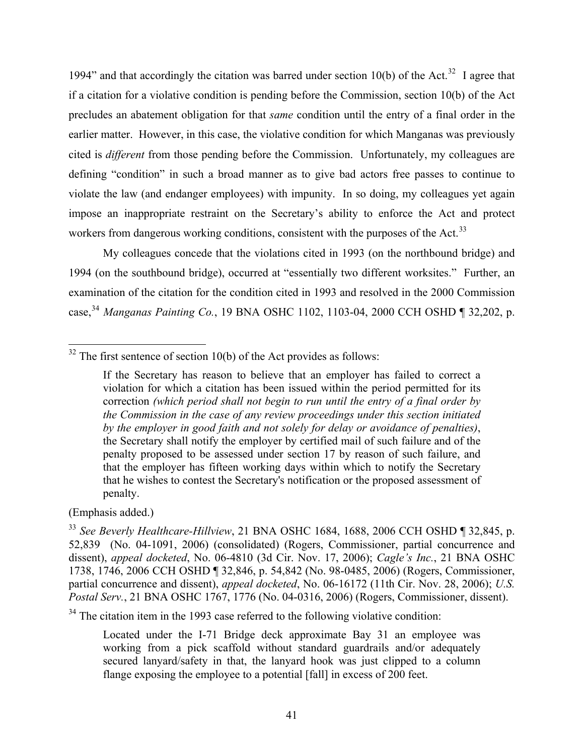1994" and that accordingly the citation was barred under section 10(b) of the Act.[32] I agree that if a citation for a violative condition is pending before the Commission, section 10(b) of the Act precludes an abatement obligation for that *same* condition until the entry of a final order in the earlier matter. However, in this case, the violative condition for which Manganas was previously cited is *different* from those pending before the Commission. Unfortunately, my colleagues are defining "condition" in such a broad manner as to give bad actors free passes to continue to violate the law (and endanger employees) with impunity. In so doing, my colleagues yet again impose an inappropriate restraint on the Secretary's ability to enforce the Act and protect workers from dangerous working conditions, consistent with the purposes of the Act.[33]

My colleagues concede that the violations cited in 1993 (on the northbound bridge) and 1994 (on the southbound bridge), occurred at "essentially two different worksites." Further, an examination of the citation for the condition cited in 1993 and resolved in the 2000 Commission case,[34] *Manganas Painting Co.*, 19 BNA OSHC 1102, 1103-04, 2000 CCH OSHD ¶ 32,202, p.

---

[32] The first sentence of section 10(b) of the Act provides as follows:

> If the Secretary has reason to believe that an employer has failed to correct a violation for which a citation has been issued within the period permitted for its correction *(which period shall not begin to run until the entry of a final order by the Commission in the case of any review proceedings under this section initiated by the employer in good faith and not solely for delay or avoidance of penalties)*, the Secretary shall notify the employer by certified mail of such failure and of the penalty proposed to be assessed under section 17 by reason of such failure, and that the employer has fifteen working days within which to notify the Secretary that he wishes to contest the Secretary's notification or the proposed assessment of penalty.

(Emphasis added.)

[33] *See Beverly Healthcare-Hillview*, 21 BNA OSHC 1684, 1688, 2006 CCH OSHD ¶ 32,845, p. 52,839 (No. 04-1091, 2006) (consolidated) (Rogers, Commissioner, partial concurrence and dissent), *appeal docketed*, No. 06-4810 (3d Cir. Nov. 17, 2006); *Cagle's Inc.*, 21 BNA OSHC 1738, 1746, 2006 CCH OSHD ¶ 32,846, p. 54,842 (No. 98-0485, 2006) (Rogers, Commissioner, partial concurrence and dissent), *appeal docketed*, No. 06-16172 (11th Cir. Nov. 28, 2006); *U.S. Postal Serv.*, 21 BNA OSHC 1767, 1776 (No. 04-0316, 2006) (Rogers, Commissioner, dissent).

[34] The citation item in the 1993 case referred to the following violative condition:

> Located under the I-71 Bridge deck approximate Bay 31 an employee was working from a pick scaffold without standard guardrails and/or adequately secured lanyard/safety in that, the lanyard hook was just clipped to a column flange exposing the employee to a potential [fall] in excess of 200 feet.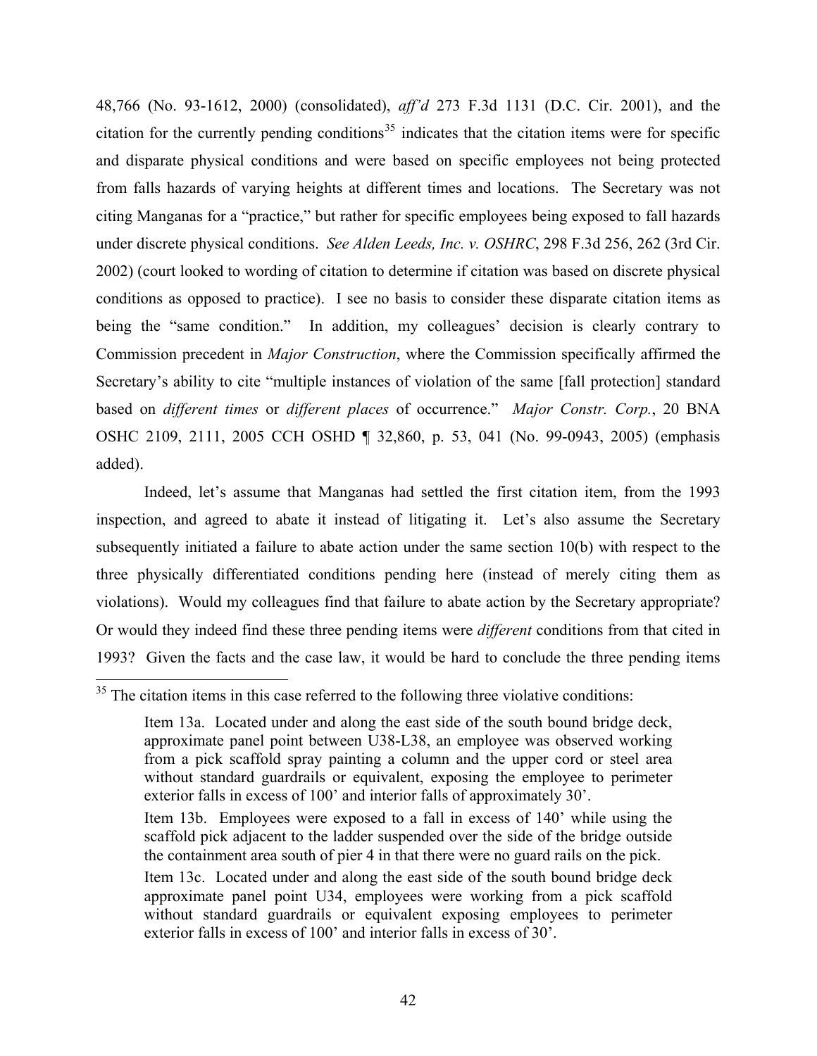48,766 (No. 93-1612, 2000) (consolidated), *aff'd* 273 F.3d 1131 (D.C. Cir. 2001), and the citation for the currently pending conditions[35] indicates that the citation items were for specific and disparate physical conditions and were based on specific employees not being protected from falls hazards of varying heights at different times and locations. The Secretary was not citing Manganas for a "practice," but rather for specific employees being exposed to fall hazards under discrete physical conditions. *See Alden Leeds, Inc. v. OSHRC*, 298 F.3d 256, 262 (3rd Cir. 2002) (court looked to wording of citation to determine if citation was based on discrete physical conditions as opposed to practice). I see no basis to consider these disparate citation items as being the "same condition." In addition, my colleagues' decision is clearly contrary to Commission precedent in *Major Construction*, where the Commission specifically affirmed the Secretary's ability to cite "multiple instances of violation of the same [fall protection] standard based on *different times* or *different places* of occurrence." *Major Constr. Corp.*, 20 BNA OSHC 2109, 2111, 2005 CCH OSHD ¶ 32,860, p. 53, 041 (No. 99-0943, 2005) (emphasis added).

Indeed, let's assume that Manganas had settled the first citation item, from the 1993 inspection, and agreed to abate it instead of litigating it. Let's also assume the Secretary subsequently initiated a failure to abate action under the same section 10(b) with respect to the three physically differentiated conditions pending here (instead of merely citing them as violations). Would my colleagues find that failure to abate action by the Secretary appropriate? Or would they indeed find these three pending items were *different* conditions from that cited in 1993? Given the facts and the case law, it would be hard to conclude the three pending items

[35] The citation items in this case referred to the following three violative conditions:

> Item 13a. Located under and along the east side of the south bound bridge deck, approximate panel point between U38-L38, an employee was observed working from a pick scaffold spray painting a column and the upper cord or steel area without standard guardrails or equivalent, exposing the employee to perimeter exterior falls in excess of 100' and interior falls of approximately 30'.
>
> Item 13b. Employees were exposed to a fall in excess of 140' while using the scaffold pick adjacent to the ladder suspended over the side of the bridge outside the containment area south of pier 4 in that there were no guard rails on the pick.
>
> Item 13c. Located under and along the east side of the south bound bridge deck approximate panel point U34, employees were working from a pick scaffold without standard guardrails or equivalent exposing employees to perimeter exterior falls in excess of 100' and interior falls in excess of 30'.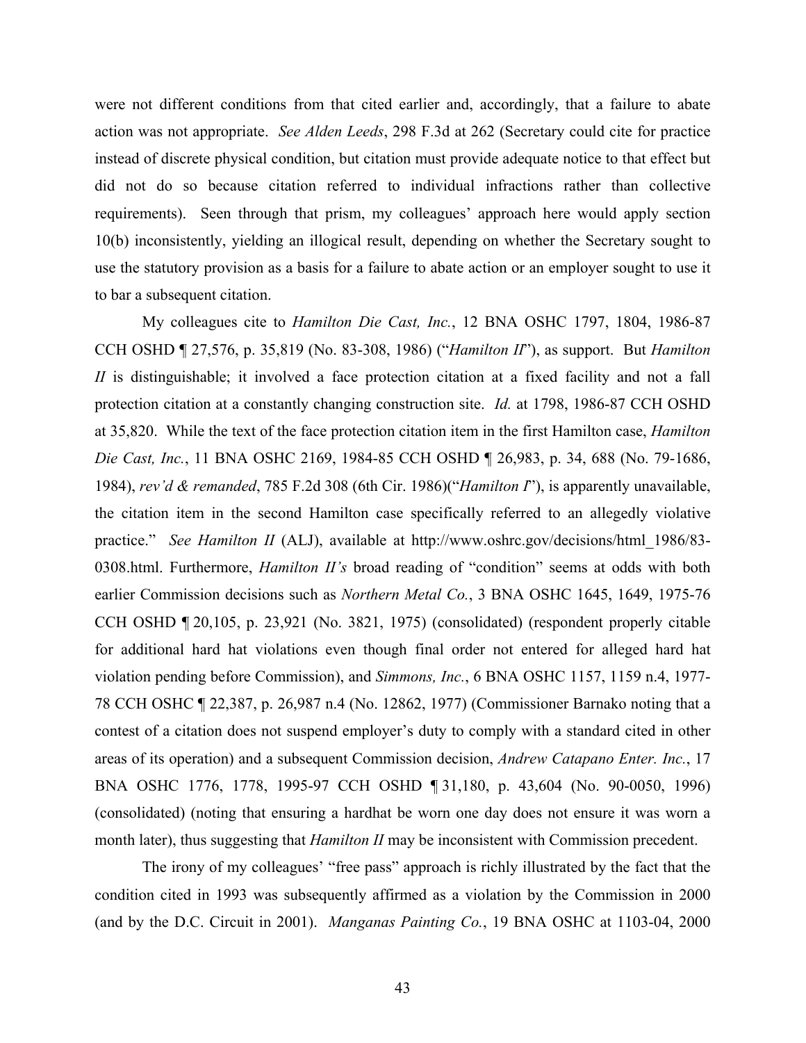were not different conditions from that cited earlier and, accordingly, that a failure to abate action was not appropriate. *See Alden Leeds*, 298 F.3d at 262 (Secretary could cite for practice instead of discrete physical condition, but citation must provide adequate notice to that effect but did not do so because citation referred to individual infractions rather than collective requirements). Seen through that prism, my colleagues' approach here would apply section 10(b) inconsistently, yielding an illogical result, depending on whether the Secretary sought to use the statutory provision as a basis for a failure to abate action or an employer sought to use it to bar a subsequent citation.

My colleagues cite to *Hamilton Die Cast, Inc.*, 12 BNA OSHC 1797, 1804, 1986-87 CCH OSHD ¶ 27,576, p. 35,819 (No. 83-308, 1986) ("*Hamilton II*"), as support. But *Hamilton II* is distinguishable; it involved a face protection citation at a fixed facility and not a fall protection citation at a constantly changing construction site. *Id.* at 1798, 1986-87 CCH OSHD at 35,820. While the text of the face protection citation item in the first Hamilton case, *Hamilton Die Cast, Inc.*, 11 BNA OSHC 2169, 1984-85 CCH OSHD ¶ 26,983, p. 34, 688 (No. 79-1686, 1984), *rev'd & remanded*, 785 F.2d 308 (6th Cir. 1986)("*Hamilton I*"), is apparently unavailable, the citation item in the second Hamilton case specifically referred to an allegedly violative practice." *See Hamilton II* (ALJ), available at http://www.oshrc.gov/decisions/html_1986/83-0308.html. Furthermore, *Hamilton II's* broad reading of "condition" seems at odds with both earlier Commission decisions such as *Northern Metal Co.*, 3 BNA OSHC 1645, 1649, 1975-76 CCH OSHD ¶ 20,105, p. 23,921 (No. 3821, 1975) (consolidated) (respondent properly citable for additional hard hat violations even though final order not entered for alleged hard hat violation pending before Commission), and *Simmons, Inc.*, 6 BNA OSHC 1157, 1159 n.4, 1977-78 CCH OSHC ¶ 22,387, p. 26,987 n.4 (No. 12862, 1977) (Commissioner Barnako noting that a contest of a citation does not suspend employer's duty to comply with a standard cited in other areas of its operation) and a subsequent Commission decision, *Andrew Catapano Enter. Inc.*, 17 BNA OSHC 1776, 1778, 1995-97 CCH OSHD ¶ 31,180, p. 43,604 (No. 90-0050, 1996) (consolidated) (noting that ensuring a hardhat be worn one day does not ensure it was worn a month later), thus suggesting that *Hamilton II* may be inconsistent with Commission precedent.

The irony of my colleagues' "free pass" approach is richly illustrated by the fact that the condition cited in 1993 was subsequently affirmed as a violation by the Commission in 2000 (and by the D.C. Circuit in 2001). *Manganas Painting Co.*, 19 BNA OSHC at 1103-04, 2000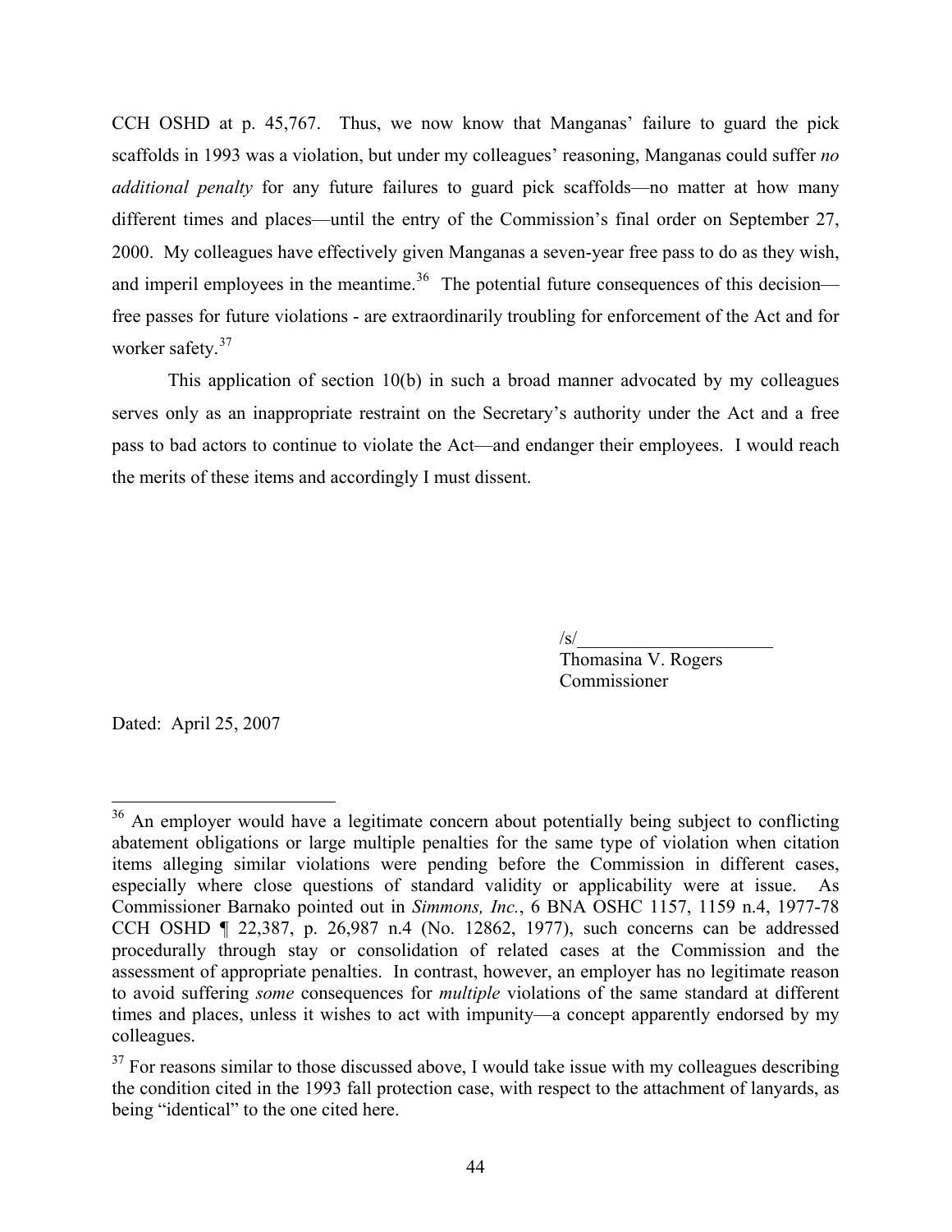CCH OSHD at p. 45,767. Thus, we now know that Manganas' failure to guard the pick scaffolds in 1993 was a violation, but under my colleagues' reasoning, Manganas could suffer *no additional penalty* for any future failures to guard pick scaffolds—no matter at how many different times and places—until the entry of the Commission's final order on September 27, 2000. My colleagues have effectively given Manganas a seven-year free pass to do as they wish, and imperil employees in the meantime.[36] The potential future consequences of this decision—free passes for future violations - are extraordinarily troubling for enforcement of the Act and for worker safety.[37]

This application of section 10(b) in such a broad manner advocated by my colleagues serves only as an inappropriate restraint on the Secretary's authority under the Act and a free pass to bad actors to continue to violate the Act—and endanger their employees. I would reach the merits of these items and accordingly I must dissent.

/s/______________________
Thomasina V. Rogers
Commissioner

Dated: April 25, 2007

---

[36] An employer would have a legitimate concern about potentially being subject to conflicting abatement obligations or large multiple penalties for the same type of violation when citation items alleging similar violations were pending before the Commission in different cases, especially where close questions of standard validity or applicability were at issue. As Commissioner Barnako pointed out in *Simmons, Inc.*, 6 BNA OSHC 1157, 1159 n.4, 1977-78 CCH OSHD ¶ 22,387, p. 26,987 n.4 (No. 12862, 1977), such concerns can be addressed procedurally through stay or consolidation of related cases at the Commission and the assessment of appropriate penalties. In contrast, however, an employer has no legitimate reason to avoid suffering *some* consequences for *multiple* violations of the same standard at different times and places, unless it wishes to act with impunity—a concept apparently endorsed by my colleagues.

[37] For reasons similar to those discussed above, I would take issue with my colleagues describing the condition cited in the 1993 fall protection case, with respect to the attachment of lanyards, as being "identical" to the one cited here.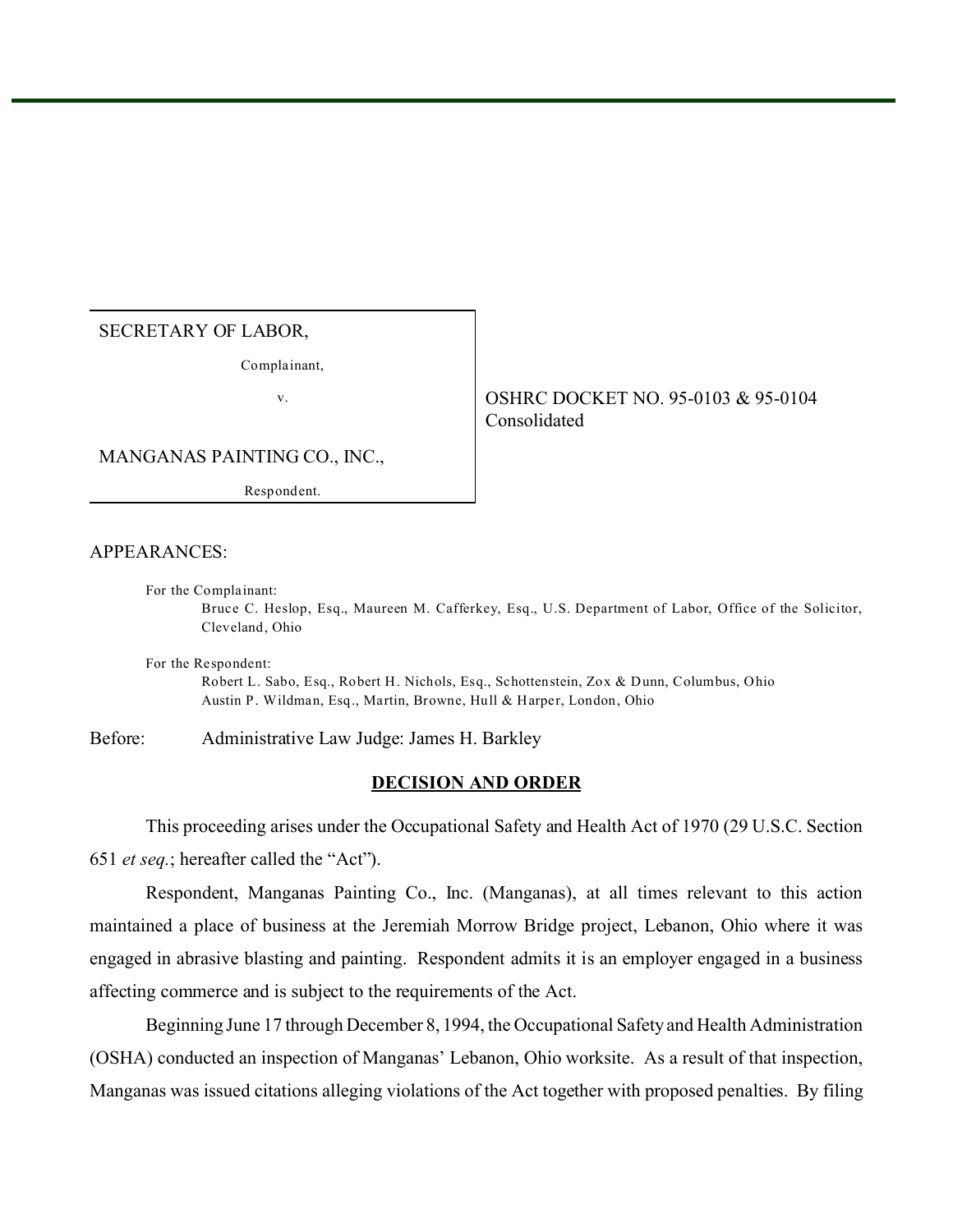SECRETARY OF LABOR,

Complainant,

v.

MANGANAS PAINTING CO., INC.,

Respondent.

OSHRC DOCKET NO. 95-0103 & 95-0104
Consolidated

APPEARANCES:

For the Complainant:
Bruce C. Heslop, Esq., Maureen M. Cafferkey, Esq., U.S. Department of Labor, Office of the Solicitor, Cleveland, Ohio

For the Respondent:
Robert L. Sabo, Esq., Robert H. Nichols, Esq., Schottenstein, Zox & Dunn, Columbus, Ohio
Austin P. Wildman, Esq., Martin, Browne, Hull & Harper, London, Ohio

Before: Administrative Law Judge: James H. Barkley

## DECISION AND ORDER

This proceeding arises under the Occupational Safety and Health Act of 1970 (29 U.S.C. Section 651 *et seq.*; hereafter called the "Act").

Respondent, Manganas Painting Co., Inc. (Manganas), at all times relevant to this action maintained a place of business at the Jeremiah Morrow Bridge project, Lebanon, Ohio where it was engaged in abrasive blasting and painting. Respondent admits it is an employer engaged in a business affecting commerce and is subject to the requirements of the Act.

Beginning June 17 through December 8, 1994, the Occupational Safety and Health Administration (OSHA) conducted an inspection of Manganas' Lebanon, Ohio worksite. As a result of that inspection, Manganas was issued citations alleging violations of the Act together with proposed penalties. By filing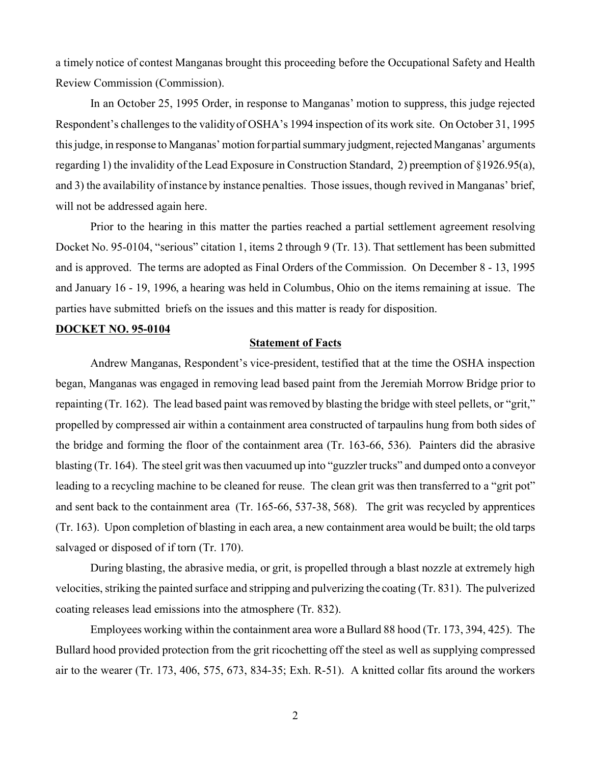a timely notice of contest Manganas brought this proceeding before the Occupational Safety and Health Review Commission (Commission).

In an October 25, 1995 Order, in response to Manganas' motion to suppress, this judge rejected Respondent's challenges to the validity of OSHA's 1994 inspection of its work site. On October 31, 1995 this judge, in response to Manganas' motion for partial summary judgment, rejected Manganas' arguments regarding 1) the invalidity of the Lead Exposure in Construction Standard, 2) preemption of §1926.95(a), and 3) the availability of instance by instance penalties. Those issues, though revived in Manganas' brief, will not be addressed again here.

Prior to the hearing in this matter the parties reached a partial settlement agreement resolving Docket No. 95-0104, "serious" citation 1, items 2 through 9 (Tr. 13). That settlement has been submitted and is approved. The terms are adopted as Final Orders of the Commission. On December 8 - 13, 1995 and January 16 - 19, 1996, a hearing was held in Columbus, Ohio on the items remaining at issue. The parties have submitted briefs on the issues and this matter is ready for disposition.

**DOCKET NO. 95-0104**

**Statement of Facts**

Andrew Manganas, Respondent's vice-president, testified that at the time the OSHA inspection began, Manganas was engaged in removing lead based paint from the Jeremiah Morrow Bridge prior to repainting (Tr. 162). The lead based paint was removed by blasting the bridge with steel pellets, or "grit," propelled by compressed air within a containment area constructed of tarpaulins hung from both sides of the bridge and forming the floor of the containment area (Tr. 163-66, 536). Painters did the abrasive blasting (Tr. 164). The steel grit was then vacuumed up into "guzzler trucks" and dumped onto a conveyor leading to a recycling machine to be cleaned for reuse. The clean grit was then transferred to a "grit pot" and sent back to the containment area (Tr. 165-66, 537-38, 568). The grit was recycled by apprentices (Tr. 163). Upon completion of blasting in each area, a new containment area would be built; the old tarps salvaged or disposed of if torn (Tr. 170).

During blasting, the abrasive media, or grit, is propelled through a blast nozzle at extremely high velocities, striking the painted surface and stripping and pulverizing the coating (Tr. 831). The pulverized coating releases lead emissions into the atmosphere (Tr. 832).

Employees working within the containment area wore a Bullard 88 hood (Tr. 173, 394, 425). The Bullard hood provided protection from the grit ricochetting off the steel as well as supplying compressed air to the wearer (Tr. 173, 406, 575, 673, 834-35; Exh. R-51). A knitted collar fits around the workers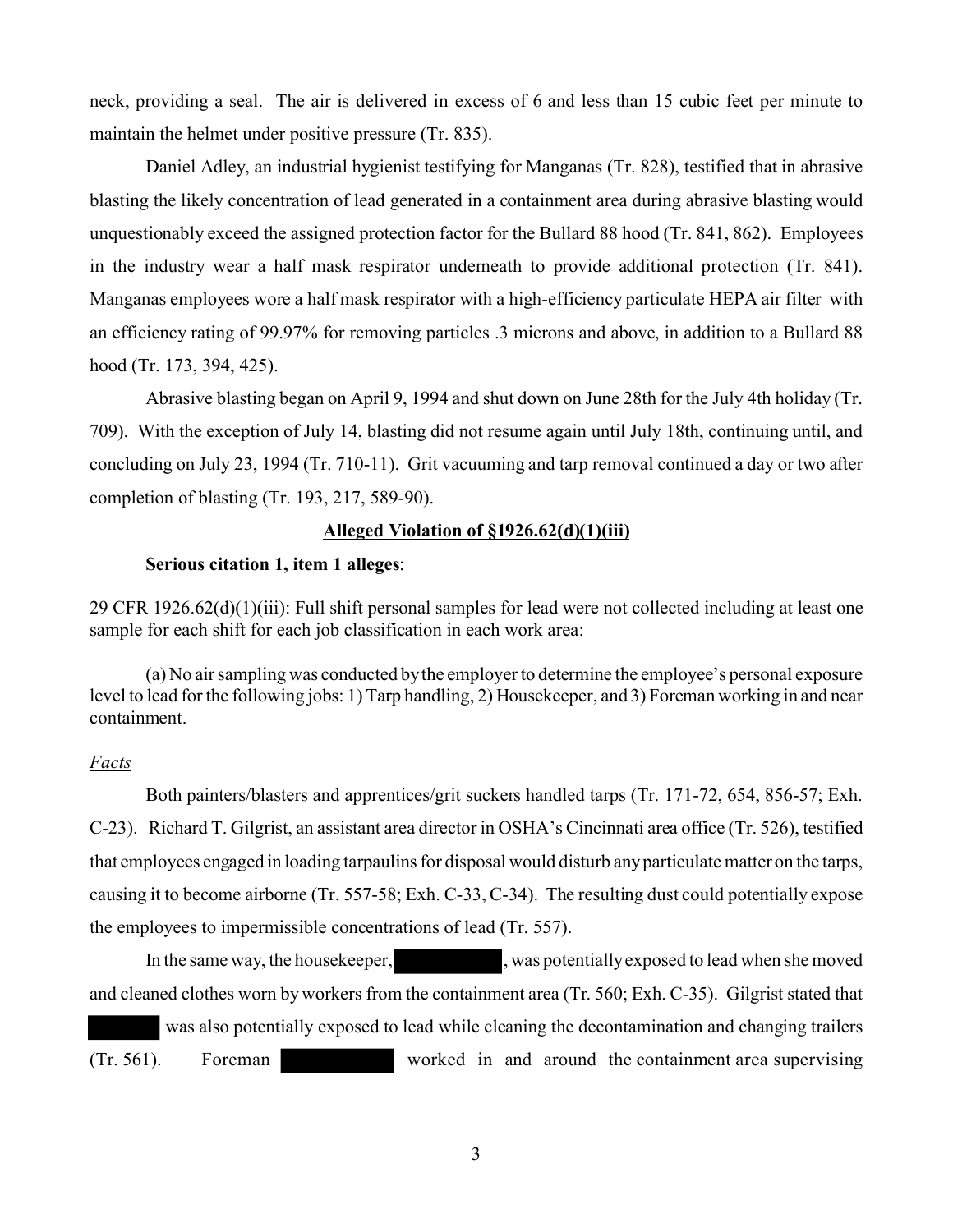neck, providing a seal. The air is delivered in excess of 6 and less than 15 cubic feet per minute to maintain the helmet under positive pressure (Tr. 835).

Daniel Adley, an industrial hygienist testifying for Manganas (Tr. 828), testified that in abrasive blasting the likely concentration of lead generated in a containment area during abrasive blasting would unquestionably exceed the assigned protection factor for the Bullard 88 hood (Tr. 841, 862). Employees in the industry wear a half mask respirator underneath to provide additional protection (Tr. 841). Manganas employees wore a half mask respirator with a high-efficiency particulate HEPA air filter with an efficiency rating of 99.97% for removing particles .3 microns and above, in addition to a Bullard 88 hood (Tr. 173, 394, 425).

Abrasive blasting began on April 9, 1994 and shut down on June 28th for the July 4th holiday (Tr. 709). With the exception of July 14, blasting did not resume again until July 18th, continuing until, and concluding on July 23, 1994 (Tr. 710-11). Grit vacuuming and tarp removal continued a day or two after completion of blasting (Tr. 193, 217, 589-90).

## Alleged Violation of §1926.62(d)(1)(iii)

**Serious citation 1, item 1 alleges**:

29 CFR 1926.62(d)(1)(iii): Full shift personal samples for lead were not collected including at least one sample for each shift for each job classification in each work area:

(a) No air sampling was conducted by the employer to determine the employee's personal exposure level to lead for the following jobs: 1) Tarp handling, 2) Housekeeper, and 3) Foreman working in and near containment.

*Facts*

Both painters/blasters and apprentices/grit suckers handled tarps (Tr. 171-72, 654, 856-57; Exh. C-23). Richard T. Gilgrist, an assistant area director in OSHA's Cincinnati area office (Tr. 526), testified that employees engaged in loading tarpaulins for disposal would disturb any particulate matter on the tarps, causing it to become airborne (Tr. 557-58; Exh. C-33, C-34). The resulting dust could potentially expose the employees to impermissible concentrations of lead (Tr. 557).

In the same way, the housekeeper, [REDACTED], was potentially exposed to lead when she moved and cleaned clothes worn by workers from the containment area (Tr. 560; Exh. C-35). Gilgrist stated that [REDACTED] was also potentially exposed to lead while cleaning the decontamination and changing trailers (Tr. 561). Foreman [REDACTED] worked in and around the containment area supervising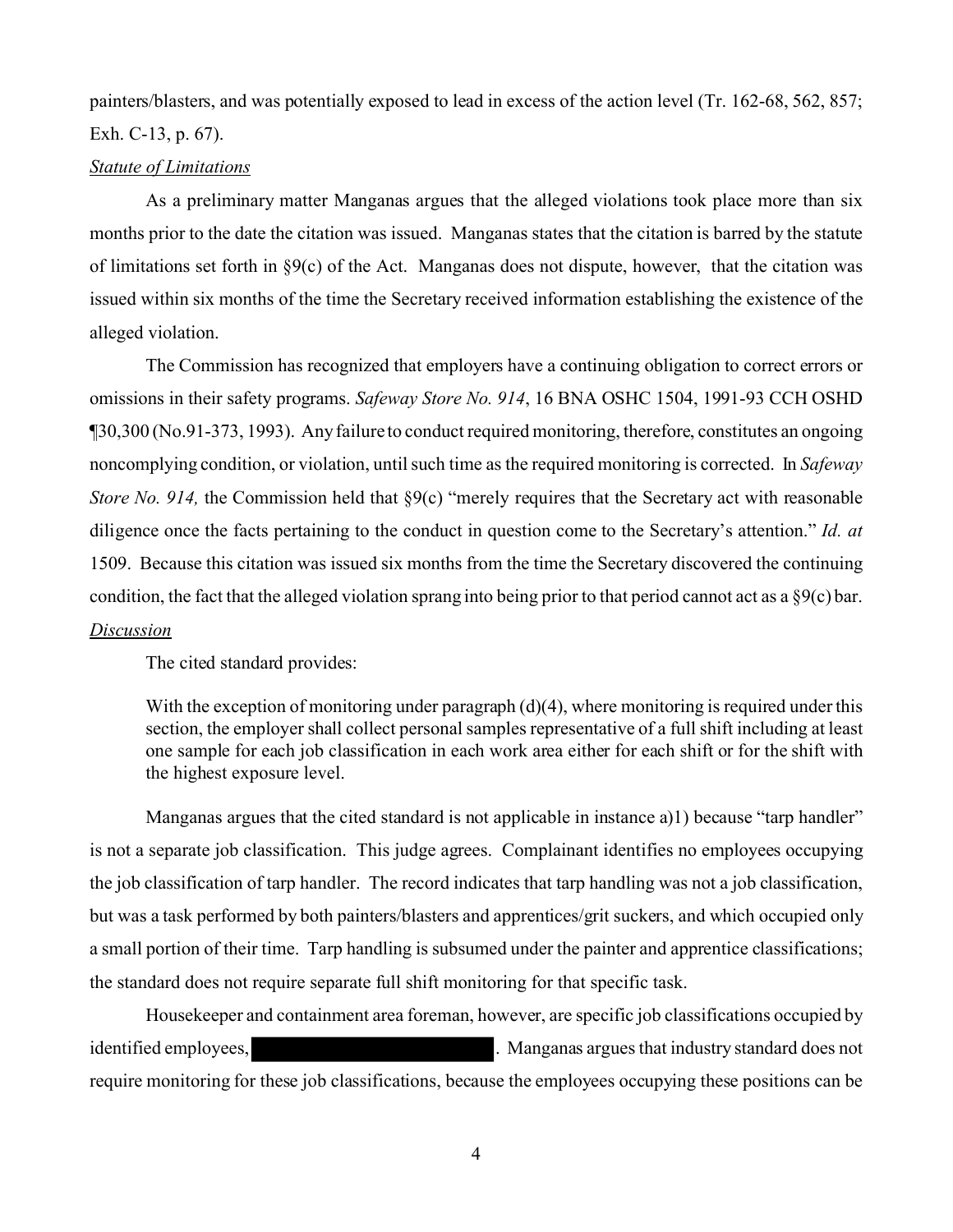painters/blasters, and was potentially exposed to lead in excess of the action level (Tr. 162-68, 562, 857; Exh. C-13, p. 67).

*Statute of Limitations*

As a preliminary matter Manganas argues that the alleged violations took place more than six months prior to the date the citation was issued. Manganas states that the citation is barred by the statute of limitations set forth in §9(c) of the Act. Manganas does not dispute, however, that the citation was issued within six months of the time the Secretary received information establishing the existence of the alleged violation.

The Commission has recognized that employers have a continuing obligation to correct errors or omissions in their safety programs. *Safeway Store No. 914*, 16 BNA OSHC 1504, 1991-93 CCH OSHD ¶30,300 (No.91-373, 1993). Any failure to conduct required monitoring, therefore, constitutes an ongoing noncomplying condition, or violation, until such time as the required monitoring is corrected. In *Safeway Store No. 914,* the Commission held that §9(c) "merely requires that the Secretary act with reasonable diligence once the facts pertaining to the conduct in question come to the Secretary's attention." *Id. at* 1509. Because this citation was issued six months from the time the Secretary discovered the continuing condition, the fact that the alleged violation sprang into being prior to that period cannot act as a §9(c) bar.

*Discussion*

The cited standard provides:

> With the exception of monitoring under paragraph (d)(4), where monitoring is required under this section, the employer shall collect personal samples representative of a full shift including at least one sample for each job classification in each work area either for each shift or for the shift with the highest exposure level.

Manganas argues that the cited standard is not applicable in instance a)1) because "tarp handler" is not a separate job classification. This judge agrees. Complainant identifies no employees occupying the job classification of tarp handler. The record indicates that tarp handling was not a job classification, but was a task performed by both painters/blasters and apprentices/grit suckers, and which occupied only a small portion of their time. Tarp handling is subsumed under the painter and apprentice classifications; the standard does not require separate full shift monitoring for that specific task.

Housekeeper and containment area foreman, however, are specific job classifications occupied by identified employees, [REDACTED]. Manganas argues that industry standard does not require monitoring for these job classifications, because the employees occupying these positions can be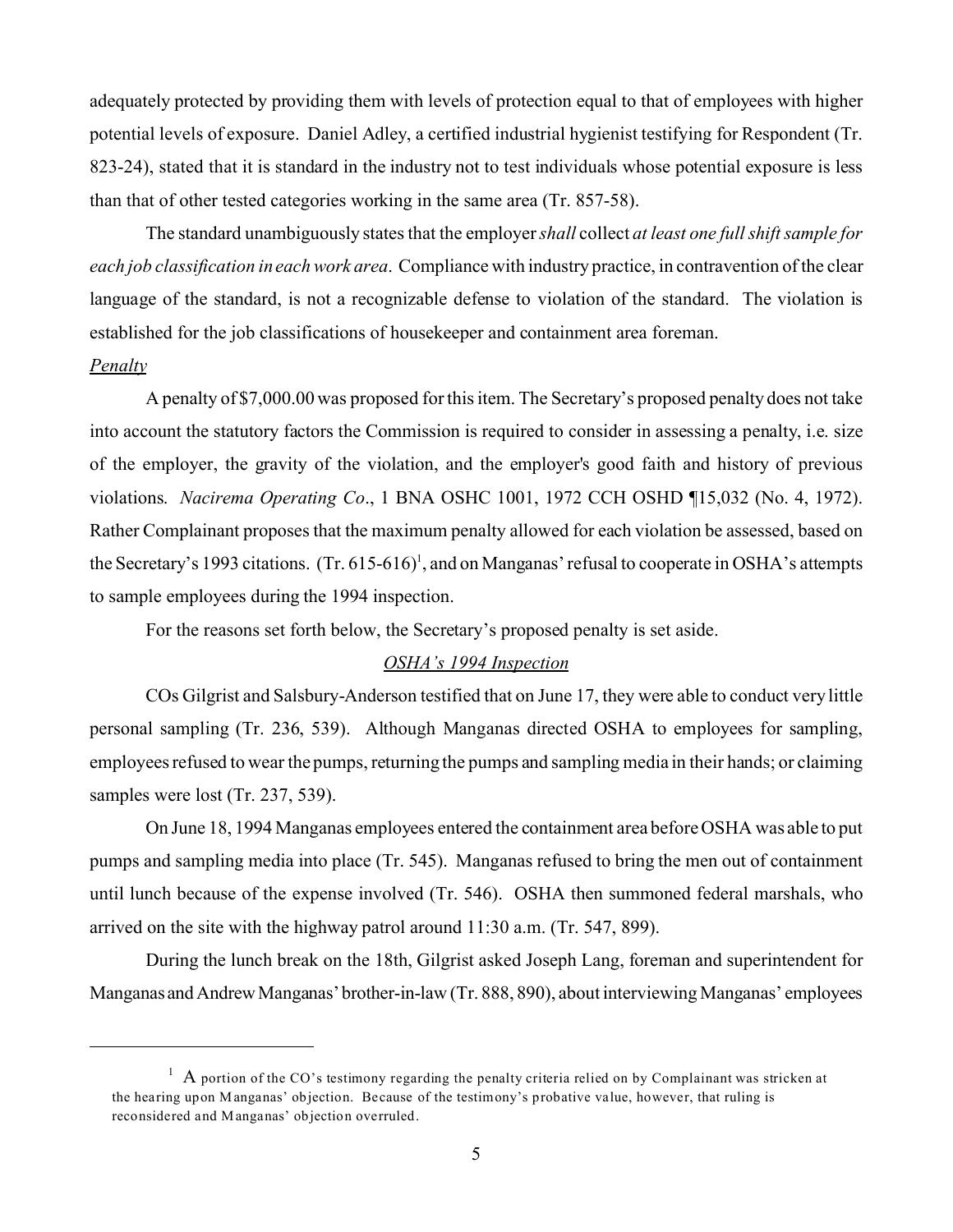adequately protected by providing them with levels of protection equal to that of employees with higher potential levels of exposure. Daniel Adley, a certified industrial hygienist testifying for Respondent (Tr. 823-24), stated that it is standard in the industry not to test individuals whose potential exposure is less than that of other tested categories working in the same area (Tr. 857-58).

The standard unambiguously states that the employer *shall* collect *at least one full shift sample for each job classification in each work area*. Compliance with industry practice, in contravention of the clear language of the standard, is not a recognizable defense to violation of the standard. The violation is established for the job classifications of housekeeper and containment area foreman.

*Penalty*

A penalty of $7,000.00 was proposed for this item. The Secretary's proposed penalty does not take into account the statutory factors the Commission is required to consider in assessing a penalty, i.e. size of the employer, the gravity of the violation, and the employer's good faith and history of previous violations. *Nacirema Operating Co*., 1 BNA OSHC 1001, 1972 CCH OSHD ¶15,032 (No. 4, 1972). Rather Complainant proposes that the maximum penalty allowed for each violation be assessed, based on the Secretary's 1993 citations. (Tr. 615-616)[1], and on Manganas' refusal to cooperate in OSHA's attempts to sample employees during the 1994 inspection.

For the reasons set forth below, the Secretary's proposed penalty is set aside.

*OSHA's 1994 Inspection*

COs Gilgrist and Salsbury-Anderson testified that on June 17, they were able to conduct very little personal sampling (Tr. 236, 539). Although Manganas directed OSHA to employees for sampling, employees refused to wear the pumps, returning the pumps and sampling media in their hands; or claiming samples were lost (Tr. 237, 539).

On June 18, 1994 Manganas employees entered the containment area before OSHA was able to put pumps and sampling media into place (Tr. 545). Manganas refused to bring the men out of containment until lunch because of the expense involved (Tr. 546). OSHA then summoned federal marshals, who arrived on the site with the highway patrol around 11:30 a.m. (Tr. 547, 899).

During the lunch break on the 18th, Gilgrist asked Joseph Lang, foreman and superintendent for Manganas and Andrew Manganas' brother-in-law (Tr. 888, 890), about interviewing Manganas' employees

---

[1] A portion of the CO's testimony regarding the penalty criteria relied on by Complainant was stricken at the hearing upon Manganas' objection. Because of the testimony's probative value, however, that ruling is reconsidered and Manganas' objection overruled.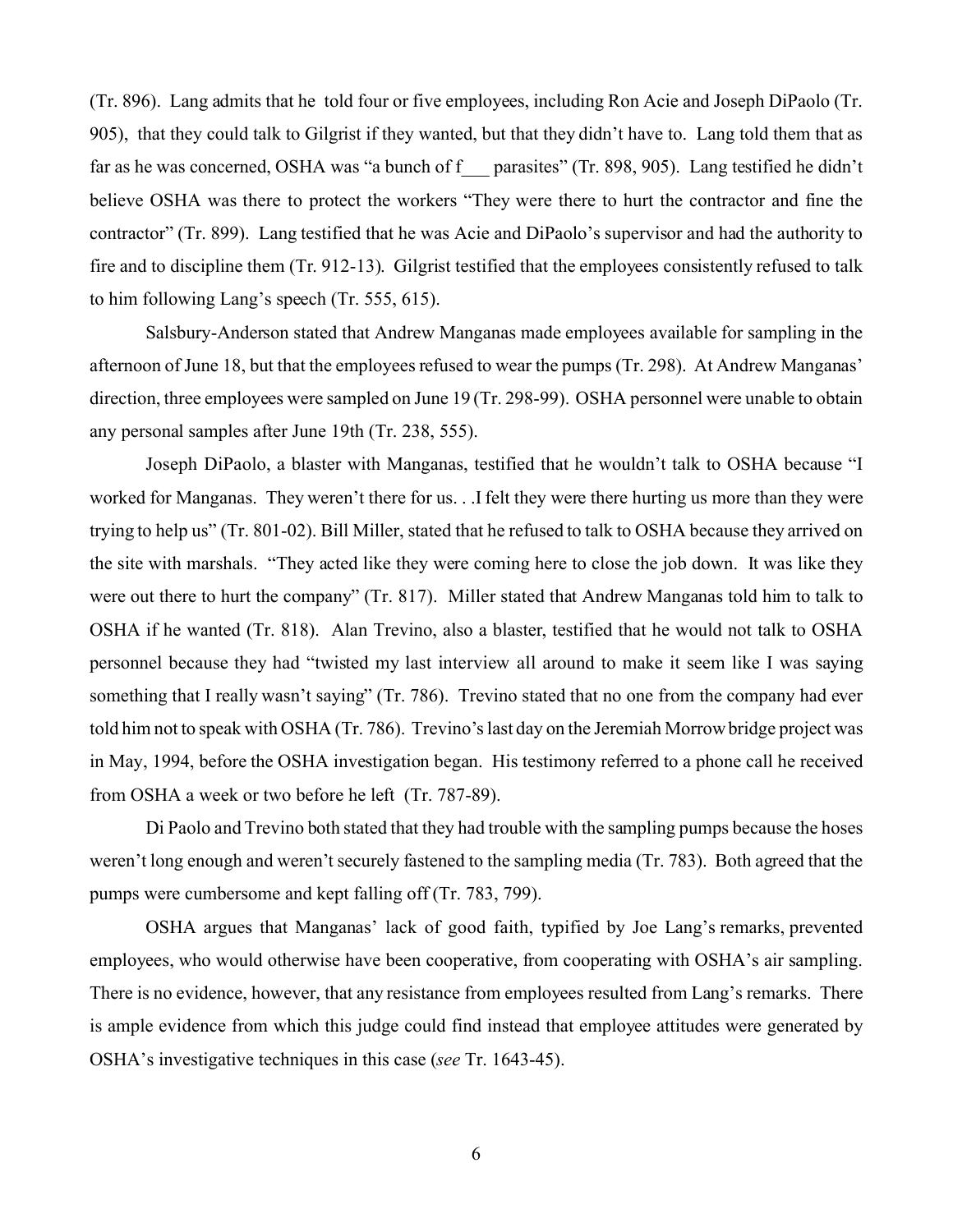(Tr. 896). Lang admits that he told four or five employees, including Ron Acie and Joseph DiPaolo (Tr. 905), that they could talk to Gilgrist if they wanted, but that they didn't have to. Lang told them that as far as he was concerned, OSHA was "a bunch of f___ parasites" (Tr. 898, 905). Lang testified he didn't believe OSHA was there to protect the workers "They were there to hurt the contractor and fine the contractor" (Tr. 899). Lang testified that he was Acie and DiPaolo's supervisor and had the authority to fire and to discipline them (Tr. 912-13). Gilgrist testified that the employees consistently refused to talk to him following Lang's speech (Tr. 555, 615).

Salsbury-Anderson stated that Andrew Manganas made employees available for sampling in the afternoon of June 18, but that the employees refused to wear the pumps (Tr. 298). At Andrew Manganas' direction, three employees were sampled on June 19 (Tr. 298-99). OSHA personnel were unable to obtain any personal samples after June 19th (Tr. 238, 555).

Joseph DiPaolo, a blaster with Manganas, testified that he wouldn't talk to OSHA because "I worked for Manganas. They weren't there for us. . .I felt they were there hurting us more than they were trying to help us" (Tr. 801-02). Bill Miller, stated that he refused to talk to OSHA because they arrived on the site with marshals. "They acted like they were coming here to close the job down. It was like they were out there to hurt the company" (Tr. 817). Miller stated that Andrew Manganas told him to talk to OSHA if he wanted (Tr. 818). Alan Trevino, also a blaster, testified that he would not talk to OSHA personnel because they had "twisted my last interview all around to make it seem like I was saying something that I really wasn't saying" (Tr. 786). Trevino stated that no one from the company had ever told him not to speak with OSHA (Tr. 786). Trevino's last day on the Jeremiah Morrow bridge project was in May, 1994, before the OSHA investigation began. His testimony referred to a phone call he received from OSHA a week or two before he left (Tr. 787-89).

Di Paolo and Trevino both stated that they had trouble with the sampling pumps because the hoses weren't long enough and weren't securely fastened to the sampling media (Tr. 783). Both agreed that the pumps were cumbersome and kept falling off (Tr. 783, 799).

OSHA argues that Manganas' lack of good faith, typified by Joe Lang's remarks, prevented employees, who would otherwise have been cooperative, from cooperating with OSHA's air sampling. There is no evidence, however, that any resistance from employees resulted from Lang's remarks. There is ample evidence from which this judge could find instead that employee attitudes were generated by OSHA's investigative techniques in this case (*see* Tr. 1643-45).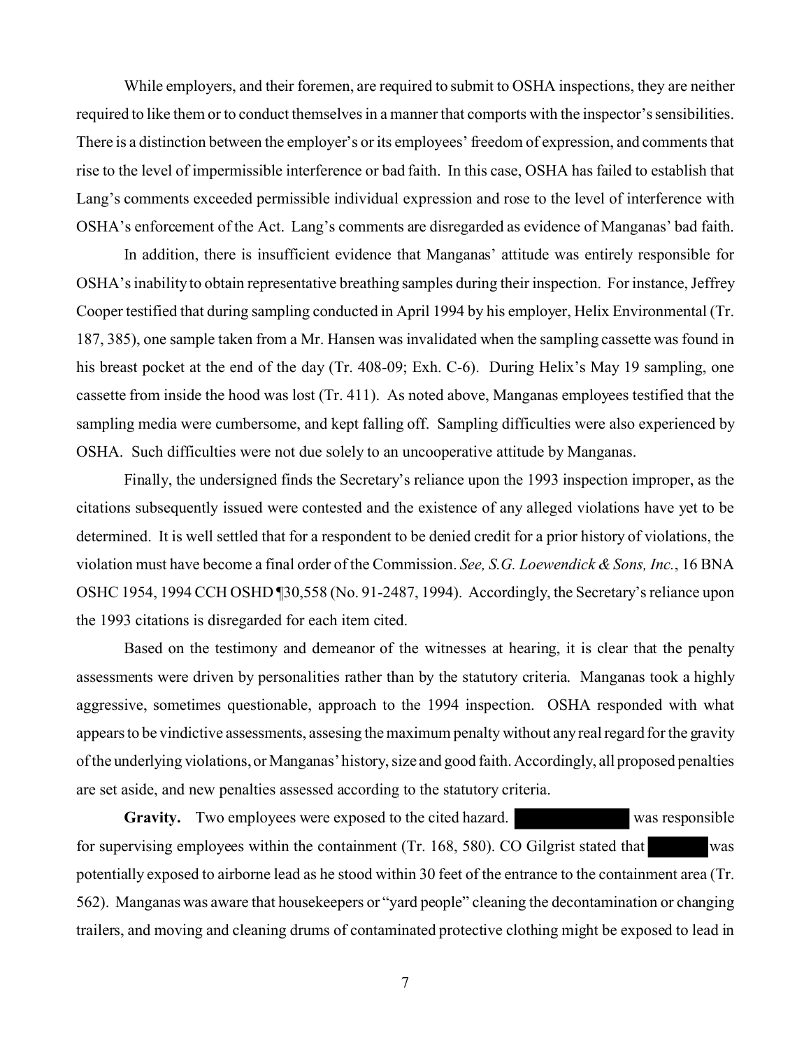While employers, and their foremen, are required to submit to OSHA inspections, they are neither required to like them or to conduct themselves in a manner that comports with the inspector's sensibilities. There is a distinction between the employer's or its employees' freedom of expression, and comments that rise to the level of impermissible interference or bad faith. In this case, OSHA has failed to establish that Lang's comments exceeded permissible individual expression and rose to the level of interference with OSHA's enforcement of the Act. Lang's comments are disregarded as evidence of Manganas' bad faith.

In addition, there is insufficient evidence that Manganas' attitude was entirely responsible for OSHA's inability to obtain representative breathing samples during their inspection. For instance, Jeffrey Cooper testified that during sampling conducted in April 1994 by his employer, Helix Environmental (Tr. 187, 385), one sample taken from a Mr. Hansen was invalidated when the sampling cassette was found in his breast pocket at the end of the day (Tr. 408-09; Exh. C-6). During Helix's May 19 sampling, one cassette from inside the hood was lost (Tr. 411). As noted above, Manganas employees testified that the sampling media were cumbersome, and kept falling off. Sampling difficulties were also experienced by OSHA. Such difficulties were not due solely to an uncooperative attitude by Manganas.

Finally, the undersigned finds the Secretary's reliance upon the 1993 inspection improper, as the citations subsequently issued were contested and the existence of any alleged violations have yet to be determined. It is well settled that for a respondent to be denied credit for a prior history of violations, the violation must have become a final order of the Commission. *See, S.G. Loewendick & Sons, Inc.*, 16 BNA OSHC 1954, 1994 CCH OSHD ¶30,558 (No. 91-2487, 1994). Accordingly, the Secretary's reliance upon the 1993 citations is disregarded for each item cited.

Based on the testimony and demeanor of the witnesses at hearing, it is clear that the penalty assessments were driven by personalities rather than by the statutory criteria. Manganas took a highly aggressive, sometimes questionable, approach to the 1994 inspection. OSHA responded with what appears to be vindictive assessments, assesing the maximum penalty without any real regard for the gravity of the underlying violations, or Manganas' history, size and good faith. Accordingly, all proposed penalties are set aside, and new penalties assessed according to the statutory criteria.

**Gravity.** Two employees were exposed to the cited hazard. [REDACTED] was responsible for supervising employees within the containment (Tr. 168, 580). CO Gilgrist stated that [REDACTED] was potentially exposed to airborne lead as he stood within 30 feet of the entrance to the containment area (Tr. 562). Manganas was aware that housekeepers or "yard people" cleaning the decontamination or changing trailers, and moving and cleaning drums of contaminated protective clothing might be exposed to lead in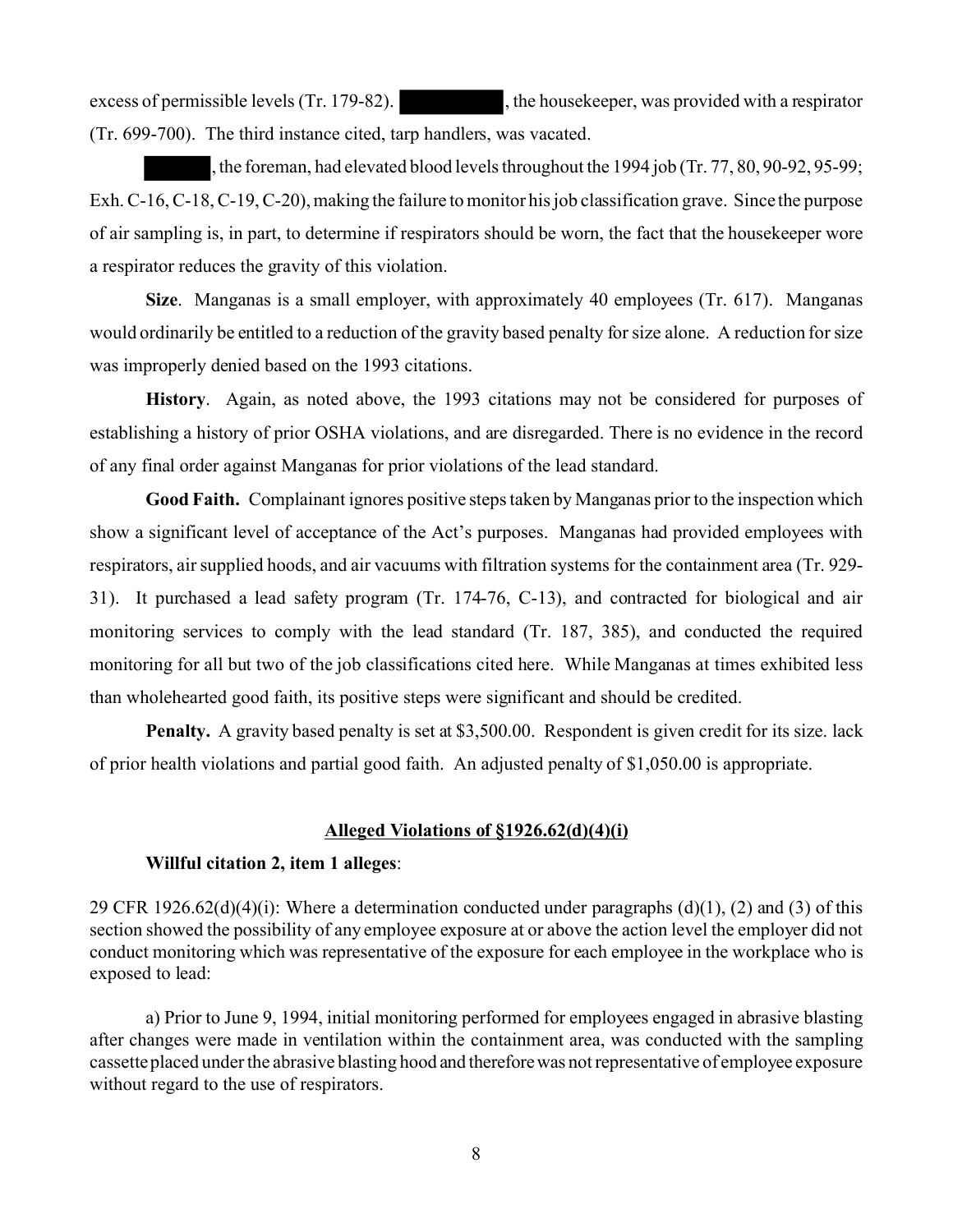excess of permissible levels (Tr. 179-82). ██████████, the housekeeper, was provided with a respirator (Tr. 699-700). The third instance cited, tarp handlers, was vacated.

██████, the foreman, had elevated blood levels throughout the 1994 job (Tr. 77, 80, 90-92, 95-99; Exh. C-16, C-18, C-19, C-20), making the failure to monitor his job classification grave. Since the purpose of air sampling is, in part, to determine if respirators should be worn, the fact that the housekeeper wore a respirator reduces the gravity of this violation.

**Size**. Manganas is a small employer, with approximately 40 employees (Tr. 617). Manganas would ordinarily be entitled to a reduction of the gravity based penalty for size alone. A reduction for size was improperly denied based on the 1993 citations.

**History**. Again, as noted above, the 1993 citations may not be considered for purposes of establishing a history of prior OSHA violations, and are disregarded. There is no evidence in the record of any final order against Manganas for prior violations of the lead standard.

**Good Faith.** Complainant ignores positive steps taken by Manganas prior to the inspection which show a significant level of acceptance of the Act's purposes. Manganas had provided employees with respirators, air supplied hoods, and air vacuums with filtration systems for the containment area (Tr. 929-31). It purchased a lead safety program (Tr. 174-76, C-13), and contracted for biological and air monitoring services to comply with the lead standard (Tr. 187, 385), and conducted the required monitoring for all but two of the job classifications cited here. While Manganas at times exhibited less than wholehearted good faith, its positive steps were significant and should be credited.

**Penalty.** A gravity based penalty is set at $3,500.00. Respondent is given credit for its size. lack of prior health violations and partial good faith. An adjusted penalty of $1,050.00 is appropriate.

## Alleged Violations of §1926.62(d)(4)(i)

**Willful citation 2, item 1 alleges**:

29 CFR 1926.62(d)(4)(i): Where a determination conducted under paragraphs (d)(1), (2) and (3) of this section showed the possibility of any employee exposure at or above the action level the employer did not conduct monitoring which was representative of the exposure for each employee in the workplace who is exposed to lead:

a) Prior to June 9, 1994, initial monitoring performed for employees engaged in abrasive blasting after changes were made in ventilation within the containment area, was conducted with the sampling cassette placed under the abrasive blasting hood and therefore was not representative of employee exposure without regard to the use of respirators.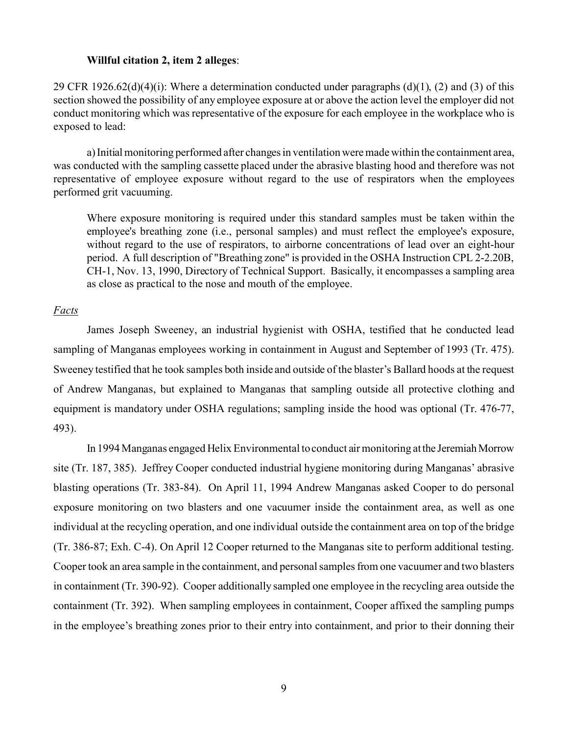**Willful citation 2, item 2 alleges**:

29 CFR 1926.62(d)(4)(i): Where a determination conducted under paragraphs (d)(1), (2) and (3) of this section showed the possibility of any employee exposure at or above the action level the employer did not conduct monitoring which was representative of the exposure for each employee in the workplace who is exposed to lead:

a) Initial monitoring performed after changes in ventilation were made within the containment area, was conducted with the sampling cassette placed under the abrasive blasting hood and therefore was not representative of employee exposure without regard to the use of respirators when the employees performed grit vacuuming.

> Where exposure monitoring is required under this standard samples must be taken within the employee's breathing zone (i.e., personal samples) and must reflect the employee's exposure, without regard to the use of respirators, to airborne concentrations of lead over an eight-hour period. A full description of "Breathing zone" is provided in the OSHA Instruction CPL 2-2.20B, CH-1, Nov. 13, 1990, Directory of Technical Support. Basically, it encompasses a sampling area as close as practical to the nose and mouth of the employee.

*Facts*

James Joseph Sweeney, an industrial hygienist with OSHA, testified that he conducted lead sampling of Manganas employees working in containment in August and September of 1993 (Tr. 475). Sweeney testified that he took samples both inside and outside of the blaster's Ballard hoods at the request of Andrew Manganas, but explained to Manganas that sampling outside all protective clothing and equipment is mandatory under OSHA regulations; sampling inside the hood was optional (Tr. 476-77, 493).

In 1994 Manganas engaged Helix Environmental to conduct air monitoring at the Jeremiah Morrow site (Tr. 187, 385). Jeffrey Cooper conducted industrial hygiene monitoring during Manganas' abrasive blasting operations (Tr. 383-84). On April 11, 1994 Andrew Manganas asked Cooper to do personal exposure monitoring on two blasters and one vacuumer inside the containment area, as well as one individual at the recycling operation, and one individual outside the containment area on top of the bridge (Tr. 386-87; Exh. C-4). On April 12 Cooper returned to the Manganas site to perform additional testing. Cooper took an area sample in the containment, and personal samples from one vacuumer and two blasters in containment (Tr. 390-92). Cooper additionally sampled one employee in the recycling area outside the containment (Tr. 392). When sampling employees in containment, Cooper affixed the sampling pumps in the employee's breathing zones prior to their entry into containment, and prior to their donning their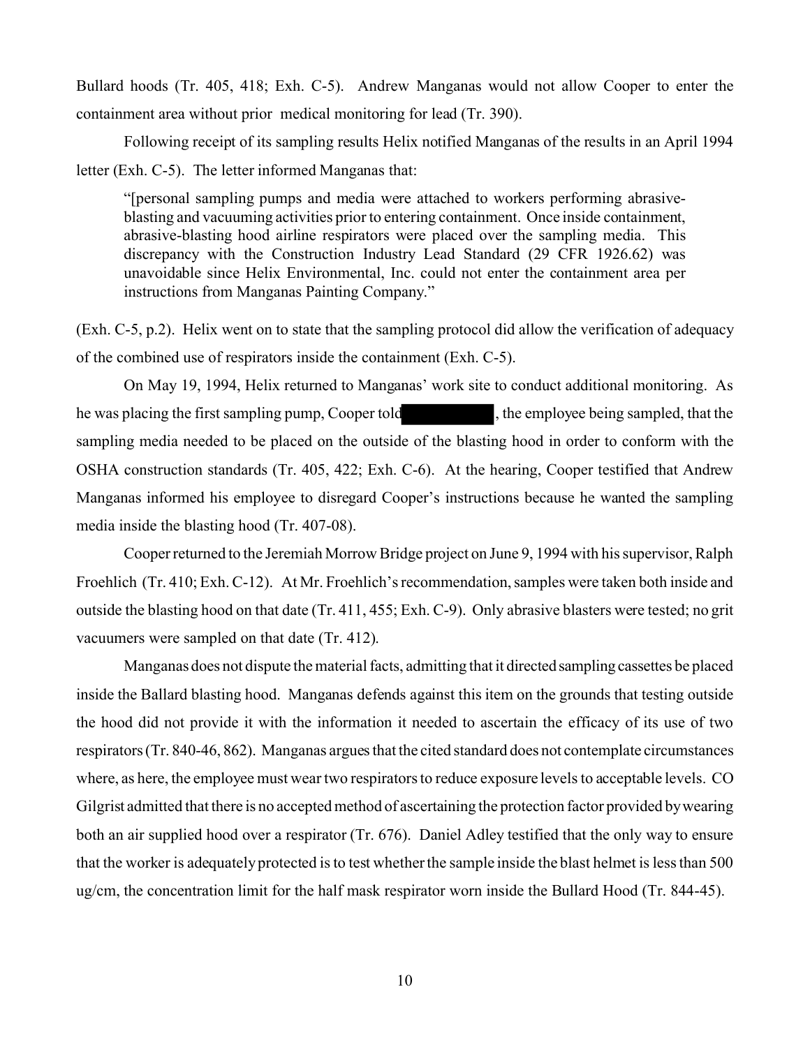Bullard hoods (Tr. 405, 418; Exh. C-5). Andrew Manganas would not allow Cooper to enter the containment area without prior medical monitoring for lead (Tr. 390).

Following receipt of its sampling results Helix notified Manganas of the results in an April 1994 letter (Exh. C-5). The letter informed Manganas that:

> "[personal sampling pumps and media were attached to workers performing abrasive-blasting and vacuuming activities prior to entering containment. Once inside containment, abrasive-blasting hood airline respirators were placed over the sampling media. This discrepancy with the Construction Industry Lead Standard (29 CFR 1926.62) was unavoidable since Helix Environmental, Inc. could not enter the containment area per instructions from Manganas Painting Company."

(Exh. C-5, p.2). Helix went on to state that the sampling protocol did allow the verification of adequacy of the combined use of respirators inside the containment (Exh. C-5).

On May 19, 1994, Helix returned to Manganas' work site to conduct additional monitoring. As he was placing the first sampling pump, Cooper told ██████████, the employee being sampled, that the sampling media needed to be placed on the outside of the blasting hood in order to conform with the OSHA construction standards (Tr. 405, 422; Exh. C-6). At the hearing, Cooper testified that Andrew Manganas informed his employee to disregard Cooper's instructions because he wanted the sampling media inside the blasting hood (Tr. 407-08).

Cooper returned to the Jeremiah Morrow Bridge project on June 9, 1994 with his supervisor, Ralph Froehlich (Tr. 410; Exh. C-12). At Mr. Froehlich's recommendation, samples were taken both inside and outside the blasting hood on that date (Tr. 411, 455; Exh. C-9). Only abrasive blasters were tested; no grit vacuumers were sampled on that date (Tr. 412).

Manganas does not dispute the material facts, admitting that it directed sampling cassettes be placed inside the Ballard blasting hood. Manganas defends against this item on the grounds that testing outside the hood did not provide it with the information it needed to ascertain the efficacy of its use of two respirators (Tr. 840-46, 862). Manganas argues that the cited standard does not contemplate circumstances where, as here, the employee must wear two respirators to reduce exposure levels to acceptable levels. CO Gilgrist admitted that there is no accepted method of ascertaining the protection factor provided by wearing both an air supplied hood over a respirator (Tr. 676). Daniel Adley testified that the only way to ensure that the worker is adequately protected is to test whether the sample inside the blast helmet is less than 500 ug/cm, the concentration limit for the half mask respirator worn inside the Bullard Hood (Tr. 844-45).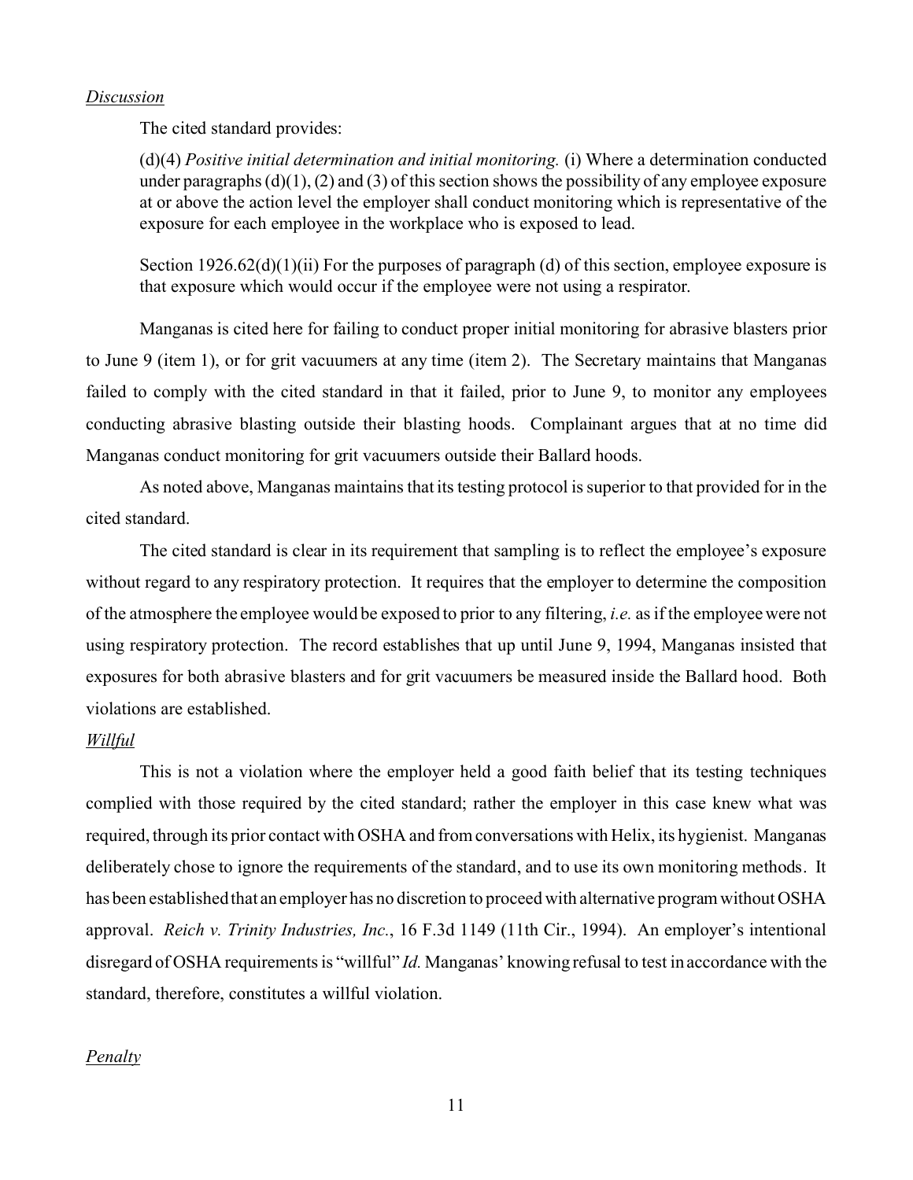*Discussion*

The cited standard provides:

> (d)(4) *Positive initial determination and initial monitoring.* (i) Where a determination conducted under paragraphs (d)(1), (2) and (3) of this section shows the possibility of any employee exposure at or above the action level the employer shall conduct monitoring which is representative of the exposure for each employee in the workplace who is exposed to lead.
>
> Section 1926.62(d)(1)(ii) For the purposes of paragraph (d) of this section, employee exposure is that exposure which would occur if the employee were not using a respirator.

Manganas is cited here for failing to conduct proper initial monitoring for abrasive blasters prior to June 9 (item 1), or for grit vacuumers at any time (item 2). The Secretary maintains that Manganas failed to comply with the cited standard in that it failed, prior to June 9, to monitor any employees conducting abrasive blasting outside their blasting hoods. Complainant argues that at no time did Manganas conduct monitoring for grit vacuumers outside their Ballard hoods.

As noted above, Manganas maintains that its testing protocol is superior to that provided for in the cited standard.

The cited standard is clear in its requirement that sampling is to reflect the employee's exposure without regard to any respiratory protection. It requires that the employer to determine the composition of the atmosphere the employee would be exposed to prior to any filtering, *i.e.* as if the employee were not using respiratory protection. The record establishes that up until June 9, 1994, Manganas insisted that exposures for both abrasive blasters and for grit vacuumers be measured inside the Ballard hood. Both violations are established.

*Willful*

This is not a violation where the employer held a good faith belief that its testing techniques complied with those required by the cited standard; rather the employer in this case knew what was required, through its prior contact with OSHA and from conversations with Helix, its hygienist. Manganas deliberately chose to ignore the requirements of the standard, and to use its own monitoring methods. It has been established that an employer has no discretion to proceed with alternative program without OSHA approval. *Reich v. Trinity Industries, Inc.*, 16 F.3d 1149 (11th Cir., 1994). An employer's intentional disregard of OSHA requirements is "willful" *Id.* Manganas' knowing refusal to test in accordance with the standard, therefore, constitutes a willful violation.

*Penalty*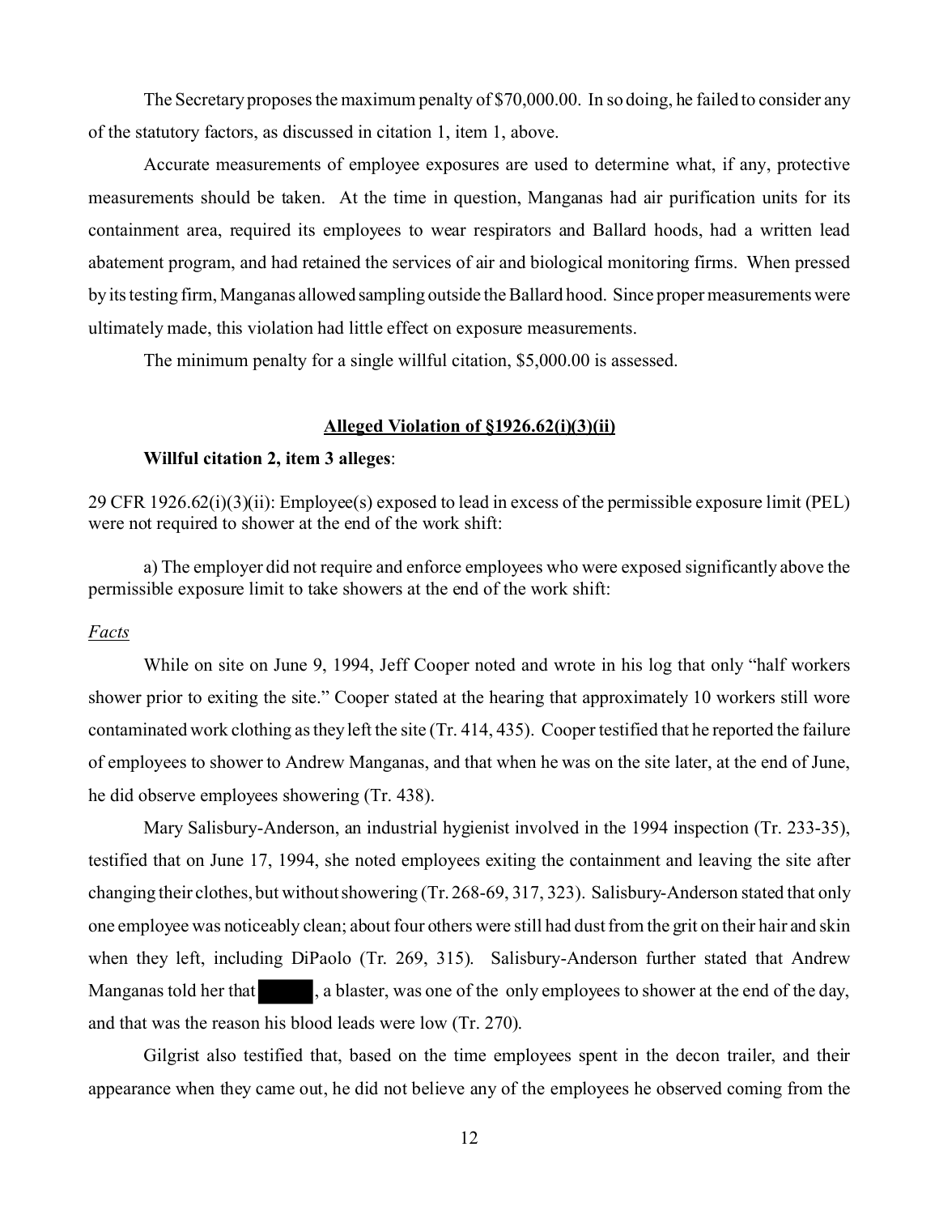The Secretary proposes the maximum penalty of $70,000.00. In so doing, he failed to consider any of the statutory factors, as discussed in citation 1, item 1, above.

Accurate measurements of employee exposures are used to determine what, if any, protective measurements should be taken. At the time in question, Manganas had air purification units for its containment area, required its employees to wear respirators and Ballard hoods, had a written lead abatement program, and had retained the services of air and biological monitoring firms. When pressed by its testing firm, Manganas allowed sampling outside the Ballard hood. Since proper measurements were ultimately made, this violation had little effect on exposure measurements.

The minimum penalty for a single willful citation, $5,000.00 is assessed.

## Alleged Violation of §1926.62(i)(3)(ii)

**Willful citation 2, item 3 alleges**:

29 CFR 1926.62(i)(3)(ii): Employee(s) exposed to lead in excess of the permissible exposure limit (PEL) were not required to shower at the end of the work shift:

a) The employer did not require and enforce employees who were exposed significantly above the permissible exposure limit to take showers at the end of the work shift:

*Facts*

While on site on June 9, 1994, Jeff Cooper noted and wrote in his log that only "half workers shower prior to exiting the site." Cooper stated at the hearing that approximately 10 workers still wore contaminated work clothing as they left the site (Tr. 414, 435). Cooper testified that he reported the failure of employees to shower to Andrew Manganas, and that when he was on the site later, at the end of June, he did observe employees showering (Tr. 438).

Mary Salisbury-Anderson, an industrial hygienist involved in the 1994 inspection (Tr. 233-35), testified that on June 17, 1994, she noted employees exiting the containment and leaving the site after changing their clothes, but without showering (Tr. 268-69, 317, 323). Salisbury-Anderson stated that only one employee was noticeably clean; about four others were still had dust from the grit on their hair and skin when they left, including DiPaolo (Tr. 269, 315). Salisbury-Anderson further stated that Andrew Manganas told her that ██████, a blaster, was one of the only employees to shower at the end of the day, and that was the reason his blood leads were low (Tr. 270).

Gilgrist also testified that, based on the time employees spent in the decon trailer, and their appearance when they came out, he did not believe any of the employees he observed coming from the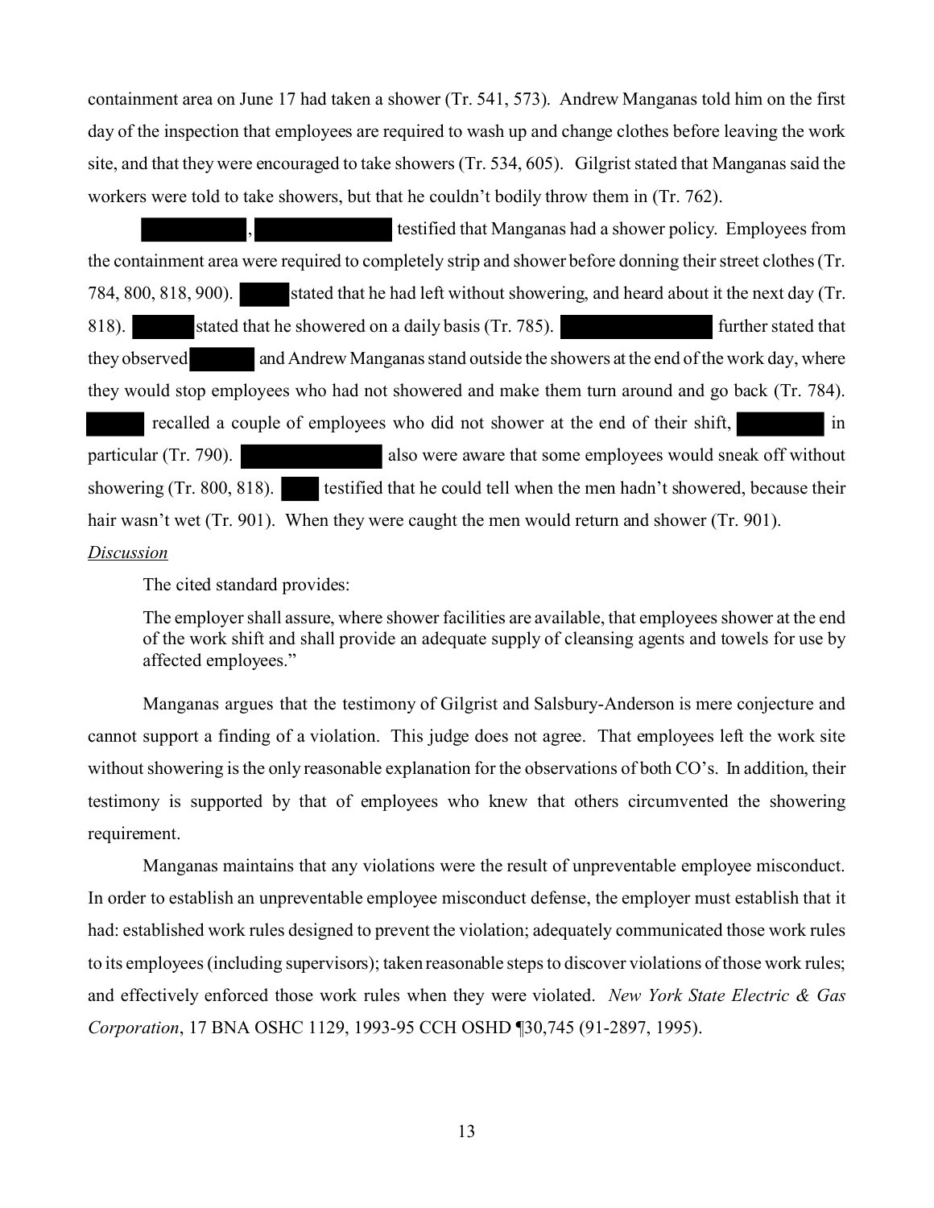containment area on June 17 had taken a shower (Tr. 541, 573). Andrew Manganas told him on the first day of the inspection that employees are required to wash up and change clothes before leaving the work site, and that they were encouraged to take showers (Tr. 534, 605). Gilgrist stated that Manganas said the workers were told to take showers, but that he couldn't bodily throw them in (Tr. 762).

█████████, ████████████ testified that Manganas had a shower policy. Employees from the containment area were required to completely strip and shower before donning their street clothes (Tr. 784, 800, 818, 900). █████ stated that he had left without showering, and heard about it the next day (Tr. 818). ██████ stated that he showered on a daily basis (Tr. 785). ██████████████ further stated that they observed ██████ and Andrew Manganas stand outside the showers at the end of the work day, where they would stop employees who had not showered and make them turn around and go back (Tr. 784). █████ recalled a couple of employees who did not shower at the end of their shift, ████████ in particular (Tr. 790). ████████████ also were aware that some employees would sneak off without showering (Tr. 800, 818). ████ testified that he could tell when the men hadn't showered, because their hair wasn't wet (Tr. 901). When they were caught the men would return and shower (Tr. 901).

*Discussion*

The cited standard provides:

> The employer shall assure, where shower facilities are available, that employees shower at the end of the work shift and shall provide an adequate supply of cleansing agents and towels for use by affected employees."

Manganas argues that the testimony of Gilgrist and Salsbury-Anderson is mere conjecture and cannot support a finding of a violation. This judge does not agree. That employees left the work site without showering is the only reasonable explanation for the observations of both CO's. In addition, their testimony is supported by that of employees who knew that others circumvented the showering requirement.

Manganas maintains that any violations were the result of unpreventable employee misconduct. In order to establish an unpreventable employee misconduct defense, the employer must establish that it had: established work rules designed to prevent the violation; adequately communicated those work rules to its employees (including supervisors); taken reasonable steps to discover violations of those work rules; and effectively enforced those work rules when they were violated. *New York State Electric & Gas Corporation*, 17 BNA OSHC 1129, 1993-95 CCH OSHD ¶30,745 (91-2897, 1995).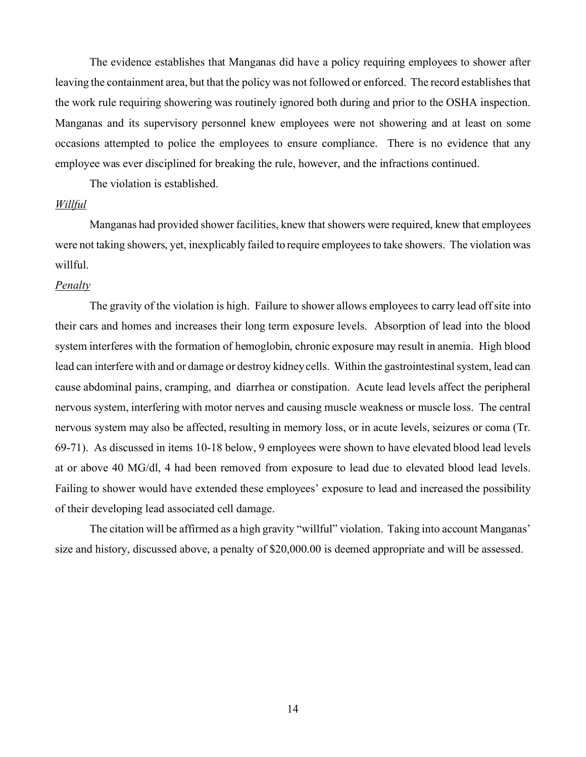The evidence establishes that Manganas did have a policy requiring employees to shower after leaving the containment area, but that the policy was not followed or enforced. The record establishes that the work rule requiring showering was routinely ignored both during and prior to the OSHA inspection. Manganas and its supervisory personnel knew employees were not showering and at least on some occasions attempted to police the employees to ensure compliance. There is no evidence that any employee was ever disciplined for breaking the rule, however, and the infractions continued.

The violation is established.

*Willful*

Manganas had provided shower facilities, knew that showers were required, knew that employees were not taking showers, yet, inexplicably failed to require employees to take showers. The violation was willful.

*Penalty*

The gravity of the violation is high. Failure to shower allows employees to carry lead off site into their cars and homes and increases their long term exposure levels. Absorption of lead into the blood system interferes with the formation of hemoglobin, chronic exposure may result in anemia. High blood lead can interfere with and or damage or destroy kidney cells. Within the gastrointestinal system, lead can cause abdominal pains, cramping, and diarrhea or constipation. Acute lead levels affect the peripheral nervous system, interfering with motor nerves and causing muscle weakness or muscle loss. The central nervous system may also be affected, resulting in memory loss, or in acute levels, seizures or coma (Tr. 69-71). As discussed in items 10-18 below, 9 employees were shown to have elevated blood lead levels at or above 40 MG/dl, 4 had been removed from exposure to lead due to elevated blood lead levels. Failing to shower would have extended these employees' exposure to lead and increased the possibility of their developing lead associated cell damage.

The citation will be affirmed as a high gravity "willful" violation. Taking into account Manganas' size and history, discussed above, a penalty of $20,000.00 is deemed appropriate and will be assessed.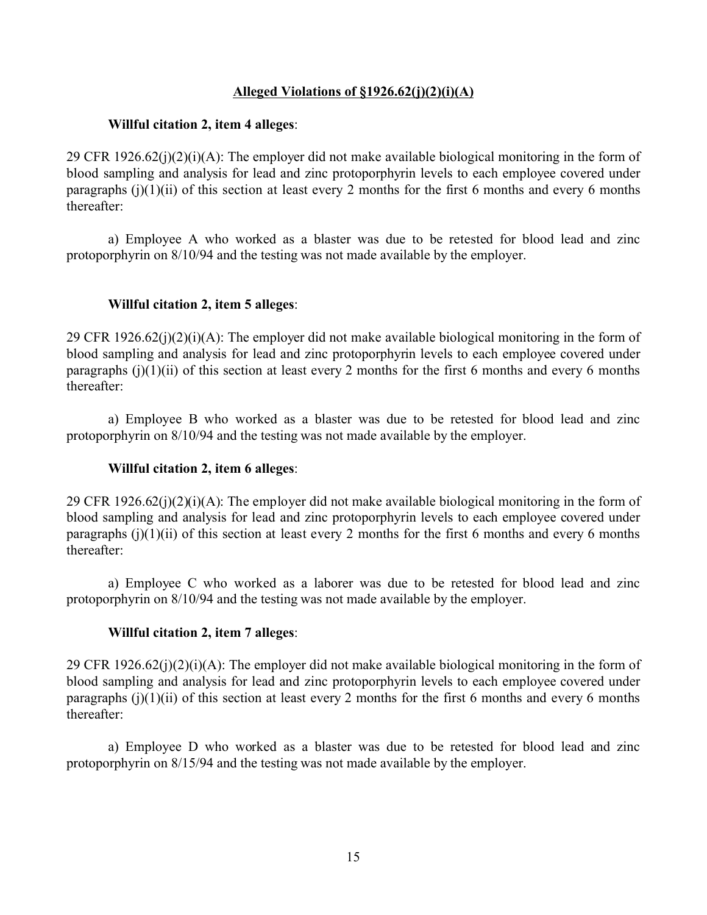## Alleged Violations of §1926.62(j)(2)(i)(A)

**Willful citation 2, item 4 alleges**:

29 CFR 1926.62(j)(2)(i)(A): The employer did not make available biological monitoring in the form of blood sampling and analysis for lead and zinc protoporphyrin levels to each employee covered under paragraphs (j)(1)(ii) of this section at least every 2 months for the first 6 months and every 6 months thereafter:

a) Employee A who worked as a blaster was due to be retested for blood lead and zinc protoporphyrin on 8/10/94 and the testing was not made available by the employer.

**Willful citation 2, item 5 alleges**:

29 CFR 1926.62(j)(2)(i)(A): The employer did not make available biological monitoring in the form of blood sampling and analysis for lead and zinc protoporphyrin levels to each employee covered under paragraphs (j)(1)(ii) of this section at least every 2 months for the first 6 months and every 6 months thereafter:

a) Employee B who worked as a blaster was due to be retested for blood lead and zinc protoporphyrin on 8/10/94 and the testing was not made available by the employer.

**Willful citation 2, item 6 alleges**:

29 CFR 1926.62(j)(2)(i)(A): The employer did not make available biological monitoring in the form of blood sampling and analysis for lead and zinc protoporphyrin levels to each employee covered under paragraphs (j)(1)(ii) of this section at least every 2 months for the first 6 months and every 6 months thereafter:

a) Employee C who worked as a laborer was due to be retested for blood lead and zinc protoporphyrin on 8/10/94 and the testing was not made available by the employer.

**Willful citation 2, item 7 alleges**:

29 CFR 1926.62(j)(2)(i)(A): The employer did not make available biological monitoring in the form of blood sampling and analysis for lead and zinc protoporphyrin levels to each employee covered under paragraphs (j)(1)(ii) of this section at least every 2 months for the first 6 months and every 6 months thereafter:

a) Employee D who worked as a blaster was due to be retested for blood lead and zinc protoporphyrin on 8/15/94 and the testing was not made available by the employer.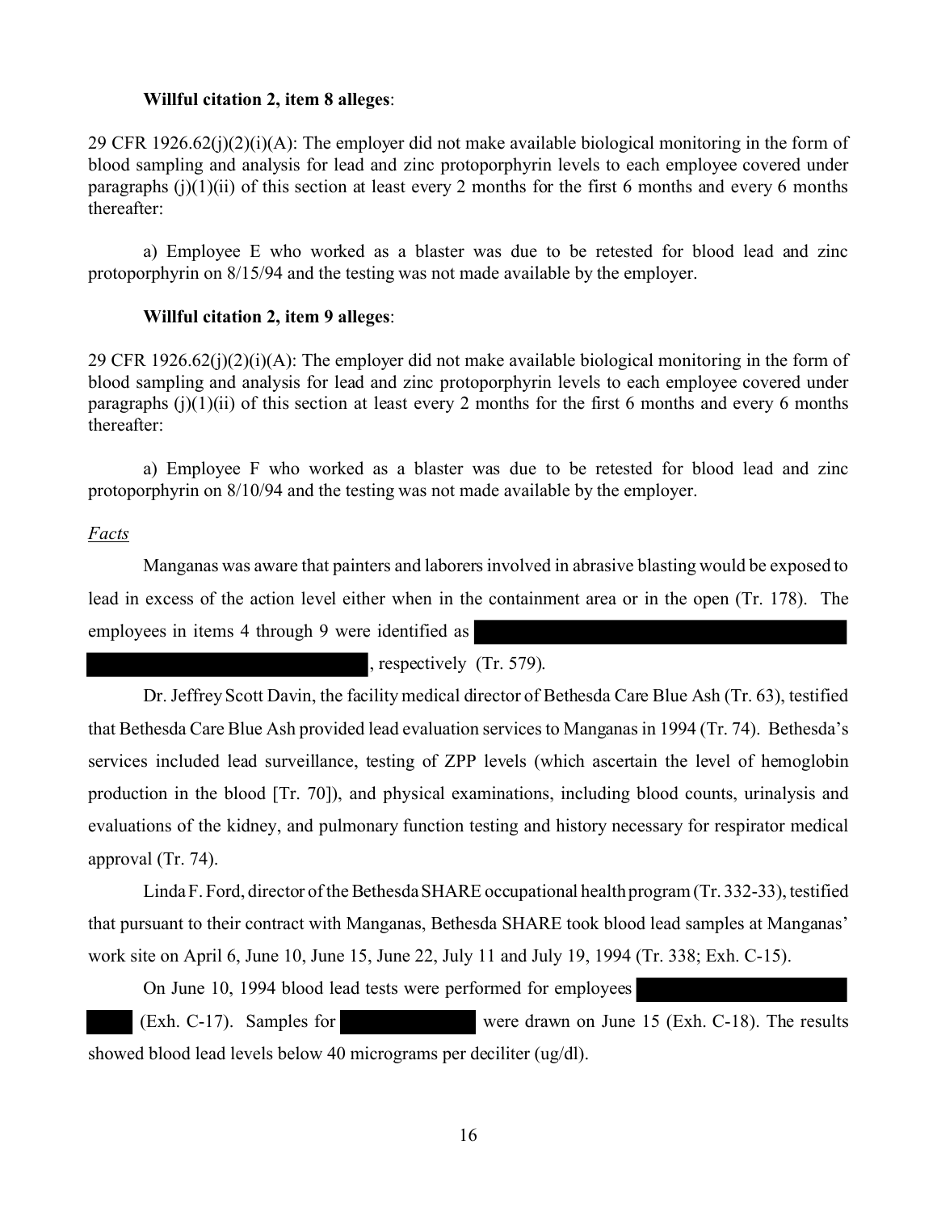**Willful citation 2, item 8 alleges**:

29 CFR 1926.62(j)(2)(i)(A): The employer did not make available biological monitoring in the form of blood sampling and analysis for lead and zinc protoporphyrin levels to each employee covered under paragraphs (j)(1)(ii) of this section at least every 2 months for the first 6 months and every 6 months thereafter:

a) Employee E who worked as a blaster was due to be retested for blood lead and zinc protoporphyrin on 8/15/94 and the testing was not made available by the employer.

**Willful citation 2, item 9 alleges**:

29 CFR 1926.62(j)(2)(i)(A): The employer did not make available biological monitoring in the form of blood sampling and analysis for lead and zinc protoporphyrin levels to each employee covered under paragraphs (j)(1)(ii) of this section at least every 2 months for the first 6 months and every 6 months thereafter:

a) Employee F who worked as a blaster was due to be retested for blood lead and zinc protoporphyrin on 8/10/94 and the testing was not made available by the employer.

*Facts*

Manganas was aware that painters and laborers involved in abrasive blasting would be exposed to lead in excess of the action level either when in the containment area or in the open (Tr. 178). The employees in items 4 through 9 were identified as , respectively (Tr. 579).

Dr. Jeffrey Scott Davin, the facility medical director of Bethesda Care Blue Ash (Tr. 63), testified that Bethesda Care Blue Ash provided lead evaluation services to Manganas in 1994 (Tr. 74). Bethesda's services included lead surveillance, testing of ZPP levels (which ascertain the level of hemoglobin production in the blood [Tr. 70]), and physical examinations, including blood counts, urinalysis and evaluations of the kidney, and pulmonary function testing and history necessary for respirator medical approval (Tr. 74).

Linda F. Ford, director of the Bethesda SHARE occupational health program (Tr. 332-33), testified that pursuant to their contract with Manganas, Bethesda SHARE took blood lead samples at Manganas' work site on April 6, June 10, June 15, June 22, July 11 and July 19, 1994 (Tr. 338; Exh. C-15).

On June 10, 1994 blood lead tests were performed for employees (Exh. C-17). Samples for were drawn on June 15 (Exh. C-18). The results showed blood lead levels below 40 micrograms per deciliter (ug/dl).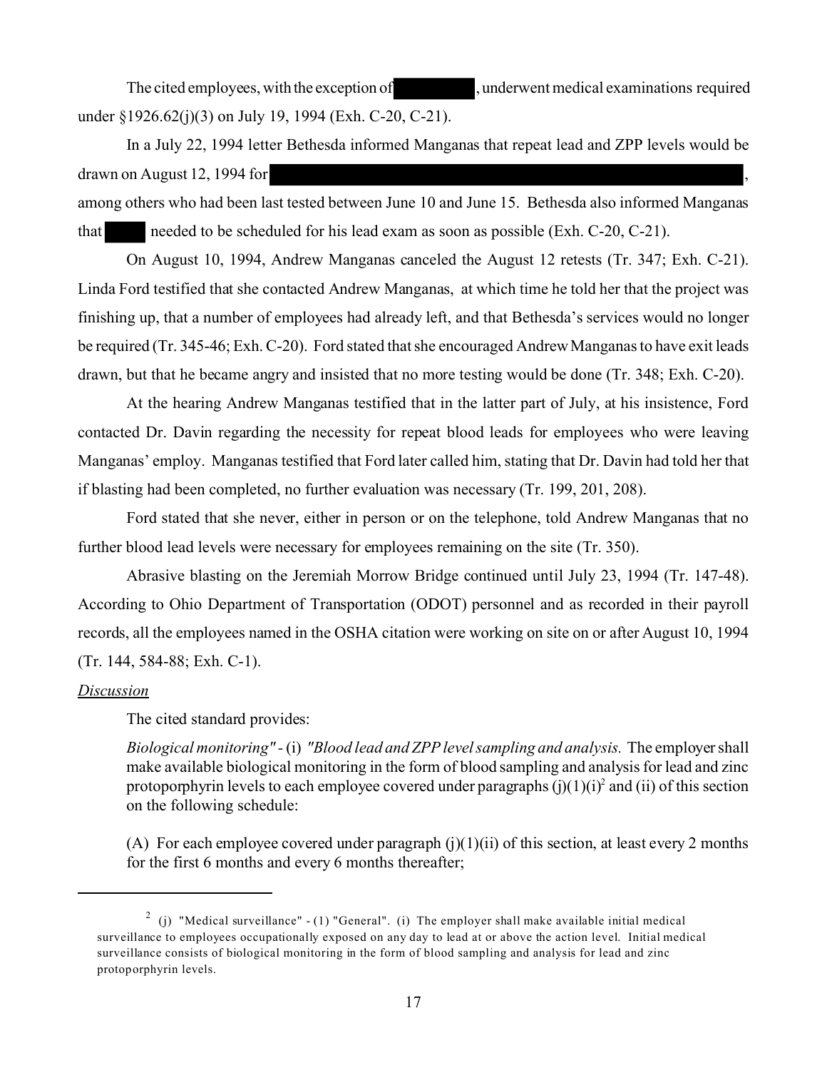The cited employees, with the exception of [REDACTED], underwent medical examinations required under §1926.62(j)(3) on July 19, 1994 (Exh. C-20, C-21).

In a July 22, 1994 letter Bethesda informed Manganas that repeat lead and ZPP levels would be drawn on August 12, 1994 for [REDACTED], among others who had been last tested between June 10 and June 15. Bethesda also informed Manganas that [REDACTED] needed to be scheduled for his lead exam as soon as possible (Exh. C-20, C-21).

On August 10, 1994, Andrew Manganas canceled the August 12 retests (Tr. 347; Exh. C-21). Linda Ford testified that she contacted Andrew Manganas, at which time he told her that the project was finishing up, that a number of employees had already left, and that Bethesda's services would no longer be required (Tr. 345-46; Exh. C-20). Ford stated that she encouraged Andrew Manganas to have exit leads drawn, but that he became angry and insisted that no more testing would be done (Tr. 348; Exh. C-20).

At the hearing Andrew Manganas testified that in the latter part of July, at his insistence, Ford contacted Dr. Davin regarding the necessity for repeat blood leads for employees who were leaving Manganas' employ. Manganas testified that Ford later called him, stating that Dr. Davin had told her that if blasting had been completed, no further evaluation was necessary (Tr. 199, 201, 208).

Ford stated that she never, either in person or on the telephone, told Andrew Manganas that no further blood lead levels were necessary for employees remaining on the site (Tr. 350).

Abrasive blasting on the Jeremiah Morrow Bridge continued until July 23, 1994 (Tr. 147-48). According to Ohio Department of Transportation (ODOT) personnel and as recorded in their payroll records, all the employees named in the OSHA citation were working on site on or after August 10, 1994 (Tr. 144, 584-88; Exh. C-1).

<u>*Discussion*</u>

The cited standard provides:

> *Biological monitoring"* - (i) *"Blood lead and ZPP level sampling and analysis.* The employer shall make available biological monitoring in the form of blood sampling and analysis for lead and zinc protoporphyrin levels to each employee covered under paragraphs (j)(1)(i)[2] and (ii) of this section on the following schedule:
>
> (A) For each employee covered under paragraph (j)(1)(ii) of this section, at least every 2 months for the first 6 months and every 6 months thereafter;

---

[2] (j) "Medical surveillance" - (1) "General". (i) The employer shall make available initial medical surveillance to employees occupationally exposed on any day to lead at or above the action level. Initial medical surveillance consists of biological monitoring in the form of blood sampling and analysis for lead and zinc protoporphyrin levels.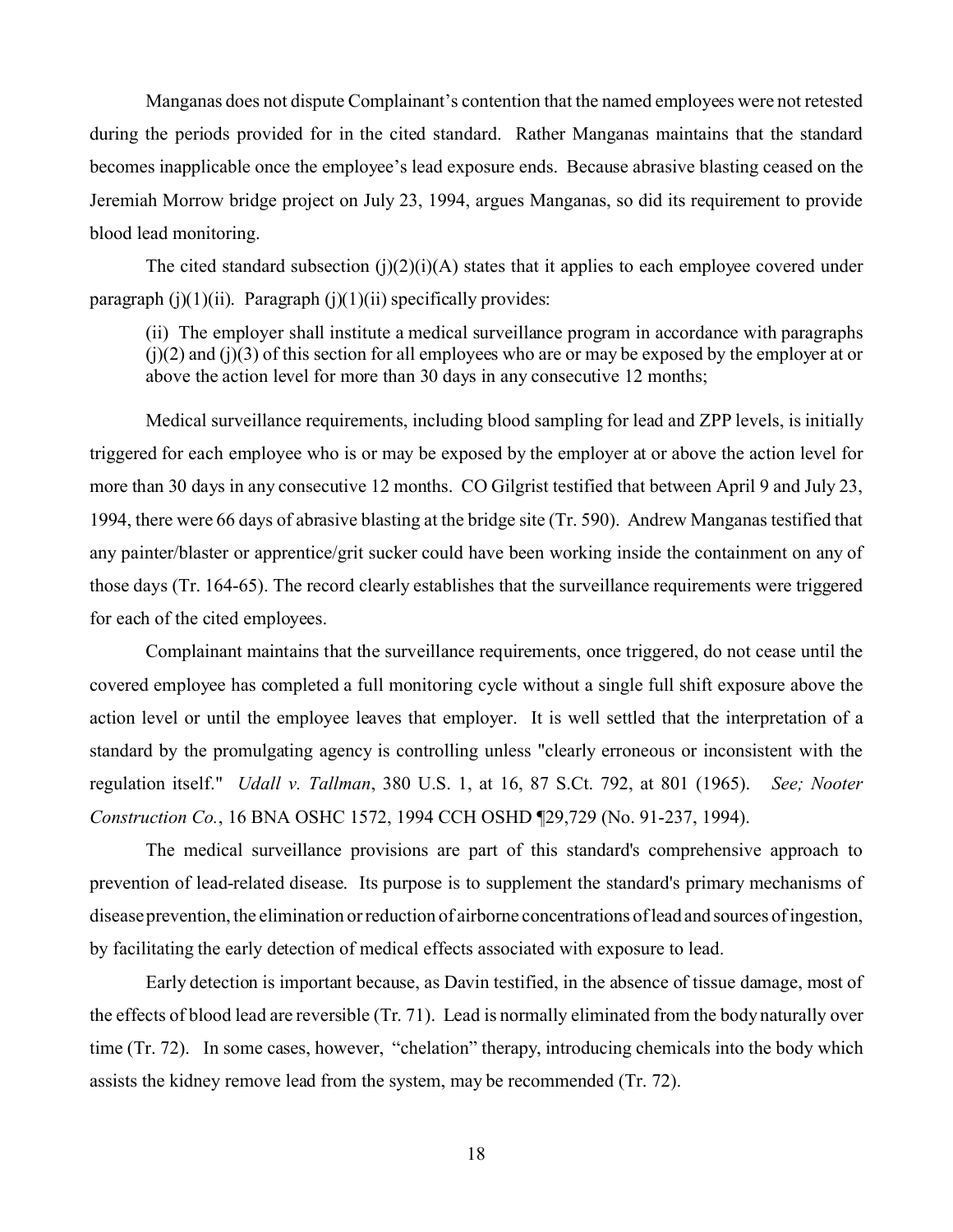Manganas does not dispute Complainant's contention that the named employees were not retested during the periods provided for in the cited standard. Rather Manganas maintains that the standard becomes inapplicable once the employee's lead exposure ends. Because abrasive blasting ceased on the Jeremiah Morrow bridge project on July 23, 1994, argues Manganas, so did its requirement to provide blood lead monitoring.

The cited standard subsection (j)(2)(i)(A) states that it applies to each employee covered under paragraph (j)(1)(ii). Paragraph (j)(1)(ii) specifically provides:

> (ii) The employer shall institute a medical surveillance program in accordance with paragraphs (j)(2) and (j)(3) of this section for all employees who are or may be exposed by the employer at or above the action level for more than 30 days in any consecutive 12 months;

Medical surveillance requirements, including blood sampling for lead and ZPP levels, is initially triggered for each employee who is or may be exposed by the employer at or above the action level for more than 30 days in any consecutive 12 months. CO Gilgrist testified that between April 9 and July 23, 1994, there were 66 days of abrasive blasting at the bridge site (Tr. 590). Andrew Manganas testified that any painter/blaster or apprentice/grit sucker could have been working inside the containment on any of those days (Tr. 164-65). The record clearly establishes that the surveillance requirements were triggered for each of the cited employees.

Complainant maintains that the surveillance requirements, once triggered, do not cease until the covered employee has completed a full monitoring cycle without a single full shift exposure above the action level or until the employee leaves that employer. It is well settled that the interpretation of a standard by the promulgating agency is controlling unless "clearly erroneous or inconsistent with the regulation itself." *Udall v. Tallman*, 380 U.S. 1, at 16, 87 S.Ct. 792, at 801 (1965). *See; Nooter Construction Co.*, 16 BNA OSHC 1572, 1994 CCH OSHD ¶29,729 (No. 91-237, 1994).

The medical surveillance provisions are part of this standard's comprehensive approach to prevention of lead-related disease. Its purpose is to supplement the standard's primary mechanisms of disease prevention, the elimination or reduction of airborne concentrations of lead and sources of ingestion, by facilitating the early detection of medical effects associated with exposure to lead.

Early detection is important because, as Davin testified, in the absence of tissue damage, most of the effects of blood lead are reversible (Tr. 71). Lead is normally eliminated from the body naturally over time (Tr. 72). In some cases, however, "chelation" therapy, introducing chemicals into the body which assists the kidney remove lead from the system, may be recommended (Tr. 72).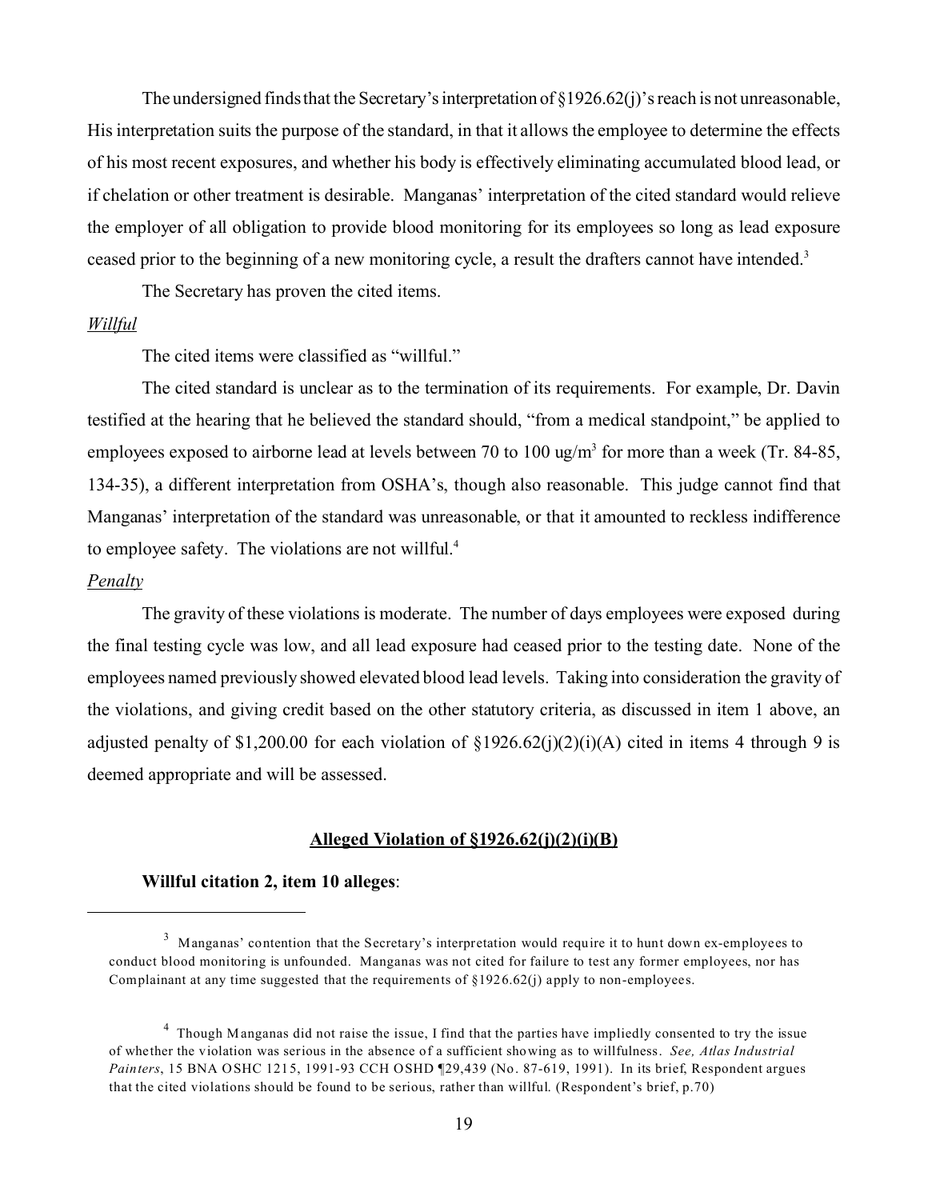The undersigned finds that the Secretary's interpretation of §1926.62(j)'s reach is not unreasonable, His interpretation suits the purpose of the standard, in that it allows the employee to determine the effects of his most recent exposures, and whether his body is effectively eliminating accumulated blood lead, or if chelation or other treatment is desirable. Manganas' interpretation of the cited standard would relieve the employer of all obligation to provide blood monitoring for its employees so long as lead exposure ceased prior to the beginning of a new monitoring cycle, a result the drafters cannot have intended.[3]

The Secretary has proven the cited items.

*Willful*

The cited items were classified as "willful."

The cited standard is unclear as to the termination of its requirements. For example, Dr. Davin testified at the hearing that he believed the standard should, "from a medical standpoint," be applied to employees exposed to airborne lead at levels between 70 to 100 ug/m$^3$ for more than a week (Tr. 84-85, 134-35), a different interpretation from OSHA's, though also reasonable. This judge cannot find that Manganas' interpretation of the standard was unreasonable, or that it amounted to reckless indifference to employee safety. The violations are not willful.[4]

*Penalty*

The gravity of these violations is moderate. The number of days employees were exposed during the final testing cycle was low, and all lead exposure had ceased prior to the testing date. None of the employees named previously showed elevated blood lead levels. Taking into consideration the gravity of the violations, and giving credit based on the other statutory criteria, as discussed in item 1 above, an adjusted penalty of $1,200.00 for each violation of §1926.62(j)(2)(i)(A) cited in items 4 through 9 is deemed appropriate and will be assessed.

**Alleged Violation of §1926.62(j)(2)(i)(B)**

**Willful citation 2, item 10 alleges**:

---

[3] Manganas' contention that the Secretary's interpretation would require it to hunt down ex-employees to conduct blood monitoring is unfounded. Manganas was not cited for failure to test any former employees, nor has Complainant at any time suggested that the requirements of §1926.62(j) apply to non-employees.

[4] Though Manganas did not raise the issue, I find that the parties have impliedly consented to try the issue of whether the violation was serious in the absence of a sufficient showing as to willfulness. *See, Atlas Industrial Painters*, 15 BNA OSHC 1215, 1991-93 CCH OSHD ¶29,439 (No. 87-619, 1991). In its brief, Respondent argues that the cited violations should be found to be serious, rather than willful. (Respondent's brief, p.70)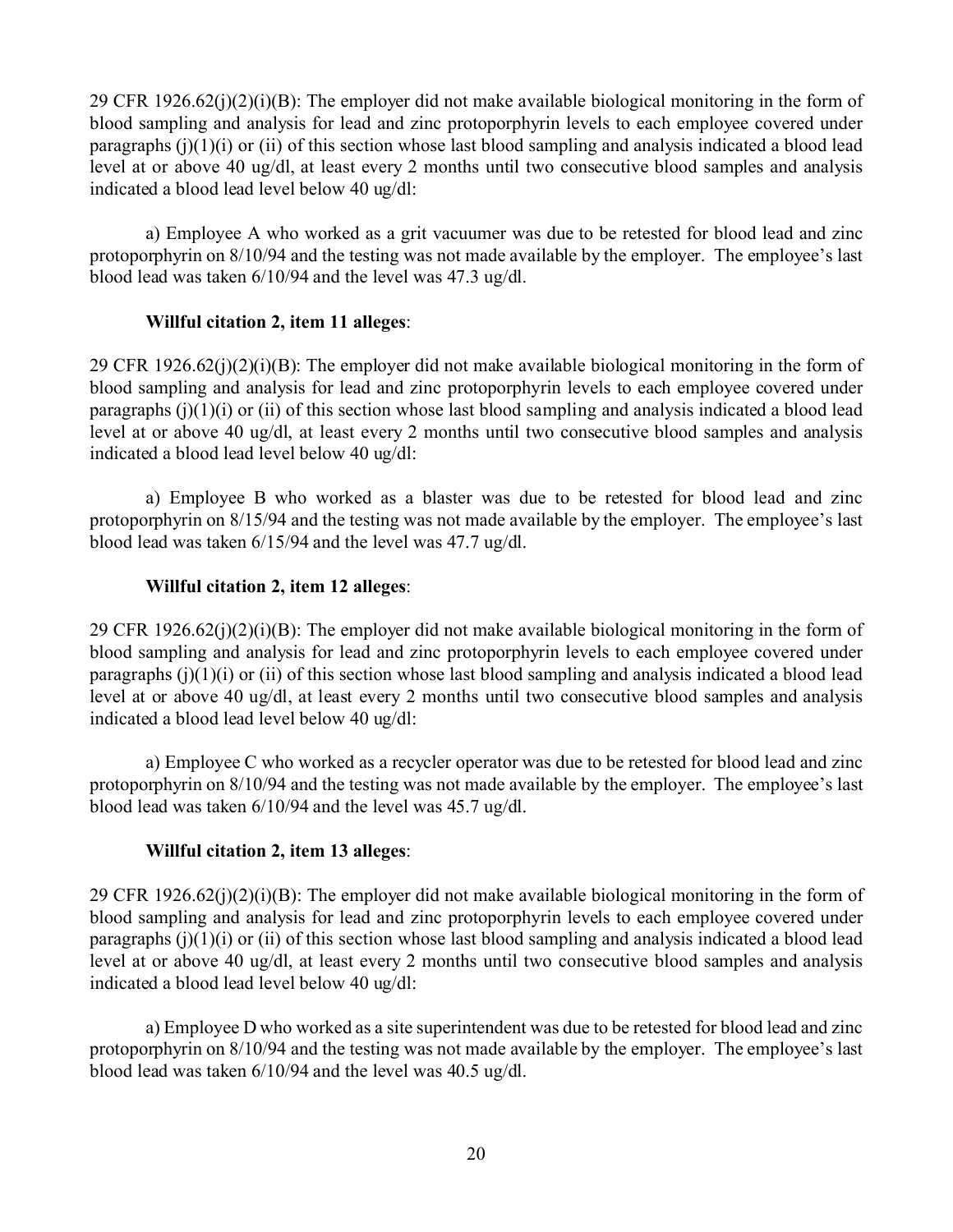29 CFR 1926.62(j)(2)(i)(B): The employer did not make available biological monitoring in the form of blood sampling and analysis for lead and zinc protoporphyrin levels to each employee covered under paragraphs (j)(1)(i) or (ii) of this section whose last blood sampling and analysis indicated a blood lead level at or above 40 ug/dl, at least every 2 months until two consecutive blood samples and analysis indicated a blood lead level below 40 ug/dl:

a) Employee A who worked as a grit vacuumer was due to be retested for blood lead and zinc protoporphyrin on 8/10/94 and the testing was not made available by the employer. The employee's last blood lead was taken 6/10/94 and the level was 47.3 ug/dl.

**Willful citation 2, item 11 alleges**:

29 CFR 1926.62(j)(2)(i)(B): The employer did not make available biological monitoring in the form of blood sampling and analysis for lead and zinc protoporphyrin levels to each employee covered under paragraphs (j)(1)(i) or (ii) of this section whose last blood sampling and analysis indicated a blood lead level at or above 40 ug/dl, at least every 2 months until two consecutive blood samples and analysis indicated a blood lead level below 40 ug/dl:

a) Employee B who worked as a blaster was due to be retested for blood lead and zinc protoporphyrin on 8/15/94 and the testing was not made available by the employer. The employee's last blood lead was taken 6/15/94 and the level was 47.7 ug/dl.

**Willful citation 2, item 12 alleges**:

29 CFR 1926.62(j)(2)(i)(B): The employer did not make available biological monitoring in the form of blood sampling and analysis for lead and zinc protoporphyrin levels to each employee covered under paragraphs (j)(1)(i) or (ii) of this section whose last blood sampling and analysis indicated a blood lead level at or above 40 ug/dl, at least every 2 months until two consecutive blood samples and analysis indicated a blood lead level below 40 ug/dl:

a) Employee C who worked as a recycler operator was due to be retested for blood lead and zinc protoporphyrin on 8/10/94 and the testing was not made available by the employer. The employee's last blood lead was taken 6/10/94 and the level was 45.7 ug/dl.

**Willful citation 2, item 13 alleges**:

29 CFR 1926.62(j)(2)(i)(B): The employer did not make available biological monitoring in the form of blood sampling and analysis for lead and zinc protoporphyrin levels to each employee covered under paragraphs (j)(1)(i) or (ii) of this section whose last blood sampling and analysis indicated a blood lead level at or above 40 ug/dl, at least every 2 months until two consecutive blood samples and analysis indicated a blood lead level below 40 ug/dl:

a) Employee D who worked as a site superintendent was due to be retested for blood lead and zinc protoporphyrin on 8/10/94 and the testing was not made available by the employer. The employee's last blood lead was taken 6/10/94 and the level was 40.5 ug/dl.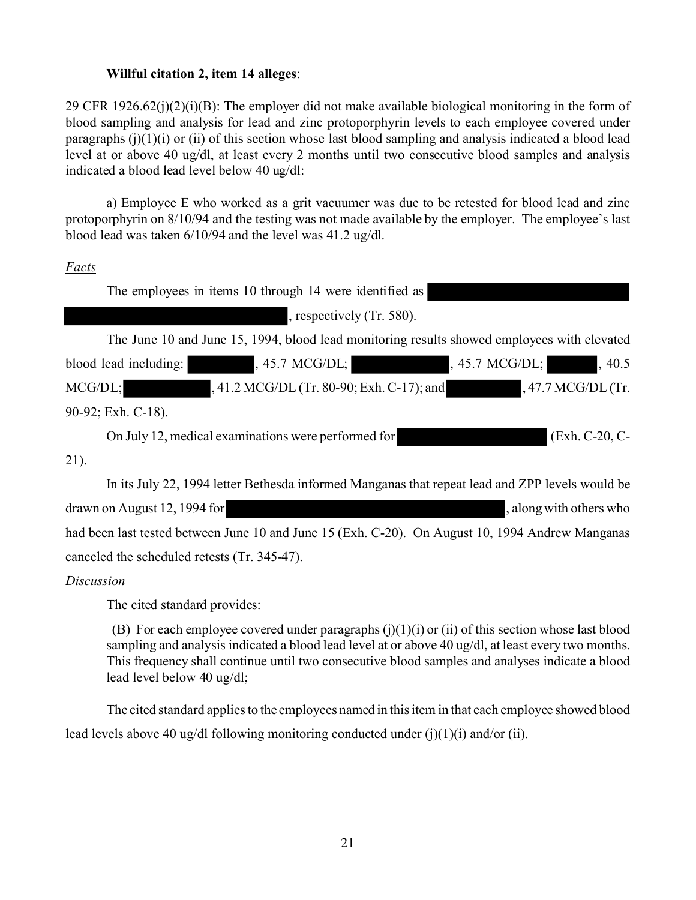**Willful citation 2, item 14 alleges**:

29 CFR 1926.62(j)(2)(i)(B): The employer did not make available biological monitoring in the form of blood sampling and analysis for lead and zinc protoporphyrin levels to each employee covered under paragraphs (j)(1)(i) or (ii) of this section whose last blood sampling and analysis indicated a blood lead level at or above 40 ug/dl, at least every 2 months until two consecutive blood samples and analysis indicated a blood lead level below 40 ug/dl:

a) Employee E who worked as a grit vacuumer was due to be retested for blood lead and zinc protoporphyrin on 8/10/94 and the testing was not made available by the employer. The employee's last blood lead was taken 6/10/94 and the level was 41.2 ug/dl.

*Facts*

The employees in items 10 through 14 were identified as [REDACTED], respectively (Tr. 580).

The June 10 and June 15, 1994, blood lead monitoring results showed employees with elevated blood lead including: [REDACTED], 45.7 MCG/DL; [REDACTED], 45.7 MCG/DL; [REDACTED], 40.5 MCG/DL; [REDACTED], 41.2 MCG/DL (Tr. 80-90; Exh. C-17); and [REDACTED], 47.7 MCG/DL (Tr. 90-92; Exh. C-18).

On July 12, medical examinations were performed for [REDACTED] (Exh. C-20, C-21).

In its July 22, 1994 letter Bethesda informed Manganas that repeat lead and ZPP levels would be drawn on August 12, 1994 for [REDACTED], along with others who had been last tested between June 10 and June 15 (Exh. C-20). On August 10, 1994 Andrew Manganas canceled the scheduled retests (Tr. 345-47).

*Discussion*

The cited standard provides:

> (B) For each employee covered under paragraphs (j)(1)(i) or (ii) of this section whose last blood sampling and analysis indicated a blood lead level at or above 40 ug/dl, at least every two months. This frequency shall continue until two consecutive blood samples and analyses indicate a blood lead level below 40 ug/dl;

The cited standard applies to the employees named in this item in that each employee showed blood lead levels above 40 ug/dl following monitoring conducted under (j)(1)(i) and/or (ii).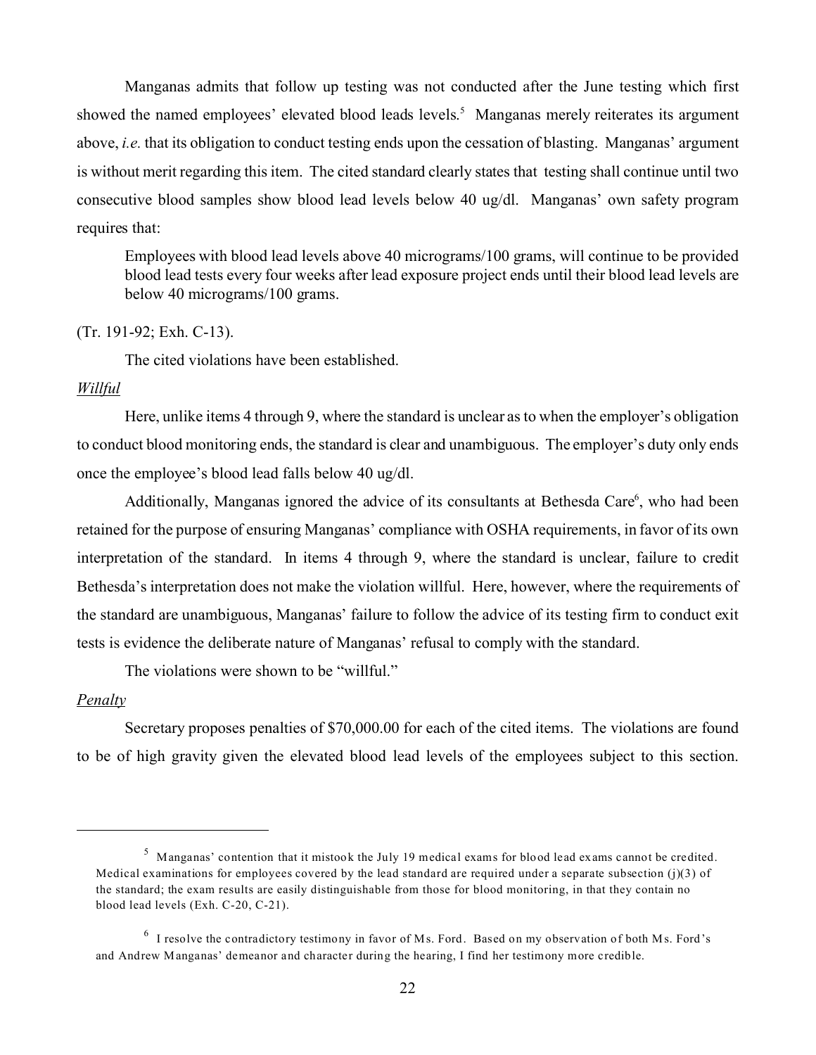Manganas admits that follow up testing was not conducted after the June testing which first showed the named employees' elevated blood leads levels.[5] Manganas merely reiterates its argument above, *i.e.* that its obligation to conduct testing ends upon the cessation of blasting. Manganas' argument is without merit regarding this item. The cited standard clearly states that testing shall continue until two consecutive blood samples show blood lead levels below 40 ug/dl. Manganas' own safety program requires that:

> Employees with blood lead levels above 40 micrograms/100 grams, will continue to be provided blood lead tests every four weeks after lead exposure project ends until their blood lead levels are below 40 micrograms/100 grams.

(Tr. 191-92; Exh. C-13).

The cited violations have been established.

*Willful*

Here, unlike items 4 through 9, where the standard is unclear as to when the employer's obligation to conduct blood monitoring ends, the standard is clear and unambiguous. The employer's duty only ends once the employee's blood lead falls below 40 ug/dl.

Additionally, Manganas ignored the advice of its consultants at Bethesda Care[6], who had been retained for the purpose of ensuring Manganas' compliance with OSHA requirements, in favor of its own interpretation of the standard. In items 4 through 9, where the standard is unclear, failure to credit Bethesda's interpretation does not make the violation willful. Here, however, where the requirements of the standard are unambiguous, Manganas' failure to follow the advice of its testing firm to conduct exit tests is evidence the deliberate nature of Manganas' refusal to comply with the standard.

The violations were shown to be "willful."

*Penalty*

Secretary proposes penalties of $70,000.00 for each of the cited items. The violations are found to be of high gravity given the elevated blood lead levels of the employees subject to this section.

---

[5] Manganas' contention that it mistook the July 19 medical exams for blood lead exams cannot be credited. Medical examinations for employees covered by the lead standard are required under a separate subsection (j)(3) of the standard; the exam results are easily distinguishable from those for blood monitoring, in that they contain no blood lead levels (Exh. C-20, C-21).

[6] I resolve the contradictory testimony in favor of Ms. Ford. Based on my observation of both Ms. Ford's and Andrew Manganas' demeanor and character during the hearing, I find her testimony more credible.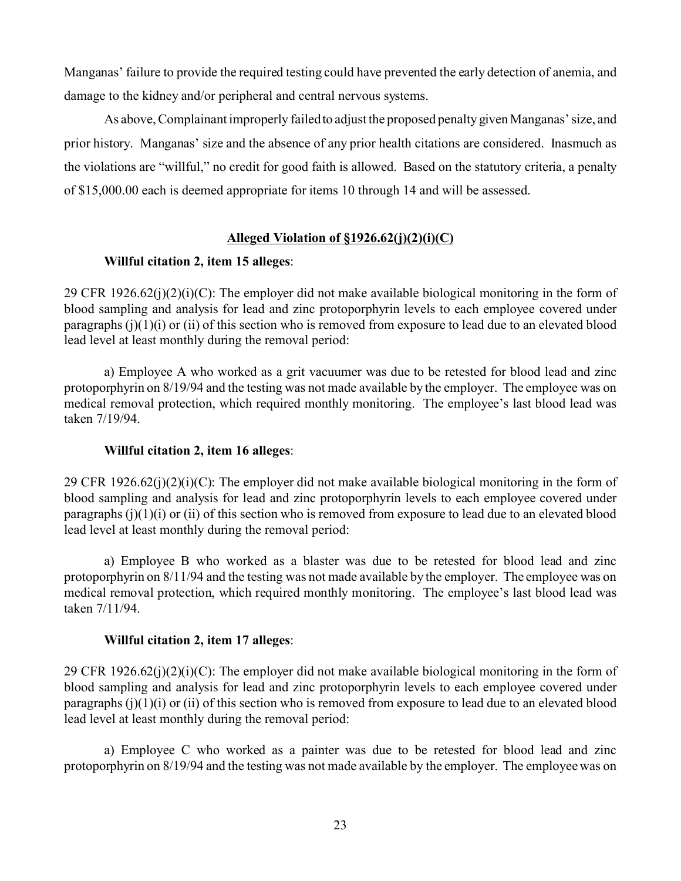Manganas' failure to provide the required testing could have prevented the early detection of anemia, and damage to the kidney and/or peripheral and central nervous systems.

As above, Complainant improperly failed to adjust the proposed penalty given Manganas' size, and prior history. Manganas' size and the absence of any prior health citations are considered. Inasmuch as the violations are "willful," no credit for good faith is allowed. Based on the statutory criteria, a penalty of $15,000.00 each is deemed appropriate for items 10 through 14 and will be assessed.

**Alleged Violation of §1926.62(j)(2)(i)(C)**

**Willful citation 2, item 15 alleges**:

29 CFR 1926.62(j)(2)(i)(C): The employer did not make available biological monitoring in the form of blood sampling and analysis for lead and zinc protoporphyrin levels to each employee covered under paragraphs (j)(1)(i) or (ii) of this section who is removed from exposure to lead due to an elevated blood lead level at least monthly during the removal period:

a) Employee A who worked as a grit vacuumer was due to be retested for blood lead and zinc protoporphyrin on 8/19/94 and the testing was not made available by the employer. The employee was on medical removal protection, which required monthly monitoring. The employee's last blood lead was taken 7/19/94.

**Willful citation 2, item 16 alleges**:

29 CFR 1926.62(j)(2)(i)(C): The employer did not make available biological monitoring in the form of blood sampling and analysis for lead and zinc protoporphyrin levels to each employee covered under paragraphs (j)(1)(i) or (ii) of this section who is removed from exposure to lead due to an elevated blood lead level at least monthly during the removal period:

a) Employee B who worked as a blaster was due to be retested for blood lead and zinc protoporphyrin on 8/11/94 and the testing was not made available by the employer. The employee was on medical removal protection, which required monthly monitoring. The employee's last blood lead was taken 7/11/94.

**Willful citation 2, item 17 alleges**:

29 CFR 1926.62(j)(2)(i)(C): The employer did not make available biological monitoring in the form of blood sampling and analysis for lead and zinc protoporphyrin levels to each employee covered under paragraphs (j)(1)(i) or (ii) of this section who is removed from exposure to lead due to an elevated blood lead level at least monthly during the removal period:

a) Employee C who worked as a painter was due to be retested for blood lead and zinc protoporphyrin on 8/19/94 and the testing was not made available by the employer. The employee was on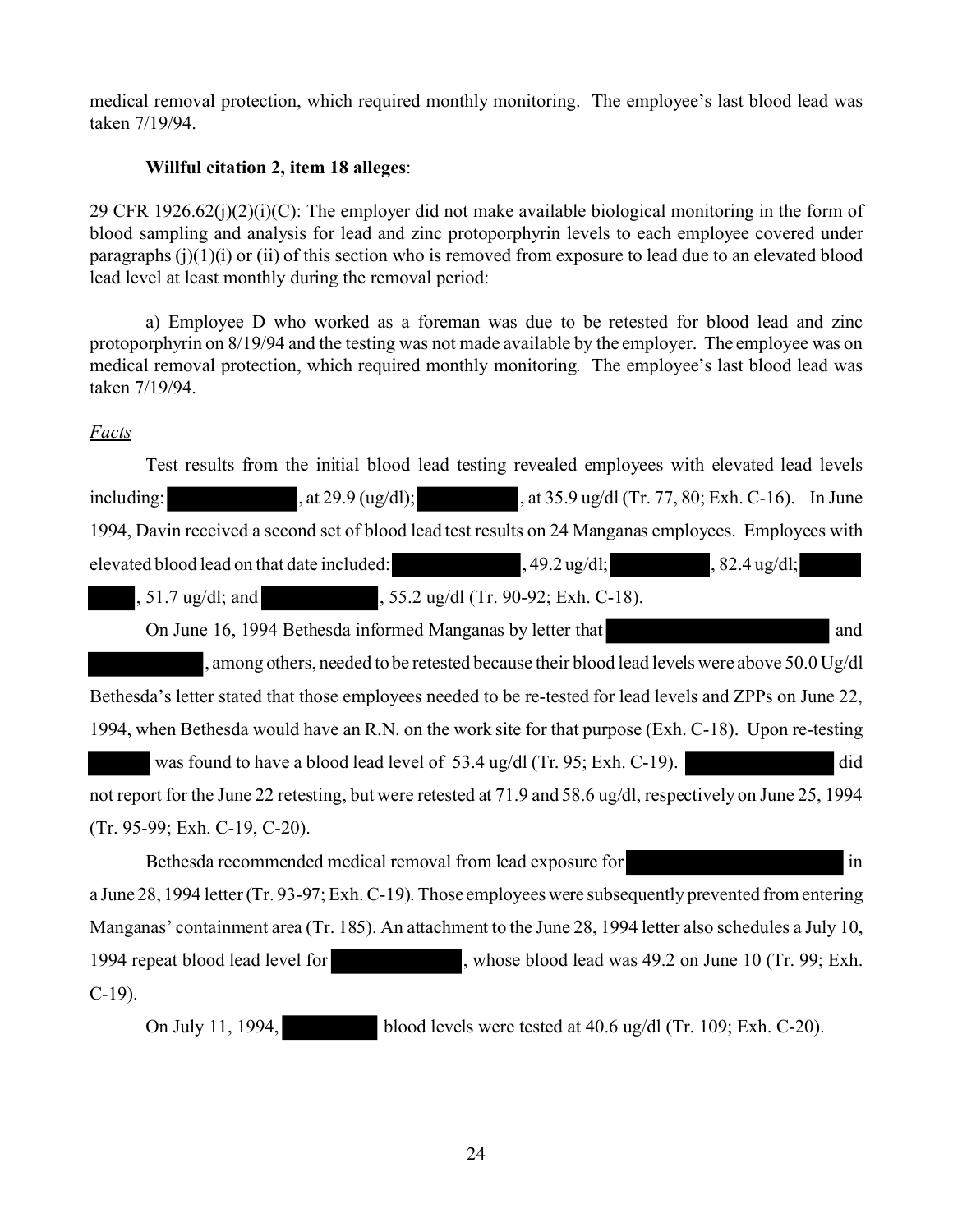medical removal protection, which required monthly monitoring. The employee's last blood lead was taken 7/19/94.

**Willful citation 2, item 18 alleges**:

29 CFR 1926.62(j)(2)(i)(C): The employer did not make available biological monitoring in the form of blood sampling and analysis for lead and zinc protoporphyrin levels to each employee covered under paragraphs (j)(1)(i) or (ii) of this section who is removed from exposure to lead due to an elevated blood lead level at least monthly during the removal period:

a) Employee D who worked as a foreman was due to be retested for blood lead and zinc protoporphyrin on 8/19/94 and the testing was not made available by the employer. The employee was on medical removal protection, which required monthly monitoring. The employee's last blood lead was taken 7/19/94.

*Facts*

Test results from the initial blood lead testing revealed employees with elevated lead levels including: [REDACTED], at 29.9 (ug/dl); [REDACTED], at 35.9 ug/dl (Tr. 77, 80; Exh. C-16). In June 1994, Davin received a second set of blood lead test results on 24 Manganas employees. Employees with elevated blood lead on that date included: [REDACTED], 49.2 ug/dl; [REDACTED], 82.4 ug/dl; [REDACTED], 51.7 ug/dl; and [REDACTED], 55.2 ug/dl (Tr. 90-92; Exh. C-18).

On June 16, 1994 Bethesda informed Manganas by letter that [REDACTED] and [REDACTED], among others, needed to be retested because their blood lead levels were above 50.0 Ug/dl Bethesda's letter stated that those employees needed to be re-tested for lead levels and ZPPs on June 22, 1994, when Bethesda would have an R.N. on the work site for that purpose (Exh. C-18). Upon re-testing [REDACTED] was found to have a blood lead level of 53.4 ug/dl (Tr. 95; Exh. C-19). [REDACTED] did not report for the June 22 retesting, but were retested at 71.9 and 58.6 ug/dl, respectively on June 25, 1994 (Tr. 95-99; Exh. C-19, C-20).

Bethesda recommended medical removal from lead exposure for [REDACTED] in a June 28, 1994 letter (Tr. 93-97; Exh. C-19). Those employees were subsequently prevented from entering Manganas' containment area (Tr. 185). An attachment to the June 28, 1994 letter also schedules a July 10, 1994 repeat blood lead level for [REDACTED], whose blood lead was 49.2 on June 10 (Tr. 99; Exh. C-19).

On July 11, 1994, [REDACTED] blood levels were tested at 40.6 ug/dl (Tr. 109; Exh. C-20).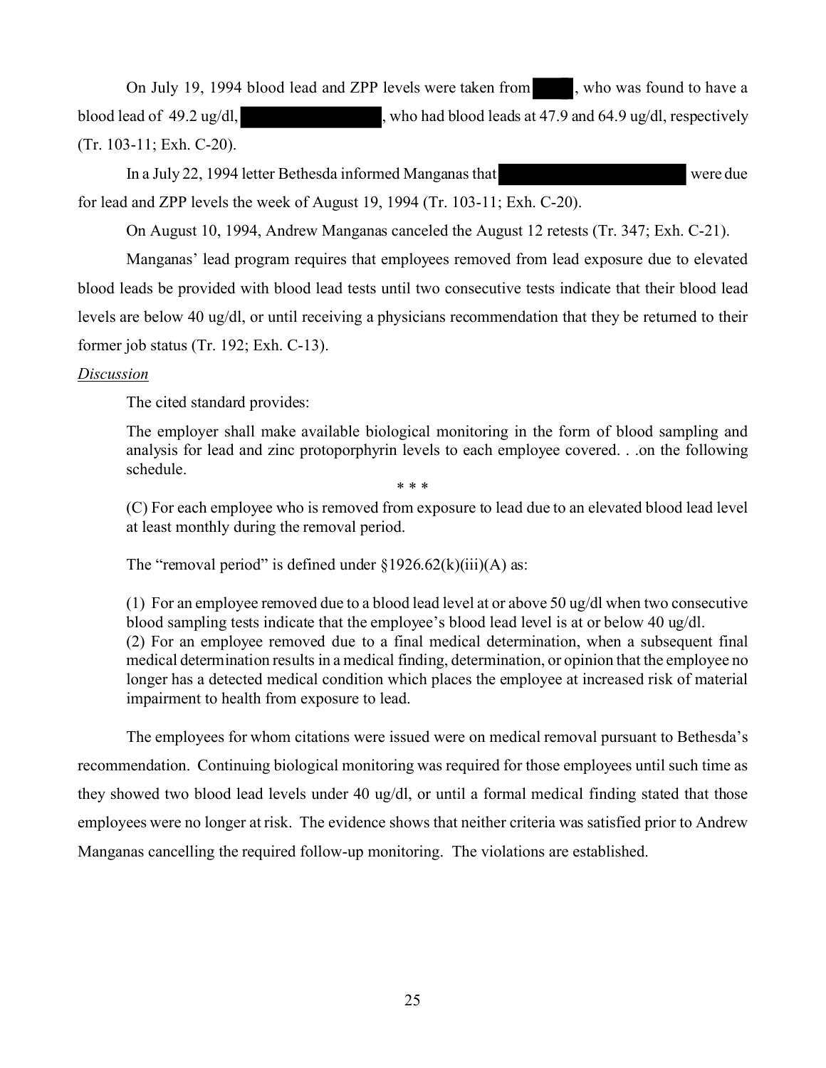On July 19, 1994 blood lead and ZPP levels were taken from ████, who was found to have a blood lead of 49.2 ug/dl, ████████████████, who had blood leads at 47.9 and 64.9 ug/dl, respectively (Tr. 103-11; Exh. C-20).

In a July 22, 1994 letter Bethesda informed Manganas that ████████████████████ were due for lead and ZPP levels the week of August 19, 1994 (Tr. 103-11; Exh. C-20).

On August 10, 1994, Andrew Manganas canceled the August 12 retests (Tr. 347; Exh. C-21).

Manganas' lead program requires that employees removed from lead exposure due to elevated blood leads be provided with blood lead tests until two consecutive tests indicate that their blood lead levels are below 40 ug/dl, or until receiving a physicians recommendation that they be returned to their former job status (Tr. 192; Exh. C-13).

*Discussion*

The cited standard provides:

> The employer shall make available biological monitoring in the form of blood sampling and analysis for lead and zinc protoporphyrin levels to each employee covered. . .on the following schedule.
>
> \* \* \*
>
> (C) For each employee who is removed from exposure to lead due to an elevated blood lead level at least monthly during the removal period.

The "removal period" is defined under §1926.62(k)(iii)(A) as:

> (1) For an employee removed due to a blood lead level at or above 50 ug/dl when two consecutive blood sampling tests indicate that the employee's blood lead level is at or below 40 ug/dl.
>
> (2) For an employee removed due to a final medical determination, when a subsequent final medical determination results in a medical finding, determination, or opinion that the employee no longer has a detected medical condition which places the employee at increased risk of material impairment to health from exposure to lead.

The employees for whom citations were issued were on medical removal pursuant to Bethesda's recommendation. Continuing biological monitoring was required for those employees until such time as they showed two blood lead levels under 40 ug/dl, or until a formal medical finding stated that those employees were no longer at risk. The evidence shows that neither criteria was satisfied prior to Andrew Manganas cancelling the required follow-up monitoring. The violations are established.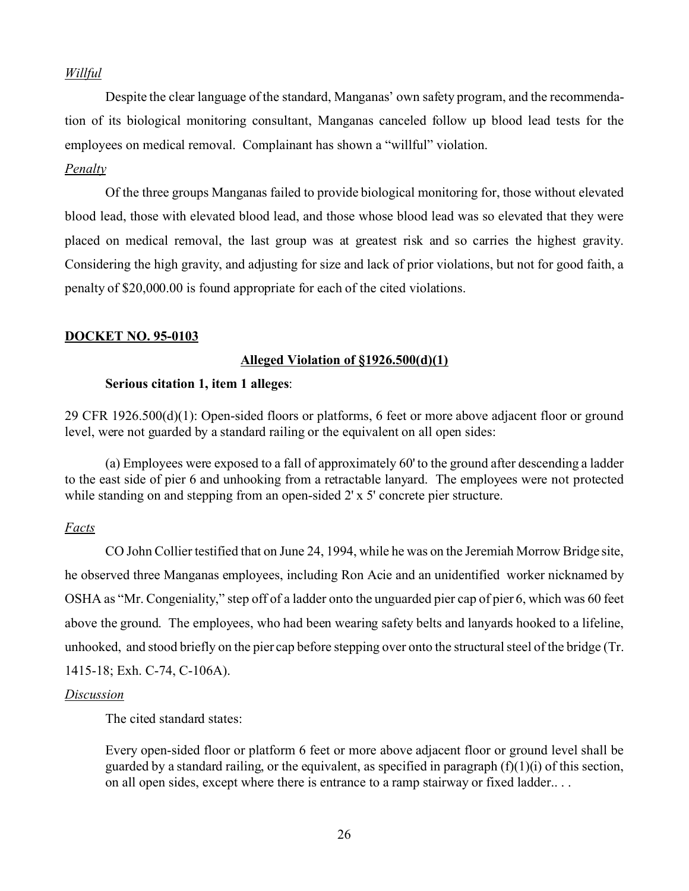*Willful*

Despite the clear language of the standard, Manganas' own safety program, and the recommendation of its biological monitoring consultant, Manganas canceled follow up blood lead tests for the employees on medical removal. Complainant has shown a "willful" violation.

*Penalty*

Of the three groups Manganas failed to provide biological monitoring for, those without elevated blood lead, those with elevated blood lead, and those whose blood lead was so elevated that they were placed on medical removal, the last group was at greatest risk and so carries the highest gravity. Considering the high gravity, and adjusting for size and lack of prior violations, but not for good faith, a penalty of $20,000.00 is found appropriate for each of the cited violations.

**DOCKET NO. 95-0103**

**Alleged Violation of §1926.500(d)(1)**

**Serious citation 1, item 1 alleges**:

29 CFR 1926.500(d)(1): Open-sided floors or platforms, 6 feet or more above adjacent floor or ground level, were not guarded by a standard railing or the equivalent on all open sides:

(a) Employees were exposed to a fall of approximately 60' to the ground after descending a ladder to the east side of pier 6 and unhooking from a retractable lanyard. The employees were not protected while standing on and stepping from an open-sided 2' x 5' concrete pier structure.

*Facts*

CO John Collier testified that on June 24, 1994, while he was on the Jeremiah Morrow Bridge site, he observed three Manganas employees, including Ron Acie and an unidentified worker nicknamed by OSHA as "Mr. Congeniality," step off of a ladder onto the unguarded pier cap of pier 6, which was 60 feet above the ground. The employees, who had been wearing safety belts and lanyards hooked to a lifeline, unhooked, and stood briefly on the pier cap before stepping over onto the structural steel of the bridge (Tr. 1415-18; Exh. C-74, C-106A).

*Discussion*

The cited standard states:

> Every open-sided floor or platform 6 feet or more above adjacent floor or ground level shall be guarded by a standard railing, or the equivalent, as specified in paragraph (f)(1)(i) of this section, on all open sides, except where there is entrance to a ramp stairway or fixed ladder.. . .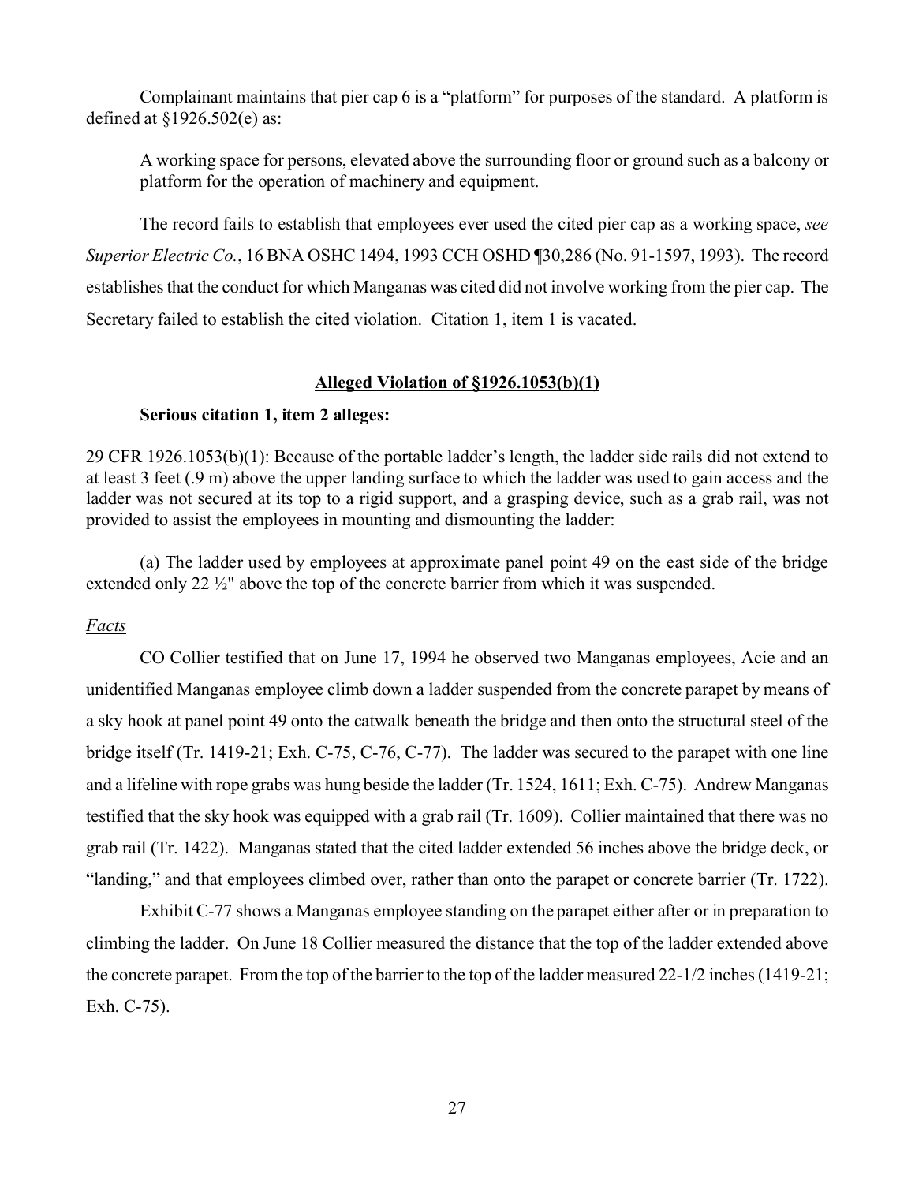Complainant maintains that pier cap 6 is a "platform" for purposes of the standard. A platform is defined at §1926.502(e) as:

> A working space for persons, elevated above the surrounding floor or ground such as a balcony or platform for the operation of machinery and equipment.

The record fails to establish that employees ever used the cited pier cap as a working space, *see Superior Electric Co.*, 16 BNA OSHC 1494, 1993 CCH OSHD ¶30,286 (No. 91-1597, 1993). The record establishes that the conduct for which Manganas was cited did not involve working from the pier cap. The Secretary failed to establish the cited violation. Citation 1, item 1 is vacated.

## **Alleged Violation of §1926.1053(b)(1)**

**Serious citation 1, item 2 alleges:**

29 CFR 1926.1053(b)(1): Because of the portable ladder's length, the ladder side rails did not extend to at least 3 feet (.9 m) above the upper landing surface to which the ladder was used to gain access and the ladder was not secured at its top to a rigid support, and a grasping device, such as a grab rail, was not provided to assist the employees in mounting and dismounting the ladder:

(a) The ladder used by employees at approximate panel point 49 on the east side of the bridge extended only 22 ½" above the top of the concrete barrier from which it was suspended.

*Facts*

CO Collier testified that on June 17, 1994 he observed two Manganas employees, Acie and an unidentified Manganas employee climb down a ladder suspended from the concrete parapet by means of a sky hook at panel point 49 onto the catwalk beneath the bridge and then onto the structural steel of the bridge itself (Tr. 1419-21; Exh. C-75, C-76, C-77). The ladder was secured to the parapet with one line and a lifeline with rope grabs was hung beside the ladder (Tr. 1524, 1611; Exh. C-75). Andrew Manganas testified that the sky hook was equipped with a grab rail (Tr. 1609). Collier maintained that there was no grab rail (Tr. 1422). Manganas stated that the cited ladder extended 56 inches above the bridge deck, or "landing," and that employees climbed over, rather than onto the parapet or concrete barrier (Tr. 1722).

Exhibit C-77 shows a Manganas employee standing on the parapet either after or in preparation to climbing the ladder. On June 18 Collier measured the distance that the top of the ladder extended above the concrete parapet. From the top of the barrier to the top of the ladder measured 22-1/2 inches (1419-21; Exh. C-75).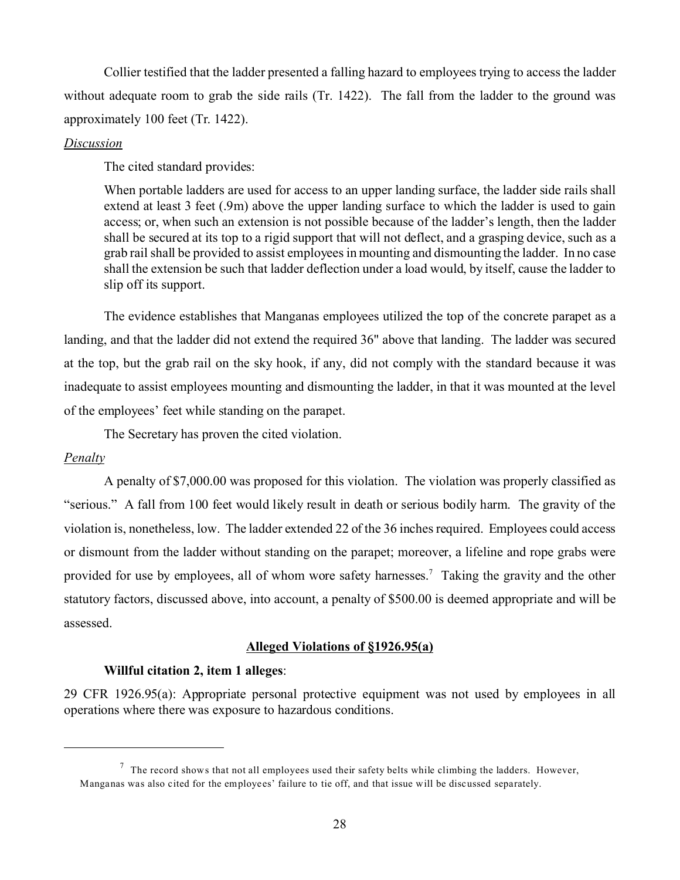Collier testified that the ladder presented a falling hazard to employees trying to access the ladder without adequate room to grab the side rails (Tr. 1422). The fall from the ladder to the ground was approximately 100 feet (Tr. 1422).

*Discussion*

The cited standard provides:

> When portable ladders are used for access to an upper landing surface, the ladder side rails shall extend at least 3 feet (.9m) above the upper landing surface to which the ladder is used to gain access; or, when such an extension is not possible because of the ladder's length, then the ladder shall be secured at its top to a rigid support that will not deflect, and a grasping device, such as a grab rail shall be provided to assist employees in mounting and dismounting the ladder. In no case shall the extension be such that ladder deflection under a load would, by itself, cause the ladder to slip off its support.

The evidence establishes that Manganas employees utilized the top of the concrete parapet as a landing, and that the ladder did not extend the required 36" above that landing. The ladder was secured at the top, but the grab rail on the sky hook, if any, did not comply with the standard because it was inadequate to assist employees mounting and dismounting the ladder, in that it was mounted at the level of the employees' feet while standing on the parapet.

The Secretary has proven the cited violation.

*Penalty*

A penalty of $7,000.00 was proposed for this violation. The violation was properly classified as "serious." A fall from 100 feet would likely result in death or serious bodily harm. The gravity of the violation is, nonetheless, low. The ladder extended 22 of the 36 inches required. Employees could access or dismount from the ladder without standing on the parapet; moreover, a lifeline and rope grabs were provided for use by employees, all of whom wore safety harnesses.[7] Taking the gravity and the other statutory factors, discussed above, into account, a penalty of $500.00 is deemed appropriate and will be assessed.

**Alleged Violations of §1926.95(a)**

**Willful citation 2, item 1 alleges**:

29 CFR 1926.95(a): Appropriate personal protective equipment was not used by employees in all operations where there was exposure to hazardous conditions.

---

[7] The record shows that not all employees used their safety belts while climbing the ladders. However, Manganas was also cited for the employees' failure to tie off, and that issue will be discussed separately.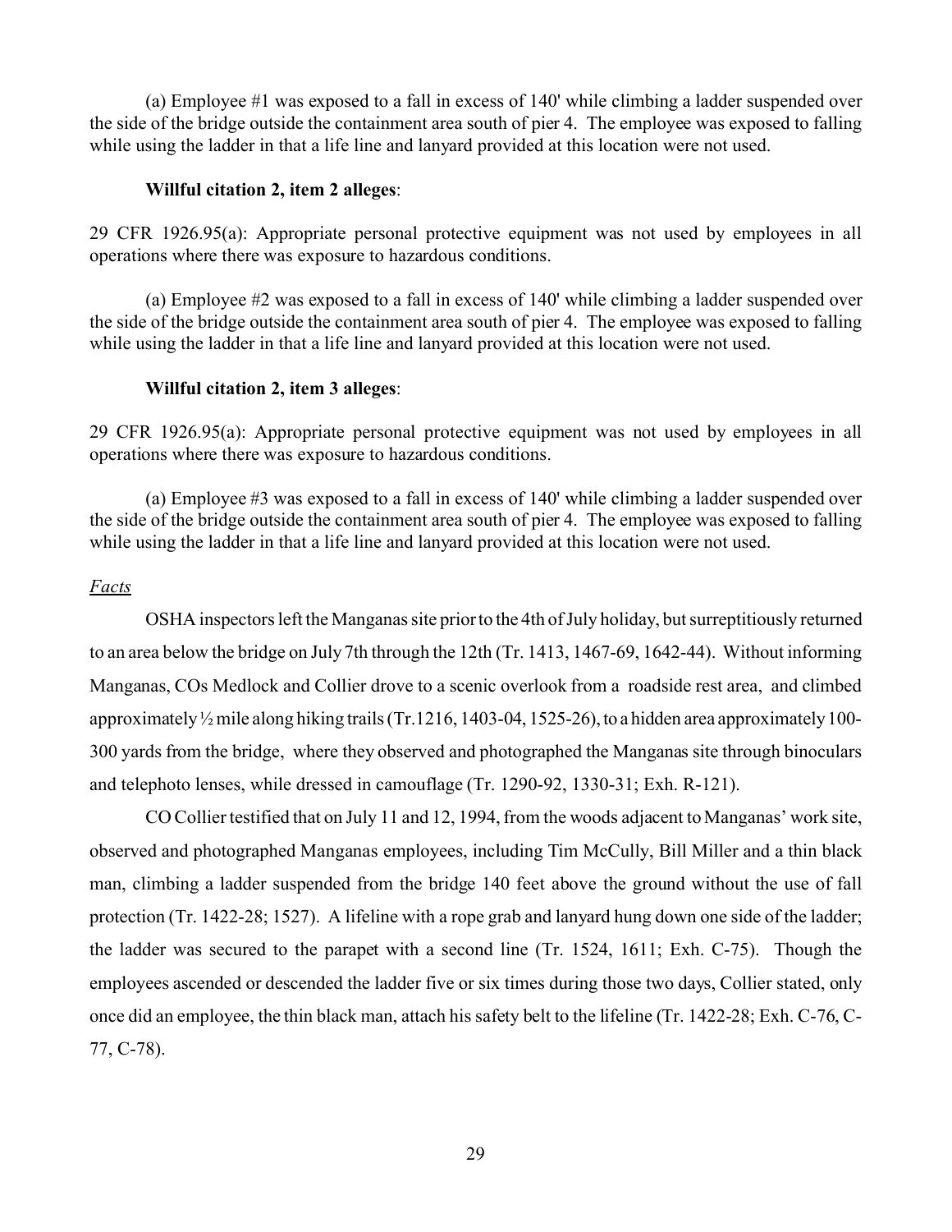(a) Employee #1 was exposed to a fall in excess of 140' while climbing a ladder suspended over the side of the bridge outside the containment area south of pier 4. The employee was exposed to falling while using the ladder in that a life line and lanyard provided at this location were not used.

**Willful citation 2, item 2 alleges**:

29 CFR 1926.95(a): Appropriate personal protective equipment was not used by employees in all operations where there was exposure to hazardous conditions.

(a) Employee #2 was exposed to a fall in excess of 140' while climbing a ladder suspended over the side of the bridge outside the containment area south of pier 4. The employee was exposed to falling while using the ladder in that a life line and lanyard provided at this location were not used.

**Willful citation 2, item 3 alleges**:

29 CFR 1926.95(a): Appropriate personal protective equipment was not used by employees in all operations where there was exposure to hazardous conditions.

(a) Employee #3 was exposed to a fall in excess of 140' while climbing a ladder suspended over the side of the bridge outside the containment area south of pier 4. The employee was exposed to falling while using the ladder in that a life line and lanyard provided at this location were not used.

*Facts*

OSHA inspectors left the Manganas site prior to the 4th of July holiday, but surreptitiously returned to an area below the bridge on July 7th through the 12th (Tr. 1413, 1467-69, 1642-44). Without informing Manganas, COs Medlock and Collier drove to a scenic overlook from a roadside rest area, and climbed approximately ½ mile along hiking trails (Tr.1216, 1403-04, 1525-26), to a hidden area approximately 100-300 yards from the bridge, where they observed and photographed the Manganas site through binoculars and telephoto lenses, while dressed in camouflage (Tr. 1290-92, 1330-31; Exh. R-121).

CO Collier testified that on July 11 and 12, 1994, from the woods adjacent to Manganas' work site, observed and photographed Manganas employees, including Tim McCully, Bill Miller and a thin black man, climbing a ladder suspended from the bridge 140 feet above the ground without the use of fall protection (Tr. 1422-28; 1527). A lifeline with a rope grab and lanyard hung down one side of the ladder; the ladder was secured to the parapet with a second line (Tr. 1524, 1611; Exh. C-75). Though the employees ascended or descended the ladder five or six times during those two days, Collier stated, only once did an employee, the thin black man, attach his safety belt to the lifeline (Tr. 1422-28; Exh. C-76, C-77, C-78).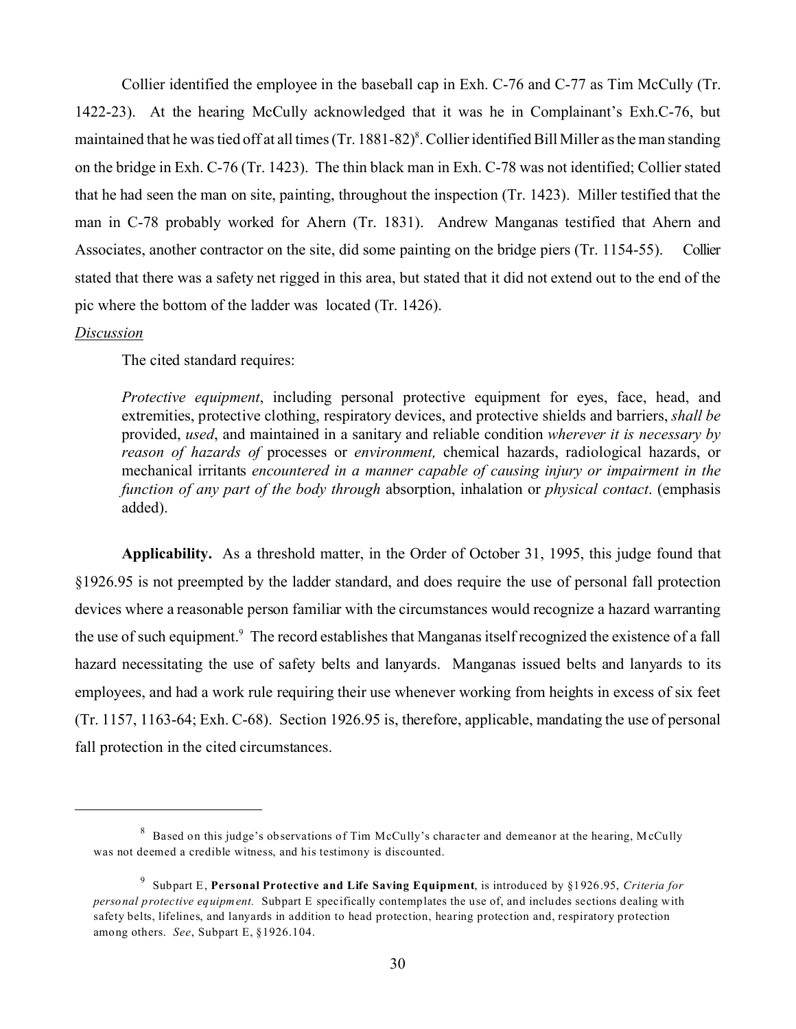Collier identified the employee in the baseball cap in Exh. C-76 and C-77 as Tim McCully (Tr. 1422-23). At the hearing McCully acknowledged that it was he in Complainant's Exh.C-76, but maintained that he was tied off at all times (Tr. 1881-82)[8]. Collier identified Bill Miller as the man standing on the bridge in Exh. C-76 (Tr. 1423). The thin black man in Exh. C-78 was not identified; Collier stated that he had seen the man on site, painting, throughout the inspection (Tr. 1423). Miller testified that the man in C-78 probably worked for Ahern (Tr. 1831). Andrew Manganas testified that Ahern and Associates, another contractor on the site, did some painting on the bridge piers (Tr. 1154-55). Collier stated that there was a safety net rigged in this area, but stated that it did not extend out to the end of the pic where the bottom of the ladder was located (Tr. 1426).

*Discussion*

The cited standard requires:

> *Protective equipment*, including personal protective equipment for eyes, face, head, and extremities, protective clothing, respiratory devices, and protective shields and barriers, *shall be* provided, *used*, and maintained in a sanitary and reliable condition *wherever it is necessary by reason of hazards of* processes or *environment,* chemical hazards, radiological hazards, or mechanical irritants *encountered in a manner capable of causing injury or impairment in the function of any part of the body through* absorption, inhalation or *physical contact*. (emphasis added).

**Applicability.** As a threshold matter, in the Order of October 31, 1995, this judge found that §1926.95 is not preempted by the ladder standard, and does require the use of personal fall protection devices where a reasonable person familiar with the circumstances would recognize a hazard warranting the use of such equipment.[9] The record establishes that Manganas itself recognized the existence of a fall hazard necessitating the use of safety belts and lanyards. Manganas issued belts and lanyards to its employees, and had a work rule requiring their use whenever working from heights in excess of six feet (Tr. 1157, 1163-64; Exh. C-68). Section 1926.95 is, therefore, applicable, mandating the use of personal fall protection in the cited circumstances.

---

[8] Based on this judge's observations of Tim McCully's character and demeanor at the hearing, McCully was not deemed a credible witness, and his testimony is discounted.

[9] Subpart E, **Personal Protective and Life Saving Equipment**, is introduced by §1926.95, *Criteria for personal protective equipment.* Subpart E specifically contemplates the use of, and includes sections dealing with safety belts, lifelines, and lanyards in addition to head protection, hearing protection and, respiratory protection among others. *See*, Subpart E, §1926.104.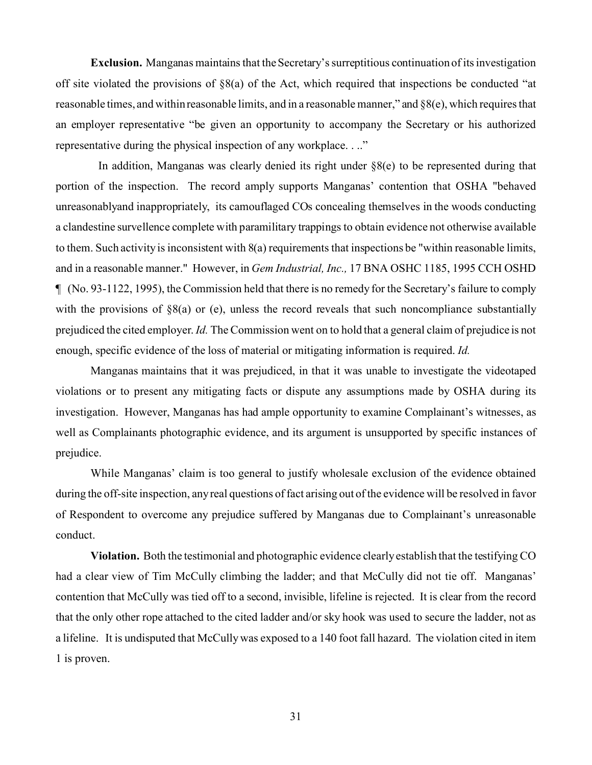**Exclusion.** Manganas maintains that the Secretary's surreptitious continuation of its investigation off site violated the provisions of §8(a) of the Act, which required that inspections be conducted "at reasonable times, and within reasonable limits, and in a reasonable manner," and §8(e), which requires that an employer representative "be given an opportunity to accompany the Secretary or his authorized representative during the physical inspection of any workplace. . .."

In addition, Manganas was clearly denied its right under §8(e) to be represented during that portion of the inspection. The record amply supports Manganas' contention that OSHA "behaved unreasonablyand inappropriately, its camouflaged COs concealing themselves in the woods conducting a clandestine survellence complete with paramilitary trappings to obtain evidence not otherwise available to them. Such activity is inconsistent with 8(a) requirements that inspections be "within reasonable limits, and in a reasonable manner." However, in *Gem Industrial, Inc.,* 17 BNA OSHC 1185, 1995 CCH OSHD ¶ (No. 93-1122, 1995), the Commission held that there is no remedy for the Secretary's failure to comply with the provisions of §8(a) or (e), unless the record reveals that such noncompliance substantially prejudiced the cited employer. *Id.* The Commission went on to hold that a general claim of prejudice is not enough, specific evidence of the loss of material or mitigating information is required. *Id.*

Manganas maintains that it was prejudiced, in that it was unable to investigate the videotaped violations or to present any mitigating facts or dispute any assumptions made by OSHA during its investigation. However, Manganas has had ample opportunity to examine Complainant's witnesses, as well as Complainants photographic evidence, and its argument is unsupported by specific instances of prejudice.

While Manganas' claim is too general to justify wholesale exclusion of the evidence obtained during the off-site inspection, any real questions of fact arising out of the evidence will be resolved in favor of Respondent to overcome any prejudice suffered by Manganas due to Complainant's unreasonable conduct.

**Violation.** Both the testimonial and photographic evidence clearly establish that the testifying CO had a clear view of Tim McCully climbing the ladder; and that McCully did not tie off. Manganas' contention that McCully was tied off to a second, invisible, lifeline is rejected. It is clear from the record that the only other rope attached to the cited ladder and/or sky hook was used to secure the ladder, not as a lifeline. It is undisputed that McCully was exposed to a 140 foot fall hazard. The violation cited in item 1 is proven.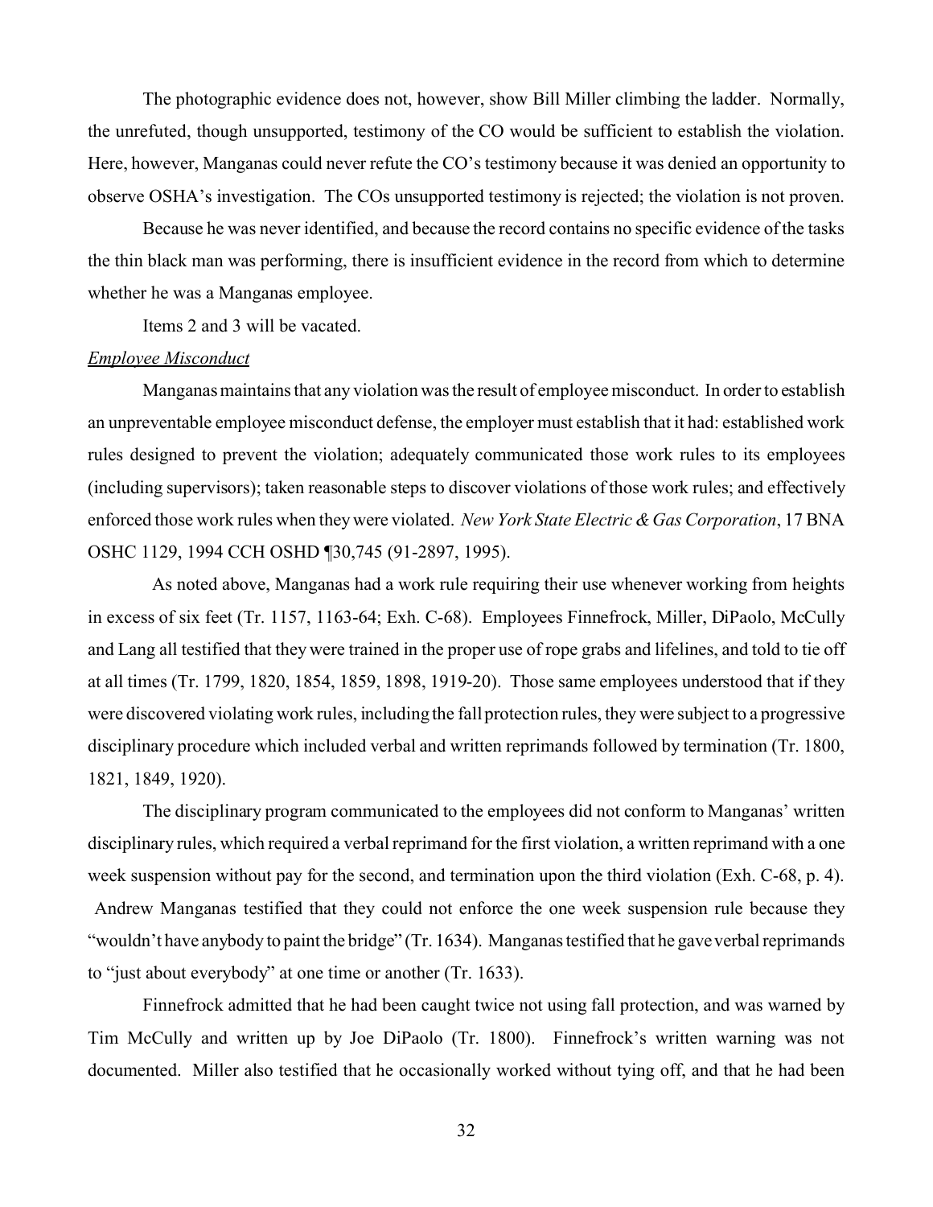The photographic evidence does not, however, show Bill Miller climbing the ladder. Normally, the unrefuted, though unsupported, testimony of the CO would be sufficient to establish the violation. Here, however, Manganas could never refute the CO's testimony because it was denied an opportunity to observe OSHA's investigation. The COs unsupported testimony is rejected; the violation is not proven.

Because he was never identified, and because the record contains no specific evidence of the tasks the thin black man was performing, there is insufficient evidence in the record from which to determine whether he was a Manganas employee.

Items 2 and 3 will be vacated.

*Employee Misconduct*

Manganas maintains that any violation was the result of employee misconduct. In order to establish an unpreventable employee misconduct defense, the employer must establish that it had: established work rules designed to prevent the violation; adequately communicated those work rules to its employees (including supervisors); taken reasonable steps to discover violations of those work rules; and effectively enforced those work rules when they were violated. *New York State Electric & Gas Corporation*, 17 BNA OSHC 1129, 1994 CCH OSHD ¶30,745 (91-2897, 1995).

As noted above, Manganas had a work rule requiring their use whenever working from heights in excess of six feet (Tr. 1157, 1163-64; Exh. C-68). Employees Finnefrock, Miller, DiPaolo, McCully and Lang all testified that they were trained in the proper use of rope grabs and lifelines, and told to tie off at all times (Tr. 1799, 1820, 1854, 1859, 1898, 1919-20). Those same employees understood that if they were discovered violating work rules, including the fall protection rules, they were subject to a progressive disciplinary procedure which included verbal and written reprimands followed by termination (Tr. 1800, 1821, 1849, 1920).

The disciplinary program communicated to the employees did not conform to Manganas' written disciplinary rules, which required a verbal reprimand for the first violation, a written reprimand with a one week suspension without pay for the second, and termination upon the third violation (Exh. C-68, p. 4). Andrew Manganas testified that they could not enforce the one week suspension rule because they "wouldn't have anybody to paint the bridge" (Tr. 1634). Manganas testified that he gave verbal reprimands to "just about everybody" at one time or another (Tr. 1633).

Finnefrock admitted that he had been caught twice not using fall protection, and was warned by Tim McCully and written up by Joe DiPaolo (Tr. 1800). Finnefrock's written warning was not documented. Miller also testified that he occasionally worked without tying off, and that he had been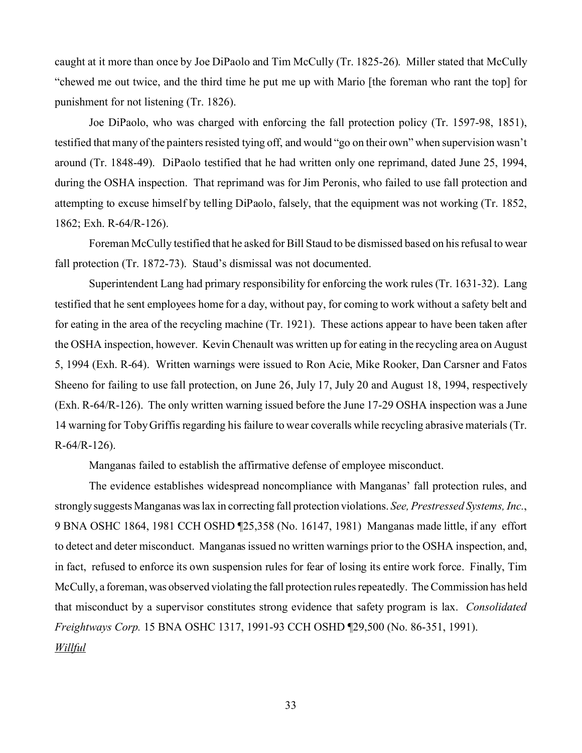caught at it more than once by Joe DiPaolo and Tim McCully (Tr. 1825-26). Miller stated that McCully "chewed me out twice, and the third time he put me up with Mario [the foreman who rant the top] for punishment for not listening (Tr. 1826).

Joe DiPaolo, who was charged with enforcing the fall protection policy (Tr. 1597-98, 1851), testified that many of the painters resisted tying off, and would "go on their own" when supervision wasn't around (Tr. 1848-49). DiPaolo testified that he had written only one reprimand, dated June 25, 1994, during the OSHA inspection. That reprimand was for Jim Peronis, who failed to use fall protection and attempting to excuse himself by telling DiPaolo, falsely, that the equipment was not working (Tr. 1852, 1862; Exh. R-64/R-126).

Foreman McCully testified that he asked for Bill Staud to be dismissed based on his refusal to wear fall protection (Tr. 1872-73). Staud's dismissal was not documented.

Superintendent Lang had primary responsibility for enforcing the work rules (Tr. 1631-32). Lang testified that he sent employees home for a day, without pay, for coming to work without a safety belt and for eating in the area of the recycling machine (Tr. 1921). These actions appear to have been taken after the OSHA inspection, however. Kevin Chenault was written up for eating in the recycling area on August 5, 1994 (Exh. R-64). Written warnings were issued to Ron Acie, Mike Rooker, Dan Carsner and Fatos Sheeno for failing to use fall protection, on June 26, July 17, July 20 and August 18, 1994, respectively (Exh. R-64/R-126). The only written warning issued before the June 17-29 OSHA inspection was a June 14 warning for Toby Griffis regarding his failure to wear coveralls while recycling abrasive materials (Tr. R-64/R-126).

Manganas failed to establish the affirmative defense of employee misconduct.

The evidence establishes widespread noncompliance with Manganas' fall protection rules, and strongly suggests Manganas was lax in correcting fall protection violations. *See, Prestressed Systems, Inc.*, 9 BNA OSHC 1864, 1981 CCH OSHD ¶25,358 (No. 16147, 1981) Manganas made little, if any effort to detect and deter misconduct. Manganas issued no written warnings prior to the OSHA inspection, and, in fact, refused to enforce its own suspension rules for fear of losing its entire work force. Finally, Tim McCully, a foreman, was observed violating the fall protection rules repeatedly. The Commission has held that misconduct by a supervisor constitutes strong evidence that safety program is lax. *Consolidated Freightways Corp.* 15 BNA OSHC 1317, 1991-93 CCH OSHD ¶29,500 (No. 86-351, 1991).

*Willful*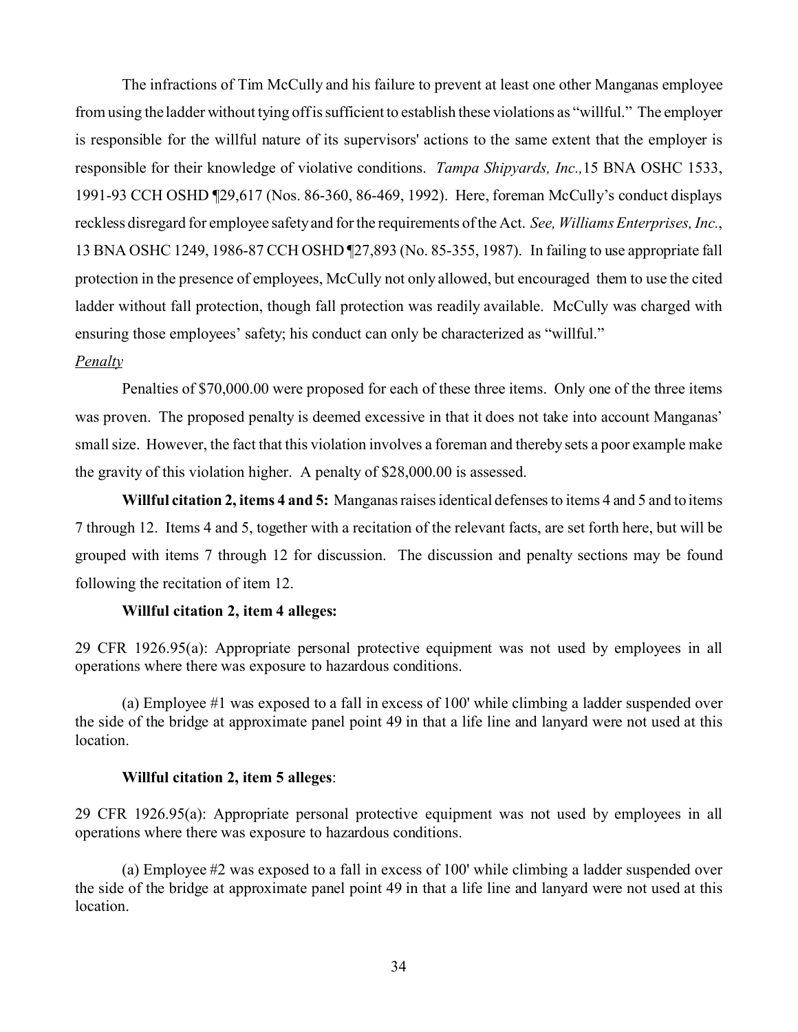The infractions of Tim McCully and his failure to prevent at least one other Manganas employee from using the ladder without tying off is sufficient to establish these violations as "willful." The employer is responsible for the willful nature of its supervisors' actions to the same extent that the employer is responsible for their knowledge of violative conditions. *Tampa Shipyards, Inc.,* 15 BNA OSHC 1533, 1991-93 CCH OSHD ¶29,617 (Nos. 86-360, 86-469, 1992). Here, foreman McCully's conduct displays reckless disregard for employee safety and for the requirements of the Act. *See, Williams Enterprises, Inc.*, 13 BNA OSHC 1249, 1986-87 CCH OSHD ¶27,893 (No. 85-355, 1987). In failing to use appropriate fall protection in the presence of employees, McCully not only allowed, but encouraged them to use the cited ladder without fall protection, though fall protection was readily available. McCully was charged with ensuring those employees' safety; his conduct can only be characterized as "willful."

*Penalty*

Penalties of $70,000.00 were proposed for each of these three items. Only one of the three items was proven. The proposed penalty is deemed excessive in that it does not take into account Manganas' small size. However, the fact that this violation involves a foreman and thereby sets a poor example make the gravity of this violation higher. A penalty of $28,000.00 is assessed.

**Willful citation 2, items 4 and 5:** Manganas raises identical defenses to items 4 and 5 and to items 7 through 12. Items 4 and 5, together with a recitation of the relevant facts, are set forth here, but will be grouped with items 7 through 12 for discussion. The discussion and penalty sections may be found following the recitation of item 12.

**Willful citation 2, item 4 alleges:**

29 CFR 1926.95(a): Appropriate personal protective equipment was not used by employees in all operations where there was exposure to hazardous conditions.

(a) Employee #1 was exposed to a fall in excess of 100' while climbing a ladder suspended over the side of the bridge at approximate panel point 49 in that a life line and lanyard were not used at this location.

**Willful citation 2, item 5 alleges**:

29 CFR 1926.95(a): Appropriate personal protective equipment was not used by employees in all operations where there was exposure to hazardous conditions.

(a) Employee #2 was exposed to a fall in excess of 100' while climbing a ladder suspended over the side of the bridge at approximate panel point 49 in that a life line and lanyard were not used at this location.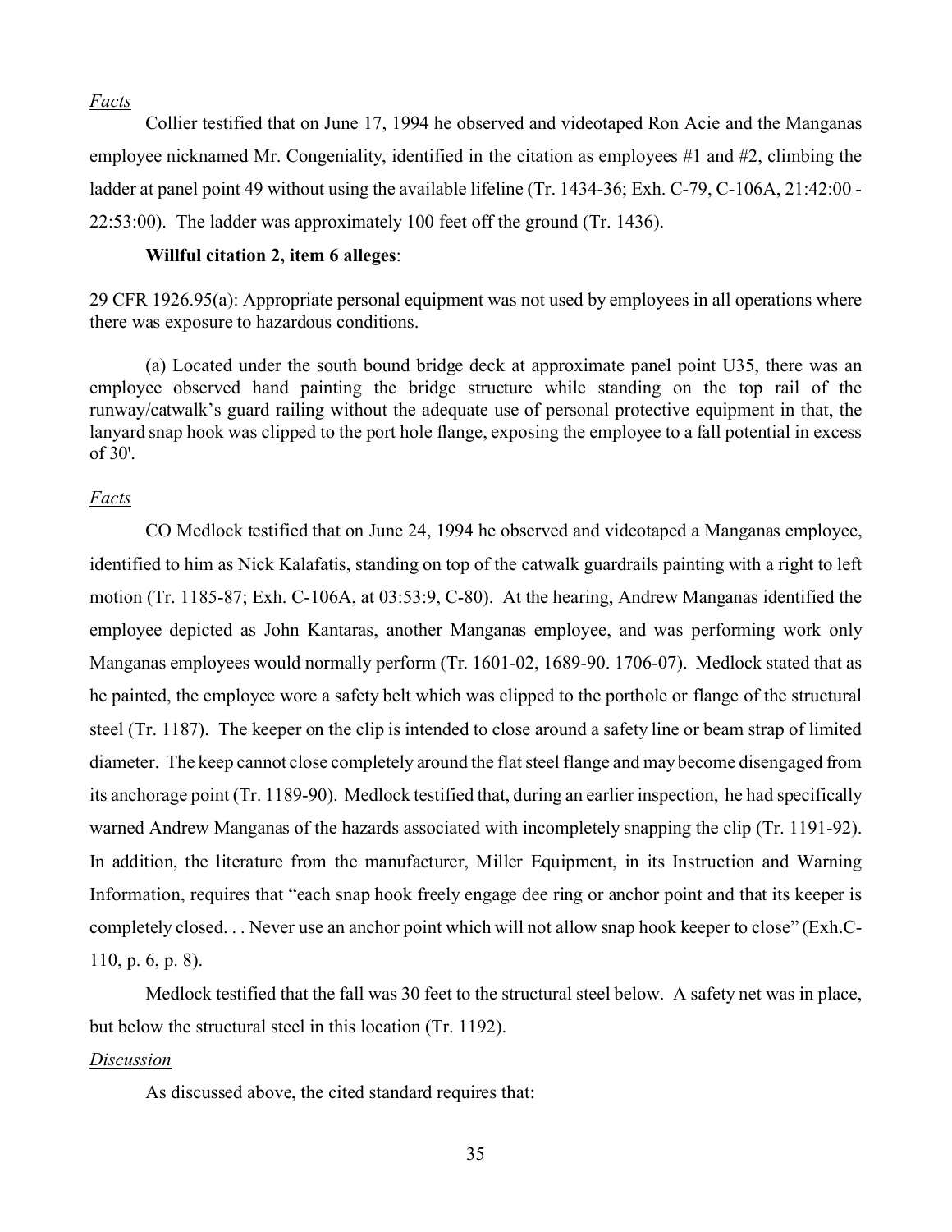*Facts*

Collier testified that on June 17, 1994 he observed and videotaped Ron Acie and the Manganas employee nicknamed Mr. Congeniality, identified in the citation as employees #1 and #2, climbing the ladder at panel point 49 without using the available lifeline (Tr. 1434-36; Exh. C-79, C-106A, 21:42:00 - 22:53:00). The ladder was approximately 100 feet off the ground (Tr. 1436).

**Willful citation 2, item 6 alleges**:

29 CFR 1926.95(a): Appropriate personal equipment was not used by employees in all operations where there was exposure to hazardous conditions.

(a) Located under the south bound bridge deck at approximate panel point U35, there was an employee observed hand painting the bridge structure while standing on the top rail of the runway/catwalk's guard railing without the adequate use of personal protective equipment in that, the lanyard snap hook was clipped to the port hole flange, exposing the employee to a fall potential in excess of 30'.

*Facts*

CO Medlock testified that on June 24, 1994 he observed and videotaped a Manganas employee, identified to him as Nick Kalafatis, standing on top of the catwalk guardrails painting with a right to left motion (Tr. 1185-87; Exh. C-106A, at 03:53:9, C-80). At the hearing, Andrew Manganas identified the employee depicted as John Kantaras, another Manganas employee, and was performing work only Manganas employees would normally perform (Tr. 1601-02, 1689-90. 1706-07). Medlock stated that as he painted, the employee wore a safety belt which was clipped to the porthole or flange of the structural steel (Tr. 1187). The keeper on the clip is intended to close around a safety line or beam strap of limited diameter. The keep cannot close completely around the flat steel flange and may become disengaged from its anchorage point (Tr. 1189-90). Medlock testified that, during an earlier inspection, he had specifically warned Andrew Manganas of the hazards associated with incompletely snapping the clip (Tr. 1191-92). In addition, the literature from the manufacturer, Miller Equipment, in its Instruction and Warning Information, requires that "each snap hook freely engage dee ring or anchor point and that its keeper is completely closed. . . Never use an anchor point which will not allow snap hook keeper to close" (Exh.C-110, p. 6, p. 8).

Medlock testified that the fall was 30 feet to the structural steel below. A safety net was in place, but below the structural steel in this location (Tr. 1192).

*Discussion*

As discussed above, the cited standard requires that: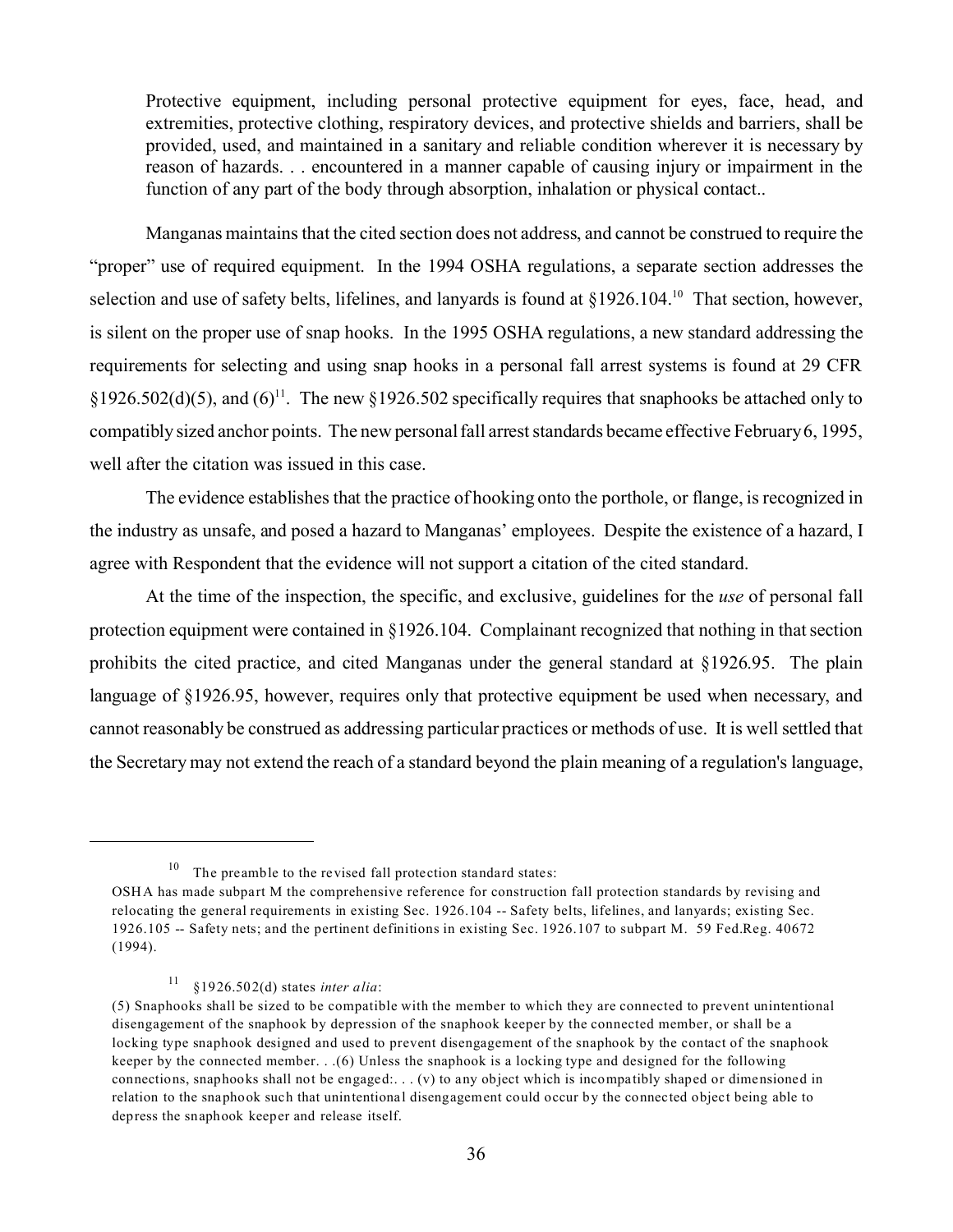> Protective equipment, including personal protective equipment for eyes, face, head, and extremities, protective clothing, respiratory devices, and protective shields and barriers, shall be provided, used, and maintained in a sanitary and reliable condition wherever it is necessary by reason of hazards. . . encountered in a manner capable of causing injury or impairment in the function of any part of the body through absorption, inhalation or physical contact..

Manganas maintains that the cited section does not address, and cannot be construed to require the "proper" use of required equipment. In the 1994 OSHA regulations, a separate section addresses the selection and use of safety belts, lifelines, and lanyards is found at §1926.104.[10] That section, however, is silent on the proper use of snap hooks. In the 1995 OSHA regulations, a new standard addressing the requirements for selecting and using snap hooks in a personal fall arrest systems is found at 29 CFR §1926.502(d)(5), and (6)[11]. The new §1926.502 specifically requires that snaphooks be attached only to compatibly sized anchor points. The new personal fall arrest standards became effective February 6, 1995, well after the citation was issued in this case.

The evidence establishes that the practice of hooking onto the porthole, or flange, is recognized in the industry as unsafe, and posed a hazard to Manganas' employees. Despite the existence of a hazard, I agree with Respondent that the evidence will not support a citation of the cited standard.

At the time of the inspection, the specific, and exclusive, guidelines for the *use* of personal fall protection equipment were contained in §1926.104. Complainant recognized that nothing in that section prohibits the cited practice, and cited Manganas under the general standard at §1926.95. The plain language of §1926.95, however, requires only that protective equipment be used when necessary, and cannot reasonably be construed as addressing particular practices or methods of use. It is well settled that the Secretary may not extend the reach of a standard beyond the plain meaning of a regulation's language,

---

[10] The preamble to the revised fall protection standard states:
OSHA has made subpart M the comprehensive reference for construction fall protection standards by revising and relocating the general requirements in existing Sec. 1926.104 -- Safety belts, lifelines, and lanyards; existing Sec. 1926.105 -- Safety nets; and the pertinent definitions in existing Sec. 1926.107 to subpart M. 59 Fed.Reg. 40672 (1994).

[11] §1926.502(d) states *inter alia*:
(5) Snaphooks shall be sized to be compatible with the member to which they are connected to prevent unintentional disengagement of the snaphook by depression of the snaphook keeper by the connected member, or shall be a locking type snaphook designed and used to prevent disengagement of the snaphook by the contact of the snaphook keeper by the connected member. . .(6) Unless the snaphook is a locking type and designed for the following connections, snaphooks shall not be engaged:. . . (v) to any object which is incompatibly shaped or dimensioned in relation to the snaphook such that unintentional disengagement could occur by the connected object being able to depress the snaphook keeper and release itself.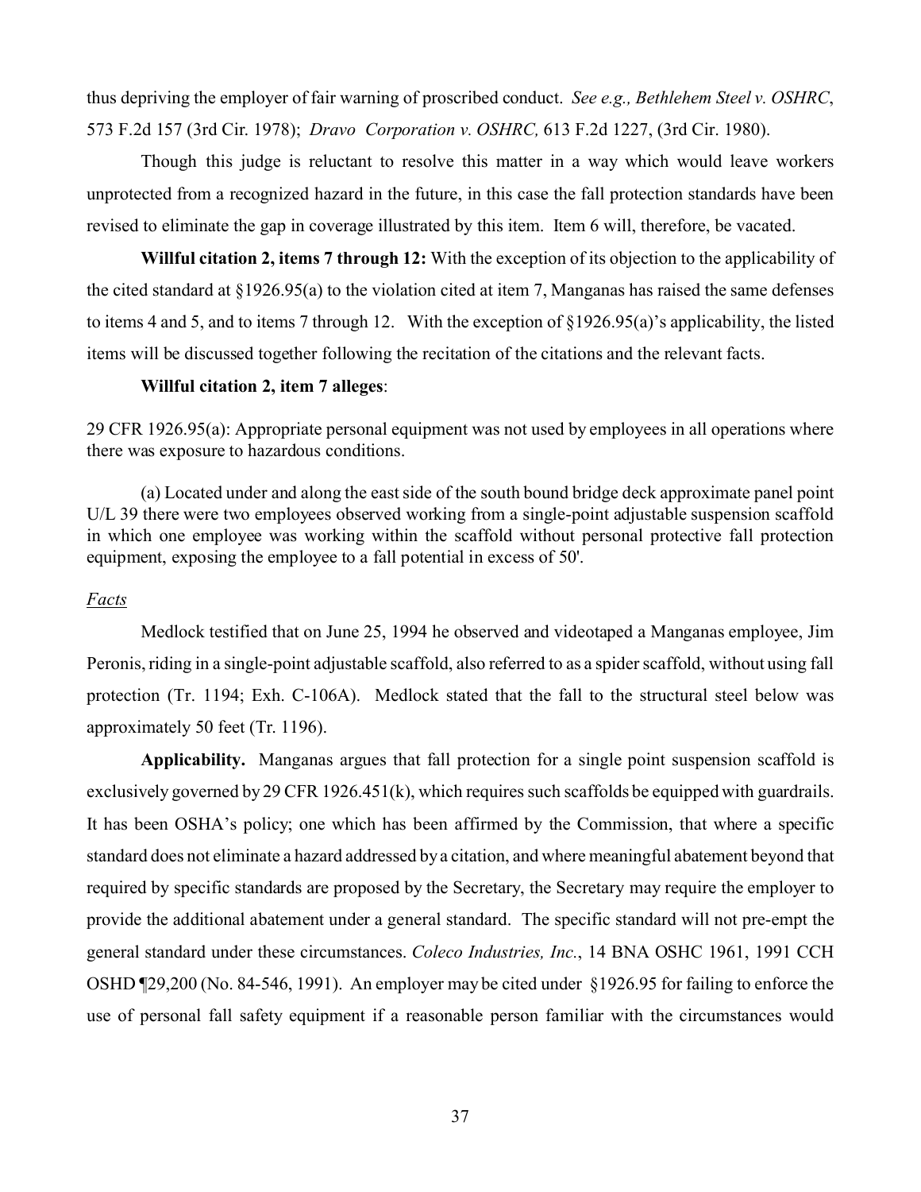thus depriving the employer of fair warning of proscribed conduct. *See e.g., Bethlehem Steel v. OSHRC*, 573 F.2d 157 (3rd Cir. 1978); *Dravo Corporation v. OSHRC,* 613 F.2d 1227, (3rd Cir. 1980).

Though this judge is reluctant to resolve this matter in a way which would leave workers unprotected from a recognized hazard in the future, in this case the fall protection standards have been revised to eliminate the gap in coverage illustrated by this item. Item 6 will, therefore, be vacated.

**Willful citation 2, items 7 through 12:** With the exception of its objection to the applicability of the cited standard at §1926.95(a) to the violation cited at item 7, Manganas has raised the same defenses to items 4 and 5, and to items 7 through 12. With the exception of §1926.95(a)'s applicability, the listed items will be discussed together following the recitation of the citations and the relevant facts.

**Willful citation 2, item 7 alleges**:

29 CFR 1926.95(a): Appropriate personal equipment was not used by employees in all operations where there was exposure to hazardous conditions.

(a) Located under and along the east side of the south bound bridge deck approximate panel point U/L 39 there were two employees observed working from a single-point adjustable suspension scaffold in which one employee was working within the scaffold without personal protective fall protection equipment, exposing the employee to a fall potential in excess of 50'.

*Facts*

Medlock testified that on June 25, 1994 he observed and videotaped a Manganas employee, Jim Peronis, riding in a single-point adjustable scaffold, also referred to as a spider scaffold, without using fall protection (Tr. 1194; Exh. C-106A). Medlock stated that the fall to the structural steel below was approximately 50 feet (Tr. 1196).

**Applicability.** Manganas argues that fall protection for a single point suspension scaffold is exclusively governed by 29 CFR 1926.451(k), which requires such scaffolds be equipped with guardrails. It has been OSHA's policy; one which has been affirmed by the Commission, that where a specific standard does not eliminate a hazard addressed by a citation, and where meaningful abatement beyond that required by specific standards are proposed by the Secretary, the Secretary may require the employer to provide the additional abatement under a general standard. The specific standard will not pre-empt the general standard under these circumstances. *Coleco Industries, Inc.*, 14 BNA OSHC 1961, 1991 CCH OSHD ¶29,200 (No. 84-546, 1991). An employer may be cited under §1926.95 for failing to enforce the use of personal fall safety equipment if a reasonable person familiar with the circumstances would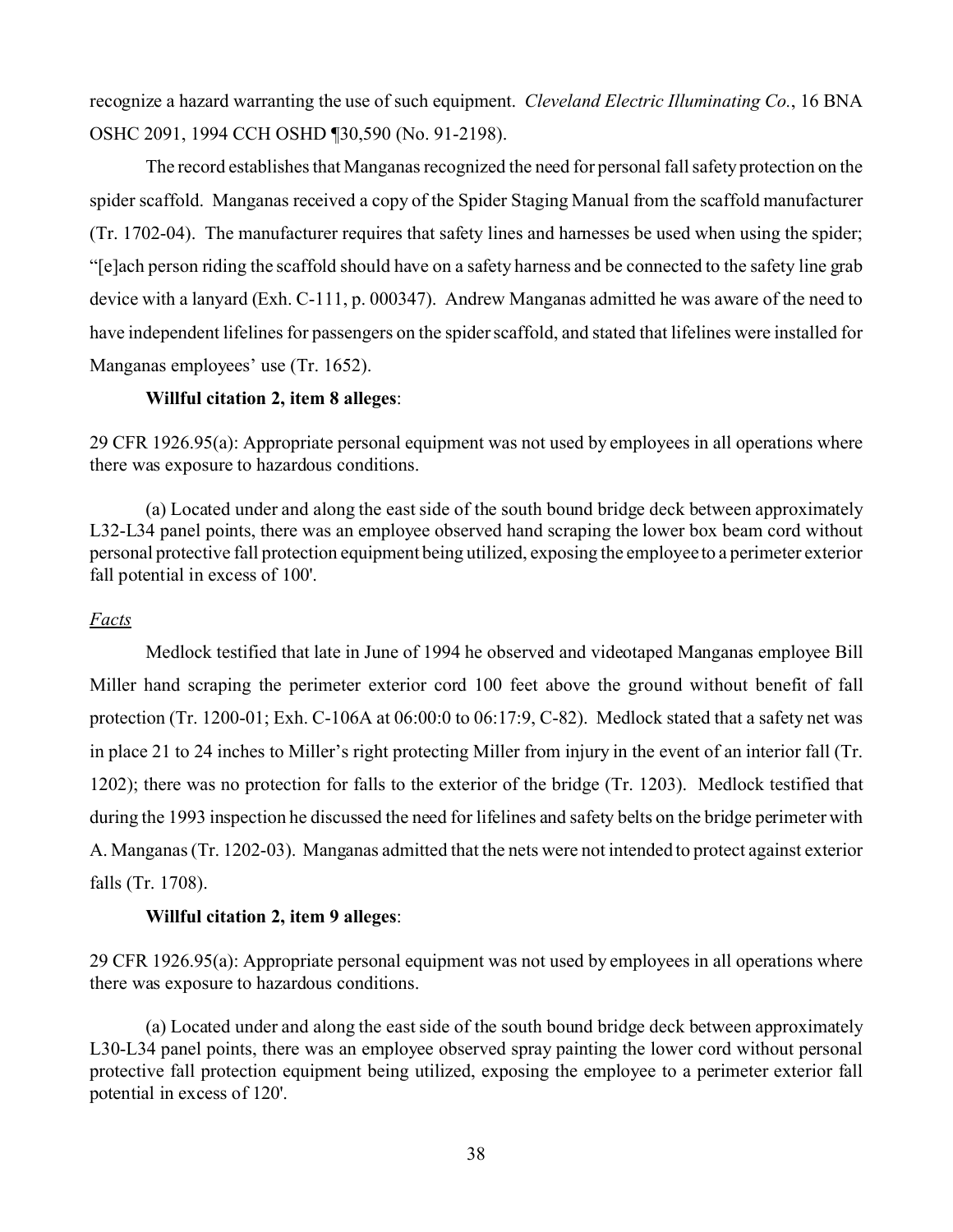recognize a hazard warranting the use of such equipment. *Cleveland Electric Illuminating Co.*, 16 BNA OSHC 2091, 1994 CCH OSHD ¶30,590 (No. 91-2198).

The record establishes that Manganas recognized the need for personal fall safety protection on the spider scaffold. Manganas received a copy of the Spider Staging Manual from the scaffold manufacturer (Tr. 1702-04). The manufacturer requires that safety lines and harnesses be used when using the spider; "[e]ach person riding the scaffold should have on a safety harness and be connected to the safety line grab device with a lanyard (Exh. C-111, p. 000347). Andrew Manganas admitted he was aware of the need to have independent lifelines for passengers on the spider scaffold, and stated that lifelines were installed for Manganas employees' use (Tr. 1652).

**Willful citation 2, item 8 alleges**:

29 CFR 1926.95(a): Appropriate personal equipment was not used by employees in all operations where there was exposure to hazardous conditions.

(a) Located under and along the east side of the south bound bridge deck between approximately L32-L34 panel points, there was an employee observed hand scraping the lower box beam cord without personal protective fall protection equipment being utilized, exposing the employee to a perimeter exterior fall potential in excess of 100'.

*Facts*

Medlock testified that late in June of 1994 he observed and videotaped Manganas employee Bill Miller hand scraping the perimeter exterior cord 100 feet above the ground without benefit of fall protection (Tr. 1200-01; Exh. C-106A at 06:00:0 to 06:17:9, C-82). Medlock stated that a safety net was in place 21 to 24 inches to Miller's right protecting Miller from injury in the event of an interior fall (Tr. 1202); there was no protection for falls to the exterior of the bridge (Tr. 1203). Medlock testified that during the 1993 inspection he discussed the need for lifelines and safety belts on the bridge perimeter with A. Manganas (Tr. 1202-03). Manganas admitted that the nets were not intended to protect against exterior falls (Tr. 1708).

**Willful citation 2, item 9 alleges**:

29 CFR 1926.95(a): Appropriate personal equipment was not used by employees in all operations where there was exposure to hazardous conditions.

(a) Located under and along the east side of the south bound bridge deck between approximately L30-L34 panel points, there was an employee observed spray painting the lower cord without personal protective fall protection equipment being utilized, exposing the employee to a perimeter exterior fall potential in excess of 120'.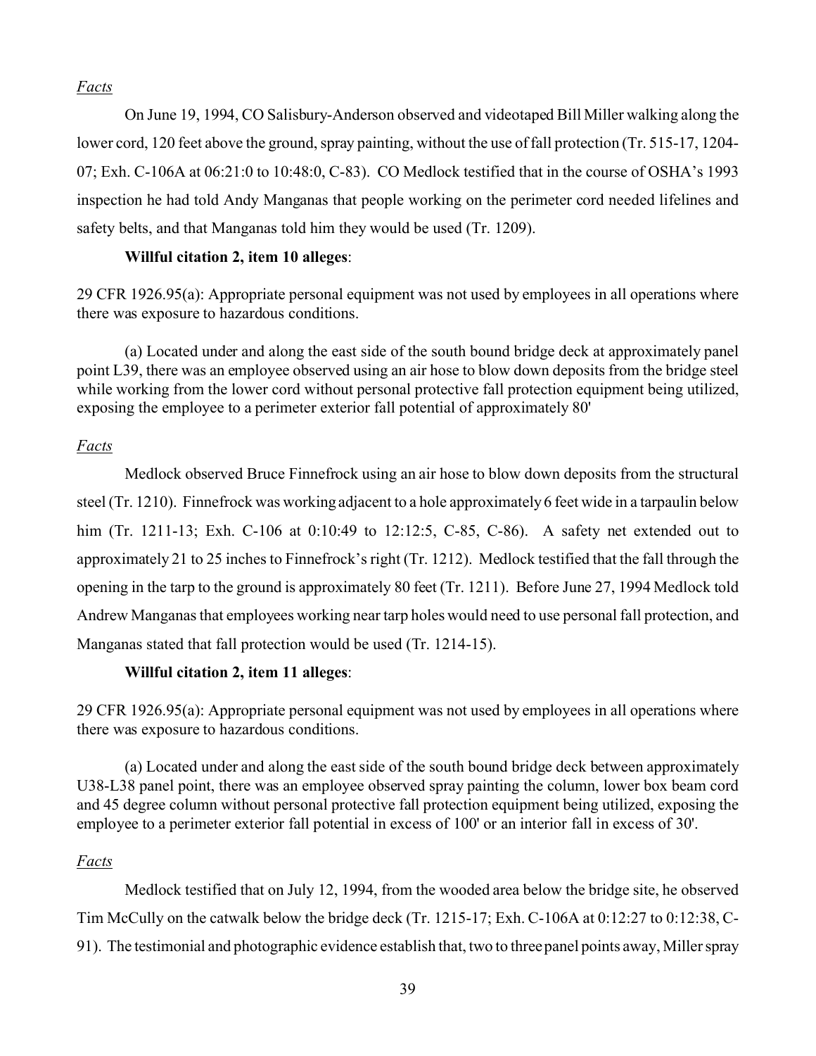*Facts*

On June 19, 1994, CO Salisbury-Anderson observed and videotaped Bill Miller walking along the lower cord, 120 feet above the ground, spray painting, without the use of fall protection (Tr. 515-17, 1204-07; Exh. C-106A at 06:21:0 to 10:48:0, C-83). CO Medlock testified that in the course of OSHA's 1993 inspection he had told Andy Manganas that people working on the perimeter cord needed lifelines and safety belts, and that Manganas told him they would be used (Tr. 1209).

**Willful citation 2, item 10 alleges**:

29 CFR 1926.95(a): Appropriate personal equipment was not used by employees in all operations where there was exposure to hazardous conditions.

(a) Located under and along the east side of the south bound bridge deck at approximately panel point L39, there was an employee observed using an air hose to blow down deposits from the bridge steel while working from the lower cord without personal protective fall protection equipment being utilized, exposing the employee to a perimeter exterior fall potential of approximately 80'

*Facts*

Medlock observed Bruce Finnefrock using an air hose to blow down deposits from the structural steel (Tr. 1210). Finnefrock was working adjacent to a hole approximately 6 feet wide in a tarpaulin below him (Tr. 1211-13; Exh. C-106 at 0:10:49 to 12:12:5, C-85, C-86). A safety net extended out to approximately 21 to 25 inches to Finnefrock's right (Tr. 1212). Medlock testified that the fall through the opening in the tarp to the ground is approximately 80 feet (Tr. 1211). Before June 27, 1994 Medlock told Andrew Manganas that employees working near tarp holes would need to use personal fall protection, and Manganas stated that fall protection would be used (Tr. 1214-15).

**Willful citation 2, item 11 alleges**:

29 CFR 1926.95(a): Appropriate personal equipment was not used by employees in all operations where there was exposure to hazardous conditions.

(a) Located under and along the east side of the south bound bridge deck between approximately U38-L38 panel point, there was an employee observed spray painting the column, lower box beam cord and 45 degree column without personal protective fall protection equipment being utilized, exposing the employee to a perimeter exterior fall potential in excess of 100' or an interior fall in excess of 30'.

*Facts*

Medlock testified that on July 12, 1994, from the wooded area below the bridge site, he observed Tim McCully on the catwalk below the bridge deck (Tr. 1215-17; Exh. C-106A at 0:12:27 to 0:12:38, C-91). The testimonial and photographic evidence establish that, two to three panel points away, Miller spray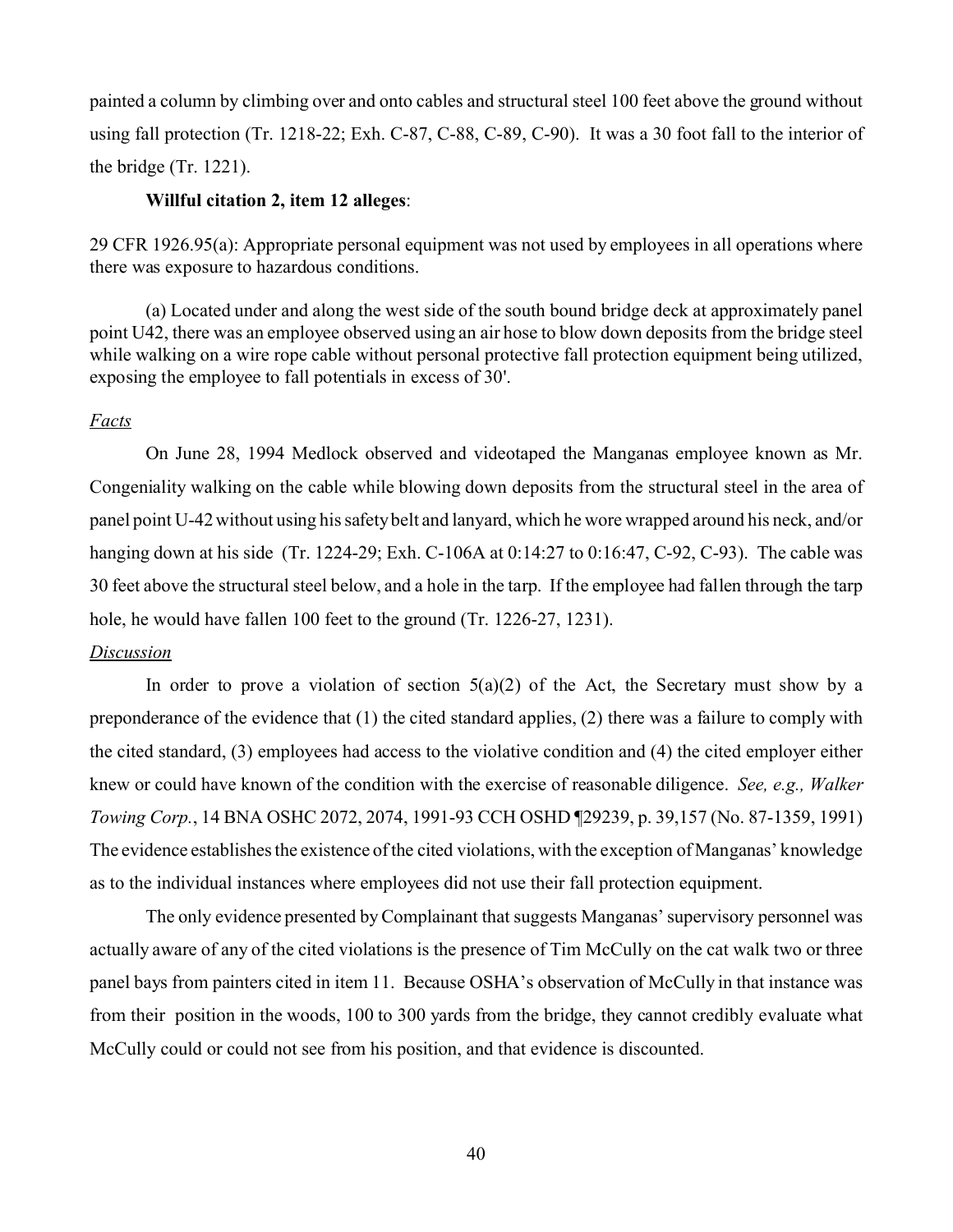painted a column by climbing over and onto cables and structural steel 100 feet above the ground without using fall protection (Tr. 1218-22; Exh. C-87, C-88, C-89, C-90). It was a 30 foot fall to the interior of the bridge (Tr. 1221).

**Willful citation 2, item 12 alleges**:

29 CFR 1926.95(a): Appropriate personal equipment was not used by employees in all operations where there was exposure to hazardous conditions.

(a) Located under and along the west side of the south bound bridge deck at approximately panel point U42, there was an employee observed using an air hose to blow down deposits from the bridge steel while walking on a wire rope cable without personal protective fall protection equipment being utilized, exposing the employee to fall potentials in excess of 30'.

*Facts*

On June 28, 1994 Medlock observed and videotaped the Manganas employee known as Mr. Congeniality walking on the cable while blowing down deposits from the structural steel in the area of panel point U-42 without using his safety belt and lanyard, which he wore wrapped around his neck, and/or hanging down at his side (Tr. 1224-29; Exh. C-106A at 0:14:27 to 0:16:47, C-92, C-93). The cable was 30 feet above the structural steel below, and a hole in the tarp. If the employee had fallen through the tarp hole, he would have fallen 100 feet to the ground (Tr. 1226-27, 1231).

*Discussion*

In order to prove a violation of section 5(a)(2) of the Act, the Secretary must show by a preponderance of the evidence that (1) the cited standard applies, (2) there was a failure to comply with the cited standard, (3) employees had access to the violative condition and (4) the cited employer either knew or could have known of the condition with the exercise of reasonable diligence. *See, e.g., Walker Towing Corp.*, 14 BNA OSHC 2072, 2074, 1991-93 CCH OSHD ¶29239, p. 39,157 (No. 87-1359, 1991) The evidence establishes the existence of the cited violations, with the exception of Manganas' knowledge as to the individual instances where employees did not use their fall protection equipment.

The only evidence presented by Complainant that suggests Manganas' supervisory personnel was actually aware of any of the cited violations is the presence of Tim McCully on the cat walk two or three panel bays from painters cited in item 11. Because OSHA's observation of McCully in that instance was from their position in the woods, 100 to 300 yards from the bridge, they cannot credibly evaluate what McCully could or could not see from his position, and that evidence is discounted.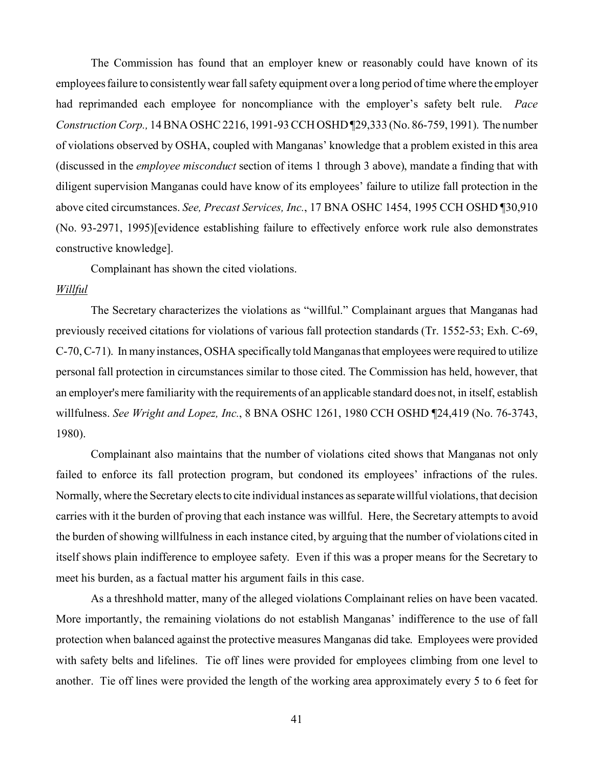The Commission has found that an employer knew or reasonably could have known of its employees failure to consistently wear fall safety equipment over a long period of time where the employer had reprimanded each employee for noncompliance with the employer's safety belt rule. *Pace Construction Corp.,* 14 BNA OSHC 2216, 1991-93 CCH OSHD ¶29,333 (No. 86-759, 1991). The number of violations observed by OSHA, coupled with Manganas' knowledge that a problem existed in this area (discussed in the *employee misconduct* section of items 1 through 3 above), mandate a finding that with diligent supervision Manganas could have know of its employees' failure to utilize fall protection in the above cited circumstances. *See, Precast Services, Inc.*, 17 BNA OSHC 1454, 1995 CCH OSHD ¶30,910 (No. 93-2971, 1995)[evidence establishing failure to effectively enforce work rule also demonstrates constructive knowledge].

Complainant has shown the cited violations.

*Willful*

The Secretary characterizes the violations as "willful." Complainant argues that Manganas had previously received citations for violations of various fall protection standards (Tr. 1552-53; Exh. C-69, C-70, C-71). In many instances, OSHA specifically told Manganas that employees were required to utilize personal fall protection in circumstances similar to those cited. The Commission has held, however, that an employer's mere familiarity with the requirements of an applicable standard does not, in itself, establish willfulness. *See Wright and Lopez, Inc.*, 8 BNA OSHC 1261, 1980 CCH OSHD ¶24,419 (No. 76-3743, 1980).

Complainant also maintains that the number of violations cited shows that Manganas not only failed to enforce its fall protection program, but condoned its employees' infractions of the rules. Normally, where the Secretary elects to cite individual instances as separate willful violations, that decision carries with it the burden of proving that each instance was willful. Here, the Secretary attempts to avoid the burden of showing willfulness in each instance cited, by arguing that the number of violations cited in itself shows plain indifference to employee safety. Even if this was a proper means for the Secretary to meet his burden, as a factual matter his argument fails in this case.

As a threshhold matter, many of the alleged violations Complainant relies on have been vacated. More importantly, the remaining violations do not establish Manganas' indifference to the use of fall protection when balanced against the protective measures Manganas did take. Employees were provided with safety belts and lifelines. Tie off lines were provided for employees climbing from one level to another. Tie off lines were provided the length of the working area approximately every 5 to 6 feet for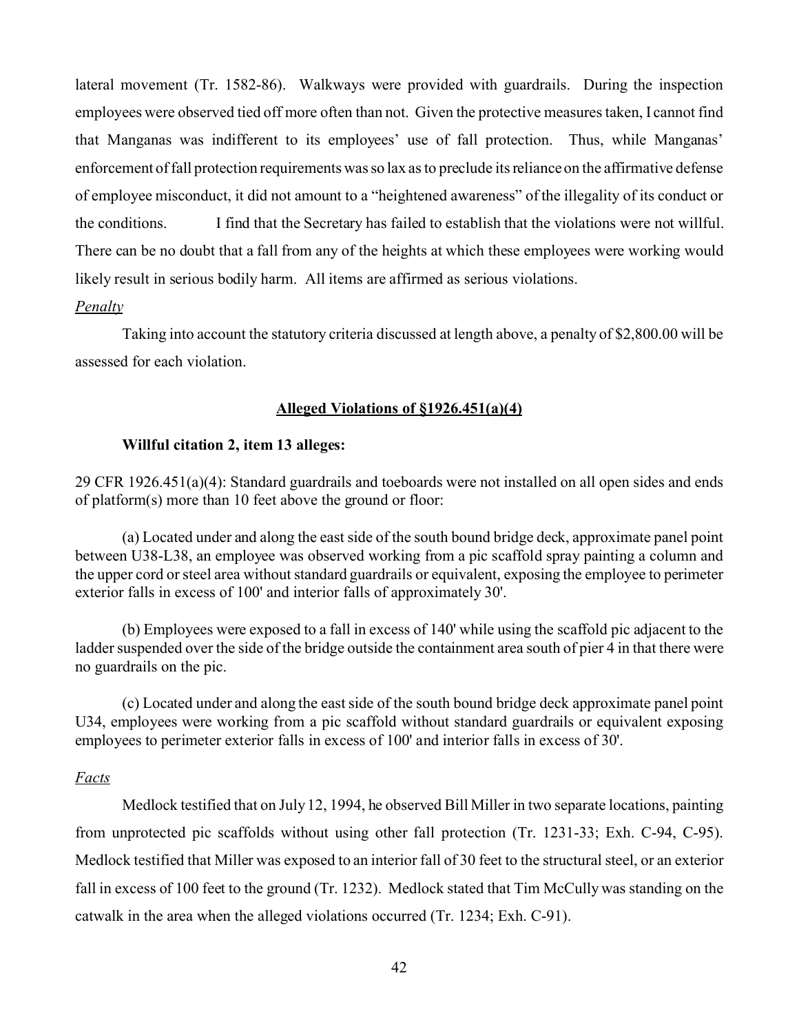lateral movement (Tr. 1582-86). Walkways were provided with guardrails. During the inspection employees were observed tied off more often than not. Given the protective measures taken, I cannot find that Manganas was indifferent to its employees' use of fall protection. Thus, while Manganas' enforcement of fall protection requirements was so lax as to preclude its reliance on the affirmative defense of employee misconduct, it did not amount to a "heightened awareness" of the illegality of its conduct or the conditions. I find that the Secretary has failed to establish that the violations were not willful. There can be no doubt that a fall from any of the heights at which these employees were working would likely result in serious bodily harm. All items are affirmed as serious violations.

*Penalty*

Taking into account the statutory criteria discussed at length above, a penalty of $2,800.00 will be assessed for each violation.

## Alleged Violations of §1926.451(a)(4)

**Willful citation 2, item 13 alleges:**

29 CFR 1926.451(a)(4): Standard guardrails and toeboards were not installed on all open sides and ends of platform(s) more than 10 feet above the ground or floor:

(a) Located under and along the east side of the south bound bridge deck, approximate panel point between U38-L38, an employee was observed working from a pic scaffold spray painting a column and the upper cord or steel area without standard guardrails or equivalent, exposing the employee to perimeter exterior falls in excess of 100' and interior falls of approximately 30'.

(b) Employees were exposed to a fall in excess of 140' while using the scaffold pic adjacent to the ladder suspended over the side of the bridge outside the containment area south of pier 4 in that there were no guardrails on the pic.

(c) Located under and along the east side of the south bound bridge deck approximate panel point U34, employees were working from a pic scaffold without standard guardrails or equivalent exposing employees to perimeter exterior falls in excess of 100' and interior falls in excess of 30'.

*Facts*

Medlock testified that on July 12, 1994, he observed Bill Miller in two separate locations, painting from unprotected pic scaffolds without using other fall protection (Tr. 1231-33; Exh. C-94, C-95). Medlock testified that Miller was exposed to an interior fall of 30 feet to the structural steel, or an exterior fall in excess of 100 feet to the ground (Tr. 1232). Medlock stated that Tim McCully was standing on the catwalk in the area when the alleged violations occurred (Tr. 1234; Exh. C-91).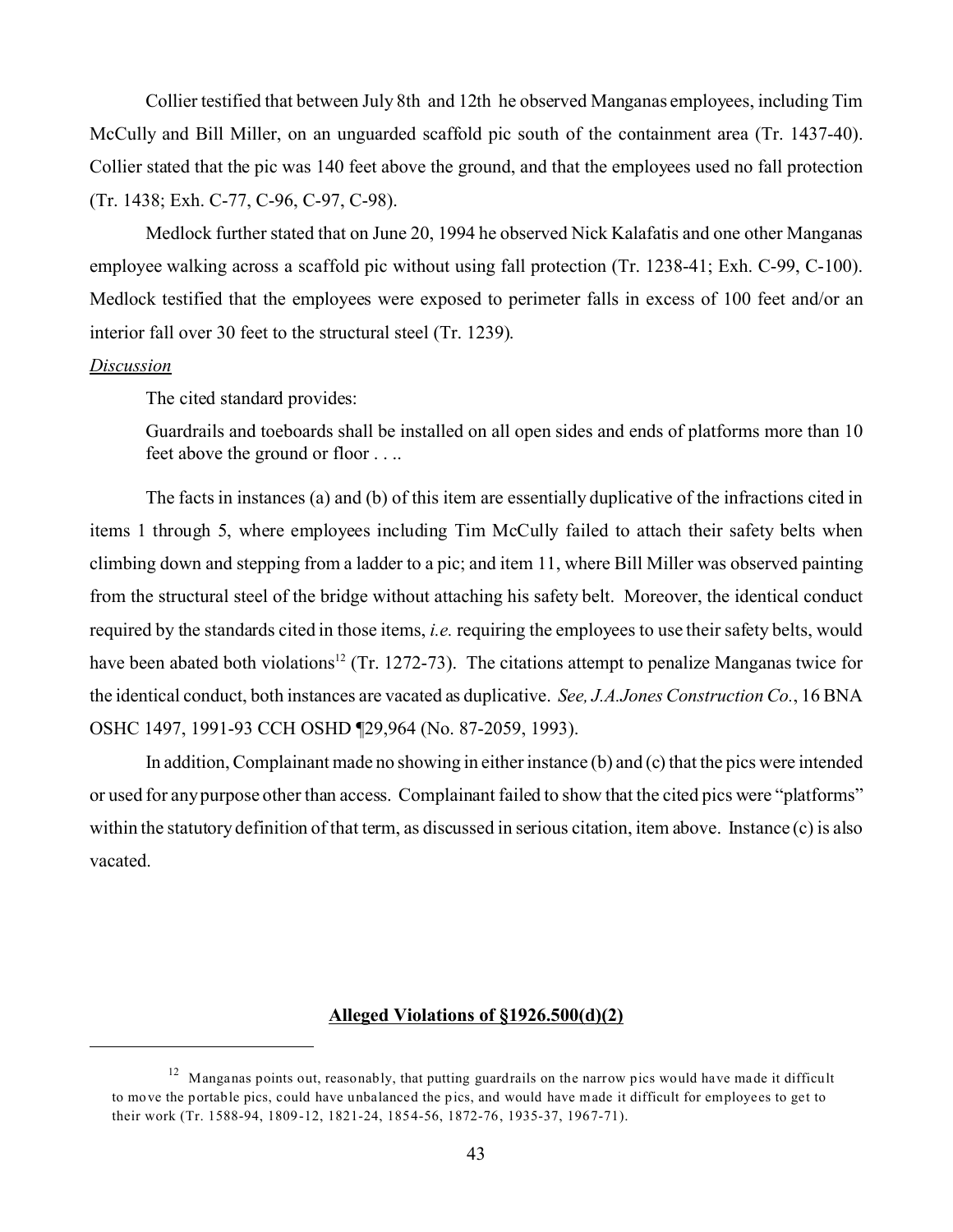Collier testified that between July 8th and 12th he observed Manganas employees, including Tim McCully and Bill Miller, on an unguarded scaffold pic south of the containment area (Tr. 1437-40). Collier stated that the pic was 140 feet above the ground, and that the employees used no fall protection (Tr. 1438; Exh. C-77, C-96, C-97, C-98).

Medlock further stated that on June 20, 1994 he observed Nick Kalafatis and one other Manganas employee walking across a scaffold pic without using fall protection (Tr. 1238-41; Exh. C-99, C-100). Medlock testified that the employees were exposed to perimeter falls in excess of 100 feet and/or an interior fall over 30 feet to the structural steel (Tr. 1239).

*Discussion*

The cited standard provides:

> Guardrails and toeboards shall be installed on all open sides and ends of platforms more than 10 feet above the ground or floor . . ..

The facts in instances (a) and (b) of this item are essentially duplicative of the infractions cited in items 1 through 5, where employees including Tim McCully failed to attach their safety belts when climbing down and stepping from a ladder to a pic; and item 11, where Bill Miller was observed painting from the structural steel of the bridge without attaching his safety belt. Moreover, the identical conduct required by the standards cited in those items, *i.e.* requiring the employees to use their safety belts, would have been abated both violations[12] (Tr. 1272-73). The citations attempt to penalize Manganas twice for the identical conduct, both instances are vacated as duplicative. *See, J.A.Jones Construction Co.*, 16 BNA OSHC 1497, 1991-93 CCH OSHD ¶29,964 (No. 87-2059, 1993).

In addition, Complainant made no showing in either instance (b) and (c) that the pics were intended or used for any purpose other than access. Complainant failed to show that the cited pics were "platforms" within the statutory definition of that term, as discussed in serious citation, item above. Instance (c) is also vacated.

**Alleged Violations of §1926.500(d)(2)**

---

[12] Manganas points out, reasonably, that putting guardrails on the narrow pics would have made it difficult to move the portable pics, could have unbalanced the pics, and would have made it difficult for employees to get to their work (Tr. 1588-94, 1809-12, 1821-24, 1854-56, 1872-76, 1935-37, 1967-71).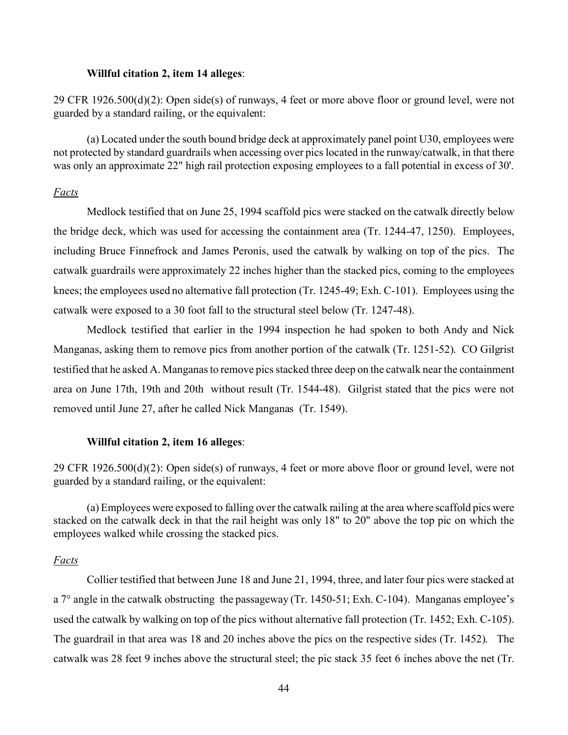**Willful citation 2, item 14 alleges**:

29 CFR 1926.500(d)(2): Open side(s) of runways, 4 feet or more above floor or ground level, were not guarded by a standard railing, or the equivalent:

(a) Located under the south bound bridge deck at approximately panel point U30, employees were not protected by standard guardrails when accessing over pics located in the runway/catwalk, in that there was only an approximate 22" high rail protection exposing employees to a fall potential in excess of 30'.

*Facts*

Medlock testified that on June 25, 1994 scaffold pics were stacked on the catwalk directly below the bridge deck, which was used for accessing the containment area (Tr. 1244-47, 1250). Employees, including Bruce Finnefrock and James Peronis, used the catwalk by walking on top of the pics. The catwalk guardrails were approximately 22 inches higher than the stacked pics, coming to the employees knees; the employees used no alternative fall protection (Tr. 1245-49; Exh. C-101). Employees using the catwalk were exposed to a 30 foot fall to the structural steel below (Tr. 1247-48).

Medlock testified that earlier in the 1994 inspection he had spoken to both Andy and Nick Manganas, asking them to remove pics from another portion of the catwalk (Tr. 1251-52). CO Gilgrist testified that he asked A. Manganas to remove pics stacked three deep on the catwalk near the containment area on June 17th, 19th and 20th without result (Tr. 1544-48). Gilgrist stated that the pics were not removed until June 27, after he called Nick Manganas (Tr. 1549).

**Willful citation 2, item 16 alleges**:

29 CFR 1926.500(d)(2): Open side(s) of runways, 4 feet or more above floor or ground level, were not guarded by a standard railing, or the equivalent:

(a) Employees were exposed to falling over the catwalk railing at the area where scaffold pics were stacked on the catwalk deck in that the rail height was only 18" to 20" above the top pic on which the employees walked while crossing the stacked pics.

*Facts*

Collier testified that between June 18 and June 21, 1994, three, and later four pics were stacked at a 7° angle in the catwalk obstructing the passageway (Tr. 1450-51; Exh. C-104). Manganas employee's used the catwalk by walking on top of the pics without alternative fall protection (Tr. 1452; Exh. C-105). The guardrail in that area was 18 and 20 inches above the pics on the respective sides (Tr. 1452). The catwalk was 28 feet 9 inches above the structural steel; the pic stack 35 feet 6 inches above the net (Tr.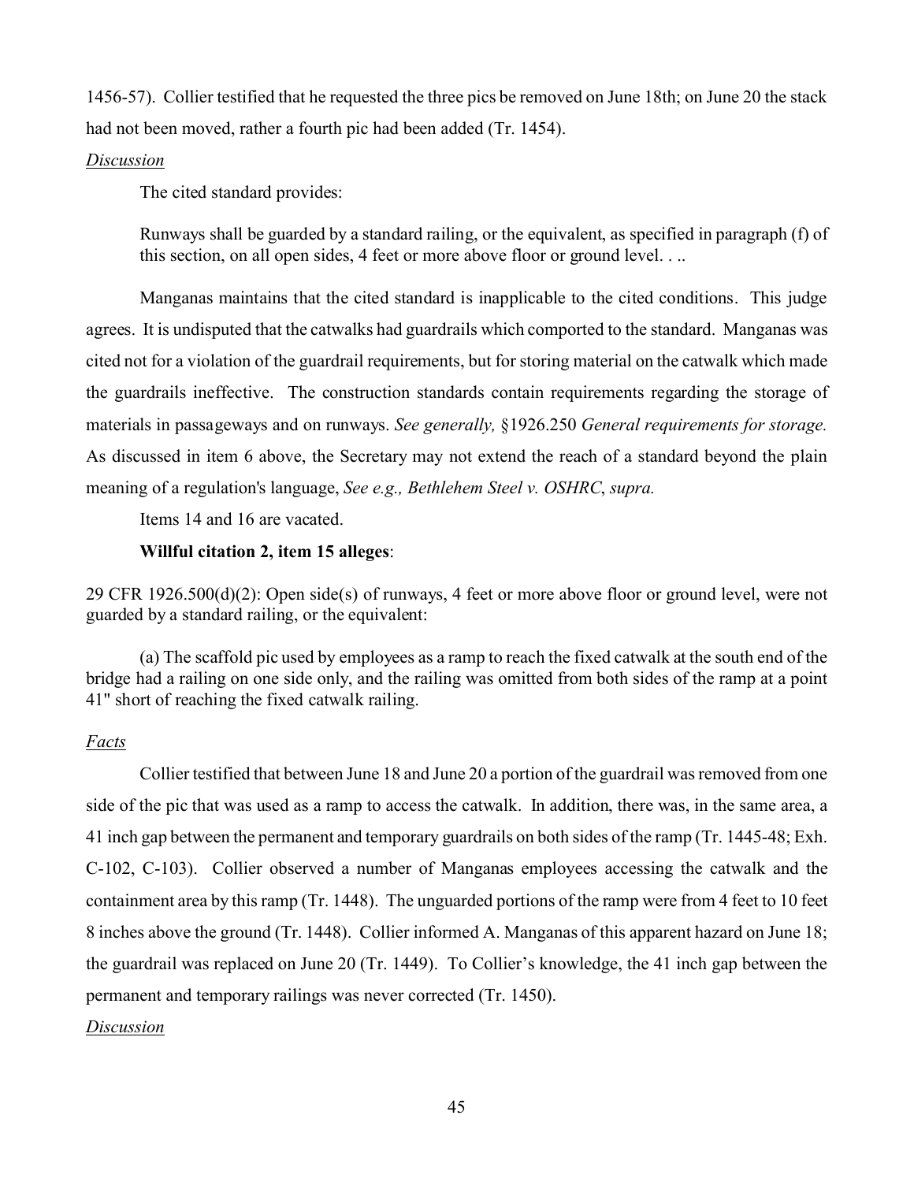1456-57). Collier testified that he requested the three pics be removed on June 18th; on June 20 the stack had not been moved, rather a fourth pic had been added (Tr. 1454).

*Discussion*

The cited standard provides:

> Runways shall be guarded by a standard railing, or the equivalent, as specified in paragraph (f) of this section, on all open sides, 4 feet or more above floor or ground level. . ..

Manganas maintains that the cited standard is inapplicable to the cited conditions. This judge agrees. It is undisputed that the catwalks had guardrails which comported to the standard. Manganas was cited not for a violation of the guardrail requirements, but for storing material on the catwalk which made the guardrails ineffective. The construction standards contain requirements regarding the storage of materials in passageways and on runways. *See generally,* §1926.250 *General requirements for storage.* As discussed in item 6 above, the Secretary may not extend the reach of a standard beyond the plain meaning of a regulation's language, *See e.g., Bethlehem Steel v. OSHRC*, *supra.*

Items 14 and 16 are vacated.

**Willful citation 2, item 15 alleges**:

29 CFR 1926.500(d)(2): Open side(s) of runways, 4 feet or more above floor or ground level, were not guarded by a standard railing, or the equivalent:

(a) The scaffold pic used by employees as a ramp to reach the fixed catwalk at the south end of the bridge had a railing on one side only, and the railing was omitted from both sides of the ramp at a point 41" short of reaching the fixed catwalk railing.

*Facts*

Collier testified that between June 18 and June 20 a portion of the guardrail was removed from one side of the pic that was used as a ramp to access the catwalk. In addition, there was, in the same area, a 41 inch gap between the permanent and temporary guardrails on both sides of the ramp (Tr. 1445-48; Exh. C-102, C-103). Collier observed a number of Manganas employees accessing the catwalk and the containment area by this ramp (Tr. 1448). The unguarded portions of the ramp were from 4 feet to 10 feet 8 inches above the ground (Tr. 1448). Collier informed A. Manganas of this apparent hazard on June 18; the guardrail was replaced on June 20 (Tr. 1449). To Collier's knowledge, the 41 inch gap between the permanent and temporary railings was never corrected (Tr. 1450).

*Discussion*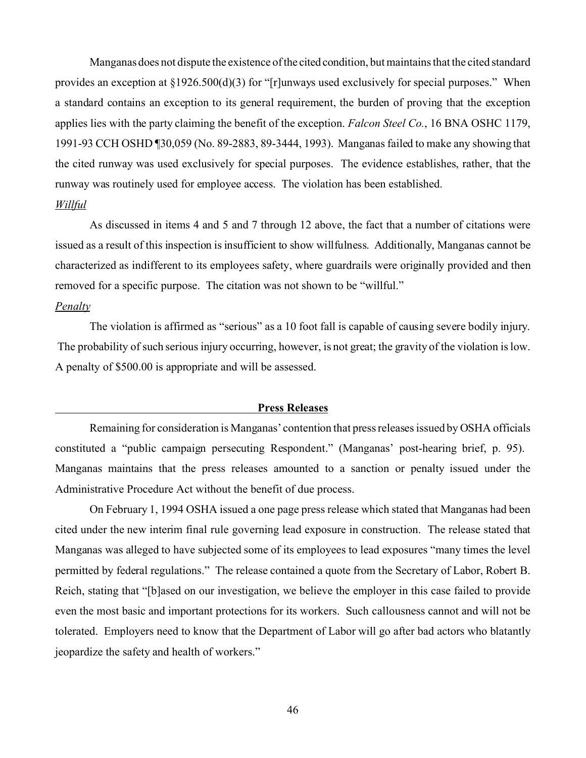Manganas does not dispute the existence of the cited condition, but maintains that the cited standard provides an exception at §1926.500(d)(3) for "[r]unways used exclusively for special purposes." When a standard contains an exception to its general requirement, the burden of proving that the exception applies lies with the party claiming the benefit of the exception. *Falcon Steel Co.*, 16 BNA OSHC 1179, 1991-93 CCH OSHD ¶30,059 (No. 89-2883, 89-3444, 1993). Manganas failed to make any showing that the cited runway was used exclusively for special purposes. The evidence establishes, rather, that the runway was routinely used for employee access. The violation has been established.

*Willful*

As discussed in items 4 and 5 and 7 through 12 above, the fact that a number of citations were issued as a result of this inspection is insufficient to show willfulness. Additionally, Manganas cannot be characterized as indifferent to its employees safety, where guardrails were originally provided and then removed for a specific purpose. The citation was not shown to be "willful."

*Penalty*

The violation is affirmed as "serious" as a 10 foot fall is capable of causing severe bodily injury. The probability of such serious injury occurring, however, is not great; the gravity of the violation is low. A penalty of $500.00 is appropriate and will be assessed.

## Press Releases

Remaining for consideration is Manganas' contention that press releases issued by OSHA officials constituted a "public campaign persecuting Respondent." (Manganas' post-hearing brief, p. 95). Manganas maintains that the press releases amounted to a sanction or penalty issued under the Administrative Procedure Act without the benefit of due process.

On February 1, 1994 OSHA issued a one page press release which stated that Manganas had been cited under the new interim final rule governing lead exposure in construction. The release stated that Manganas was alleged to have subjected some of its employees to lead exposures "many times the level permitted by federal regulations." The release contained a quote from the Secretary of Labor, Robert B. Reich, stating that "[b]ased on our investigation, we believe the employer in this case failed to provide even the most basic and important protections for its workers. Such callousness cannot and will not be tolerated. Employers need to know that the Department of Labor will go after bad actors who blatantly jeopardize the safety and health of workers."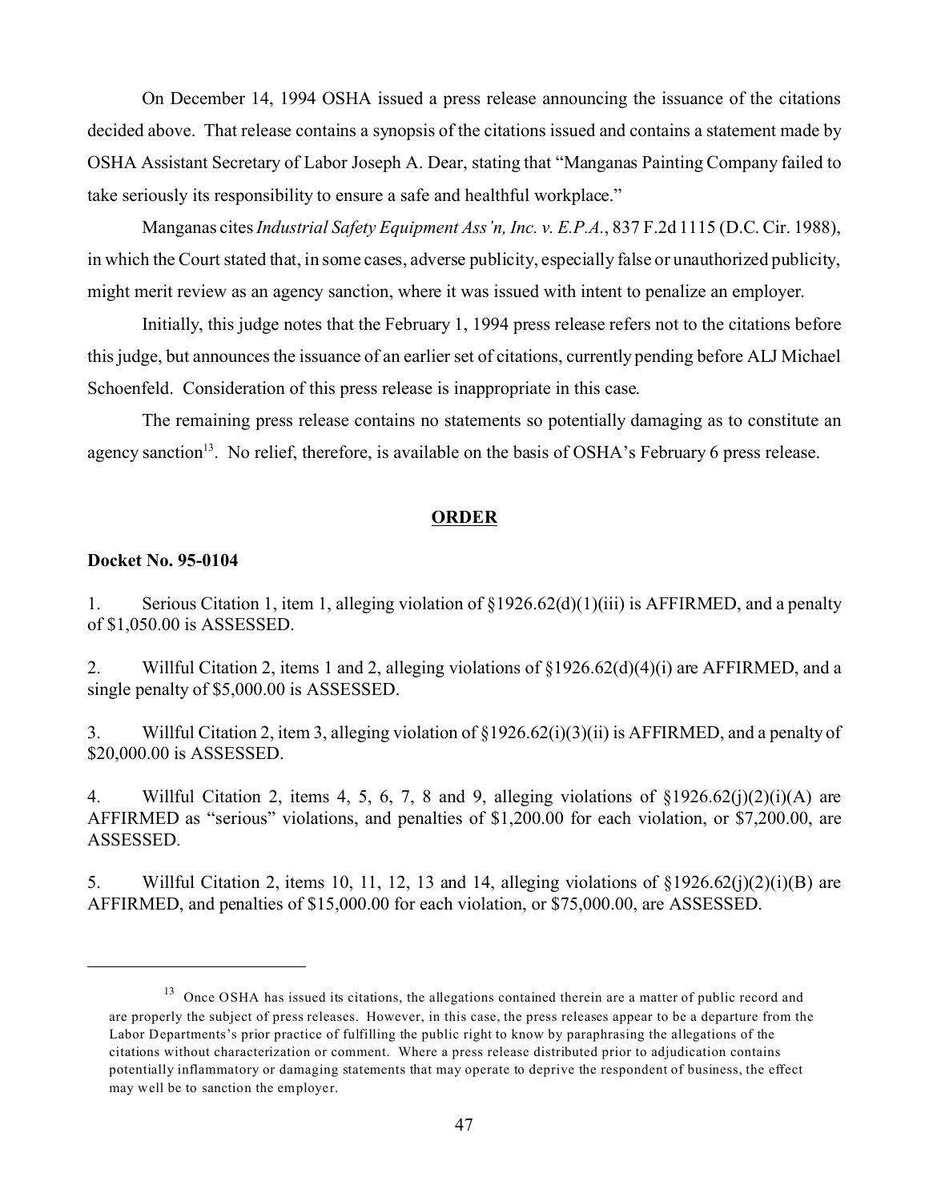On December 14, 1994 OSHA issued a press release announcing the issuance of the citations decided above. That release contains a synopsis of the citations issued and contains a statement made by OSHA Assistant Secretary of Labor Joseph A. Dear, stating that "Manganas Painting Company failed to take seriously its responsibility to ensure a safe and healthful workplace."

Manganas cites *Industrial Safety Equipment Ass'n, Inc. v. E.P.A.*, 837 F.2d 1115 (D.C. Cir. 1988), in which the Court stated that, in some cases, adverse publicity, especially false or unauthorized publicity, might merit review as an agency sanction, where it was issued with intent to penalize an employer.

Initially, this judge notes that the February 1, 1994 press release refers not to the citations before this judge, but announces the issuance of an earlier set of citations, currently pending before ALJ Michael Schoenfeld. Consideration of this press release is inappropriate in this case.

The remaining press release contains no statements so potentially damaging as to constitute an agency sanction[13]. No relief, therefore, is available on the basis of OSHA's February 6 press release.

## ORDER

**Docket No. 95-0104**

1. Serious Citation 1, item 1, alleging violation of §1926.62(d)(1)(iii) is AFFIRMED, and a penalty of $1,050.00 is ASSESSED.

2. Willful Citation 2, items 1 and 2, alleging violations of §1926.62(d)(4)(i) are AFFIRMED, and a single penalty of $5,000.00 is ASSESSED.

3. Willful Citation 2, item 3, alleging violation of §1926.62(i)(3)(ii) is AFFIRMED, and a penalty of $20,000.00 is ASSESSED.

4. Willful Citation 2, items 4, 5, 6, 7, 8 and 9, alleging violations of §1926.62(j)(2)(i)(A) are AFFIRMED as "serious" violations, and penalties of $1,200.00 for each violation, or $7,200.00, are ASSESSED.

5. Willful Citation 2, items 10, 11, 12, 13 and 14, alleging violations of §1926.62(j)(2)(i)(B) are AFFIRMED, and penalties of $15,000.00 for each violation, or $75,000.00, are ASSESSED.

---

[13] Once OSHA has issued its citations, the allegations contained therein are a matter of public record and are properly the subject of press releases. However, in this case, the press releases appear to be a departure from the Labor Departments's prior practice of fulfilling the public right to know by paraphrasing the allegations of the citations without characterization or comment. Where a press release distributed prior to adjudication contains potentially inflammatory or damaging statements that may operate to deprive the respondent of business, the effect may well be to sanction the employer.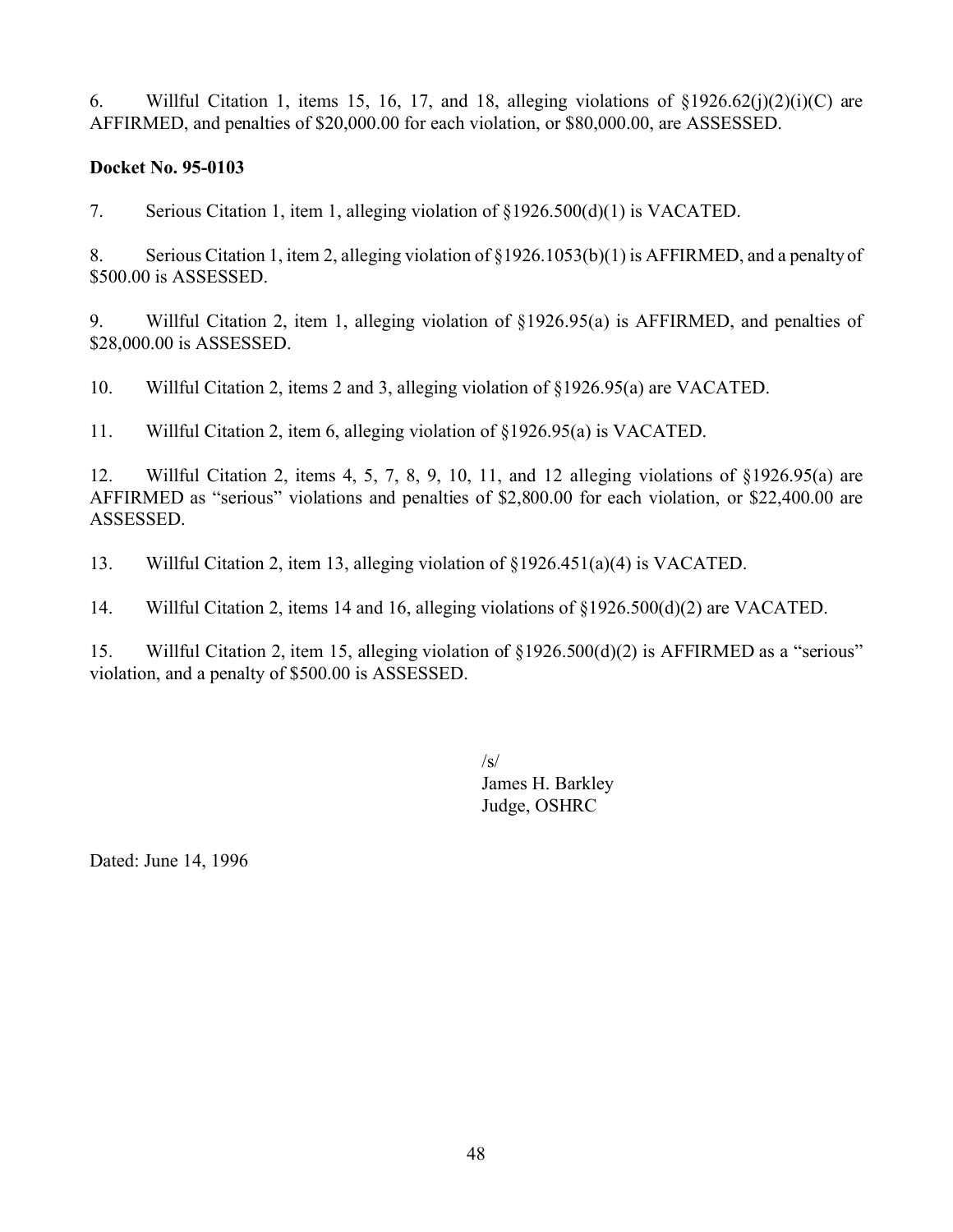6. Willful Citation 1, items 15, 16, 17, and 18, alleging violations of §1926.62(j)(2)(i)(C) are AFFIRMED, and penalties of $20,000.00 for each violation, or $80,000.00, are ASSESSED.

**Docket No. 95-0103**

7. Serious Citation 1, item 1, alleging violation of §1926.500(d)(1) is VACATED.

8. Serious Citation 1, item 2, alleging violation of §1926.1053(b)(1) is AFFIRMED, and a penalty of $500.00 is ASSESSED.

9. Willful Citation 2, item 1, alleging violation of §1926.95(a) is AFFIRMED, and penalties of $28,000.00 is ASSESSED.

10. Willful Citation 2, items 2 and 3, alleging violation of §1926.95(a) are VACATED.

11. Willful Citation 2, item 6, alleging violation of §1926.95(a) is VACATED.

12. Willful Citation 2, items 4, 5, 7, 8, 9, 10, 11, and 12 alleging violations of §1926.95(a) are AFFIRMED as "serious" violations and penalties of $2,800.00 for each violation, or $22,400.00 are ASSESSED.

13. Willful Citation 2, item 13, alleging violation of §1926.451(a)(4) is VACATED.

14. Willful Citation 2, items 14 and 16, alleging violations of §1926.500(d)(2) are VACATED.

15. Willful Citation 2, item 15, alleging violation of §1926.500(d)(2) is AFFIRMED as a "serious" violation, and a penalty of $500.00 is ASSESSED.

/s/
James H. Barkley
Judge, OSHRC

Dated: June 14, 1996